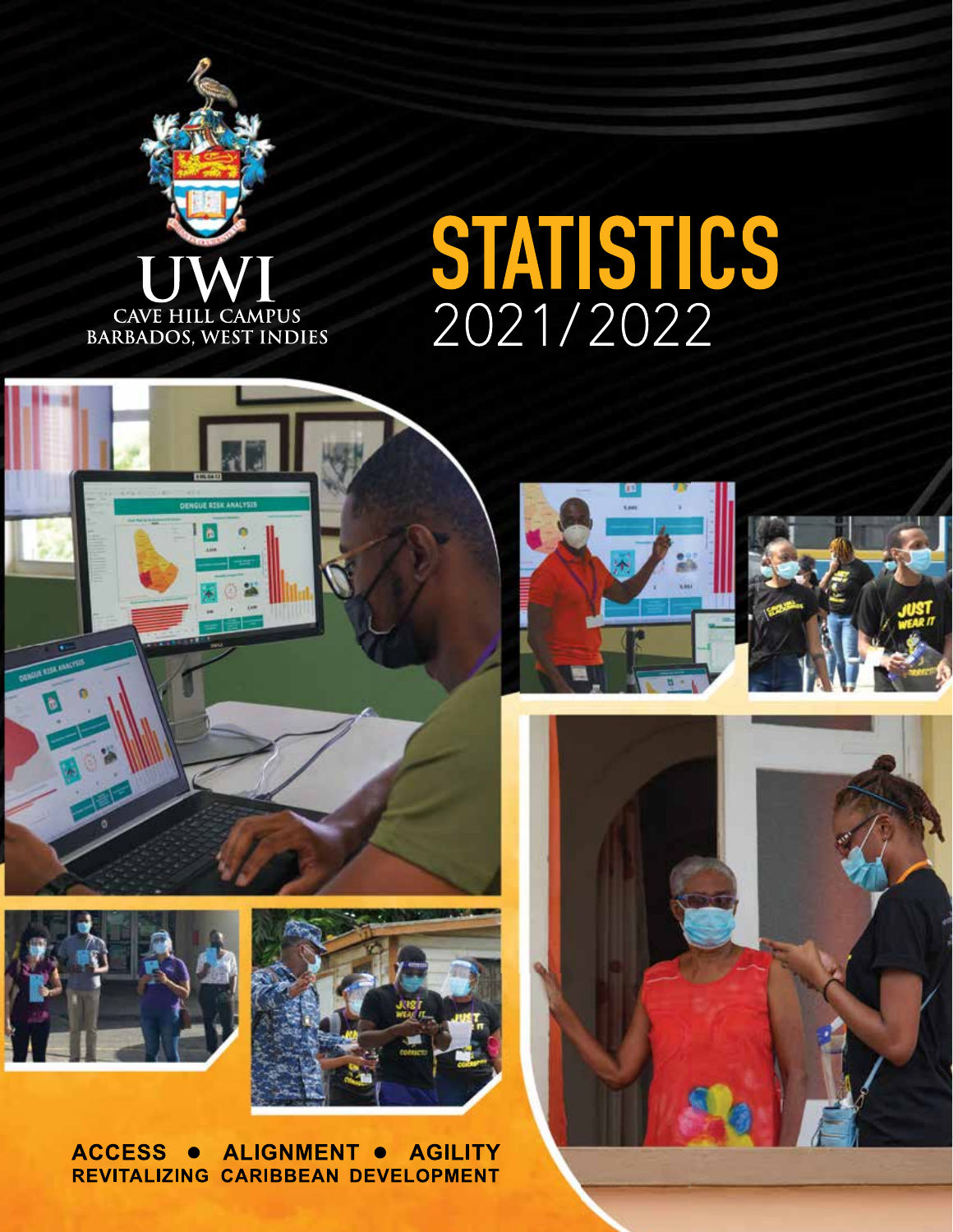UWI
CAVE HILL CAMPUS
BARBADOS, WEST INDIES

# STATISTICS
## 2021/2022

**ACCESS • ALIGNMENT • AGILITY**
**REVITALIZING CARIBBEAN DEVELOPMENT**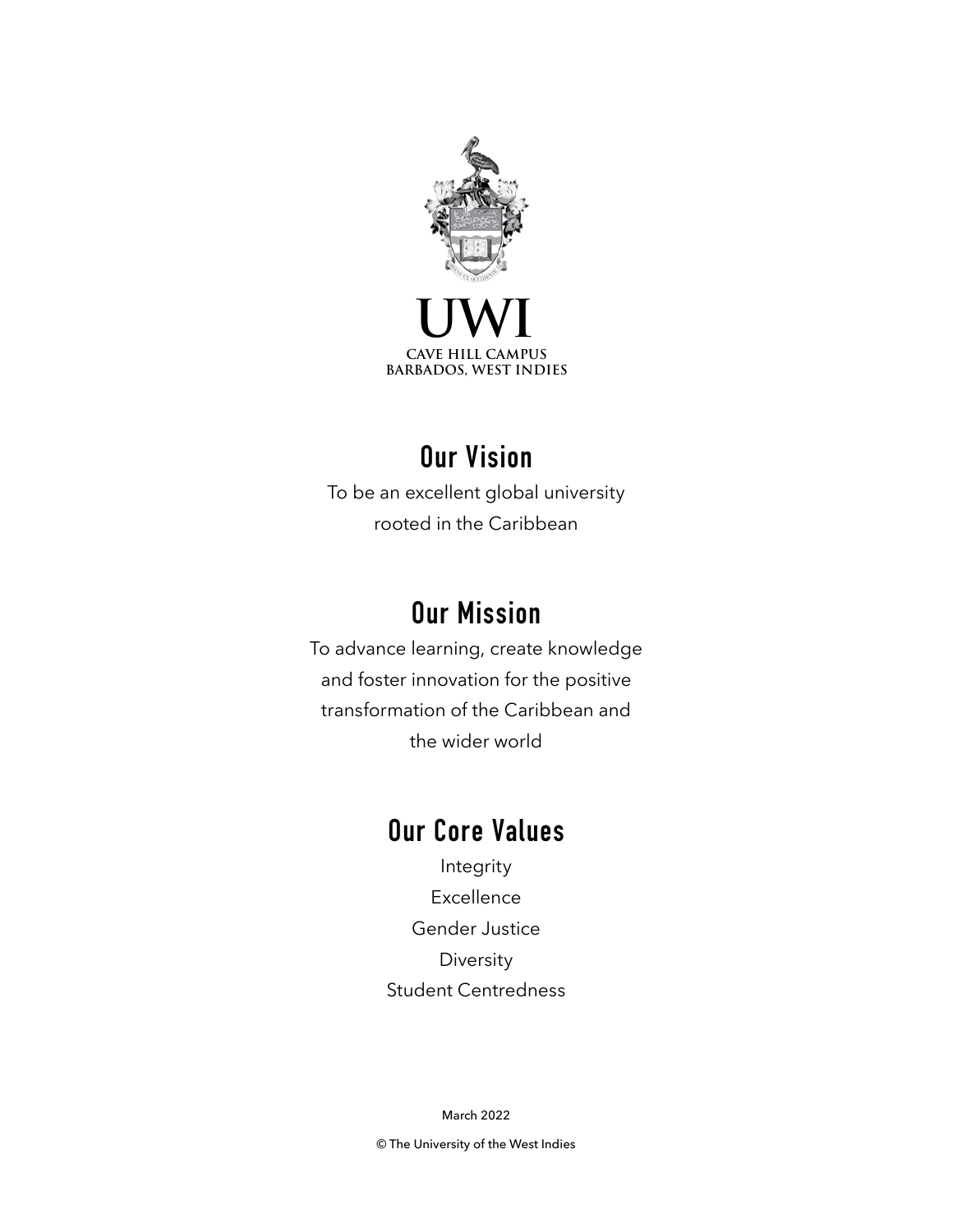UWI

CAVE HILL CAMPUS
BARBADOS, WEST INDIES

## Our Vision

To be an excellent global university rooted in the Caribbean

## Our Mission

To advance learning, create knowledge and foster innovation for the positive transformation of the Caribbean and the wider world

## Our Core Values

Integrity

Excellence

Gender Justice

Diversity

Student Centredness

March 2022

© The University of the West Indies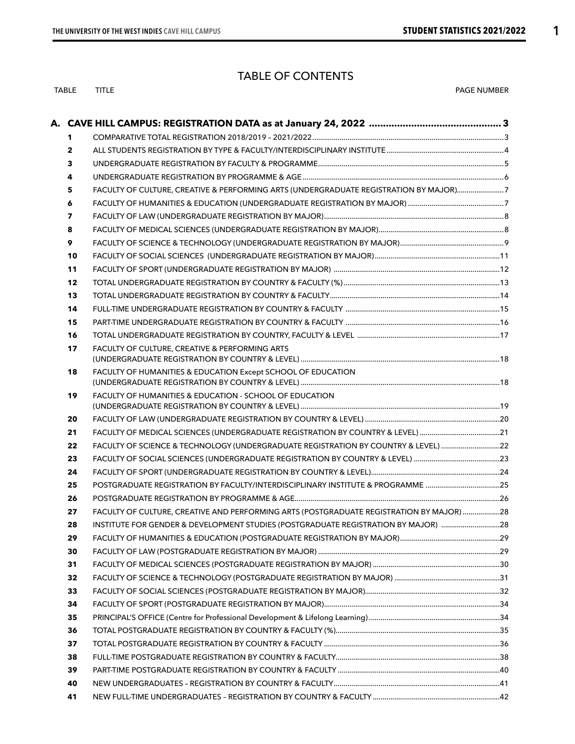# TABLE OF CONTENTS

| TABLE | TITLE | PAGE NUMBER |
|---|---|---|
| **A.** | **CAVE HILL CAMPUS: REGISTRATION DATA as at January 24, 2022** | **3** |
| 1 | COMPARATIVE TOTAL REGISTRATION 2018/2019 – 2021/2022 | 3 |
| 2 | ALL STUDENTS REGISTRATION BY TYPE & FACULTY/INTERDISCIPLINARY INSTITUTE | 4 |
| 3 | UNDERGRADUATE REGISTRATION BY FACULTY & PROGRAMME | 5 |
| 4 | UNDERGRADUATE REGISTRATION BY PROGRAMME & AGE | 6 |
| 5 | FACULTY OF CULTURE, CREATIVE & PERFORMING ARTS (UNDERGRADUATE REGISTRATION BY MAJOR) | 7 |
| 6 | FACULTY OF HUMANITIES & EDUCATION (UNDERGRADUATE REGISTRATION BY MAJOR) | 7 |
| 7 | FACULTY OF LAW (UNDERGRADUATE REGISTRATION BY MAJOR) | 8 |
| 8 | FACULTY OF MEDICAL SCIENCES (UNDERGRADUATE REGISTRATION BY MAJOR) | 8 |
| 9 | FACULTY OF SCIENCE & TECHNOLOGY (UNDERGRADUATE REGISTRATION BY MAJOR) | 9 |
| 10 | FACULTY OF SOCIAL SCIENCES (UNDERGRADUATE REGISTRATION BY MAJOR) | 11 |
| 11 | FACULTY OF SPORT (UNDERGRADUATE REGISTRATION BY MAJOR) | 12 |
| 12 | TOTAL UNDERGRADUATE REGISTRATION BY COUNTRY & FACULTY (%) | 13 |
| 13 | TOTAL UNDERGRADUATE REGISTRATION BY COUNTRY & FACULTY | 14 |
| 14 | FULL-TIME UNDERGRADUATE REGISTRATION BY COUNTRY & FACULTY | 15 |
| 15 | PART-TIME UNDERGRADUATE REGISTRATION BY COUNTRY & FACULTY | 16 |
| 16 | TOTAL UNDERGRADUATE REGISTRATION BY COUNTRY, FACULTY & LEVEL | 17 |
| 17 | FACULTY OF CULTURE, CREATIVE & PERFORMING ARTS (UNDERGRADUATE REGISTRATION BY COUNTRY & LEVEL) | 18 |
| 18 | FACULTY OF HUMANITIES & EDUCATION Except SCHOOL OF EDUCATION (UNDERGRADUATE REGISTRATION BY COUNTRY & LEVEL) | 18 |
| 19 | FACULTY OF HUMANITIES & EDUCATION - SCHOOL OF EDUCATION (UNDERGRADUATE REGISTRATION BY COUNTRY & LEVEL) | 19 |
| 20 | FACULTY OF LAW (UNDERGRADUATE REGISTRATION BY COUNTRY & LEVEL) | 20 |
| 21 | FACULTY OF MEDICAL SCIENCES (UNDERGRADUATE REGISTRATION BY COUNTRY & LEVEL) | 21 |
| 22 | FACULTY OF SCIENCE & TECHNOLOGY (UNDERGRADUATE REGISTRATION BY COUNTRY & LEVEL) | 22 |
| 23 | FACULTY OF SOCIAL SCIENCES (UNDERGRADUATE REGISTRATION BY COUNTRY & LEVEL) | 23 |
| 24 | FACULTY OF SPORT (UNDERGRADUATE REGISTRATION BY COUNTRY & LEVEL) | 24 |
| 25 | POSTGRADUATE REGISTRATION BY FACULTY/INTERDISCIPLINARY INSTITUTE & PROGRAMME | 25 |
| 26 | POSTGRADUATE REGISTRATION BY PROGRAMME & AGE | 26 |
| 27 | FACULTY OF CULTURE, CREATIVE AND PERFORMING ARTS (POSTGRADUATE REGISTRATION BY MAJOR) | 28 |
| 28 | INSTITUTE FOR GENDER & DEVELOPMENT STUDIES (POSTGRADUATE REGISTRATION BY MAJOR) | 28 |
| 29 | FACULTY OF HUMANITIES & EDUCATION (POSTGRADUATE REGISTRATION BY MAJOR) | 29 |
| 30 | FACULTY OF LAW (POSTGRADUATE REGISTRATION BY MAJOR) | 29 |
| 31 | FACULTY OF MEDICAL SCIENCES (POSTGRADUATE REGISTRATION BY MAJOR) | 30 |
| 32 | FACULTY OF SCIENCE & TECHNOLOGY (POSTGRADUATE REGISTRATION BY MAJOR) | 31 |
| 33 | FACULTY OF SOCIAL SCIENCES (POSTGRADUATE REGISTRATION BY MAJOR) | 32 |
| 34 | FACULTY OF SPORT (POSTGRADUATE REGISTRATION BY MAJOR) | 34 |
| 35 | PRINCIPAL'S OFFICE (Centre for Professional Development & Lifelong Learning) | 34 |
| 36 | TOTAL POSTGRADUATE REGISTRATION BY COUNTRY & FACULTY (%) | 35 |
| 37 | TOTAL POSTGRADUATE REGISTRATION BY COUNTRY & FACULTY | 36 |
| 38 | FULL-TIME POSTGRADUATE REGISTRATION BY COUNTRY & FACULTY | 38 |
| 39 | PART-TIME POSTGRADUATE REGISTRATION BY COUNTRY & FACULTY | 40 |
| 40 | NEW UNDERGRADUATES – REGISTRATION BY COUNTRY & FACULTY | 41 |
| 41 | NEW FULL-TIME UNDERGRADUATES – REGISTRATION BY COUNTRY & FACULTY | 42 |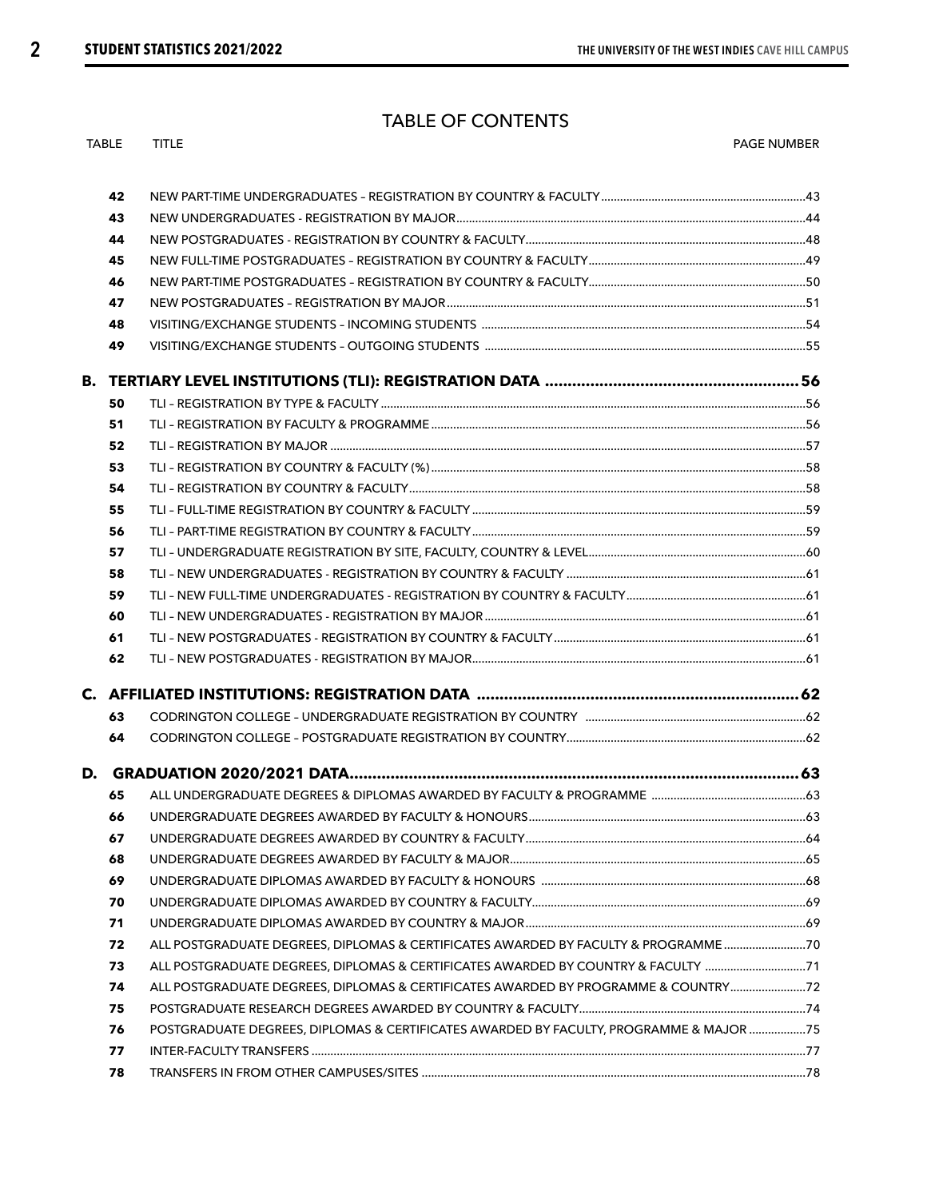# TABLE OF CONTENTS

| TABLE | TITLE | PAGE NUMBER |
|---|---|---|
| 42 | NEW PART-TIME UNDERGRADUATES – REGISTRATION BY COUNTRY & FACULTY | 43 |
| 43 | NEW UNDERGRADUATES - REGISTRATION BY MAJOR | 44 |
| 44 | NEW POSTGRADUATES - REGISTRATION BY COUNTRY & FACULTY | 48 |
| 45 | NEW FULL-TIME POSTGRADUATES – REGISTRATION BY COUNTRY & FACULTY | 49 |
| 46 | NEW PART-TIME POSTGRADUATES – REGISTRATION BY COUNTRY & FACULTY | 50 |
| 47 | NEW POSTGRADUATES – REGISTRATION BY MAJOR | 51 |
| 48 | VISITING/EXCHANGE STUDENTS – INCOMING STUDENTS | 54 |
| 49 | VISITING/EXCHANGE STUDENTS – OUTGOING STUDENTS | 55 |
| **B.** | **TERTIARY LEVEL INSTITUTIONS (TLI): REGISTRATION DATA** | **56** |
| 50 | TLI – REGISTRATION BY TYPE & FACULTY | 56 |
| 51 | TLI – REGISTRATION BY FACULTY & PROGRAMME | 56 |
| 52 | TLI – REGISTRATION BY MAJOR | 57 |
| 53 | TLI – REGISTRATION BY COUNTRY & FACULTY (%) | 58 |
| 54 | TLI – REGISTRATION BY COUNTRY & FACULTY | 58 |
| 55 | TLI – FULL-TIME REGISTRATION BY COUNTRY & FACULTY | 59 |
| 56 | TLI – PART-TIME REGISTRATION BY COUNTRY & FACULTY | 59 |
| 57 | TLI – UNDERGRADUATE REGISTRATION BY SITE, FACULTY, COUNTRY & LEVEL | 60 |
| 58 | TLI – NEW UNDERGRADUATES - REGISTRATION BY COUNTRY & FACULTY | 61 |
| 59 | TLI – NEW FULL-TIME UNDERGRADUATES - REGISTRATION BY COUNTRY & FACULTY | 61 |
| 60 | TLI – NEW UNDERGRADUATES - REGISTRATION BY MAJOR | 61 |
| 61 | TLI – NEW POSTGRADUATES - REGISTRATION BY COUNTRY & FACULTY | 61 |
| 62 | TLI – NEW POSTGRADUATES - REGISTRATION BY MAJOR | 61 |
| **C.** | **AFFILIATED INSTITUTIONS: REGISTRATION DATA** | **62** |
| 63 | CODRINGTON COLLEGE – UNDERGRADUATE REGISTRATION BY COUNTRY | 62 |
| 64 | CODRINGTON COLLEGE – POSTGRADUATE REGISTRATION BY COUNTRY | 62 |
| **D.** | **GRADUATION 2020/2021 DATA** | **63** |
| 65 | ALL UNDERGRADUATE DEGREES & DIPLOMAS AWARDED BY FACULTY & PROGRAMME | 63 |
| 66 | UNDERGRADUATE DEGREES AWARDED BY FACULTY & HONOURS | 63 |
| 67 | UNDERGRADUATE DEGREES AWARDED BY COUNTRY & FACULTY | 64 |
| 68 | UNDERGRADUATE DEGREES AWARDED BY FACULTY & MAJOR | 65 |
| 69 | UNDERGRADUATE DIPLOMAS AWARDED BY FACULTY & HONOURS | 68 |
| 70 | UNDERGRADUATE DIPLOMAS AWARDED BY COUNTRY & FACULTY | 69 |
| 71 | UNDERGRADUATE DIPLOMAS AWARDED BY COUNTRY & MAJOR | 69 |
| 72 | ALL POSTGRADUATE DEGREES, DIPLOMAS & CERTIFICATES AWARDED BY FACULTY & PROGRAMME | 70 |
| 73 | ALL POSTGRADUATE DEGREES, DIPLOMAS & CERTIFICATES AWARDED BY COUNTRY & FACULTY | 71 |
| 74 | ALL POSTGRADUATE DEGREES, DIPLOMAS & CERTIFICATES AWARDED BY PROGRAMME & COUNTRY | 72 |
| 75 | POSTGRADUATE RESEARCH DEGREES AWARDED BY COUNTRY & FACULTY | 74 |
| 76 | POSTGRADUATE DEGREES, DIPLOMAS & CERTIFICATES AWARDED BY FACULTY, PROGRAMME & MAJOR | 75 |
| 77 | INTER-FACULTY TRANSFERS | 77 |
| 78 | TRANSFERS IN FROM OTHER CAMPUSES/SITES | 78 |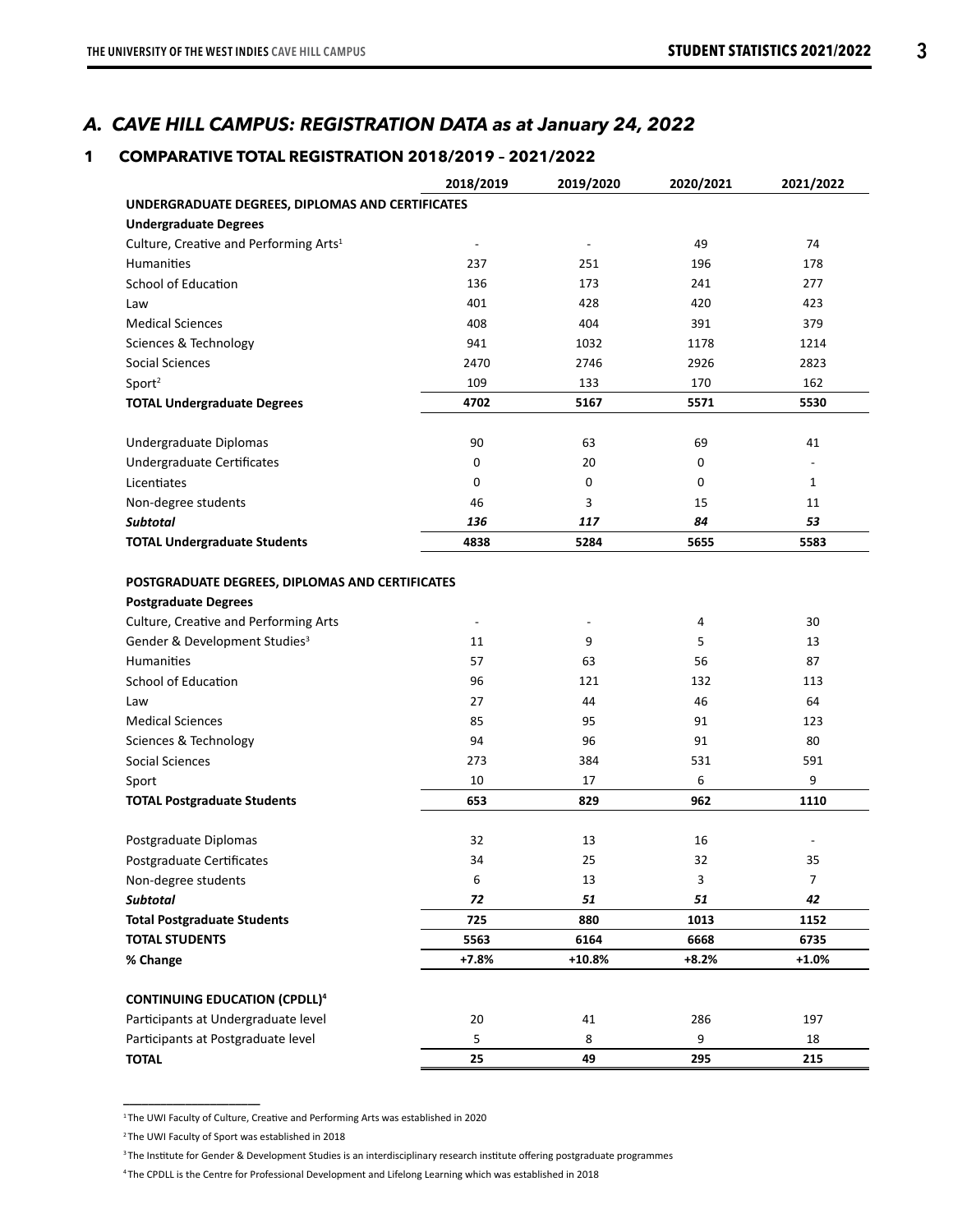## A. CAVE HILL CAMPUS: REGISTRATION DATA as at January 24, 2022

### 1 COMPARATIVE TOTAL REGISTRATION 2018/2019 – 2021/2022

| | 2018/2019 | 2019/2020 | 2020/2021 | 2021/2022 |
|---|---|---|---|---|
| **UNDERGRADUATE DEGREES, DIPLOMAS AND CERTIFICATES** | | | | |
| **Undergraduate Degrees** | | | | |
| Culture, Creative and Performing Arts[1] | - | - | 49 | 74 |
| Humanities | 237 | 251 | 196 | 178 |
| School of Education | 136 | 173 | 241 | 277 |
| Law | 401 | 428 | 420 | 423 |
| Medical Sciences | 408 | 404 | 391 | 379 |
| Sciences & Technology | 941 | 1032 | 1178 | 1214 |
| Social Sciences | 2470 | 2746 | 2926 | 2823 |
| Sport[2] | 109 | 133 | 170 | 162 |
| **TOTAL Undergraduate Degrees** | **4702** | **5167** | **5571** | **5530** |
| Undergraduate Diplomas | 90 | 63 | 69 | 41 |
| Undergraduate Certificates | 0 | 20 | 0 | - |
| Licentiates | 0 | 0 | 0 | 1 |
| Non-degree students | 46 | 3 | 15 | 11 |
| ***Subtotal*** | ***136*** | ***117*** | ***84*** | ***53*** |
| **TOTAL Undergraduate Students** | **4838** | **5284** | **5655** | **5583** |
| **POSTGRADUATE DEGREES, DIPLOMAS AND CERTIFICATES** | | | | |
| **Postgraduate Degrees** | | | | |
| Culture, Creative and Performing Arts | - | - | 4 | 30 |
| Gender & Development Studies[3] | 11 | 9 | 5 | 13 |
| Humanities | 57 | 63 | 56 | 87 |
| School of Education | 96 | 121 | 132 | 113 |
| Law | 27 | 44 | 46 | 64 |
| Medical Sciences | 85 | 95 | 91 | 123 |
| Sciences & Technology | 94 | 96 | 91 | 80 |
| Social Sciences | 273 | 384 | 531 | 591 |
| Sport | 10 | 17 | 6 | 9 |
| **TOTAL Postgraduate Students** | **653** | **829** | **962** | **1110** |
| Postgraduate Diplomas | 32 | 13 | 16 | - |
| Postgraduate Certificates | 34 | 25 | 32 | 35 |
| Non-degree students | 6 | 13 | 3 | 7 |
| ***Subtotal*** | ***72*** | ***51*** | ***51*** | ***42*** |
| **Total Postgraduate Students** | **725** | **880** | **1013** | **1152** |
| **TOTAL STUDENTS** | **5563** | **6164** | **6668** | **6735** |
| **% Change** | **+7.8%** | **+10.8%** | **+8.2%** | **+1.0%** |
| **CONTINUING EDUCATION (CPDLL)[4]** | | | | |
| Participants at Undergraduate level | 20 | 41 | 286 | 197 |
| Participants at Postgraduate level | 5 | 8 | 9 | 18 |
| **TOTAL** | **25** | **49** | **295** | **215** |

[1] The UWI Faculty of Culture, Creative and Performing Arts was established in 2020

[2] The UWI Faculty of Sport was established in 2018

[3] The Institute for Gender & Development Studies is an interdisciplinary research institute offering postgraduate programmes

[4] The CPDLL is the Centre for Professional Development and Lifelong Learning which was established in 2018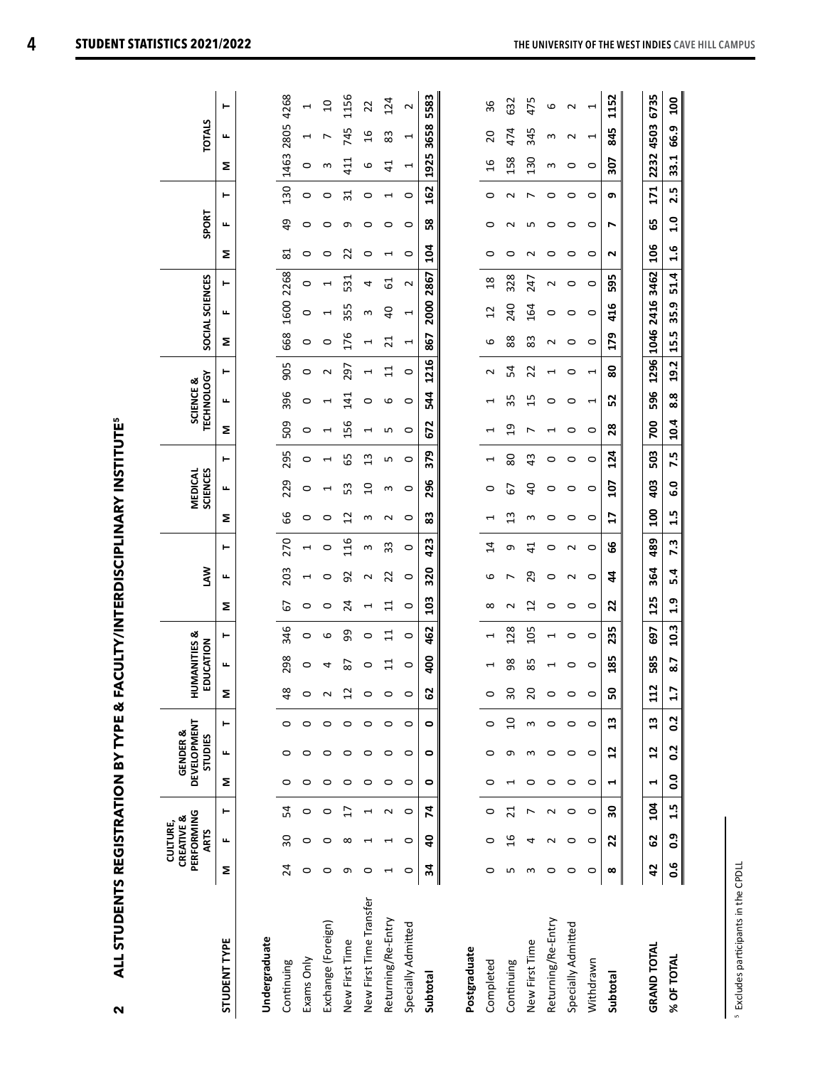## 2 ALL STUDENTS REGISTRATION BY TYPE & FACULTY/INTERDISCIPLINARY INSTITUTE[5]

| STUDENT TYPE | CULTURE, CREATIVE & PERFORMING ARTS | | | GENDER & DEVELOPMENT STUDIES | | | HUMANITIES & EDUCATION | | | LAW | | | MEDICAL SCIENCES | | | SCIENCE & TECHNOLOGY | | | SOCIAL SCIENCES | | | SPORT | | | TOTALS | | |
|---|---|---|---|---|---|---|---|---|---|---|---|---|---|---|---|---|---|---|---|---|---|---|---|---|---|---|---|
| | M | F | T | M | F | T | M | F | T | M | F | T | M | F | T | M | F | T | M | F | T | M | F | T | M | F | T |
| **Undergraduate** | | | | | | | | | | | | | | | | | | | | | | | | | | | |
| Continuing | 24 | 30 | 54 | 0 | 0 | 0 | 48 | 298 | 346 | 67 | 203 | 270 | 66 | 229 | 295 | 509 | 396 | 905 | 668 | 1600 | 2268 | 81 | 49 | 130 | 1463 | 2805 | 4268 |
| Exams Only | 0 | 0 | 0 | 0 | 0 | 0 | 0 | 0 | 0 | 0 | 1 | 1 | 0 | 0 | 0 | 0 | 0 | 0 | 0 | 0 | 0 | 0 | 0 | 0 | 0 | 1 | 1 |
| Exchange (Foreign) | 0 | 0 | 0 | 0 | 0 | 0 | 2 | 4 | 6 | 0 | 0 | 0 | 0 | 1 | 1 | 1 | 1 | 2 | 0 | 1 | 1 | 0 | 0 | 0 | 3 | 7 | 10 |
| New First Time | 9 | 8 | 17 | 0 | 0 | 0 | 12 | 87 | 99 | 24 | 92 | 116 | 12 | 53 | 65 | 156 | 141 | 297 | 176 | 355 | 531 | 22 | 9 | 31 | 411 | 745 | 1156 |
| New First Time Transfer | 0 | 1 | 1 | 0 | 0 | 0 | 0 | 0 | 0 | 1 | 2 | 3 | 3 | 10 | 13 | 1 | 0 | 1 | 1 | 3 | 4 | 0 | 0 | 0 | 6 | 16 | 22 |
| Returning/Re-Entry | 1 | 1 | 2 | 0 | 0 | 0 | 0 | 11 | 11 | 11 | 22 | 33 | 2 | 3 | 5 | 5 | 6 | 11 | 21 | 40 | 61 | 1 | 0 | 1 | 41 | 83 | 124 |
| Specially Admitted | 0 | 0 | 0 | 0 | 0 | 0 | 0 | 0 | 0 | 0 | 0 | 0 | 0 | 0 | 0 | 0 | 0 | 0 | 1 | 1 | 2 | 0 | 0 | 0 | 1 | 1 | 2 |
| **Subtotal** | **34** | **40** | **74** | **0** | **0** | **0** | **62** | **400** | **462** | **103** | **320** | **423** | **83** | **296** | **379** | **672** | **544** | **1216** | **867** | **2000** | **2867** | **104** | **58** | **162** | **1925** | **3658** | **5583** |
| **Postgraduate** | | | | | | | | | | | | | | | | | | | | | | | | | | | |
| Completed | 0 | 0 | 0 | 0 | 0 | 0 | 0 | 1 | 1 | 8 | 6 | 14 | 1 | 0 | 1 | 1 | 1 | 2 | 6 | 12 | 18 | 0 | 0 | 0 | 16 | 20 | 36 |
| Continuing | 5 | 16 | 21 | 1 | 9 | 10 | 30 | 98 | 128 | 2 | 7 | 9 | 13 | 67 | 80 | 19 | 35 | 54 | 88 | 240 | 328 | 0 | 2 | 2 | 158 | 474 | 632 |
| New First Time | 3 | 4 | 7 | 0 | 3 | 3 | 20 | 85 | 105 | 12 | 29 | 41 | 3 | 40 | 43 | 7 | 15 | 22 | 83 | 164 | 247 | 2 | 5 | 7 | 130 | 345 | 475 |
| Returning/Re-Entry | 0 | 2 | 2 | 0 | 0 | 0 | 0 | 1 | 1 | 0 | 0 | 0 | 0 | 0 | 0 | 1 | 0 | 1 | 2 | 0 | 2 | 0 | 0 | 0 | 3 | 3 | 6 |
| Specially Admitted | 0 | 0 | 0 | 0 | 0 | 0 | 0 | 0 | 0 | 0 | 2 | 2 | 0 | 0 | 0 | 0 | 0 | 0 | 0 | 0 | 0 | 0 | 0 | 0 | 0 | 2 | 2 |
| Withdrawn | 0 | 0 | 0 | 0 | 0 | 0 | 0 | 0 | 0 | 0 | 0 | 0 | 0 | 0 | 0 | 0 | 1 | 1 | 0 | 0 | 0 | 0 | 0 | 0 | 0 | 1 | 1 |
| **Subtotal** | **8** | **22** | **30** | **1** | **12** | **13** | **50** | **185** | **235** | **22** | **44** | **66** | **17** | **107** | **124** | **28** | **52** | **80** | **179** | **416** | **595** | **2** | **7** | **9** | **307** | **845** | **1152** |
| **GRAND TOTAL** | **42** | **62** | **104** | **1** | **12** | **13** | **112** | **585** | **697** | **125** | **364** | **489** | **100** | **403** | **503** | **700** | **596** | **1296** | **1046** | **2416** | **3462** | **106** | **65** | **171** | **2232** | **4503** | **6735** |
| **% OF TOTAL** | **0.6** | **0.9** | **1.5** | **0.0** | **0.2** | **0.2** | **1.7** | **8.7** | **10.3** | **1.9** | **5.4** | **7.3** | **1.5** | **6.0** | **7.5** | **10.4** | **8.8** | **19.2** | **15.5** | **35.9** | **51.4** | **1.6** | **1.0** | **2.5** | **33.1** | **66.9** | **100** |

[5] Excludes participants in the CPDLL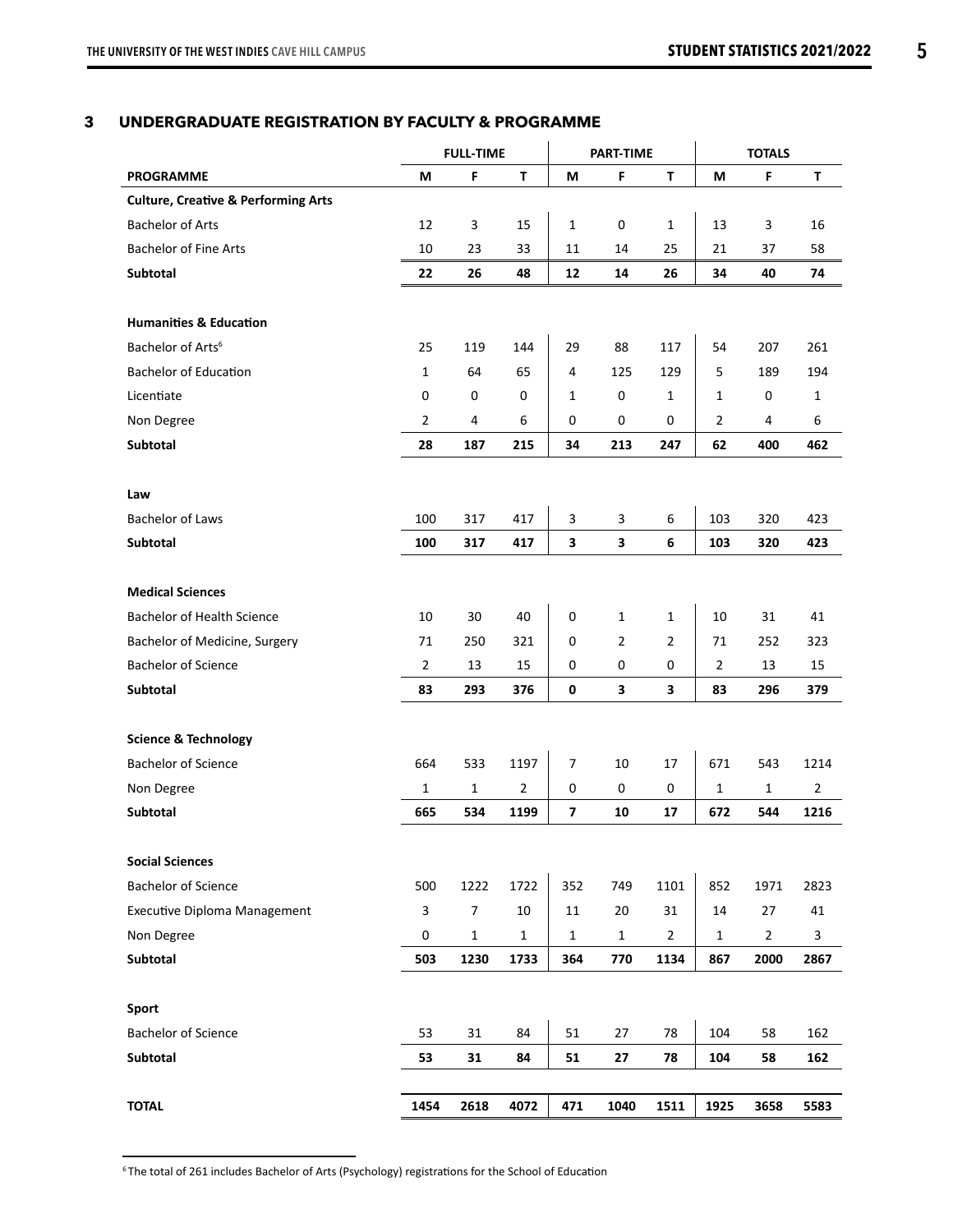## 3 UNDERGRADUATE REGISTRATION BY FACULTY & PROGRAMME

| | FULL-TIME | | | PART-TIME | | | TOTALS | | |
|---|---|---|---|---|---|---|---|---|---|
| **PROGRAMME** | **M** | **F** | **T** | **M** | **F** | **T** | **M** | **F** | **T** |
| **Culture, Creative & Performing Arts** | | | | | | | | | |
| Bachelor of Arts | 12 | 3 | 15 | 1 | 0 | 1 | 13 | 3 | 16 |
| Bachelor of Fine Arts | 10 | 23 | 33 | 11 | 14 | 25 | 21 | 37 | 58 |
| **Subtotal** | **22** | **26** | **48** | **12** | **14** | **26** | **34** | **40** | **74** |
| **Humanities & Education** | | | | | | | | | |
| Bachelor of Arts[6] | 25 | 119 | 144 | 29 | 88 | 117 | 54 | 207 | 261 |
| Bachelor of Education | 1 | 64 | 65 | 4 | 125 | 129 | 5 | 189 | 194 |
| Licentiate | 0 | 0 | 0 | 1 | 0 | 1 | 1 | 0 | 1 |
| Non Degree | 2 | 4 | 6 | 0 | 0 | 0 | 2 | 4 | 6 |
| **Subtotal** | **28** | **187** | **215** | **34** | **213** | **247** | **62** | **400** | **462** |
| **Law** | | | | | | | | | |
| Bachelor of Laws | 100 | 317 | 417 | 3 | 3 | 6 | 103 | 320 | 423 |
| **Subtotal** | **100** | **317** | **417** | **3** | **3** | **6** | **103** | **320** | **423** |
| **Medical Sciences** | | | | | | | | | |
| Bachelor of Health Science | 10 | 30 | 40 | 0 | 1 | 1 | 10 | 31 | 41 |
| Bachelor of Medicine, Surgery | 71 | 250 | 321 | 0 | 2 | 2 | 71 | 252 | 323 |
| Bachelor of Science | 2 | 13 | 15 | 0 | 0 | 0 | 2 | 13 | 15 |
| **Subtotal** | **83** | **293** | **376** | **0** | **3** | **3** | **83** | **296** | **379** |
| **Science & Technology** | | | | | | | | | |
| Bachelor of Science | 664 | 533 | 1197 | 7 | 10 | 17 | 671 | 543 | 1214 |
| Non Degree | 1 | 1 | 2 | 0 | 0 | 0 | 1 | 1 | 2 |
| **Subtotal** | **665** | **534** | **1199** | **7** | **10** | **17** | **672** | **544** | **1216** |
| **Social Sciences** | | | | | | | | | |
| Bachelor of Science | 500 | 1222 | 1722 | 352 | 749 | 1101 | 852 | 1971 | 2823 |
| Executive Diploma Management | 3 | 7 | 10 | 11 | 20 | 31 | 14 | 27 | 41 |
| Non Degree | 0 | 1 | 1 | 1 | 1 | 2 | 1 | 2 | 3 |
| **Subtotal** | **503** | **1230** | **1733** | **364** | **770** | **1134** | **867** | **2000** | **2867** |
| **Sport** | | | | | | | | | |
| Bachelor of Science | 53 | 31 | 84 | 51 | 27 | 78 | 104 | 58 | 162 |
| **Subtotal** | **53** | **31** | **84** | **51** | **27** | **78** | **104** | **58** | **162** |
| **TOTAL** | **1454** | **2618** | **4072** | **471** | **1040** | **1511** | **1925** | **3658** | **5583** |

[6] The total of 261 includes Bachelor of Arts (Psychology) registrations for the School of Education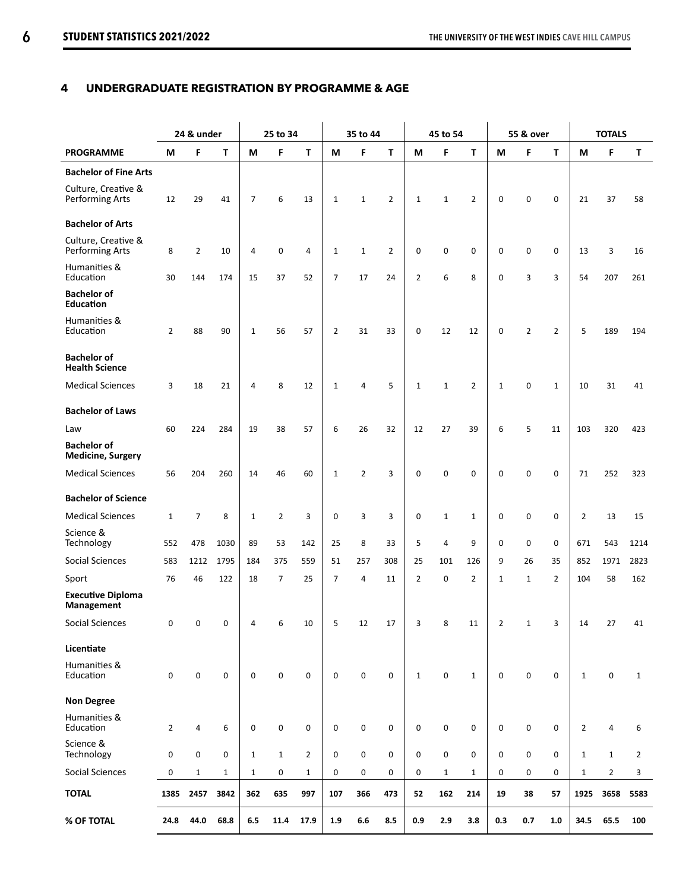## 4 UNDERGRADUATE REGISTRATION BY PROGRAMME & AGE

| | 24 & under | | | 25 to 34 | | | 35 to 44 | | | 45 to 54 | | | 55 & over | | | TOTALS | | |
|---|---|---|---|---|---|---|---|---|---|---|---|---|---|---|---|---|---|---|
| **PROGRAMME** | **M** | **F** | **T** | **M** | **F** | **T** | **M** | **F** | **T** | **M** | **F** | **T** | **M** | **F** | **T** | **M** | **F** | **T** |
| **Bachelor of Fine Arts** | | | | | | | | | | | | | | | | | | |
| Culture, Creative & Performing Arts | 12 | 29 | 41 | 7 | 6 | 13 | 1 | 1 | 2 | 1 | 1 | 2 | 0 | 0 | 0 | 21 | 37 | 58 |
| **Bachelor of Arts** | | | | | | | | | | | | | | | | | | |
| Culture, Creative & Performing Arts | 8 | 2 | 10 | 4 | 0 | 4 | 1 | 1 | 2 | 0 | 0 | 0 | 0 | 0 | 0 | 13 | 3 | 16 |
| Humanities & Education | 30 | 144 | 174 | 15 | 37 | 52 | 7 | 17 | 24 | 2 | 6 | 8 | 0 | 3 | 3 | 54 | 207 | 261 |
| **Bachelor of Education** | | | | | | | | | | | | | | | | | | |
| Humanities & Education | 2 | 88 | 90 | 1 | 56 | 57 | 2 | 31 | 33 | 0 | 12 | 12 | 0 | 2 | 2 | 5 | 189 | 194 |
| **Bachelor of Health Science** | | | | | | | | | | | | | | | | | | |
| Medical Sciences | 3 | 18 | 21 | 4 | 8 | 12 | 1 | 4 | 5 | 1 | 1 | 2 | 1 | 0 | 1 | 10 | 31 | 41 |
| **Bachelor of Laws** | | | | | | | | | | | | | | | | | | |
| Law | 60 | 224 | 284 | 19 | 38 | 57 | 6 | 26 | 32 | 12 | 27 | 39 | 6 | 5 | 11 | 103 | 320 | 423 |
| **Bachelor of Medicine, Surgery** | | | | | | | | | | | | | | | | | | |
| Medical Sciences | 56 | 204 | 260 | 14 | 46 | 60 | 1 | 2 | 3 | 0 | 0 | 0 | 0 | 0 | 0 | 71 | 252 | 323 |
| **Bachelor of Science** | | | | | | | | | | | | | | | | | | |
| Medical Sciences | 1 | 7 | 8 | 1 | 2 | 3 | 0 | 3 | 3 | 0 | 1 | 1 | 0 | 0 | 0 | 2 | 13 | 15 |
| Science & Technology | 552 | 478 | 1030 | 89 | 53 | 142 | 25 | 8 | 33 | 5 | 4 | 9 | 0 | 0 | 0 | 671 | 543 | 1214 |
| Social Sciences | 583 | 1212 | 1795 | 184 | 375 | 559 | 51 | 257 | 308 | 25 | 101 | 126 | 9 | 26 | 35 | 852 | 1971 | 2823 |
| Sport | 76 | 46 | 122 | 18 | 7 | 25 | 7 | 4 | 11 | 2 | 0 | 2 | 1 | 1 | 2 | 104 | 58 | 162 |
| **Executive Diploma Management** | | | | | | | | | | | | | | | | | | |
| Social Sciences | 0 | 0 | 0 | 4 | 6 | 10 | 5 | 12 | 17 | 3 | 8 | 11 | 2 | 1 | 3 | 14 | 27 | 41 |
| **Licentiate** | | | | | | | | | | | | | | | | | | |
| Humanities & Education | 0 | 0 | 0 | 0 | 0 | 0 | 0 | 0 | 0 | 1 | 0 | 1 | 0 | 0 | 0 | 1 | 0 | 1 |
| **Non Degree** | | | | | | | | | | | | | | | | | | |
| Humanities & Education | 2 | 4 | 6 | 0 | 0 | 0 | 0 | 0 | 0 | 0 | 0 | 0 | 0 | 0 | 0 | 2 | 4 | 6 |
| Science & Technology | 0 | 0 | 0 | 1 | 1 | 2 | 0 | 0 | 0 | 0 | 0 | 0 | 0 | 0 | 0 | 1 | 1 | 2 |
| Social Sciences | 0 | 1 | 1 | 1 | 0 | 1 | 0 | 0 | 0 | 0 | 1 | 1 | 0 | 0 | 0 | 1 | 2 | 3 |
| **TOTAL** | **1385** | **2457** | **3842** | **362** | **635** | **997** | **107** | **366** | **473** | **52** | **162** | **214** | **19** | **38** | **57** | **1925** | **3658** | **5583** |
| **% OF TOTAL** | **24.8** | **44.0** | **68.8** | **6.5** | **11.4** | **17.9** | **1.9** | **6.6** | **8.5** | **0.9** | **2.9** | **3.8** | **0.3** | **0.7** | **1.0** | **34.5** | **65.5** | **100** |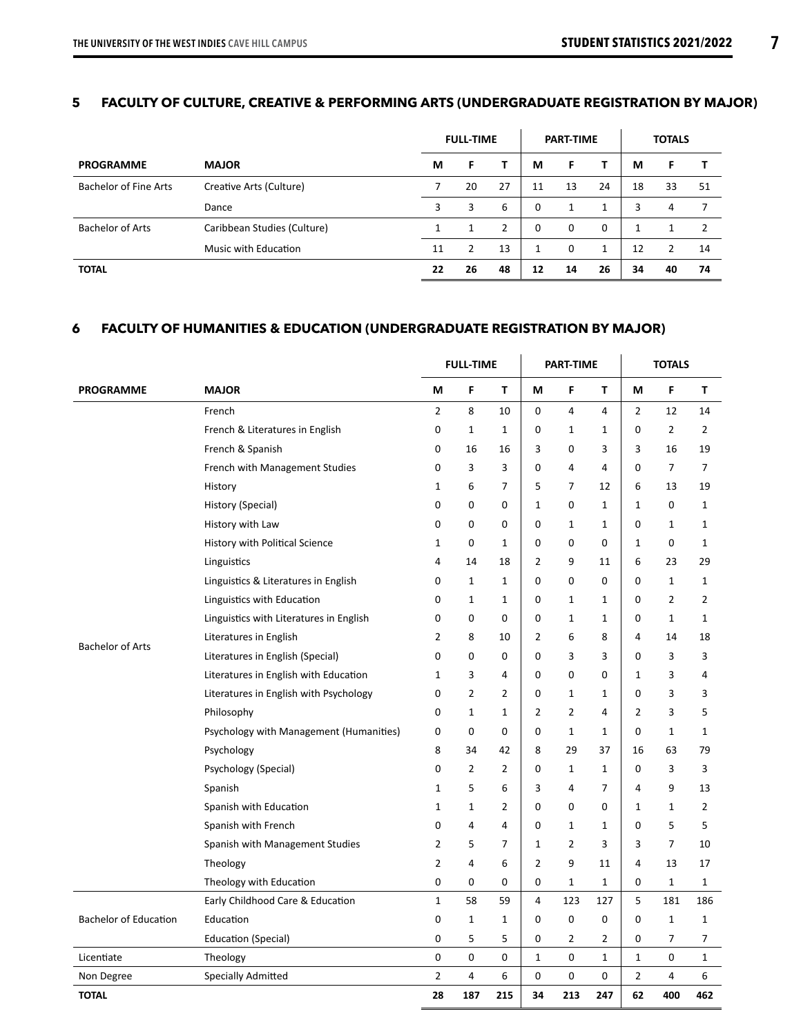## 5 FACULTY OF CULTURE, CREATIVE & PERFORMING ARTS (UNDERGRADUATE REGISTRATION BY MAJOR)

| | | FULL-TIME | | | PART-TIME | | | TOTALS | | |
|---|---|---|---|---|---|---|---|---|---|---|
| **PROGRAMME** | **MAJOR** | **M** | **F** | **T** | **M** | **F** | **T** | **M** | **F** | **T** |
| Bachelor of Fine Arts | Creative Arts (Culture) | 7 | 20 | 27 | 11 | 13 | 24 | 18 | 33 | 51 |
| | Dance | 3 | 3 | 6 | 0 | 1 | 1 | 3 | 4 | 7 |
| Bachelor of Arts | Caribbean Studies (Culture) | 1 | 1 | 2 | 0 | 0 | 0 | 1 | 1 | 2 |
| | Music with Education | 11 | 2 | 13 | 1 | 0 | 1 | 12 | 2 | 14 |
| **TOTAL** | | **22** | **26** | **48** | **12** | **14** | **26** | **34** | **40** | **74** |

## 6 FACULTY OF HUMANITIES & EDUCATION (UNDERGRADUATE REGISTRATION BY MAJOR)

| | | FULL-TIME | | | PART-TIME | | | TOTALS | | |
|---|---|---|---|---|---|---|---|---|---|---|
| **PROGRAMME** | **MAJOR** | **M** | **F** | **T** | **M** | **F** | **T** | **M** | **F** | **T** |
| Bachelor of Arts | French | 2 | 8 | 10 | 0 | 4 | 4 | 2 | 12 | 14 |
| | French & Literatures in English | 0 | 1 | 1 | 0 | 1 | 1 | 0 | 2 | 2 |
| | French & Spanish | 0 | 16 | 16 | 3 | 0 | 3 | 3 | 16 | 19 |
| | French with Management Studies | 0 | 3 | 3 | 0 | 4 | 4 | 0 | 7 | 7 |
| | History | 1 | 6 | 7 | 5 | 7 | 12 | 6 | 13 | 19 |
| | History (Special) | 0 | 0 | 0 | 1 | 0 | 1 | 1 | 0 | 1 |
| | History with Law | 0 | 0 | 0 | 0 | 1 | 1 | 0 | 1 | 1 |
| | History with Political Science | 1 | 0 | 1 | 0 | 0 | 0 | 1 | 0 | 1 |
| | Linguistics | 4 | 14 | 18 | 2 | 9 | 11 | 6 | 23 | 29 |
| | Linguistics & Literatures in English | 0 | 1 | 1 | 0 | 0 | 0 | 0 | 1 | 1 |
| | Linguistics with Education | 0 | 1 | 1 | 0 | 1 | 1 | 0 | 2 | 2 |
| | Linguistics with Literatures in English | 0 | 0 | 0 | 0 | 1 | 1 | 0 | 1 | 1 |
| | Literatures in English | 2 | 8 | 10 | 2 | 6 | 8 | 4 | 14 | 18 |
| | Literatures in English (Special) | 0 | 0 | 0 | 0 | 3 | 3 | 0 | 3 | 3 |
| | Literatures in English with Education | 1 | 3 | 4 | 0 | 0 | 0 | 1 | 3 | 4 |
| | Literatures in English with Psychology | 0 | 2 | 2 | 0 | 1 | 1 | 0 | 3 | 3 |
| | Philosophy | 0 | 1 | 1 | 2 | 2 | 4 | 2 | 3 | 5 |
| | Psychology with Management (Humanities) | 0 | 0 | 0 | 0 | 1 | 1 | 0 | 1 | 1 |
| | Psychology | 8 | 34 | 42 | 8 | 29 | 37 | 16 | 63 | 79 |
| | Psychology (Special) | 0 | 2 | 2 | 0 | 1 | 1 | 0 | 3 | 3 |
| | Spanish | 1 | 5 | 6 | 3 | 4 | 7 | 4 | 9 | 13 |
| | Spanish with Education | 1 | 1 | 2 | 0 | 0 | 0 | 1 | 1 | 2 |
| | Spanish with French | 0 | 4 | 4 | 0 | 1 | 1 | 0 | 5 | 5 |
| | Spanish with Management Studies | 2 | 5 | 7 | 1 | 2 | 3 | 3 | 7 | 10 |
| | Theology | 2 | 4 | 6 | 2 | 9 | 11 | 4 | 13 | 17 |
| | Theology with Education | 0 | 0 | 0 | 0 | 1 | 1 | 0 | 1 | 1 |
| Bachelor of Education | Early Childhood Care & Education | 1 | 58 | 59 | 4 | 123 | 127 | 5 | 181 | 186 |
| | Education | 0 | 1 | 1 | 0 | 0 | 0 | 0 | 1 | 1 |
| | Education (Special) | 0 | 5 | 5 | 0 | 2 | 2 | 0 | 7 | 7 |
| Licentiate | Theology | 0 | 0 | 0 | 1 | 0 | 1 | 1 | 0 | 1 |
| Non Degree | Specially Admitted | 2 | 4 | 6 | 0 | 0 | 0 | 2 | 4 | 6 |
| **TOTAL** | | **28** | **187** | **215** | **34** | **213** | **247** | **62** | **400** | **462** |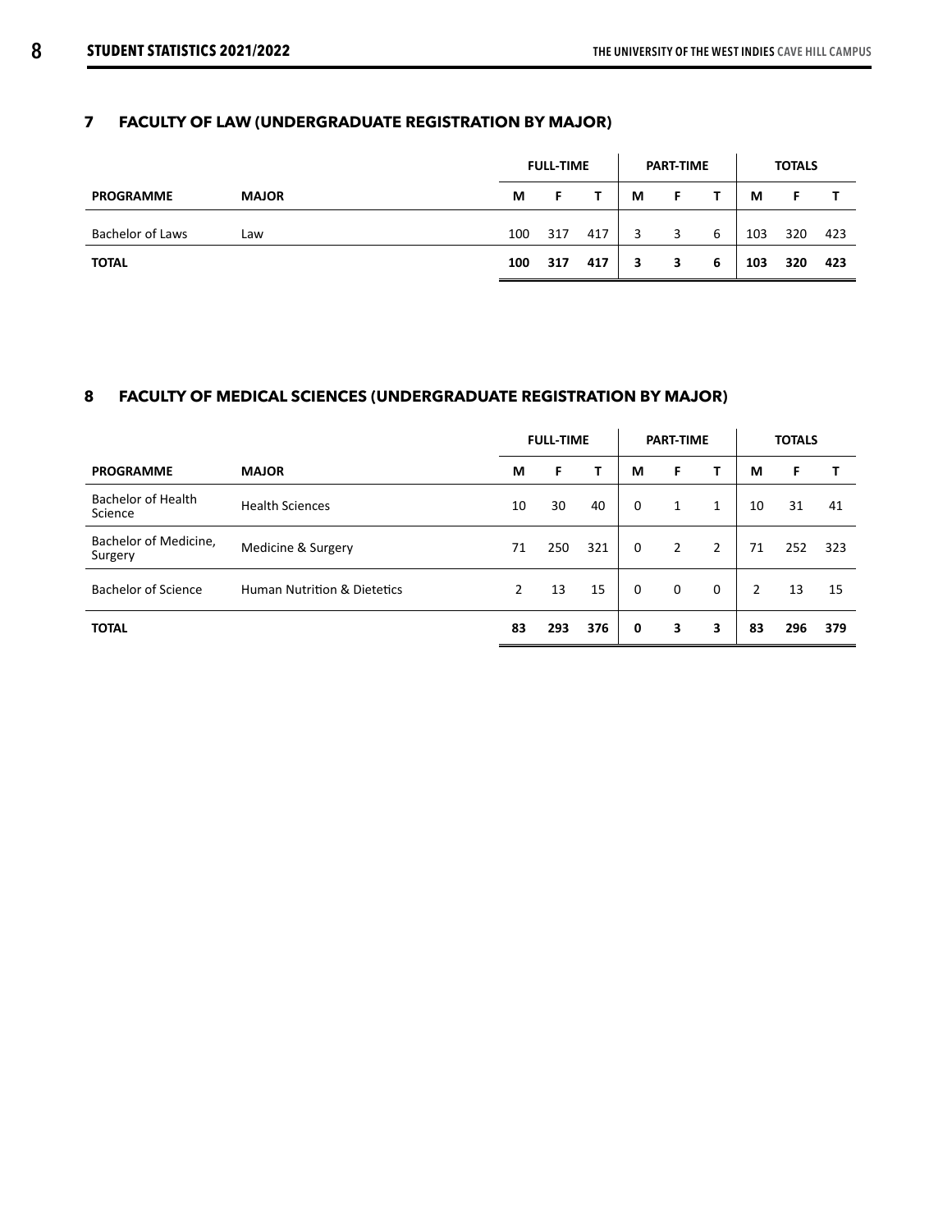## 7 FACULTY OF LAW (UNDERGRADUATE REGISTRATION BY MAJOR)

| | | FULL-TIME | | | PART-TIME | | | TOTALS | | |
|---|---|---|---|---|---|---|---|---|---|---|
| **PROGRAMME** | **MAJOR** | **M** | **F** | **T** | **M** | **F** | **T** | **M** | **F** | **T** |
| Bachelor of Laws | Law | 100 | 317 | 417 | 3 | 3 | 6 | 103 | 320 | 423 |
| **TOTAL** | | **100** | **317** | **417** | **3** | **3** | **6** | **103** | **320** | **423** |

## 8 FACULTY OF MEDICAL SCIENCES (UNDERGRADUATE REGISTRATION BY MAJOR)

| | | FULL-TIME | | | PART-TIME | | | TOTALS | | |
|---|---|---|---|---|---|---|---|---|---|---|
| **PROGRAMME** | **MAJOR** | **M** | **F** | **T** | **M** | **F** | **T** | **M** | **F** | **T** |
| Bachelor of Health Science | Health Sciences | 10 | 30 | 40 | 0 | 1 | 1 | 10 | 31 | 41 |
| Bachelor of Medicine, Surgery | Medicine & Surgery | 71 | 250 | 321 | 0 | 2 | 2 | 71 | 252 | 323 |
| Bachelor of Science | Human Nutrition & Dietetics | 2 | 13 | 15 | 0 | 0 | 0 | 2 | 13 | 15 |
| **TOTAL** | | **83** | **293** | **376** | **0** | **3** | **3** | **83** | **296** | **379** |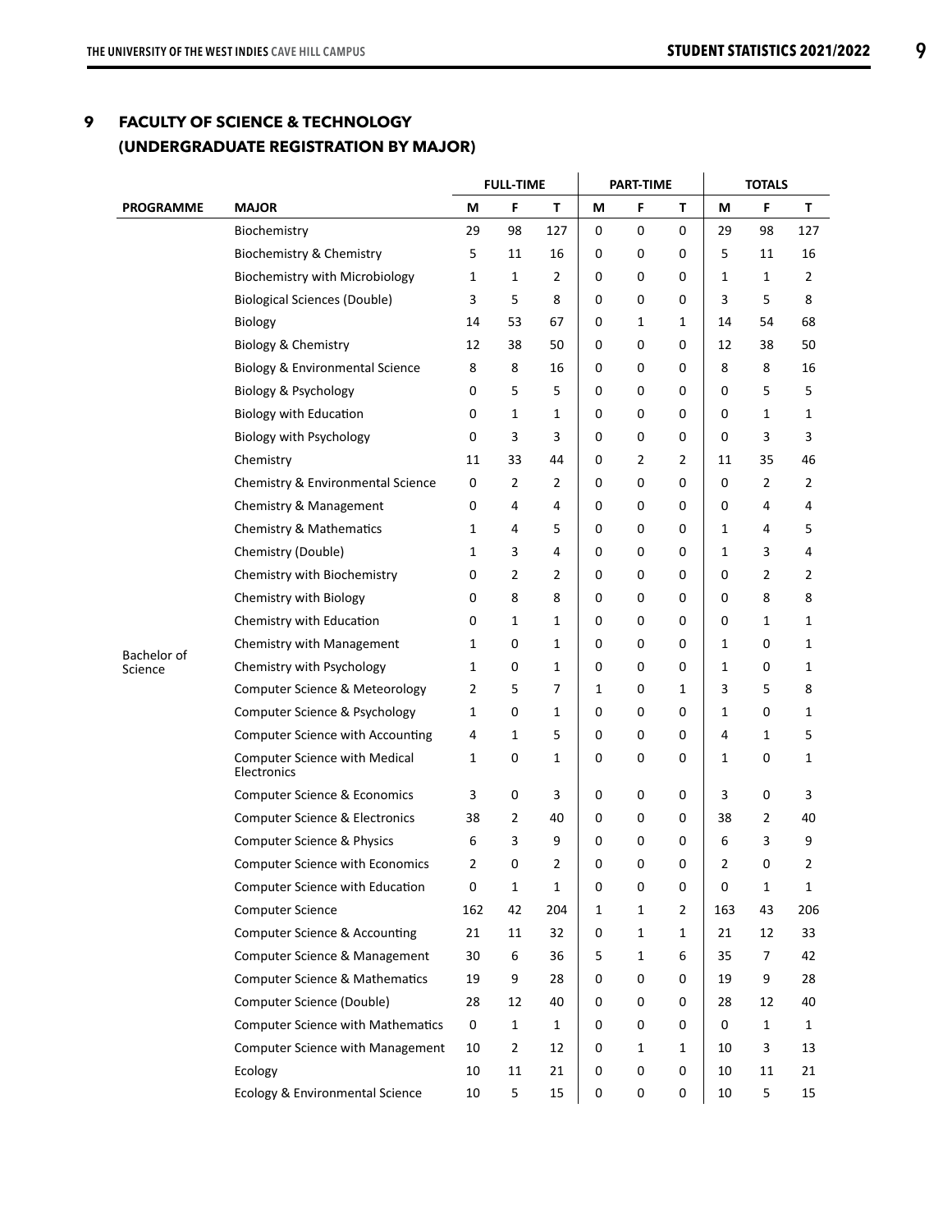## 9 FACULTY OF SCIENCE & TECHNOLOGY (UNDERGRADUATE REGISTRATION BY MAJOR)

| | | FULL-TIME | | | PART-TIME | | | TOTALS | | |
|---|---|---|---|---|---|---|---|---|---|---|
| PROGRAMME | MAJOR | M | F | T | M | F | T | M | F | T |
| Bachelor of Science | Biochemistry | 29 | 98 | 127 | 0 | 0 | 0 | 29 | 98 | 127 |
| | Biochemistry & Chemistry | 5 | 11 | 16 | 0 | 0 | 0 | 5 | 11 | 16 |
| | Biochemistry with Microbiology | 1 | 1 | 2 | 0 | 0 | 0 | 1 | 1 | 2 |
| | Biological Sciences (Double) | 3 | 5 | 8 | 0 | 0 | 0 | 3 | 5 | 8 |
| | Biology | 14 | 53 | 67 | 0 | 1 | 1 | 14 | 54 | 68 |
| | Biology & Chemistry | 12 | 38 | 50 | 0 | 0 | 0 | 12 | 38 | 50 |
| | Biology & Environmental Science | 8 | 8 | 16 | 0 | 0 | 0 | 8 | 8 | 16 |
| | Biology & Psychology | 0 | 5 | 5 | 0 | 0 | 0 | 0 | 5 | 5 |
| | Biology with Education | 0 | 1 | 1 | 0 | 0 | 0 | 0 | 1 | 1 |
| | Biology with Psychology | 0 | 3 | 3 | 0 | 0 | 0 | 0 | 3 | 3 |
| | Chemistry | 11 | 33 | 44 | 0 | 2 | 2 | 11 | 35 | 46 |
| | Chemistry & Environmental Science | 0 | 2 | 2 | 0 | 0 | 0 | 0 | 2 | 2 |
| | Chemistry & Management | 0 | 4 | 4 | 0 | 0 | 0 | 0 | 4 | 4 |
| | Chemistry & Mathematics | 1 | 4 | 5 | 0 | 0 | 0 | 1 | 4 | 5 |
| | Chemistry (Double) | 1 | 3 | 4 | 0 | 0 | 0 | 1 | 3 | 4 |
| | Chemistry with Biochemistry | 0 | 2 | 2 | 0 | 0 | 0 | 0 | 2 | 2 |
| | Chemistry with Biology | 0 | 8 | 8 | 0 | 0 | 0 | 0 | 8 | 8 |
| | Chemistry with Education | 0 | 1 | 1 | 0 | 0 | 0 | 0 | 1 | 1 |
| | Chemistry with Management | 1 | 0 | 1 | 0 | 0 | 0 | 1 | 0 | 1 |
| | Chemistry with Psychology | 1 | 0 | 1 | 0 | 0 | 0 | 1 | 0 | 1 |
| | Computer Science & Meteorology | 2 | 5 | 7 | 1 | 0 | 1 | 3 | 5 | 8 |
| | Computer Science & Psychology | 1 | 0 | 1 | 0 | 0 | 0 | 1 | 0 | 1 |
| | Computer Science with Accounting | 4 | 1 | 5 | 0 | 0 | 0 | 4 | 1 | 5 |
| | Computer Science with Medical Electronics | 1 | 0 | 1 | 0 | 0 | 0 | 1 | 0 | 1 |
| | Computer Science & Economics | 3 | 0 | 3 | 0 | 0 | 0 | 3 | 0 | 3 |
| | Computer Science & Electronics | 38 | 2 | 40 | 0 | 0 | 0 | 38 | 2 | 40 |
| | Computer Science & Physics | 6 | 3 | 9 | 0 | 0 | 0 | 6 | 3 | 9 |
| | Computer Science with Economics | 2 | 0 | 2 | 0 | 0 | 0 | 2 | 0 | 2 |
| | Computer Science with Education | 0 | 1 | 1 | 0 | 0 | 0 | 0 | 1 | 1 |
| | Computer Science | 162 | 42 | 204 | 1 | 1 | 2 | 163 | 43 | 206 |
| | Computer Science & Accounting | 21 | 11 | 32 | 0 | 1 | 1 | 21 | 12 | 33 |
| | Computer Science & Management | 30 | 6 | 36 | 5 | 1 | 6 | 35 | 7 | 42 |
| | Computer Science & Mathematics | 19 | 9 | 28 | 0 | 0 | 0 | 19 | 9 | 28 |
| | Computer Science (Double) | 28 | 12 | 40 | 0 | 0 | 0 | 28 | 12 | 40 |
| | Computer Science with Mathematics | 0 | 1 | 1 | 0 | 0 | 0 | 0 | 1 | 1 |
| | Computer Science with Management | 10 | 2 | 12 | 0 | 1 | 1 | 10 | 3 | 13 |
| | Ecology | 10 | 11 | 21 | 0 | 0 | 0 | 10 | 11 | 21 |
| | Ecology & Environmental Science | 10 | 5 | 15 | 0 | 0 | 0 | 10 | 5 | 15 |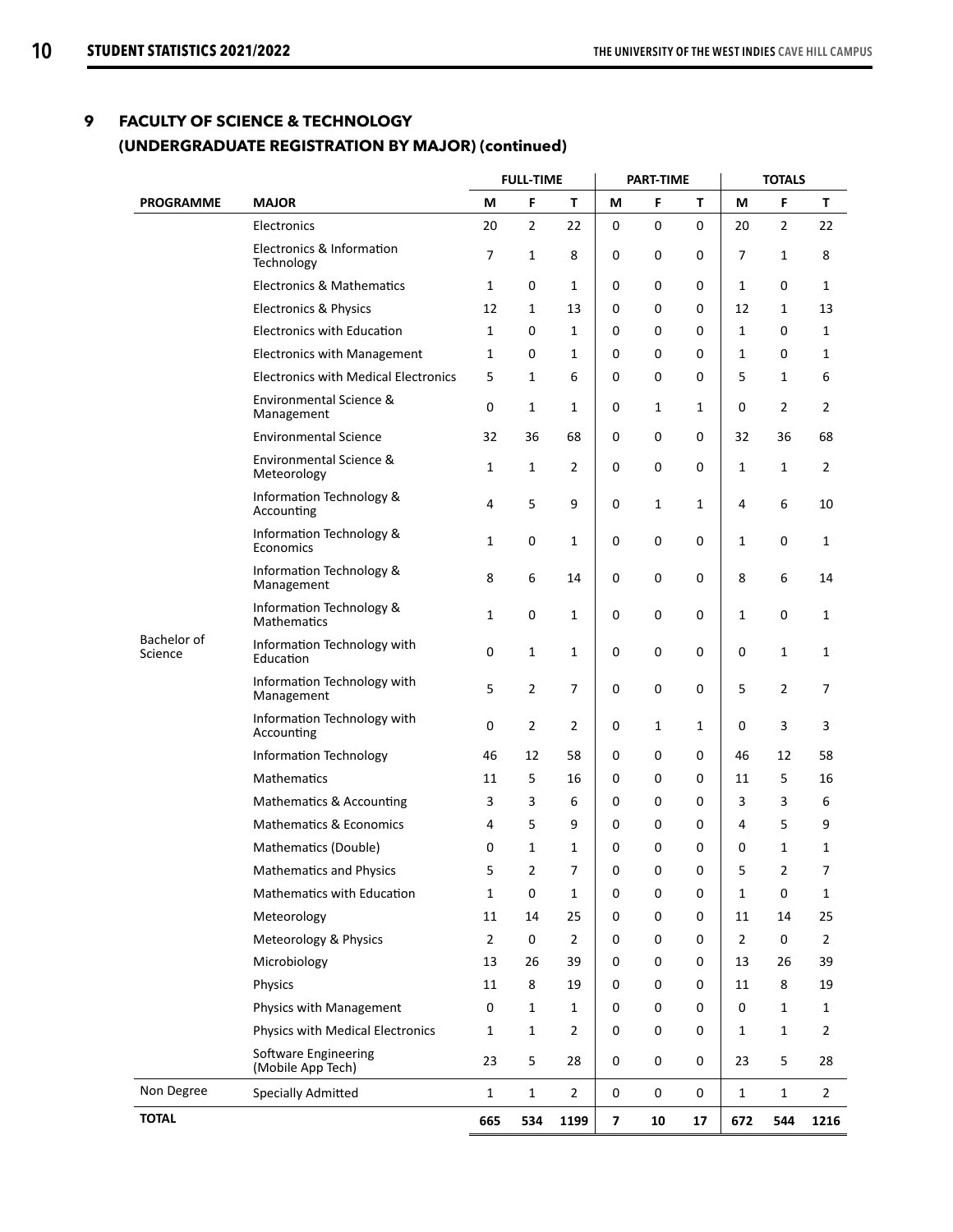## 9 FACULTY OF SCIENCE & TECHNOLOGY
## (UNDERGRADUATE REGISTRATION BY MAJOR) (continued)

| | | FULL-TIME | | | PART-TIME | | | TOTALS | | |
|---|---|---|---|---|---|---|---|---|---|---|
| PROGRAMME | MAJOR | M | F | T | M | F | T | M | F | T |
| Bachelor of Science | Electronics | 20 | 2 | 22 | 0 | 0 | 0 | 20 | 2 | 22 |
| | Electronics & Information Technology | 7 | 1 | 8 | 0 | 0 | 0 | 7 | 1 | 8 |
| | Electronics & Mathematics | 1 | 0 | 1 | 0 | 0 | 0 | 1 | 0 | 1 |
| | Electronics & Physics | 12 | 1 | 13 | 0 | 0 | 0 | 12 | 1 | 13 |
| | Electronics with Education | 1 | 0 | 1 | 0 | 0 | 0 | 1 | 0 | 1 |
| | Electronics with Management | 1 | 0 | 1 | 0 | 0 | 0 | 1 | 0 | 1 |
| | Electronics with Medical Electronics | 5 | 1 | 6 | 0 | 0 | 0 | 5 | 1 | 6 |
| | Environmental Science & Management | 0 | 1 | 1 | 0 | 1 | 1 | 0 | 2 | 2 |
| | Environmental Science | 32 | 36 | 68 | 0 | 0 | 0 | 32 | 36 | 68 |
| | Environmental Science & Meteorology | 1 | 1 | 2 | 0 | 0 | 0 | 1 | 1 | 2 |
| | Information Technology & Accounting | 4 | 5 | 9 | 0 | 1 | 1 | 4 | 6 | 10 |
| | Information Technology & Economics | 1 | 0 | 1 | 0 | 0 | 0 | 1 | 0 | 1 |
| | Information Technology & Management | 8 | 6 | 14 | 0 | 0 | 0 | 8 | 6 | 14 |
| | Information Technology & Mathematics | 1 | 0 | 1 | 0 | 0 | 0 | 1 | 0 | 1 |
| | Information Technology with Education | 0 | 1 | 1 | 0 | 0 | 0 | 0 | 1 | 1 |
| | Information Technology with Management | 5 | 2 | 7 | 0 | 0 | 0 | 5 | 2 | 7 |
| | Information Technology with Accounting | 0 | 2 | 2 | 0 | 1 | 1 | 0 | 3 | 3 |
| | Information Technology | 46 | 12 | 58 | 0 | 0 | 0 | 46 | 12 | 58 |
| | Mathematics | 11 | 5 | 16 | 0 | 0 | 0 | 11 | 5 | 16 |
| | Mathematics & Accounting | 3 | 3 | 6 | 0 | 0 | 0 | 3 | 3 | 6 |
| | Mathematics & Economics | 4 | 5 | 9 | 0 | 0 | 0 | 4 | 5 | 9 |
| | Mathematics (Double) | 0 | 1 | 1 | 0 | 0 | 0 | 0 | 1 | 1 |
| | Mathematics and Physics | 5 | 2 | 7 | 0 | 0 | 0 | 5 | 2 | 7 |
| | Mathematics with Education | 1 | 0 | 1 | 0 | 0 | 0 | 1 | 0 | 1 |
| | Meteorology | 11 | 14 | 25 | 0 | 0 | 0 | 11 | 14 | 25 |
| | Meteorology & Physics | 2 | 0 | 2 | 0 | 0 | 0 | 2 | 0 | 2 |
| | Microbiology | 13 | 26 | 39 | 0 | 0 | 0 | 13 | 26 | 39 |
| | Physics | 11 | 8 | 19 | 0 | 0 | 0 | 11 | 8 | 19 |
| | Physics with Management | 0 | 1 | 1 | 0 | 0 | 0 | 0 | 1 | 1 |
| | Physics with Medical Electronics | 1 | 1 | 2 | 0 | 0 | 0 | 1 | 1 | 2 |
| | Software Engineering (Mobile App Tech) | 23 | 5 | 28 | 0 | 0 | 0 | 23 | 5 | 28 |
| Non Degree | Specially Admitted | 1 | 1 | 2 | 0 | 0 | 0 | 1 | 1 | 2 |
| **TOTAL** | | **665** | **534** | **1199** | **7** | **10** | **17** | **672** | **544** | **1216** |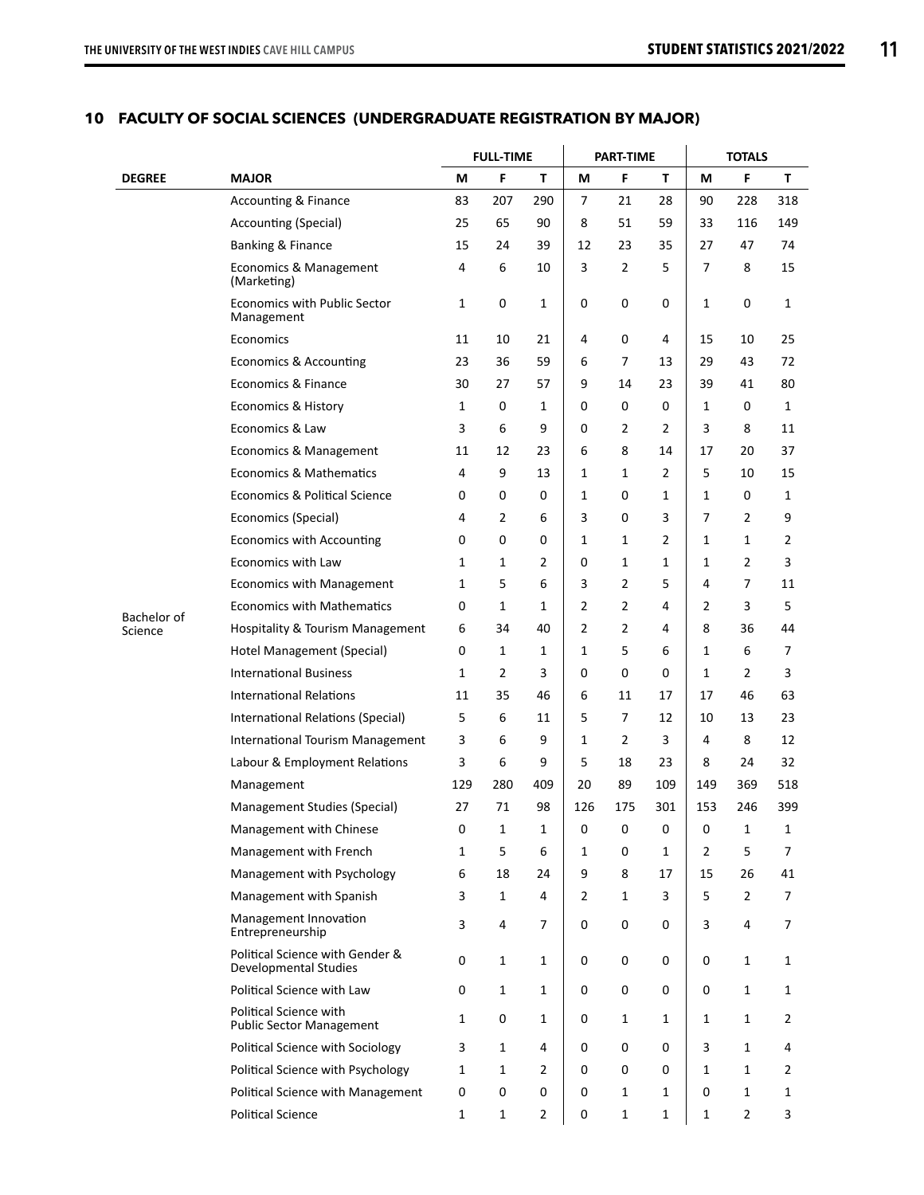## 10 FACULTY OF SOCIAL SCIENCES (UNDERGRADUATE REGISTRATION BY MAJOR)

| | | FULL-TIME | | | PART-TIME | | | TOTALS | | |
|---|---|---|---|---|---|---|---|---|---|---|
| DEGREE | MAJOR | M | F | T | M | F | T | M | F | T |
| Bachelor of Science | Accounting & Finance | 83 | 207 | 290 | 7 | 21 | 28 | 90 | 228 | 318 |
| | Accounting (Special) | 25 | 65 | 90 | 8 | 51 | 59 | 33 | 116 | 149 |
| | Banking & Finance | 15 | 24 | 39 | 12 | 23 | 35 | 27 | 47 | 74 |
| | Economics & Management (Marketing) | 4 | 6 | 10 | 3 | 2 | 5 | 7 | 8 | 15 |
| | Economics with Public Sector Management | 1 | 0 | 1 | 0 | 0 | 0 | 1 | 0 | 1 |
| | Economics | 11 | 10 | 21 | 4 | 0 | 4 | 15 | 10 | 25 |
| | Economics & Accounting | 23 | 36 | 59 | 6 | 7 | 13 | 29 | 43 | 72 |
| | Economics & Finance | 30 | 27 | 57 | 9 | 14 | 23 | 39 | 41 | 80 |
| | Economics & History | 1 | 0 | 1 | 0 | 0 | 0 | 1 | 0 | 1 |
| | Economics & Law | 3 | 6 | 9 | 0 | 2 | 2 | 3 | 8 | 11 |
| | Economics & Management | 11 | 12 | 23 | 6 | 8 | 14 | 17 | 20 | 37 |
| | Economics & Mathematics | 4 | 9 | 13 | 1 | 1 | 2 | 5 | 10 | 15 |
| | Economics & Political Science | 0 | 0 | 0 | 1 | 0 | 1 | 1 | 0 | 1 |
| | Economics (Special) | 4 | 2 | 6 | 3 | 0 | 3 | 7 | 2 | 9 |
| | Economics with Accounting | 0 | 0 | 0 | 1 | 1 | 2 | 1 | 1 | 2 |
| | Economics with Law | 1 | 1 | 2 | 0 | 1 | 1 | 1 | 2 | 3 |
| | Economics with Management | 1 | 5 | 6 | 3 | 2 | 5 | 4 | 7 | 11 |
| | Economics with Mathematics | 0 | 1 | 1 | 2 | 2 | 4 | 2 | 3 | 5 |
| | Hospitality & Tourism Management | 6 | 34 | 40 | 2 | 2 | 4 | 8 | 36 | 44 |
| | Hotel Management (Special) | 0 | 1 | 1 | 1 | 5 | 6 | 1 | 6 | 7 |
| | International Business | 1 | 2 | 3 | 0 | 0 | 0 | 1 | 2 | 3 |
| | International Relations | 11 | 35 | 46 | 6 | 11 | 17 | 17 | 46 | 63 |
| | International Relations (Special) | 5 | 6 | 11 | 5 | 7 | 12 | 10 | 13 | 23 |
| | International Tourism Management | 3 | 6 | 9 | 1 | 2 | 3 | 4 | 8 | 12 |
| | Labour & Employment Relations | 3 | 6 | 9 | 5 | 18 | 23 | 8 | 24 | 32 |
| | Management | 129 | 280 | 409 | 20 | 89 | 109 | 149 | 369 | 518 |
| | Management Studies (Special) | 27 | 71 | 98 | 126 | 175 | 301 | 153 | 246 | 399 |
| | Management with Chinese | 0 | 1 | 1 | 0 | 0 | 0 | 0 | 1 | 1 |
| | Management with French | 1 | 5 | 6 | 1 | 0 | 1 | 2 | 5 | 7 |
| | Management with Psychology | 6 | 18 | 24 | 9 | 8 | 17 | 15 | 26 | 41 |
| | Management with Spanish | 3 | 1 | 4 | 2 | 1 | 3 | 5 | 2 | 7 |
| | Management Innovation Entrepreneurship | 3 | 4 | 7 | 0 | 0 | 0 | 3 | 4 | 7 |
| | Political Science with Gender & Developmental Studies | 0 | 1 | 1 | 0 | 0 | 0 | 0 | 1 | 1 |
| | Political Science with Law | 0 | 1 | 1 | 0 | 0 | 0 | 0 | 1 | 1 |
| | Political Science with Public Sector Management | 1 | 0 | 1 | 0 | 1 | 1 | 1 | 1 | 2 |
| | Political Science with Sociology | 3 | 1 | 4 | 0 | 0 | 0 | 3 | 1 | 4 |
| | Political Science with Psychology | 1 | 1 | 2 | 0 | 0 | 0 | 1 | 1 | 2 |
| | Political Science with Management | 0 | 0 | 0 | 0 | 1 | 1 | 0 | 1 | 1 |
| | Political Science | 1 | 1 | 2 | 0 | 1 | 1 | 1 | 2 | 3 |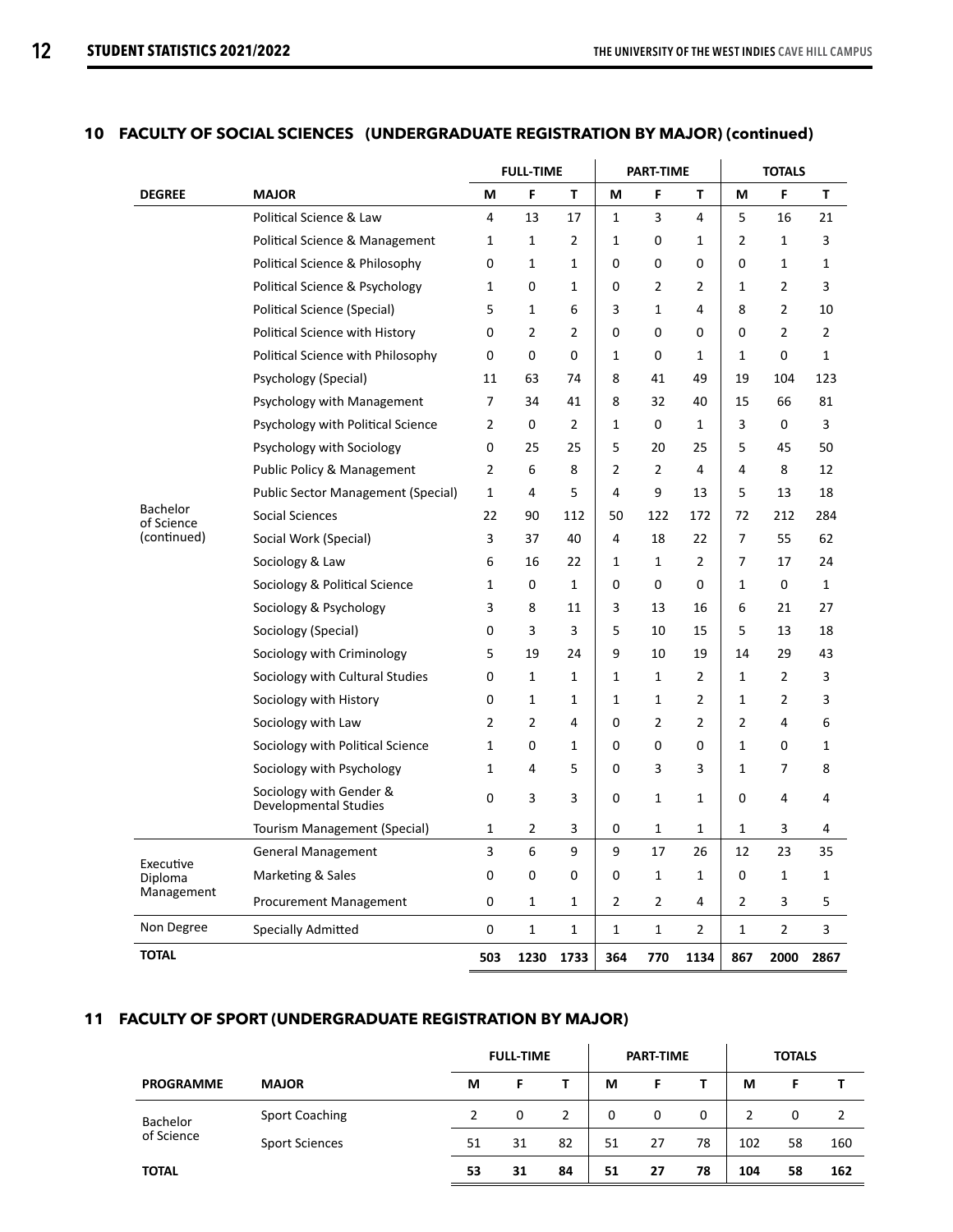## 10 FACULTY OF SOCIAL SCIENCES (UNDERGRADUATE REGISTRATION BY MAJOR) (continued)

| | | FULL-TIME | | | PART-TIME | | | TOTALS | | |
|---|---|---|---|---|---|---|---|---|---|---|
| **DEGREE** | **MAJOR** | **M** | **F** | **T** | **M** | **F** | **T** | **M** | **F** | **T** |
| Bachelor of Science (continued) | Political Science & Law | 4 | 13 | 17 | 1 | 3 | 4 | 5 | 16 | 21 |
| | Political Science & Management | 1 | 1 | 2 | 1 | 0 | 1 | 2 | 1 | 3 |
| | Political Science & Philosophy | 0 | 1 | 1 | 0 | 0 | 0 | 0 | 1 | 1 |
| | Political Science & Psychology | 1 | 0 | 1 | 0 | 2 | 2 | 1 | 2 | 3 |
| | Political Science (Special) | 5 | 1 | 6 | 3 | 1 | 4 | 8 | 2 | 10 |
| | Political Science with History | 0 | 2 | 2 | 0 | 0 | 0 | 0 | 2 | 2 |
| | Political Science with Philosophy | 0 | 0 | 0 | 1 | 0 | 1 | 1 | 0 | 1 |
| | Psychology (Special) | 11 | 63 | 74 | 8 | 41 | 49 | 19 | 104 | 123 |
| | Psychology with Management | 7 | 34 | 41 | 8 | 32 | 40 | 15 | 66 | 81 |
| | Psychology with Political Science | 2 | 0 | 2 | 1 | 0 | 1 | 3 | 0 | 3 |
| | Psychology with Sociology | 0 | 25 | 25 | 5 | 20 | 25 | 5 | 45 | 50 |
| | Public Policy & Management | 2 | 6 | 8 | 2 | 2 | 4 | 4 | 8 | 12 |
| | Public Sector Management (Special) | 1 | 4 | 5 | 4 | 9 | 13 | 5 | 13 | 18 |
| | Social Sciences | 22 | 90 | 112 | 50 | 122 | 172 | 72 | 212 | 284 |
| | Social Work (Special) | 3 | 37 | 40 | 4 | 18 | 22 | 7 | 55 | 62 |
| | Sociology & Law | 6 | 16 | 22 | 1 | 1 | 2 | 7 | 17 | 24 |
| | Sociology & Political Science | 1 | 0 | 1 | 0 | 0 | 0 | 1 | 0 | 1 |
| | Sociology & Psychology | 3 | 8 | 11 | 3 | 13 | 16 | 6 | 21 | 27 |
| | Sociology (Special) | 0 | 3 | 3 | 5 | 10 | 15 | 5 | 13 | 18 |
| | Sociology with Criminology | 5 | 19 | 24 | 9 | 10 | 19 | 14 | 29 | 43 |
| | Sociology with Cultural Studies | 0 | 1 | 1 | 1 | 1 | 2 | 1 | 2 | 3 |
| | Sociology with History | 0 | 1 | 1 | 1 | 1 | 2 | 1 | 2 | 3 |
| | Sociology with Law | 2 | 2 | 4 | 0 | 2 | 2 | 2 | 4 | 6 |
| | Sociology with Political Science | 1 | 0 | 1 | 0 | 0 | 0 | 1 | 0 | 1 |
| | Sociology with Psychology | 1 | 4 | 5 | 0 | 3 | 3 | 1 | 7 | 8 |
| | Sociology with Gender & Developmental Studies | 0 | 3 | 3 | 0 | 1 | 1 | 0 | 4 | 4 |
| | Tourism Management (Special) | 1 | 2 | 3 | 0 | 1 | 1 | 1 | 3 | 4 |
| Executive Diploma Management | General Management | 3 | 6 | 9 | 9 | 17 | 26 | 12 | 23 | 35 |
| | Marketing & Sales | 0 | 0 | 0 | 0 | 1 | 1 | 0 | 1 | 1 |
| | Procurement Management | 0 | 1 | 1 | 2 | 2 | 4 | 2 | 3 | 5 |
| Non Degree | Specially Admitted | 0 | 1 | 1 | 1 | 1 | 2 | 1 | 2 | 3 |
| **TOTAL** | | **503** | **1230** | **1733** | **364** | **770** | **1134** | **867** | **2000** | **2867** |

## 11 FACULTY OF SPORT (UNDERGRADUATE REGISTRATION BY MAJOR)

| | | FULL-TIME | | | PART-TIME | | | TOTALS | | |
|---|---|---|---|---|---|---|---|---|---|---|
| **PROGRAMME** | **MAJOR** | **M** | **F** | **T** | **M** | **F** | **T** | **M** | **F** | **T** |
| Bachelor of Science | Sport Coaching | 2 | 0 | 2 | 0 | 0 | 0 | 2 | 0 | 2 |
| | Sport Sciences | 51 | 31 | 82 | 51 | 27 | 78 | 102 | 58 | 160 |
| **TOTAL** | | **53** | **31** | **84** | **51** | **27** | **78** | **104** | **58** | **162** |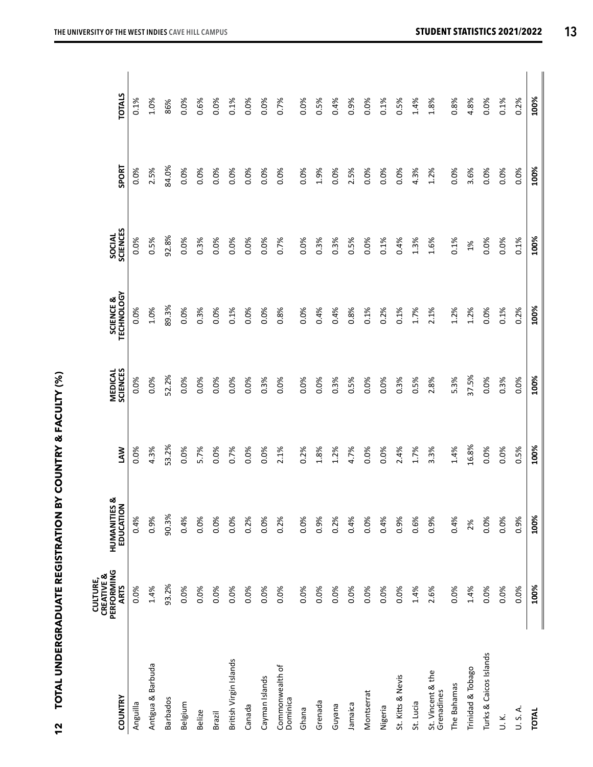# TOTAL UNDERGRADUATE REGISTRATION BY COUNTRY & FACULTY (%)

| COUNTRY | CULTURE, CREATIVE & PERFORMING ARTS | HUMANITIES & EDUCATION | LAW | MEDICAL SCIENCES | SCIENCE & TECHNOLOGY | SOCIAL SCIENCES | SPORT | TOTALS |
|---|---|---|---|---|---|---|---|---|
| Anguilla | 0.0% | 0.4% | 0.0% | 0.0% | 0.0% | 0.0% | 0.0% | 0.1% |
| Antigua & Barbuda | 1.4% | 0.9% | 4.3% | 0.0% | 1.0% | 0.5% | 2.5% | 1.0% |
| Barbados | 93.2% | 90.3% | 53.2% | 52.2% | 89.3% | 92.8% | 84.0% | 86% |
| Belgium | 0.0% | 0.4% | 0.0% | 0.0% | 0.0% | 0.0% | 0.0% | 0.0% |
| Belize | 0.0% | 0.0% | 5.7% | 0.0% | 0.3% | 0.3% | 0.0% | 0.6% |
| Brazil | 0.0% | 0.0% | 0.0% | 0.0% | 0.0% | 0.0% | 0.0% | 0.0% |
| British Virgin Islands | 0.0% | 0.0% | 0.7% | 0.0% | 0.1% | 0.0% | 0.0% | 0.1% |
| Canada | 0.0% | 0.2% | 0.0% | 0.0% | 0.0% | 0.0% | 0.0% | 0.0% |
| Cayman Islands | 0.0% | 0.0% | 0.0% | 0.3% | 0.0% | 0.0% | 0.0% | 0.0% |
| Commonwealth of Dominica | 0.0% | 0.2% | 2.1% | 0.0% | 0.8% | 0.7% | 0.0% | 0.7% |
| Ghana | 0.0% | 0.0% | 0.2% | 0.0% | 0.0% | 0.0% | 0.0% | 0.0% |
| Grenada | 0.0% | 0.9% | 1.8% | 0.0% | 0.4% | 0.3% | 1.9% | 0.5% |
| Guyana | 0.0% | 0.2% | 1.2% | 0.3% | 0.4% | 0.3% | 0.0% | 0.4% |
| Jamaica | 0.0% | 0.4% | 4.7% | 0.5% | 0.8% | 0.5% | 2.5% | 0.9% |
| Montserrat | 0.0% | 0.0% | 0.0% | 0.0% | 0.1% | 0.0% | 0.0% | 0.0% |
| Nigeria | 0.0% | 0.4% | 0.0% | 0.0% | 0.2% | 0.1% | 0.0% | 0.1% |
| St. Kitts & Nevis | 0.0% | 0.9% | 2.4% | 0.3% | 0.1% | 0.4% | 0.0% | 0.5% |
| St. Lucia | 1.4% | 0.6% | 1.7% | 0.5% | 1.7% | 1.3% | 4.3% | 1.4% |
| St. Vincent & the Grenadines | 2.6% | 0.9% | 3.3% | 2.8% | 2.1% | 1.6% | 1.2% | 1.8% |
| The Bahamas | 0.0% | 0.4% | 1.4% | 5.3% | 1.2% | 0.1% | 0.0% | 0.8% |
| Trinidad & Tobago | 1.4% | 2% | 16.8% | 37.5% | 1.2% | 1% | 3.6% | 4.8% |
| Turks & Caicos Islands | 0.0% | 0.0% | 0.0% | 0.0% | 0.0% | 0.0% | 0.0% | 0.0% |
| U. K. | 0.0% | 0.0% | 0.0% | 0.3% | 0.1% | 0.0% | 0.0% | 0.1% |
| U. S. A. | 0.0% | 0.9% | 0.5% | 0.0% | 0.2% | 0.1% | 0.0% | 0.2% |
| **TOTAL** | **100%** | **100%** | **100%** | **100%** | **100%** | **100%** | **100%** | **100%** |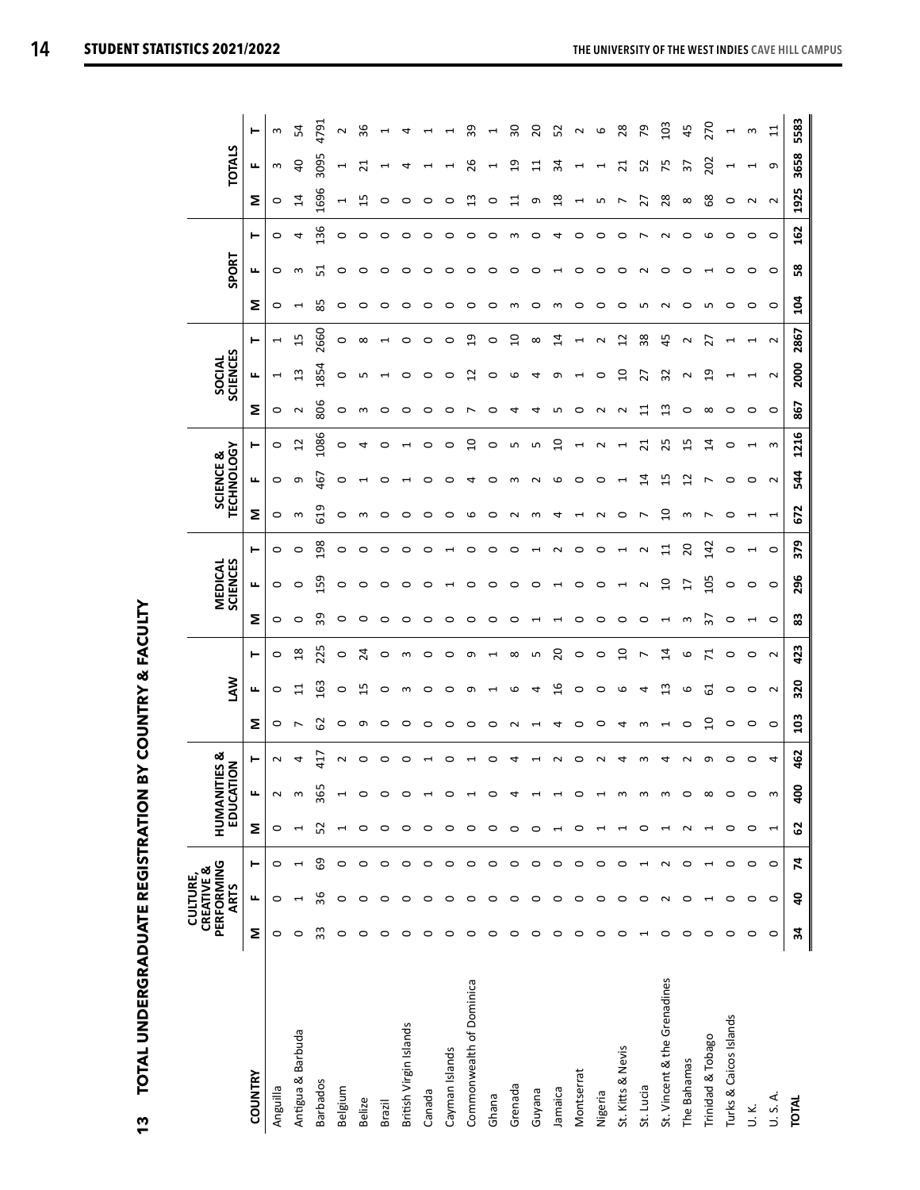## 13 TOTAL UNDERGRADUATE REGISTRATION BY COUNTRY & FACULTY

| COUNTRY | CULTURE, CREATIVE & PERFORMING ARTS | | | HUMANITIES & EDUCATION | | | LAW | | | MEDICAL SCIENCES | | | SCIENCE & TECHNOLOGY | | | SOCIAL SCIENCES | | | SPORT | | | TOTALS | | |
|---|---|---|---|---|---|---|---|---|---|---|---|---|---|---|---|---|---|---|---|---|---|---|---|---|
| | M | F | T | M | F | T | M | F | T | M | F | T | M | F | T | M | F | T | M | F | T | M | F | T |
| Anguilla | 0 | 0 | 0 | 0 | 2 | 2 | 0 | 0 | 0 | 0 | 0 | 0 | 0 | 0 | 0 | 0 | 1 | 1 | 0 | 0 | 0 | 0 | 3 | 3 |
| Antigua & Barbuda | 0 | 1 | 1 | 1 | 3 | 4 | 7 | 11 | 18 | 0 | 0 | 0 | 3 | 9 | 12 | 2 | 13 | 15 | 1 | 3 | 4 | 14 | 40 | 54 |
| Barbados | 33 | 36 | 69 | 52 | 365 | 417 | 62 | 163 | 225 | 39 | 159 | 198 | 619 | 467 | 1086 | 806 | 1854 | 2660 | 85 | 51 | 136 | 1696 | 3095 | 4791 |
| Belgium | 0 | 0 | 0 | 1 | 1 | 2 | 0 | 0 | 0 | 0 | 0 | 0 | 0 | 0 | 0 | 0 | 0 | 0 | 0 | 0 | 0 | 1 | 1 | 2 |
| Belize | 0 | 0 | 0 | 0 | 0 | 0 | 9 | 15 | 24 | 0 | 0 | 0 | 3 | 1 | 4 | 3 | 5 | 8 | 0 | 0 | 0 | 15 | 21 | 36 |
| Brazil | 0 | 0 | 0 | 0 | 0 | 0 | 0 | 0 | 0 | 0 | 0 | 0 | 0 | 0 | 0 | 0 | 1 | 1 | 0 | 0 | 0 | 0 | 1 | 1 |
| British Virgin Islands | 0 | 0 | 0 | 0 | 0 | 0 | 0 | 3 | 3 | 0 | 0 | 0 | 0 | 1 | 1 | 0 | 0 | 0 | 0 | 0 | 0 | 0 | 4 | 4 |
| Canada | 0 | 0 | 0 | 0 | 1 | 1 | 0 | 0 | 0 | 0 | 0 | 0 | 0 | 0 | 0 | 0 | 0 | 0 | 0 | 0 | 0 | 0 | 1 | 1 |
| Cayman Islands | 0 | 0 | 0 | 0 | 0 | 0 | 0 | 0 | 0 | 0 | 1 | 1 | 0 | 0 | 0 | 0 | 0 | 0 | 0 | 0 | 0 | 0 | 1 | 1 |
| Commonwealth of Dominica | 0 | 0 | 0 | 0 | 1 | 1 | 0 | 9 | 9 | 0 | 0 | 0 | 6 | 4 | 10 | 7 | 12 | 19 | 0 | 0 | 0 | 13 | 26 | 39 |
| Ghana | 0 | 0 | 0 | 0 | 0 | 0 | 0 | 1 | 1 | 0 | 0 | 0 | 0 | 0 | 0 | 0 | 0 | 0 | 0 | 0 | 0 | 0 | 1 | 1 |
| Grenada | 0 | 0 | 0 | 0 | 4 | 4 | 2 | 6 | 8 | 0 | 0 | 0 | 2 | 3 | 5 | 4 | 6 | 10 | 3 | 0 | 3 | 11 | 19 | 30 |
| Guyana | 0 | 0 | 0 | 0 | 1 | 1 | 1 | 4 | 5 | 1 | 0 | 1 | 3 | 2 | 5 | 4 | 4 | 8 | 0 | 0 | 0 | 9 | 11 | 20 |
| Jamaica | 0 | 0 | 0 | 1 | 1 | 2 | 4 | 16 | 20 | 1 | 1 | 2 | 4 | 6 | 10 | 5 | 9 | 14 | 3 | 1 | 4 | 18 | 34 | 52 |
| Montserrat | 0 | 0 | 0 | 0 | 0 | 0 | 0 | 0 | 0 | 0 | 0 | 0 | 1 | 0 | 1 | 0 | 1 | 1 | 0 | 0 | 0 | 1 | 1 | 2 |
| Nigeria | 0 | 0 | 0 | 1 | 1 | 2 | 0 | 0 | 0 | 0 | 0 | 0 | 2 | 0 | 2 | 2 | 0 | 2 | 0 | 0 | 0 | 5 | 1 | 6 |
| St. Kitts & Nevis | 0 | 0 | 0 | 1 | 3 | 4 | 4 | 6 | 10 | 0 | 1 | 1 | 0 | 1 | 1 | 2 | 10 | 12 | 0 | 0 | 0 | 7 | 21 | 28 |
| St. Lucia | 1 | 0 | 1 | 0 | 3 | 3 | 3 | 4 | 7 | 0 | 2 | 2 | 7 | 14 | 21 | 11 | 27 | 38 | 5 | 2 | 7 | 27 | 52 | 79 |
| St. Vincent & the Grenadines | 0 | 2 | 2 | 1 | 3 | 4 | 1 | 13 | 14 | 1 | 10 | 11 | 10 | 15 | 25 | 13 | 32 | 45 | 2 | 0 | 2 | 28 | 75 | 103 |
| The Bahamas | 0 | 0 | 0 | 2 | 0 | 2 | 0 | 6 | 6 | 3 | 17 | 20 | 3 | 12 | 15 | 0 | 2 | 2 | 0 | 0 | 0 | 8 | 37 | 45 |
| Trinidad & Tobago | 0 | 1 | 1 | 1 | 8 | 9 | 10 | 61 | 71 | 37 | 105 | 142 | 7 | 7 | 14 | 8 | 19 | 27 | 5 | 1 | 6 | 68 | 202 | 270 |
| Turks & Caicos Islands | 0 | 0 | 0 | 0 | 0 | 0 | 0 | 0 | 0 | 0 | 0 | 0 | 0 | 0 | 0 | 0 | 1 | 1 | 0 | 0 | 0 | 0 | 1 | 1 |
| U.K. | 0 | 0 | 0 | 0 | 0 | 0 | 0 | 0 | 0 | 1 | 0 | 1 | 1 | 0 | 1 | 0 | 1 | 1 | 0 | 0 | 0 | 2 | 1 | 3 |
| U.S.A. | 0 | 0 | 0 | 1 | 3 | 4 | 0 | 2 | 2 | 0 | 0 | 0 | 1 | 2 | 3 | 0 | 2 | 2 | 0 | 0 | 0 | 2 | 9 | 11 |
| **TOTAL** | **34** | **40** | **74** | **62** | **400** | **462** | **103** | **320** | **423** | **83** | **296** | **379** | **672** | **544** | **1216** | **867** | **2000** | **2867** | **104** | **58** | **162** | **1925** | **3658** | **5583** |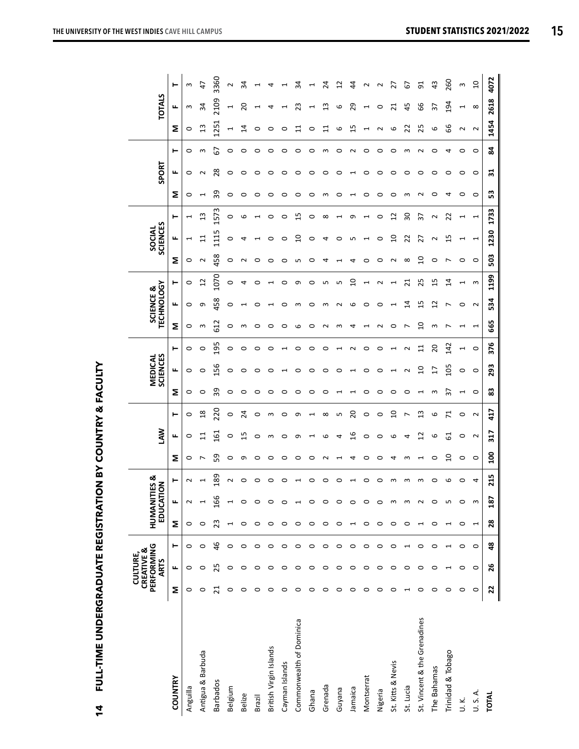# 14 FULL-TIME UNDERGRADUATE REGISTRATION BY COUNTRY & FACULTY

| COUNTRY | CULTURE, CREATIVE & PERFORMING ARTS | | | HUMANITIES & EDUCATION | | | LAW | | | MEDICAL SCIENCES | | | SCIENCE & TECHNOLOGY | | | SOCIAL SCIENCES | | | SPORT | | | TOTALS | | |
|---|---|---|---|---|---|---|---|---|---|---|---|---|---|---|---|---|---|---|---|---|---|---|---|---|
| | M | F | T | M | F | T | M | F | T | M | F | T | M | F | T | M | F | T | M | F | T | M | F | T |
| Anguilla | 0 | 0 | 0 | 0 | 2 | 2 | 0 | 0 | 0 | 0 | 0 | 0 | 0 | 0 | 0 | 0 | 1 | 1 | 0 | 0 | 0 | 0 | 3 | 3 |
| Antigua & Barbuda | 0 | 0 | 0 | 0 | 1 | 1 | 7 | 11 | 18 | 0 | 0 | 0 | 3 | 9 | 12 | 2 | 11 | 13 | 1 | 2 | 3 | 13 | 34 | 47 |
| Barbados | 21 | 25 | 46 | 23 | 166 | 189 | 59 | 161 | 220 | 39 | 156 | 195 | 612 | 458 | 1070 | 458 | 1115 | 1573 | 39 | 28 | 67 | 1251 | 2109 | 3360 |
| Belgium | 0 | 0 | 0 | 1 | 1 | 2 | 0 | 0 | 0 | 0 | 0 | 0 | 0 | 0 | 0 | 0 | 0 | 0 | 0 | 0 | 0 | 1 | 1 | 2 |
| Belize | 0 | 0 | 0 | 0 | 0 | 0 | 9 | 15 | 24 | 0 | 0 | 0 | 3 | 1 | 4 | 2 | 4 | 6 | 0 | 0 | 0 | 14 | 20 | 34 |
| Brazil | 0 | 0 | 0 | 0 | 0 | 0 | 0 | 0 | 0 | 0 | 0 | 0 | 0 | 0 | 0 | 0 | 1 | 1 | 0 | 0 | 0 | 0 | 1 | 1 |
| British Virgin Islands | 0 | 0 | 0 | 0 | 0 | 0 | 0 | 3 | 3 | 0 | 0 | 0 | 0 | 1 | 1 | 0 | 0 | 0 | 0 | 0 | 0 | 0 | 4 | 4 |
| Cayman Islands | 0 | 0 | 0 | 0 | 0 | 0 | 0 | 0 | 0 | 0 | 1 | 1 | 0 | 0 | 0 | 0 | 0 | 0 | 0 | 0 | 0 | 0 | 1 | 1 |
| Commonwealth of Dominica | 0 | 0 | 0 | 0 | 1 | 1 | 0 | 9 | 9 | 0 | 0 | 0 | 6 | 3 | 9 | 5 | 10 | 15 | 0 | 0 | 0 | 11 | 23 | 34 |
| Ghana | 0 | 0 | 0 | 0 | 0 | 0 | 0 | 1 | 1 | 0 | 0 | 0 | 0 | 0 | 0 | 0 | 0 | 0 | 0 | 0 | 0 | 0 | 1 | 1 |
| Grenada | 0 | 0 | 0 | 0 | 0 | 0 | 2 | 6 | 8 | 0 | 0 | 0 | 2 | 3 | 5 | 4 | 4 | 8 | 3 | 0 | 3 | 11 | 13 | 24 |
| Guyana | 0 | 0 | 0 | 0 | 0 | 0 | 1 | 4 | 5 | 1 | 0 | 1 | 3 | 2 | 5 | 1 | 0 | 1 | 0 | 0 | 0 | 6 | 6 | 12 |
| Jamaica | 0 | 0 | 0 | 1 | 0 | 1 | 4 | 16 | 20 | 1 | 1 | 2 | 4 | 6 | 10 | 4 | 5 | 9 | 1 | 1 | 2 | 15 | 29 | 44 |
| Montserrat | 0 | 0 | 0 | 0 | 0 | 0 | 0 | 0 | 0 | 0 | 0 | 0 | 1 | 0 | 1 | 0 | 1 | 1 | 0 | 0 | 0 | 1 | 1 | 2 |
| Nigeria | 0 | 0 | 0 | 0 | 0 | 0 | 0 | 0 | 0 | 0 | 0 | 0 | 2 | 0 | 2 | 0 | 0 | 0 | 0 | 0 | 0 | 2 | 0 | 2 |
| St. Kitts & Nevis | 0 | 0 | 0 | 0 | 3 | 3 | 4 | 6 | 10 | 0 | 1 | 1 | 0 | 1 | 1 | 2 | 10 | 12 | 0 | 0 | 0 | 6 | 21 | 27 |
| St. Lucia | 1 | 0 | 1 | 0 | 3 | 3 | 3 | 4 | 7 | 0 | 2 | 2 | 7 | 14 | 21 | 8 | 22 | 30 | 3 | 0 | 3 | 22 | 45 | 67 |
| St. Vincent & the Grenadines | 0 | 0 | 0 | 1 | 2 | 3 | 1 | 12 | 13 | 1 | 10 | 11 | 10 | 15 | 25 | 10 | 27 | 37 | 2 | 0 | 2 | 25 | 66 | 91 |
| The Bahamas | 0 | 0 | 0 | 0 | 0 | 0 | 0 | 6 | 6 | 3 | 17 | 20 | 3 | 12 | 15 | 0 | 2 | 2 | 0 | 0 | 0 | 6 | 37 | 43 |
| Trinidad & Tobago | 0 | 1 | 1 | 1 | 5 | 6 | 10 | 61 | 71 | 37 | 105 | 142 | 7 | 7 | 14 | 7 | 15 | 22 | 4 | 0 | 4 | 66 | 194 | 260 |
| U. K. | 0 | 0 | 0 | 0 | 0 | 0 | 0 | 0 | 0 | 1 | 0 | 1 | 1 | 0 | 1 | 0 | 1 | 1 | 0 | 0 | 0 | 2 | 1 | 3 |
| U. S. A. | 0 | 0 | 0 | 1 | 3 | 4 | 0 | 2 | 2 | 0 | 0 | 0 | 1 | 2 | 3 | 0 | 1 | 1 | 0 | 0 | 0 | 2 | 8 | 10 |
| **TOTAL** | **22** | **26** | **48** | **28** | **187** | **215** | **100** | **317** | **417** | **83** | **293** | **376** | **665** | **534** | **1199** | **503** | **1230** | **1733** | **53** | **31** | **84** | **1454** | **2618** | **4072** |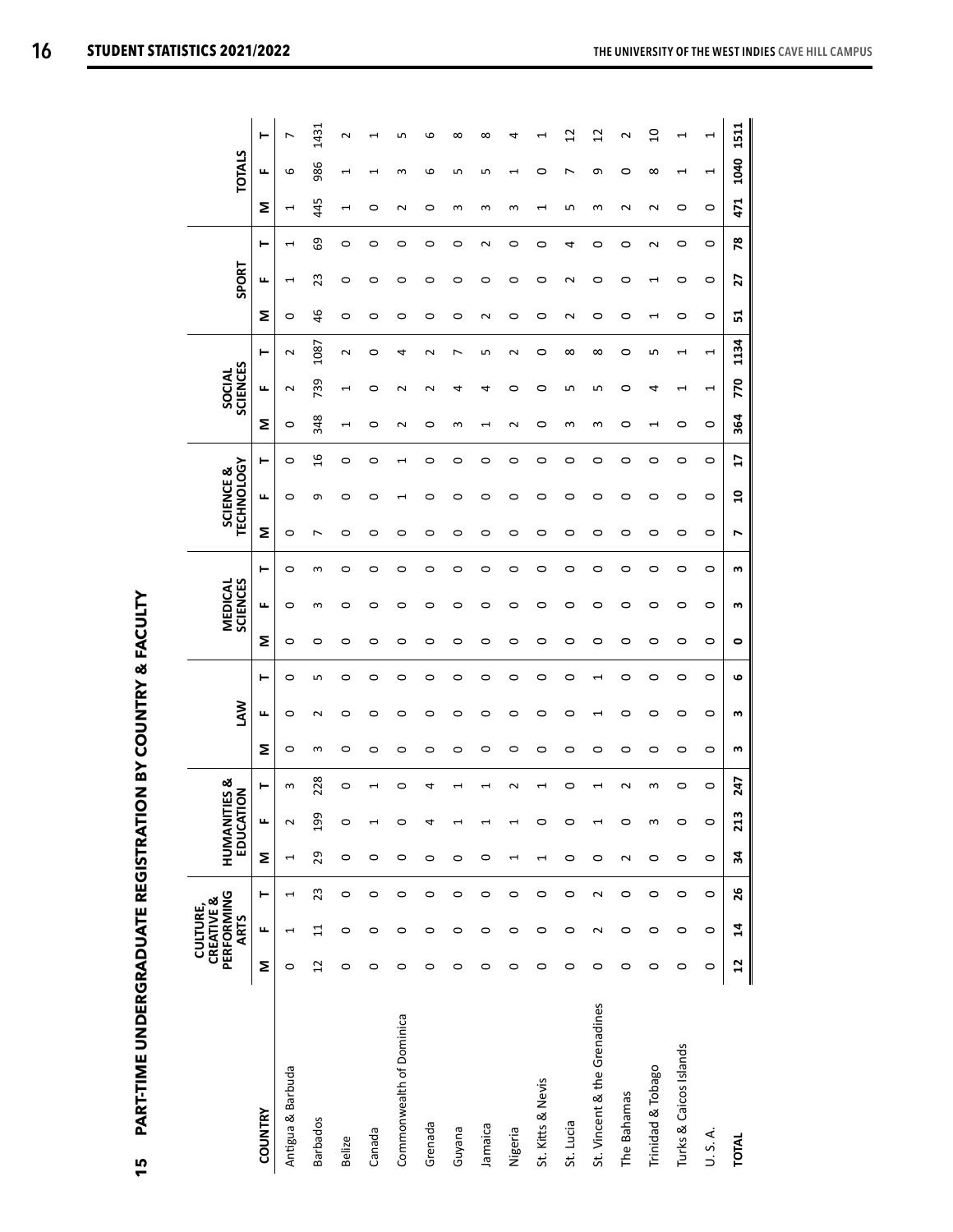## 15 PART-TIME UNDERGRADUATE REGISTRATION BY COUNTRY & FACULTY

| COUNTRY | CULTURE, CREATIVE & PERFORMING ARTS | | | HUMANITIES & EDUCATION | | | LAW | | | MEDICAL SCIENCES | | | SCIENCE & TECHNOLOGY | | | SOCIAL SCIENCES | | | SPORT | | | TOTALS | | |
|---|---|---|---|---|---|---|---|---|---|---|---|---|---|---|---|---|---|---|---|---|---|---|---|---|
| | M | F | T | M | F | T | M | F | T | M | F | T | M | F | T | M | F | T | M | F | T | M | F | T |
| Antigua & Barbuda | 0 | 1 | 1 | 1 | 2 | 3 | 0 | 0 | 0 | 0 | 0 | 0 | 0 | 0 | 0 | 0 | 2 | 2 | 0 | 1 | 1 | 1 | 6 | 7 |
| Barbados | 12 | 11 | 23 | 29 | 199 | 228 | 3 | 2 | 5 | 0 | 3 | 3 | 7 | 9 | 16 | 348 | 739 | 1087 | 46 | 23 | 69 | 445 | 986 | 1431 |
| Belize | 0 | 0 | 0 | 0 | 0 | 0 | 0 | 0 | 0 | 0 | 0 | 0 | 0 | 0 | 0 | 1 | 1 | 2 | 0 | 0 | 0 | 1 | 1 | 2 |
| Canada | 0 | 0 | 0 | 0 | 1 | 1 | 0 | 0 | 0 | 0 | 0 | 0 | 0 | 0 | 0 | 0 | 0 | 0 | 0 | 0 | 0 | 0 | 1 | 1 |
| Commonwealth of Dominica | 0 | 0 | 0 | 0 | 0 | 0 | 0 | 0 | 0 | 0 | 0 | 0 | 0 | 1 | 1 | 2 | 2 | 4 | 0 | 0 | 0 | 2 | 3 | 5 |
| Grenada | 0 | 0 | 0 | 0 | 4 | 4 | 0 | 0 | 0 | 0 | 0 | 0 | 0 | 0 | 0 | 0 | 2 | 2 | 0 | 0 | 0 | 0 | 6 | 6 |
| Guyana | 0 | 0 | 0 | 0 | 1 | 1 | 0 | 0 | 0 | 0 | 0 | 0 | 0 | 0 | 0 | 3 | 4 | 7 | 0 | 0 | 0 | 3 | 5 | 8 |
| Jamaica | 0 | 0 | 0 | 0 | 1 | 1 | 0 | 0 | 0 | 0 | 0 | 0 | 0 | 0 | 0 | 1 | 4 | 5 | 2 | 0 | 2 | 3 | 5 | 8 |
| Nigeria | 0 | 0 | 0 | 1 | 1 | 2 | 0 | 0 | 0 | 0 | 0 | 0 | 0 | 0 | 0 | 2 | 0 | 2 | 0 | 0 | 0 | 3 | 1 | 4 |
| St. Kitts & Nevis | 0 | 0 | 0 | 1 | 0 | 1 | 0 | 0 | 0 | 0 | 0 | 0 | 0 | 0 | 0 | 0 | 0 | 0 | 0 | 0 | 0 | 1 | 0 | 1 |
| St. Lucia | 0 | 0 | 0 | 0 | 0 | 0 | 0 | 0 | 0 | 0 | 0 | 0 | 0 | 0 | 0 | 3 | 5 | 8 | 2 | 2 | 4 | 5 | 7 | 12 |
| St. Vincent & the Grenadines | 0 | 2 | 2 | 0 | 1 | 1 | 0 | 1 | 1 | 0 | 0 | 0 | 0 | 0 | 0 | 3 | 5 | 8 | 0 | 0 | 0 | 3 | 9 | 12 |
| The Bahamas | 0 | 0 | 0 | 2 | 0 | 2 | 0 | 0 | 0 | 0 | 0 | 0 | 0 | 0 | 0 | 0 | 0 | 0 | 0 | 0 | 0 | 2 | 0 | 2 |
| Trinidad & Tobago | 0 | 0 | 0 | 0 | 3 | 3 | 0 | 0 | 0 | 0 | 0 | 0 | 0 | 0 | 0 | 1 | 4 | 5 | 1 | 1 | 2 | 2 | 8 | 10 |
| Turks & Caicos Islands | 0 | 0 | 0 | 0 | 0 | 0 | 0 | 0 | 0 | 0 | 0 | 0 | 0 | 0 | 0 | 0 | 1 | 1 | 0 | 0 | 0 | 0 | 1 | 1 |
| U. S. A. | 0 | 0 | 0 | 0 | 0 | 0 | 0 | 0 | 0 | 0 | 0 | 0 | 0 | 0 | 0 | 0 | 1 | 1 | 0 | 0 | 0 | 0 | 1 | 1 |
| **TOTAL** | **12** | **14** | **26** | **34** | **213** | **247** | **3** | **3** | **6** | **0** | **3** | **3** | **7** | **10** | **17** | **364** | **770** | **1134** | **51** | **27** | **78** | **471** | **1040** | **1511** |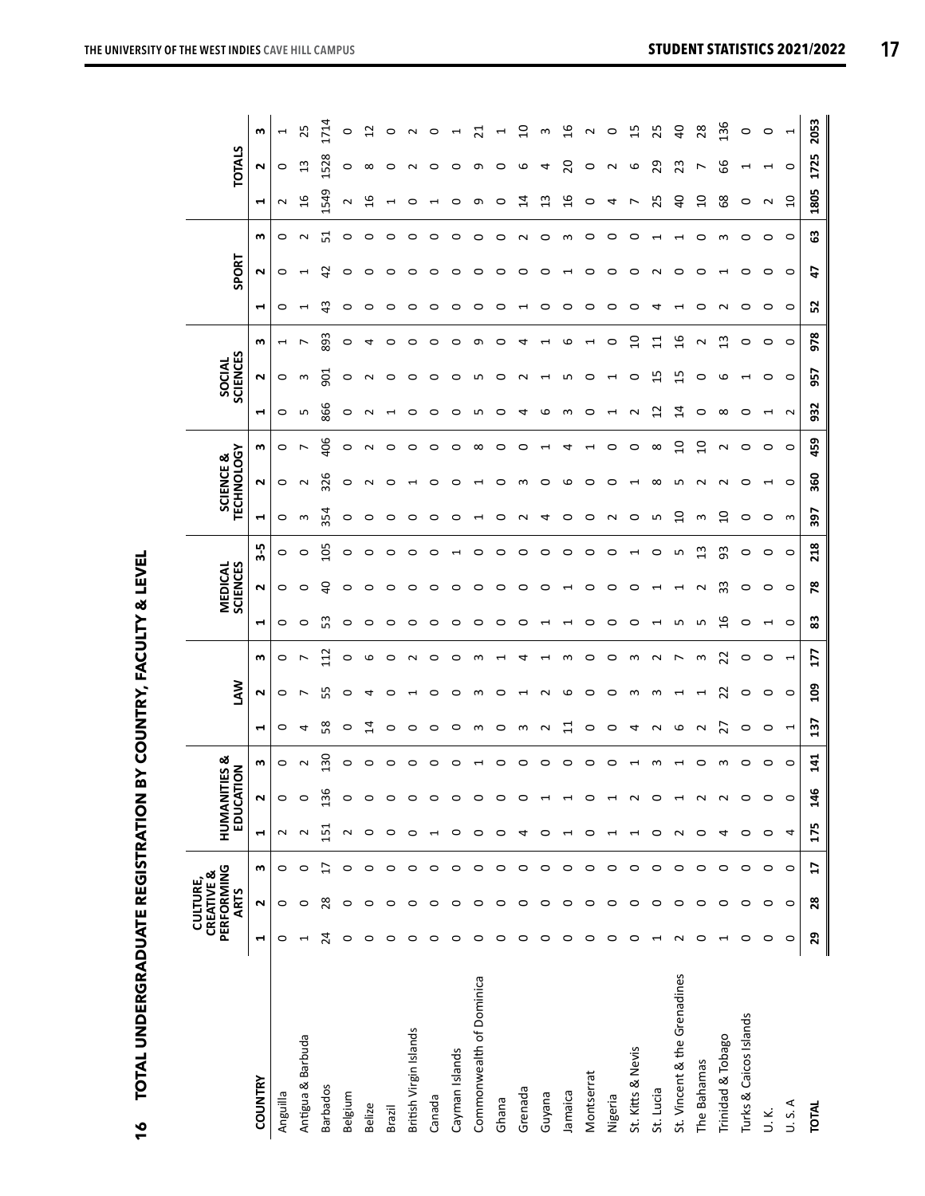# TOTAL UNDERGRADUATE REGISTRATION BY COUNTRY, FACULTY & LEVEL

| COUNTRY | CULTURE, CREATIVE & PERFORMING ARTS | | | HUMANITIES & EDUCATION | | | LAW | | | MEDICAL SCIENCES | | | SCIENCE & TECHNOLOGY | | | SOCIAL SCIENCES | | | SPORT | | | TOTALS | | |
|---|---|---|---|---|---|---|---|---|---|---|---|---|---|---|---|---|---|---|---|---|---|---|---|---|
| | 1 | 2 | 3 | 1 | 2 | 3 | 1 | 2 | 3 | 1 | 2 | 3-5 | 1 | 2 | 3 | 1 | 2 | 3 | 1 | 2 | 3 | 1 | 2 | 3 |
| Anguilla | 0 | 0 | 0 | 2 | 0 | 0 | 0 | 0 | 0 | 0 | 0 | 0 | 0 | 0 | 0 | 0 | 0 | 1 | 0 | 0 | 0 | 2 | 0 | 1 |
| Antigua & Barbuda | 1 | 0 | 0 | 2 | 0 | 2 | 4 | 7 | 7 | 0 | 0 | 0 | 3 | 2 | 7 | 5 | 3 | 7 | 1 | 1 | 2 | 16 | 13 | 25 |
| Barbados | 24 | 28 | 17 | 151 | 136 | 130 | 58 | 55 | 112 | 53 | 40 | 105 | 354 | 326 | 406 | 866 | 901 | 893 | 43 | 42 | 51 | 1549 | 1528 | 1714 |
| Belgium | 0 | 0 | 0 | 2 | 0 | 0 | 0 | 0 | 0 | 0 | 0 | 0 | 0 | 0 | 0 | 0 | 0 | 0 | 0 | 0 | 0 | 2 | 0 | 0 |
| Belize | 0 | 0 | 0 | 0 | 0 | 0 | 14 | 4 | 6 | 0 | 0 | 0 | 0 | 2 | 2 | 2 | 2 | 4 | 0 | 0 | 0 | 16 | 8 | 12 |
| Brazil | 0 | 0 | 0 | 0 | 0 | 0 | 0 | 0 | 0 | 0 | 0 | 0 | 0 | 0 | 0 | 1 | 0 | 0 | 0 | 0 | 0 | 1 | 0 | 0 |
| British Virgin Islands | 0 | 0 | 0 | 0 | 0 | 0 | 0 | 1 | 2 | 0 | 0 | 0 | 0 | 1 | 0 | 0 | 0 | 0 | 0 | 0 | 0 | 0 | 2 | 2 |
| Canada | 0 | 0 | 0 | 1 | 0 | 0 | 0 | 0 | 0 | 0 | 0 | 0 | 0 | 0 | 0 | 0 | 0 | 0 | 0 | 0 | 0 | 1 | 0 | 0 |
| Cayman Islands | 0 | 0 | 0 | 0 | 0 | 0 | 0 | 0 | 0 | 0 | 0 | 1 | 0 | 0 | 0 | 0 | 0 | 0 | 0 | 0 | 0 | 0 | 0 | 1 |
| Commonwealth of Dominica | 0 | 0 | 0 | 0 | 0 | 1 | 3 | 3 | 3 | 0 | 0 | 0 | 1 | 1 | 8 | 5 | 5 | 9 | 0 | 0 | 0 | 9 | 9 | 21 |
| Ghana | 0 | 0 | 0 | 0 | 0 | 0 | 0 | 0 | 1 | 0 | 0 | 0 | 0 | 0 | 0 | 0 | 0 | 0 | 0 | 0 | 0 | 0 | 0 | 1 |
| Grenada | 0 | 0 | 0 | 4 | 0 | 0 | 3 | 1 | 4 | 0 | 0 | 0 | 2 | 3 | 0 | 4 | 2 | 4 | 1 | 0 | 2 | 14 | 6 | 10 |
| Guyana | 0 | 0 | 0 | 0 | 1 | 0 | 2 | 2 | 1 | 1 | 0 | 0 | 4 | 0 | 1 | 6 | 1 | 1 | 0 | 0 | 0 | 13 | 4 | 3 |
| Jamaica | 0 | 0 | 0 | 1 | 1 | 0 | 11 | 6 | 3 | 1 | 1 | 0 | 0 | 6 | 4 | 3 | 5 | 6 | 0 | 1 | 3 | 16 | 20 | 16 |
| Montserrat | 0 | 0 | 0 | 0 | 0 | 0 | 0 | 0 | 0 | 0 | 0 | 0 | 0 | 0 | 1 | 0 | 0 | 1 | 0 | 0 | 0 | 0 | 0 | 2 |
| Nigeria | 0 | 0 | 0 | 1 | 1 | 0 | 0 | 0 | 0 | 0 | 0 | 0 | 2 | 0 | 0 | 1 | 1 | 0 | 0 | 0 | 0 | 4 | 2 | 0 |
| St. Kitts & Nevis | 0 | 0 | 0 | 1 | 2 | 1 | 4 | 3 | 3 | 0 | 0 | 1 | 0 | 1 | 0 | 2 | 0 | 10 | 0 | 0 | 0 | 7 | 6 | 15 |
| St. Lucia | 1 | 0 | 0 | 0 | 0 | 3 | 2 | 3 | 2 | 1 | 1 | 0 | 5 | 8 | 8 | 12 | 15 | 11 | 4 | 2 | 1 | 25 | 29 | 25 |
| St. Vincent & the Grenadines | 2 | 0 | 0 | 2 | 1 | 1 | 6 | 1 | 7 | 5 | 1 | 5 | 10 | 5 | 10 | 14 | 15 | 16 | 1 | 0 | 1 | 40 | 23 | 40 |
| The Bahamas | 0 | 0 | 0 | 0 | 2 | 0 | 2 | 1 | 3 | 5 | 2 | 13 | 3 | 2 | 10 | 0 | 0 | 2 | 0 | 0 | 0 | 10 | 7 | 28 |
| Trinidad & Tobago | 1 | 0 | 0 | 4 | 2 | 3 | 27 | 22 | 22 | 16 | 33 | 93 | 10 | 2 | 2 | 8 | 6 | 13 | 2 | 1 | 3 | 68 | 66 | 136 |
| Turks & Caicos Islands | 0 | 0 | 0 | 0 | 0 | 0 | 0 | 0 | 0 | 0 | 0 | 0 | 0 | 0 | 0 | 0 | 1 | 0 | 0 | 0 | 0 | 0 | 1 | 0 |
| U. K. | 0 | 0 | 0 | 0 | 0 | 0 | 0 | 0 | 0 | 1 | 0 | 0 | 0 | 1 | 0 | 1 | 0 | 0 | 0 | 0 | 0 | 2 | 1 | 0 |
| U. S. A | 0 | 0 | 0 | 4 | 0 | 0 | 1 | 0 | 1 | 0 | 0 | 0 | 3 | 0 | 0 | 2 | 0 | 0 | 0 | 0 | 0 | 10 | 0 | 1 |
| **TOTAL** | **29** | **28** | **17** | **175** | **146** | **141** | **137** | **109** | **177** | **83** | **78** | **218** | **397** | **360** | **459** | **932** | **957** | **978** | **52** | **47** | **63** | **1805** | **1725** | **2053** |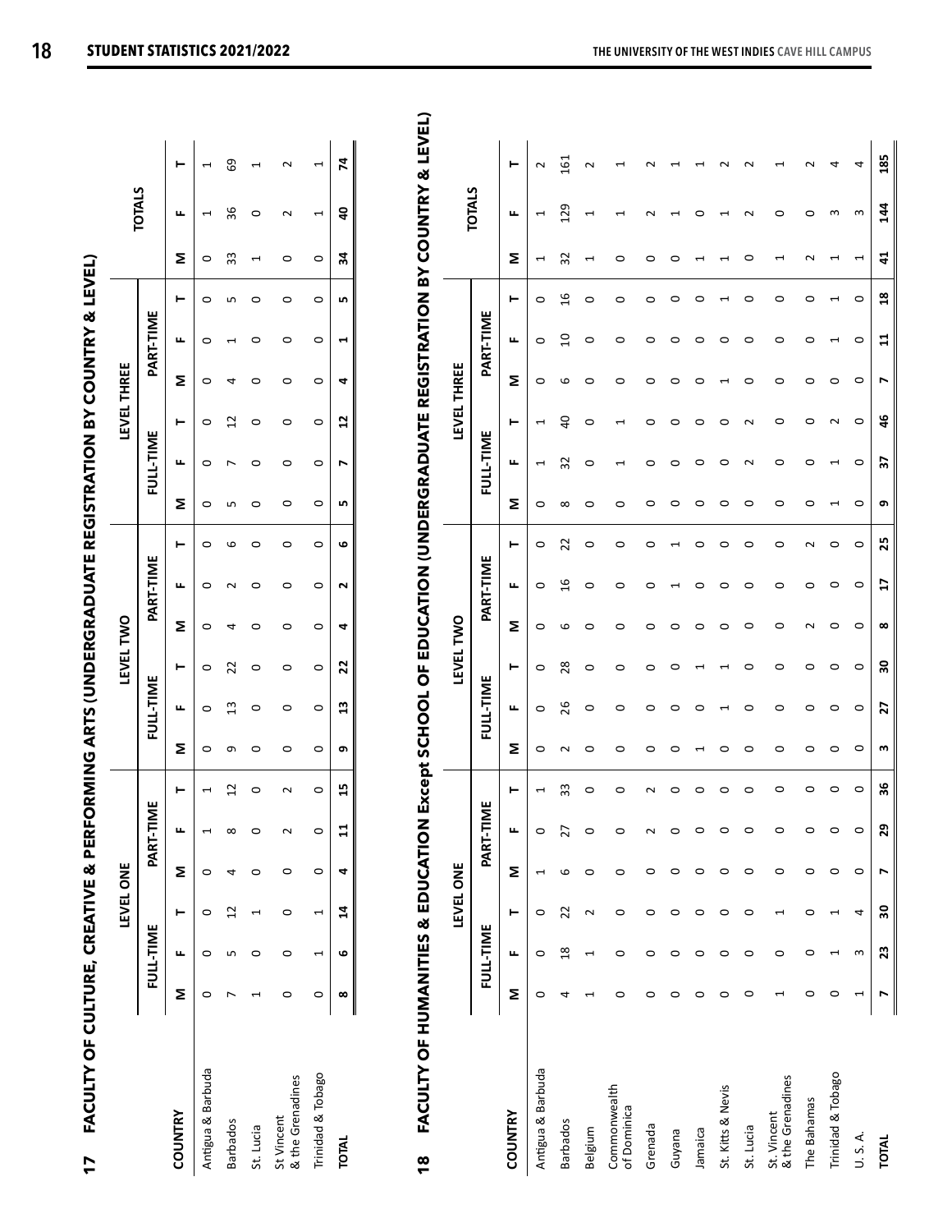## 17 FACULTY OF CULTURE, CREATIVE & PERFORMING ARTS (UNDERGRADUATE REGISTRATION BY COUNTRY & LEVEL)

| COUNTRY | LEVEL ONE | | | | | | LEVEL TWO | | | | | | LEVEL THREE | | | | | | TOTALS | | |
|---|---|---|---|---|---|---|---|---|---|---|---|---|---|---|---|---|---|---|---|---|---|
| | FULL-TIME | | | PART-TIME | | | FULL-TIME | | | PART-TIME | | | FULL-TIME | | | PART-TIME | | | | | |
| | M | F | T | M | F | T | M | F | T | M | F | T | M | F | T | M | F | T | M | F | T |
| Antigua & Barbuda | 0 | 0 | 0 | 0 | 1 | 1 | 0 | 0 | 0 | 0 | 0 | 0 | 0 | 0 | 0 | 0 | 0 | 0 | 0 | 1 | 1 |
| Barbados | 7 | 5 | 12 | 4 | 8 | 12 | 9 | 13 | 22 | 4 | 2 | 6 | 5 | 7 | 12 | 4 | 1 | 5 | 33 | 36 | 69 |
| St. Lucia | 1 | 0 | 1 | 0 | 0 | 0 | 0 | 0 | 0 | 0 | 0 | 0 | 0 | 0 | 0 | 0 | 0 | 0 | 1 | 0 | 1 |
| St Vincent & the Grenadines | 0 | 0 | 0 | 0 | 2 | 2 | 0 | 0 | 0 | 0 | 0 | 0 | 0 | 0 | 0 | 0 | 0 | 0 | 0 | 2 | 2 |
| Trinidad & Tobago | 0 | 1 | 1 | 0 | 0 | 0 | 0 | 0 | 0 | 0 | 0 | 0 | 0 | 0 | 0 | 0 | 0 | 0 | 0 | 1 | 1 |
| **TOTAL** | **8** | **6** | **14** | **4** | **11** | **15** | **9** | **13** | **22** | **4** | **2** | **6** | **5** | **7** | **12** | **4** | **1** | **5** | **34** | **40** | **74** |

## 18 FACULTY OF HUMANITIES & EDUCATION Except SCHOOL OF EDUCATION (UNDERGRADUATE REGISTRATION BY COUNTRY & LEVEL)

| COUNTRY | LEVEL ONE | | | | | | LEVEL TWO | | | | | | LEVEL THREE | | | | | | TOTALS | | |
|---|---|---|---|---|---|---|---|---|---|---|---|---|---|---|---|---|---|---|---|---|---|
| | FULL-TIME | | | PART-TIME | | | FULL-TIME | | | PART-TIME | | | FULL-TIME | | | PART-TIME | | | | | |
| | M | F | T | M | F | T | M | F | T | M | F | T | M | F | T | M | F | T | M | F | T |
| Antigua & Barbuda | 0 | 0 | 0 | 1 | 0 | 1 | 0 | 0 | 0 | 0 | 0 | 0 | 0 | 1 | 1 | 0 | 0 | 0 | 1 | 1 | 2 |
| Barbados | 4 | 18 | 22 | 6 | 27 | 33 | 2 | 26 | 28 | 6 | 16 | 22 | 8 | 32 | 40 | 6 | 10 | 16 | 32 | 129 | 161 |
| Belgium | 1 | 1 | 2 | 0 | 0 | 0 | 0 | 0 | 0 | 0 | 0 | 0 | 0 | 0 | 0 | 0 | 0 | 0 | 1 | 1 | 2 |
| Commonwealth of Dominica | 0 | 0 | 0 | 0 | 0 | 0 | 0 | 0 | 0 | 0 | 0 | 0 | 0 | 1 | 1 | 0 | 0 | 0 | 0 | 1 | 1 |
| Grenada | 0 | 0 | 0 | 0 | 2 | 2 | 0 | 0 | 0 | 0 | 0 | 0 | 0 | 0 | 0 | 0 | 0 | 0 | 0 | 2 | 2 |
| Guyana | 0 | 0 | 0 | 0 | 0 | 0 | 0 | 0 | 0 | 0 | 1 | 1 | 0 | 0 | 0 | 0 | 0 | 0 | 0 | 1 | 1 |
| Jamaica | 0 | 0 | 0 | 0 | 0 | 0 | 1 | 0 | 1 | 0 | 0 | 0 | 0 | 0 | 0 | 0 | 0 | 0 | 1 | 0 | 1 |
| St. Kitts & Nevis | 0 | 0 | 0 | 0 | 0 | 0 | 0 | 1 | 1 | 0 | 0 | 0 | 0 | 0 | 0 | 1 | 0 | 1 | 1 | 1 | 2 |
| St. Lucia | 0 | 0 | 0 | 0 | 0 | 0 | 0 | 0 | 0 | 0 | 0 | 0 | 0 | 2 | 2 | 0 | 0 | 0 | 0 | 2 | 2 |
| St. Vincent & the Grenadines | 1 | 0 | 1 | 0 | 0 | 0 | 0 | 0 | 0 | 0 | 0 | 0 | 0 | 0 | 0 | 0 | 0 | 0 | 1 | 0 | 1 |
| The Bahamas | 0 | 0 | 0 | 0 | 0 | 0 | 0 | 0 | 0 | 2 | 0 | 2 | 0 | 0 | 0 | 0 | 0 | 0 | 2 | 0 | 2 |
| Trinidad & Tobago | 0 | 1 | 1 | 0 | 0 | 0 | 0 | 0 | 0 | 0 | 0 | 0 | 1 | 1 | 2 | 0 | 1 | 1 | 1 | 3 | 4 |
| U. S. A. | 1 | 3 | 4 | 0 | 0 | 0 | 0 | 0 | 0 | 0 | 0 | 0 | 0 | 0 | 0 | 0 | 0 | 0 | 1 | 3 | 4 |
| **TOTAL** | **7** | **23** | **30** | **7** | **29** | **36** | **3** | **27** | **30** | **8** | **17** | **25** | **9** | **37** | **46** | **7** | **11** | **18** | **41** | **144** | **185** |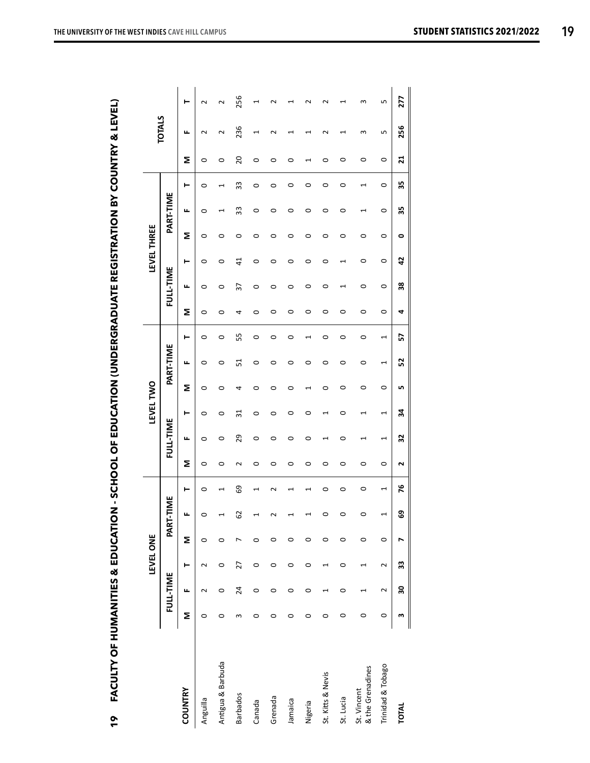## 19 FACULTY OF HUMANITIES & EDUCATION - SCHOOL OF EDUCATION (UNDERGRADUATE REGISTRATION BY COUNTRY & LEVEL)

| COUNTRY | LEVEL ONE | | | | | | LEVEL TWO | | | | | | LEVEL THREE | | | | | | TOTALS | | |
|---|---|---|---|---|---|---|---|---|---|---|---|---|---|---|---|---|---|---|---|---|---|
| | FULL-TIME | | | PART-TIME | | | FULL-TIME | | | PART-TIME | | | FULL-TIME | | | PART-TIME | | | | | |
| | M | F | T | M | F | T | M | F | T | M | F | T | M | F | T | M | F | T | M | F | T |
| Anguilla | 0 | 2 | 2 | 0 | 0 | 0 | 0 | 0 | 0 | 0 | 0 | 0 | 0 | 0 | 0 | 0 | 0 | 0 | 0 | 2 | 2 |
| Antigua & Barbuda | 0 | 0 | 0 | 0 | 1 | 1 | 0 | 0 | 0 | 0 | 0 | 0 | 0 | 0 | 0 | 0 | 1 | 1 | 0 | 2 | 2 |
| Barbados | 3 | 24 | 27 | 7 | 62 | 69 | 2 | 29 | 31 | 4 | 51 | 55 | 4 | 37 | 41 | 0 | 33 | 33 | 20 | 236 | 256 |
| Canada | 0 | 0 | 0 | 0 | 1 | 1 | 0 | 0 | 0 | 0 | 0 | 0 | 0 | 0 | 0 | 0 | 0 | 0 | 0 | 1 | 1 |
| Grenada | 0 | 0 | 0 | 0 | 2 | 2 | 0 | 0 | 0 | 0 | 0 | 0 | 0 | 0 | 0 | 0 | 0 | 0 | 0 | 2 | 2 |
| Jamaica | 0 | 0 | 0 | 0 | 1 | 1 | 0 | 0 | 0 | 0 | 0 | 0 | 0 | 0 | 0 | 0 | 0 | 0 | 0 | 1 | 1 |
| Nigeria | 0 | 0 | 0 | 0 | 1 | 1 | 0 | 0 | 0 | 1 | 0 | 1 | 0 | 0 | 0 | 0 | 0 | 0 | 1 | 1 | 2 |
| St. Kitts & Nevis | 0 | 1 | 1 | 0 | 0 | 0 | 0 | 1 | 1 | 0 | 0 | 0 | 0 | 0 | 0 | 0 | 0 | 0 | 0 | 2 | 2 |
| St. Lucia | 0 | 0 | 0 | 0 | 0 | 0 | 0 | 0 | 0 | 0 | 0 | 0 | 0 | 1 | 1 | 0 | 0 | 0 | 0 | 1 | 1 |
| St. Vincent & the Grenadines | 0 | 1 | 1 | 0 | 0 | 0 | 0 | 1 | 1 | 0 | 0 | 0 | 0 | 0 | 0 | 0 | 1 | 1 | 0 | 3 | 3 |
| Trinidad & Tobago | 0 | 2 | 2 | 0 | 1 | 1 | 0 | 1 | 1 | 0 | 1 | 1 | 0 | 0 | 0 | 0 | 0 | 0 | 0 | 5 | 5 |
| **TOTAL** | **3** | **30** | **33** | **7** | **69** | **76** | **2** | **32** | **34** | **5** | **52** | **57** | **4** | **38** | **42** | **0** | **35** | **35** | **21** | **256** | **277** |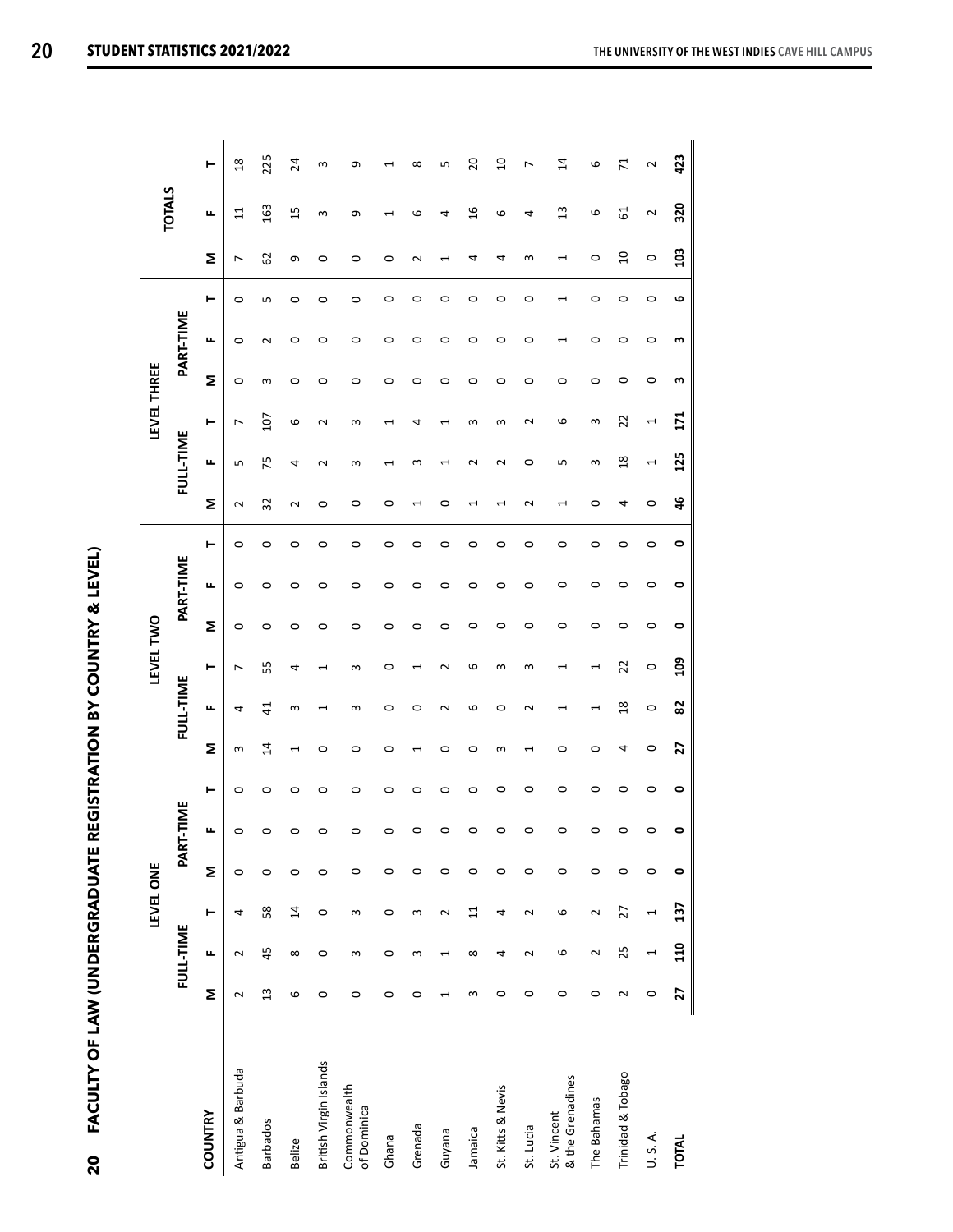# FACULTY OF LAW (UNDERGRADUATE REGISTRATION BY COUNTRY & LEVEL)

| COUNTRY | LEVEL ONE | | | | | | LEVEL TWO | | | | | | LEVEL THREE | | | | | | TOTALS | | |
|---|---|---|---|---|---|---|---|---|---|---|---|---|---|---|---|---|---|---|---|---|---|
| | FULL-TIME | | | PART-TIME | | | FULL-TIME | | | PART-TIME | | | FULL-TIME | | | PART-TIME | | | | | |
| | M | F | T | M | F | T | M | F | T | M | F | T | M | F | T | M | F | T | M | F | T |
| Antigua & Barbuda | 2 | 2 | 4 | 0 | 0 | 0 | 3 | 4 | 7 | 0 | 0 | 0 | 2 | 5 | 7 | 0 | 0 | 0 | 7 | 11 | 18 |
| Barbados | 13 | 45 | 58 | 0 | 0 | 0 | 14 | 41 | 55 | 0 | 0 | 0 | 32 | 75 | 107 | 3 | 2 | 5 | 62 | 163 | 225 |
| Belize | 6 | 8 | 14 | 0 | 0 | 0 | 1 | 3 | 4 | 0 | 0 | 0 | 2 | 4 | 6 | 0 | 0 | 0 | 9 | 15 | 24 |
| British Virgin Islands | 0 | 0 | 0 | 0 | 0 | 0 | 0 | 1 | 1 | 0 | 0 | 0 | 0 | 2 | 2 | 0 | 0 | 0 | 0 | 3 | 3 |
| Commonwealth of Dominica | 0 | 3 | 3 | 0 | 0 | 0 | 0 | 3 | 3 | 0 | 0 | 0 | 0 | 3 | 3 | 0 | 0 | 0 | 0 | 9 | 9 |
| Ghana | 0 | 0 | 0 | 0 | 0 | 0 | 0 | 0 | 0 | 0 | 0 | 0 | 0 | 1 | 1 | 0 | 0 | 0 | 0 | 1 | 1 |
| Grenada | 0 | 3 | 3 | 0 | 0 | 0 | 1 | 0 | 1 | 0 | 0 | 0 | 1 | 3 | 4 | 0 | 0 | 0 | 2 | 6 | 8 |
| Guyana | 1 | 1 | 2 | 0 | 0 | 0 | 0 | 2 | 2 | 0 | 0 | 0 | 0 | 1 | 1 | 0 | 0 | 0 | 1 | 4 | 5 |
| Jamaica | 3 | 8 | 11 | 0 | 0 | 0 | 0 | 6 | 6 | 0 | 0 | 0 | 1 | 2 | 3 | 0 | 0 | 0 | 4 | 16 | 20 |
| St. Kitts & Nevis | 0 | 4 | 4 | 0 | 0 | 0 | 3 | 0 | 3 | 0 | 0 | 0 | 1 | 2 | 3 | 0 | 0 | 0 | 4 | 6 | 10 |
| St. Lucia | 0 | 2 | 2 | 0 | 0 | 0 | 1 | 2 | 3 | 0 | 0 | 0 | 2 | 0 | 2 | 0 | 0 | 0 | 3 | 4 | 7 |
| St. Vincent & the Grenadines | 0 | 6 | 6 | 0 | 0 | 0 | 0 | 1 | 1 | 0 | 0 | 0 | 1 | 5 | 6 | 0 | 1 | 1 | 1 | 13 | 14 |
| The Bahamas | 0 | 2 | 2 | 0 | 0 | 0 | 0 | 1 | 1 | 0 | 0 | 0 | 0 | 3 | 3 | 0 | 0 | 0 | 0 | 6 | 6 |
| Trinidad & Tobago | 2 | 25 | 27 | 0 | 0 | 0 | 4 | 18 | 22 | 0 | 0 | 0 | 4 | 18 | 22 | 0 | 0 | 0 | 10 | 61 | 71 |
| U. S. A. | 0 | 1 | 1 | 0 | 0 | 0 | 0 | 0 | 0 | 0 | 0 | 0 | 0 | 1 | 1 | 0 | 0 | 0 | 0 | 2 | 2 |
| **TOTAL** | **27** | **110** | **137** | **0** | **0** | **0** | **27** | **82** | **109** | **0** | **0** | **0** | **46** | **125** | **171** | **3** | **3** | **6** | **103** | **320** | **423** |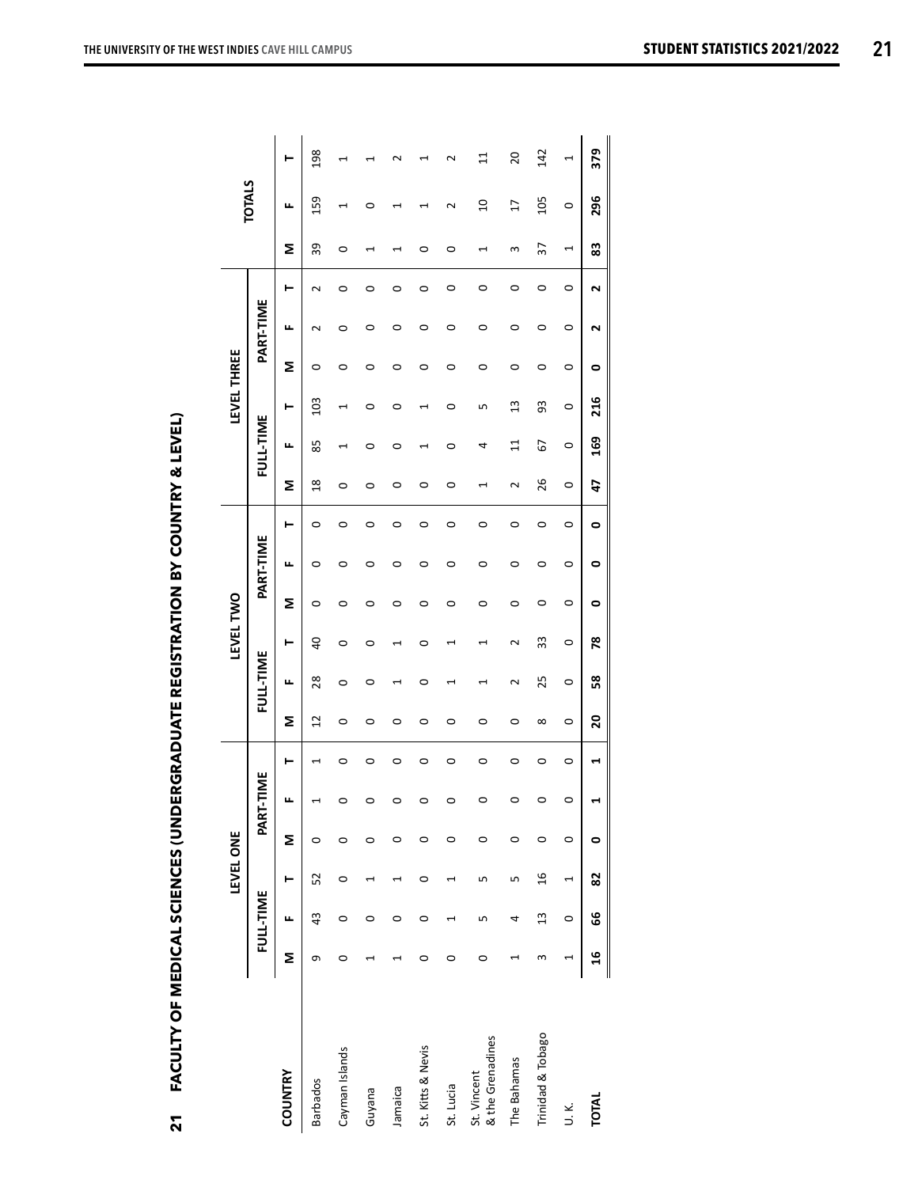## 21 FACULTY OF MEDICAL SCIENCES (UNDERGRADUATE REGISTRATION BY COUNTRY & LEVEL)

| COUNTRY | LEVEL ONE | | | | | | LEVEL TWO | | | | | | LEVEL THREE | | | | | | TOTALS | | |
|---|---|---|---|---|---|---|---|---|---|---|---|---|---|---|---|---|---|---|---|---|---|
| | FULL-TIME | | | PART-TIME | | | FULL-TIME | | | PART-TIME | | | FULL-TIME | | | PART-TIME | | | | | |
| | M | F | T | M | F | T | M | F | T | M | F | T | M | F | T | M | F | T | M | F | T |
| Barbados | 9 | 43 | 52 | 0 | 1 | 1 | 12 | 28 | 40 | 0 | 0 | 0 | 18 | 85 | 103 | 0 | 2 | 2 | 39 | 159 | 198 |
| Cayman Islands | 0 | 0 | 0 | 0 | 0 | 0 | 0 | 0 | 0 | 0 | 0 | 0 | 0 | 1 | 1 | 0 | 0 | 0 | 0 | 1 | 1 |
| Guyana | 1 | 0 | 1 | 0 | 0 | 0 | 0 | 0 | 0 | 0 | 0 | 0 | 0 | 0 | 0 | 0 | 0 | 0 | 1 | 0 | 1 |
| Jamaica | 1 | 0 | 1 | 0 | 0 | 0 | 0 | 1 | 1 | 0 | 0 | 0 | 0 | 0 | 0 | 0 | 0 | 0 | 1 | 1 | 2 |
| St. Kitts & Nevis | 0 | 0 | 0 | 0 | 0 | 0 | 0 | 0 | 0 | 0 | 0 | 0 | 0 | 1 | 1 | 0 | 0 | 0 | 0 | 1 | 1 |
| St. Lucia | 0 | 1 | 1 | 0 | 0 | 0 | 0 | 1 | 1 | 0 | 0 | 0 | 0 | 0 | 0 | 0 | 0 | 0 | 0 | 2 | 2 |
| St. Vincent & the Grenadines | 0 | 5 | 5 | 0 | 0 | 0 | 0 | 1 | 1 | 0 | 0 | 0 | 1 | 4 | 5 | 0 | 0 | 0 | 1 | 10 | 11 |
| The Bahamas | 1 | 4 | 5 | 0 | 0 | 0 | 0 | 2 | 2 | 0 | 0 | 0 | 2 | 11 | 13 | 0 | 0 | 0 | 3 | 17 | 20 |
| Trinidad & Tobago | 3 | 13 | 16 | 0 | 0 | 0 | 8 | 25 | 33 | 0 | 0 | 0 | 26 | 67 | 93 | 0 | 0 | 0 | 37 | 105 | 142 |
| U. K. | 1 | 0 | 1 | 0 | 0 | 0 | 0 | 0 | 0 | 0 | 0 | 0 | 0 | 0 | 0 | 0 | 0 | 0 | 1 | 0 | 1 |
| **TOTAL** | **16** | **66** | **82** | **0** | **1** | **1** | **20** | **58** | **78** | **0** | **0** | **0** | **47** | **169** | **216** | **0** | **2** | **2** | **83** | **296** | **379** |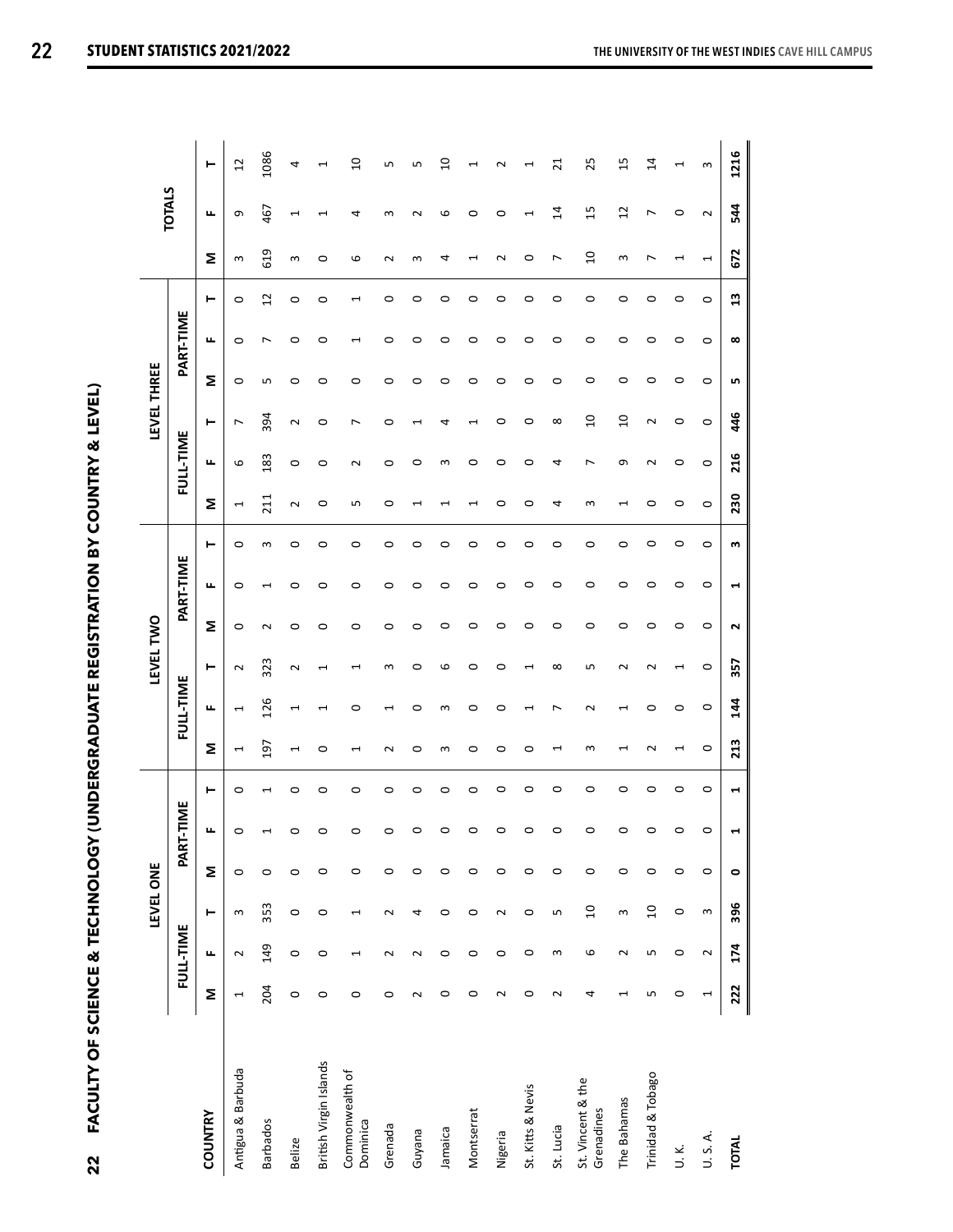## 22 FACULTY OF SCIENCE & TECHNOLOGY (UNDERGRADUATE REGISTRATION BY COUNTRY & LEVEL)

| COUNTRY | LEVEL ONE | | | | | | LEVEL TWO | | | | | | LEVEL THREE | | | | | | TOTALS | | |
|---|---|---|---|---|---|---|---|---|---|---|---|---|---|---|---|---|---|---|---|---|---|
| | FULL-TIME | | | PART-TIME | | | FULL-TIME | | | PART-TIME | | | FULL-TIME | | | PART-TIME | | | | | |
| | M | F | T | M | F | T | M | F | T | M | F | T | M | F | T | M | F | T | M | F | T |
| Antigua & Barbuda | 1 | 2 | 3 | 0 | 0 | 0 | 1 | 1 | 2 | 0 | 0 | 0 | 1 | 6 | 7 | 0 | 0 | 0 | 3 | 9 | 12 |
| Barbados | 204 | 149 | 353 | 0 | 1 | 1 | 197 | 126 | 323 | 2 | 1 | 3 | 211 | 183 | 394 | 5 | 7 | 12 | 619 | 467 | 1086 |
| Belize | 0 | 0 | 0 | 0 | 0 | 0 | 1 | 1 | 2 | 0 | 0 | 0 | 2 | 0 | 2 | 0 | 0 | 0 | 3 | 1 | 4 |
| British Virgin Islands | 0 | 0 | 0 | 0 | 0 | 0 | 0 | 1 | 1 | 0 | 0 | 0 | 0 | 0 | 0 | 0 | 0 | 0 | 0 | 1 | 1 |
| Commonwealth of Dominica | 0 | 1 | 1 | 0 | 0 | 0 | 1 | 0 | 1 | 0 | 0 | 0 | 5 | 2 | 7 | 0 | 1 | 1 | 6 | 4 | 10 |
| Grenada | 0 | 2 | 2 | 0 | 0 | 0 | 2 | 1 | 3 | 0 | 0 | 0 | 0 | 0 | 0 | 0 | 0 | 0 | 2 | 3 | 5 |
| Guyana | 2 | 2 | 4 | 0 | 0 | 0 | 0 | 0 | 0 | 0 | 0 | 0 | 1 | 0 | 1 | 0 | 0 | 0 | 3 | 2 | 5 |
| Jamaica | 0 | 0 | 0 | 0 | 0 | 0 | 3 | 3 | 6 | 0 | 0 | 0 | 1 | 3 | 4 | 0 | 0 | 0 | 4 | 6 | 10 |
| Montserrat | 0 | 0 | 0 | 0 | 0 | 0 | 0 | 0 | 0 | 0 | 0 | 0 | 1 | 0 | 1 | 0 | 0 | 0 | 1 | 0 | 1 |
| Nigeria | 2 | 0 | 2 | 0 | 0 | 0 | 0 | 0 | 0 | 0 | 0 | 0 | 0 | 0 | 0 | 0 | 0 | 0 | 2 | 0 | 2 |
| St. Kitts & Nevis | 0 | 0 | 0 | 0 | 0 | 0 | 0 | 1 | 1 | 0 | 0 | 0 | 0 | 0 | 0 | 0 | 0 | 0 | 0 | 1 | 1 |
| St. Lucia | 2 | 3 | 5 | 0 | 0 | 0 | 1 | 7 | 8 | 0 | 0 | 0 | 4 | 4 | 8 | 0 | 0 | 0 | 7 | 14 | 21 |
| St. Vincent & the Grenadines | 4 | 6 | 10 | 0 | 0 | 0 | 3 | 2 | 5 | 0 | 0 | 0 | 3 | 7 | 10 | 0 | 0 | 0 | 10 | 15 | 25 |
| The Bahamas | 1 | 2 | 3 | 0 | 0 | 0 | 1 | 1 | 2 | 0 | 0 | 0 | 1 | 9 | 10 | 0 | 0 | 0 | 3 | 12 | 15 |
| Trinidad & Tobago | 5 | 5 | 10 | 0 | 0 | 0 | 2 | 0 | 2 | 0 | 0 | 0 | 0 | 2 | 2 | 0 | 0 | 0 | 7 | 7 | 14 |
| U. K. | 0 | 0 | 0 | 0 | 0 | 0 | 1 | 0 | 1 | 0 | 0 | 0 | 0 | 0 | 0 | 0 | 0 | 0 | 1 | 0 | 1 |
| U. S. A. | 1 | 2 | 3 | 0 | 0 | 0 | 0 | 0 | 0 | 0 | 0 | 0 | 0 | 0 | 0 | 0 | 0 | 0 | 1 | 2 | 3 |
| **TOTAL** | **222** | **174** | **396** | **0** | **1** | **1** | **213** | **144** | **357** | **2** | **1** | **3** | **230** | **216** | **446** | **5** | **8** | **13** | **672** | **544** | **1216** |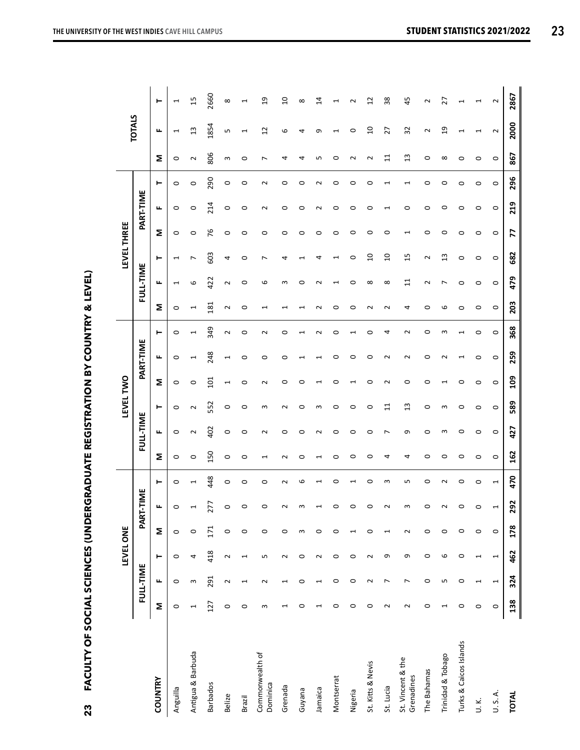## 23 FACULTY OF SOCIAL SCIENCES (UNDERGRADUATE REGISTRATION BY COUNTRY & LEVEL)

| COUNTRY | LEVEL ONE | | | | | | LEVEL TWO | | | | | | LEVEL THREE | | | | | | TOTALS | | |
|---|---|---|---|---|---|---|---|---|---|---|---|---|---|---|---|---|---|---|---|---|---|
| | FULL-TIME | | | PART-TIME | | | FULL-TIME | | | PART-TIME | | | FULL-TIME | | | PART-TIME | | | | | |
| | M | F | T | M | F | T | M | F | T | M | F | T | M | F | T | M | F | T | M | F | T |
| Anguilla | 0 | 0 | 0 | 0 | 0 | 0 | 0 | 0 | 0 | 0 | 0 | 0 | 0 | 1 | 1 | 0 | 0 | 0 | 0 | 1 | 1 |
| Antigua & Barbuda | 1 | 3 | 4 | 0 | 1 | 1 | 0 | 2 | 2 | 0 | 1 | 1 | 1 | 6 | 7 | 0 | 0 | 0 | 2 | 13 | 15 |
| Barbados | 127 | 291 | 418 | 171 | 277 | 448 | 150 | 402 | 552 | 101 | 248 | 349 | 181 | 422 | 603 | 76 | 214 | 290 | 806 | 1854 | 2660 |
| Belize | 0 | 2 | 2 | 0 | 0 | 0 | 0 | 0 | 0 | 1 | 1 | 2 | 2 | 2 | 4 | 0 | 0 | 0 | 3 | 5 | 8 |
| Brazil | 0 | 1 | 1 | 0 | 0 | 0 | 0 | 0 | 0 | 0 | 0 | 0 | 0 | 0 | 0 | 0 | 0 | 0 | 0 | 1 | 1 |
| Commonwealth of Dominica | 3 | 2 | 5 | 0 | 0 | 0 | 1 | 2 | 3 | 2 | 0 | 2 | 1 | 6 | 7 | 0 | 2 | 2 | 7 | 12 | 19 |
| Grenada | 1 | 1 | 2 | 0 | 2 | 2 | 2 | 0 | 2 | 0 | 0 | 0 | 1 | 3 | 4 | 0 | 0 | 0 | 4 | 6 | 10 |
| Guyana | 0 | 0 | 0 | 3 | 3 | 6 | 0 | 0 | 0 | 0 | 1 | 1 | 1 | 0 | 1 | 0 | 0 | 0 | 4 | 4 | 8 |
| Jamaica | 1 | 1 | 2 | 0 | 1 | 1 | 1 | 2 | 3 | 1 | 1 | 2 | 2 | 2 | 4 | 0 | 2 | 2 | 5 | 9 | 14 |
| Montserrat | 0 | 0 | 0 | 0 | 0 | 0 | 0 | 0 | 0 | 0 | 0 | 0 | 0 | 1 | 1 | 0 | 0 | 0 | 0 | 1 | 1 |
| Nigeria | 0 | 0 | 0 | 1 | 0 | 1 | 0 | 0 | 0 | 1 | 0 | 1 | 0 | 0 | 0 | 0 | 0 | 0 | 2 | 0 | 2 |
| St. Kitts & Nevis | 0 | 2 | 2 | 0 | 0 | 0 | 0 | 0 | 0 | 0 | 0 | 0 | 2 | 8 | 10 | 0 | 0 | 0 | 2 | 10 | 12 |
| St. Lucia | 2 | 7 | 9 | 1 | 2 | 3 | 4 | 7 | 11 | 2 | 2 | 4 | 2 | 8 | 10 | 0 | 1 | 1 | 11 | 27 | 38 |
| St. Vincent & the Grenadines | 2 | 7 | 9 | 2 | 3 | 5 | 4 | 9 | 13 | 0 | 2 | 2 | 4 | 11 | 15 | 1 | 0 | 1 | 13 | 32 | 45 |
| The Bahamas | 0 | 0 | 0 | 0 | 0 | 0 | 0 | 0 | 0 | 0 | 0 | 0 | 0 | 2 | 2 | 0 | 0 | 0 | 0 | 2 | 2 |
| Trinidad & Tobago | 1 | 5 | 6 | 0 | 2 | 2 | 0 | 3 | 3 | 1 | 2 | 3 | 6 | 7 | 13 | 0 | 0 | 0 | 8 | 19 | 27 |
| Turks & Caicos Islands | 0 | 0 | 0 | 0 | 0 | 0 | 0 | 0 | 0 | 0 | 1 | 1 | 0 | 0 | 0 | 0 | 0 | 0 | 0 | 1 | 1 |
| U.K. | 0 | 1 | 1 | 0 | 0 | 0 | 0 | 0 | 0 | 0 | 0 | 0 | 0 | 0 | 0 | 0 | 0 | 0 | 0 | 1 | 1 |
| U.S.A. | 0 | 1 | 1 | 0 | 1 | 1 | 0 | 0 | 0 | 0 | 0 | 0 | 0 | 0 | 0 | 0 | 0 | 0 | 0 | 2 | 2 |
| **TOTAL** | **138** | **324** | **462** | **178** | **292** | **470** | **162** | **427** | **589** | **109** | **259** | **368** | **203** | **479** | **682** | **77** | **219** | **296** | **867** | **2000** | **2867** |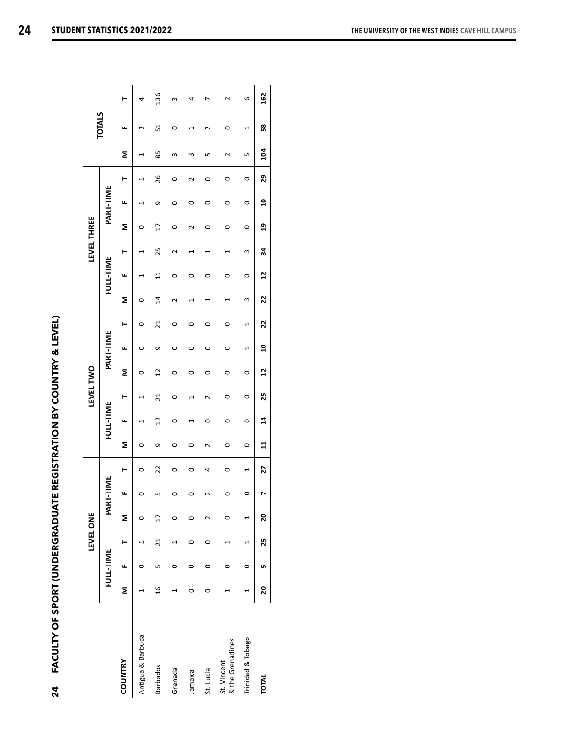## 24 FACULTY OF SPORT (UNDERGRADUATE REGISTRATION BY COUNTRY & LEVEL)

| COUNTRY | LEVEL ONE | | | | | | LEVEL TWO | | | | | | LEVEL THREE | | | | | | TOTALS | | |
|---|---|---|---|---|---|---|---|---|---|---|---|---|---|---|---|---|---|---|---|---|---|
| | FULL-TIME | | | PART-TIME | | | FULL-TIME | | | PART-TIME | | | FULL-TIME | | | PART-TIME | | | | | |
| | M | F | T | M | F | T | M | F | T | M | F | T | M | F | T | M | F | T | M | F | T |
| Antigua & Barbuda | 1 | 0 | 1 | 0 | 0 | 0 | 0 | 1 | 1 | 0 | 0 | 0 | 0 | 1 | 1 | 0 | 1 | 1 | 1 | 3 | 4 |
| Barbados | 16 | 5 | 21 | 17 | 5 | 22 | 9 | 12 | 21 | 12 | 9 | 21 | 14 | 11 | 25 | 17 | 9 | 26 | 85 | 51 | 136 |
| Grenada | 1 | 0 | 1 | 0 | 0 | 0 | 0 | 0 | 0 | 0 | 0 | 0 | 2 | 0 | 2 | 0 | 0 | 0 | 3 | 0 | 3 |
| Jamaica | 0 | 0 | 0 | 0 | 0 | 0 | 0 | 1 | 1 | 0 | 0 | 0 | 1 | 0 | 1 | 2 | 0 | 2 | 3 | 1 | 4 |
| St. Lucia | 0 | 0 | 0 | 2 | 2 | 4 | 2 | 0 | 2 | 0 | 0 | 0 | 1 | 0 | 1 | 0 | 0 | 0 | 5 | 2 | 7 |
| St. Vincent & the Grenadines | 1 | 0 | 1 | 0 | 0 | 0 | 0 | 0 | 0 | 0 | 0 | 0 | 1 | 0 | 1 | 0 | 0 | 0 | 2 | 0 | 2 |
| Trinidad & Tobago | 1 | 0 | 1 | 1 | 0 | 1 | 0 | 0 | 0 | 0 | 1 | 1 | 3 | 0 | 3 | 0 | 0 | 0 | 5 | 1 | 6 |
| **TOTAL** | **20** | **5** | **25** | **20** | **7** | **27** | **11** | **14** | **25** | **12** | **10** | **22** | **22** | **12** | **34** | **19** | **10** | **29** | **104** | **58** | **162** |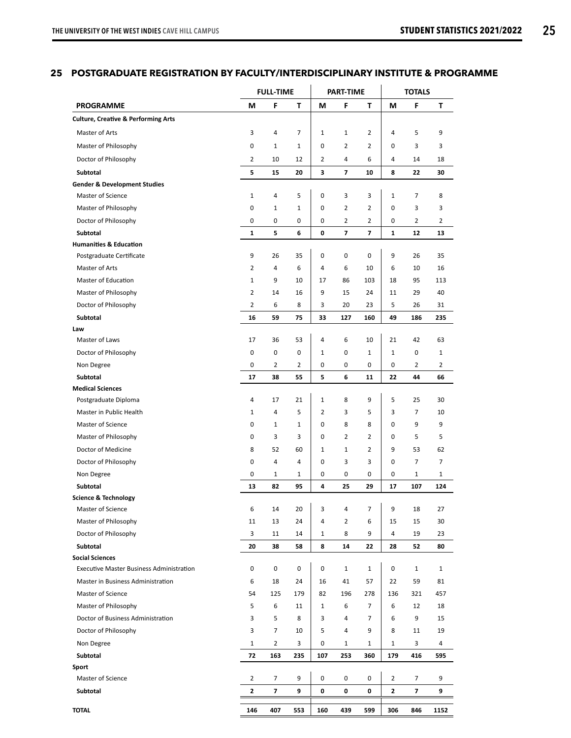## 25 POSTGRADUATE REGISTRATION BY FACULTY/INTERDISCIPLINARY INSTITUTE & PROGRAMME

| | FULL-TIME | | | PART-TIME | | | TOTALS | | |
|---|---|---|---|---|---|---|---|---|---|
| **PROGRAMME** | **M** | **F** | **T** | **M** | **F** | **T** | **M** | **F** | **T** |
| **Culture, Creative & Performing Arts** | | | | | | | | | |
| Master of Arts | 3 | 4 | 7 | 1 | 1 | 2 | 4 | 5 | 9 |
| Master of Philosophy | 0 | 1 | 1 | 0 | 2 | 2 | 0 | 3 | 3 |
| Doctor of Philosophy | 2 | 10 | 12 | 2 | 4 | 6 | 4 | 14 | 18 |
| **Subtotal** | **5** | **15** | **20** | **3** | **7** | **10** | **8** | **22** | **30** |
| **Gender & Development Studies** | | | | | | | | | |
| Master of Science | 1 | 4 | 5 | 0 | 3 | 3 | 1 | 7 | 8 |
| Master of Philosophy | 0 | 1 | 1 | 0 | 2 | 2 | 0 | 3 | 3 |
| Doctor of Philosophy | 0 | 0 | 0 | 0 | 2 | 2 | 0 | 2 | 2 |
| **Subtotal** | **1** | **5** | **6** | **0** | **7** | **7** | **1** | **12** | **13** |
| **Humanities & Education** | | | | | | | | | |
| Postgraduate Certificate | 9 | 26 | 35 | 0 | 0 | 0 | 9 | 26 | 35 |
| Master of Arts | 2 | 4 | 6 | 4 | 6 | 10 | 6 | 10 | 16 |
| Master of Education | 1 | 9 | 10 | 17 | 86 | 103 | 18 | 95 | 113 |
| Master of Philosophy | 2 | 14 | 16 | 9 | 15 | 24 | 11 | 29 | 40 |
| Doctor of Philosophy | 2 | 6 | 8 | 3 | 20 | 23 | 5 | 26 | 31 |
| **Subtotal** | **16** | **59** | **75** | **33** | **127** | **160** | **49** | **186** | **235** |
| **Law** | | | | | | | | | |
| Master of Laws | 17 | 36 | 53 | 4 | 6 | 10 | 21 | 42 | 63 |
| Doctor of Philosophy | 0 | 0 | 0 | 1 | 0 | 1 | 1 | 0 | 1 |
| Non Degree | 0 | 2 | 2 | 0 | 0 | 0 | 0 | 2 | 2 |
| **Subtotal** | **17** | **38** | **55** | **5** | **6** | **11** | **22** | **44** | **66** |
| **Medical Sciences** | | | | | | | | | |
| Postgraduate Diploma | 4 | 17 | 21 | 1 | 8 | 9 | 5 | 25 | 30 |
| Master in Public Health | 1 | 4 | 5 | 2 | 3 | 5 | 3 | 7 | 10 |
| Master of Science | 0 | 1 | 1 | 0 | 8 | 8 | 0 | 9 | 9 |
| Master of Philosophy | 0 | 3 | 3 | 0 | 2 | 2 | 0 | 5 | 5 |
| Doctor of Medicine | 8 | 52 | 60 | 1 | 1 | 2 | 9 | 53 | 62 |
| Doctor of Philosophy | 0 | 4 | 4 | 0 | 3 | 3 | 0 | 7 | 7 |
| Non Degree | 0 | 1 | 1 | 0 | 0 | 0 | 0 | 1 | 1 |
| **Subtotal** | **13** | **82** | **95** | **4** | **25** | **29** | **17** | **107** | **124** |
| **Science & Technology** | | | | | | | | | |
| Master of Science | 6 | 14 | 20 | 3 | 4 | 7 | 9 | 18 | 27 |
| Master of Philosophy | 11 | 13 | 24 | 4 | 2 | 6 | 15 | 15 | 30 |
| Doctor of Philosophy | 3 | 11 | 14 | 1 | 8 | 9 | 4 | 19 | 23 |
| **Subtotal** | **20** | **38** | **58** | **8** | **14** | **22** | **28** | **52** | **80** |
| **Social Sciences** | | | | | | | | | |
| Executive Master Business Administration | 0 | 0 | 0 | 0 | 1 | 1 | 0 | 1 | 1 |
| Master in Business Administration | 6 | 18 | 24 | 16 | 41 | 57 | 22 | 59 | 81 |
| Master of Science | 54 | 125 | 179 | 82 | 196 | 278 | 136 | 321 | 457 |
| Master of Philosophy | 5 | 6 | 11 | 1 | 6 | 7 | 6 | 12 | 18 |
| Doctor of Business Administration | 3 | 5 | 8 | 3 | 4 | 7 | 6 | 9 | 15 |
| Doctor of Philosophy | 3 | 7 | 10 | 5 | 4 | 9 | 8 | 11 | 19 |
| Non Degree | 1 | 2 | 3 | 0 | 1 | 1 | 1 | 3 | 4 |
| **Subtotal** | **72** | **163** | **235** | **107** | **253** | **360** | **179** | **416** | **595** |
| **Sport** | | | | | | | | | |
| Master of Science | 2 | 7 | 9 | 0 | 0 | 0 | 2 | 7 | 9 |
| **Subtotal** | **2** | **7** | **9** | **0** | **0** | **0** | **2** | **7** | **9** |
| **TOTAL** | **146** | **407** | **553** | **160** | **439** | **599** | **306** | **846** | **1152** |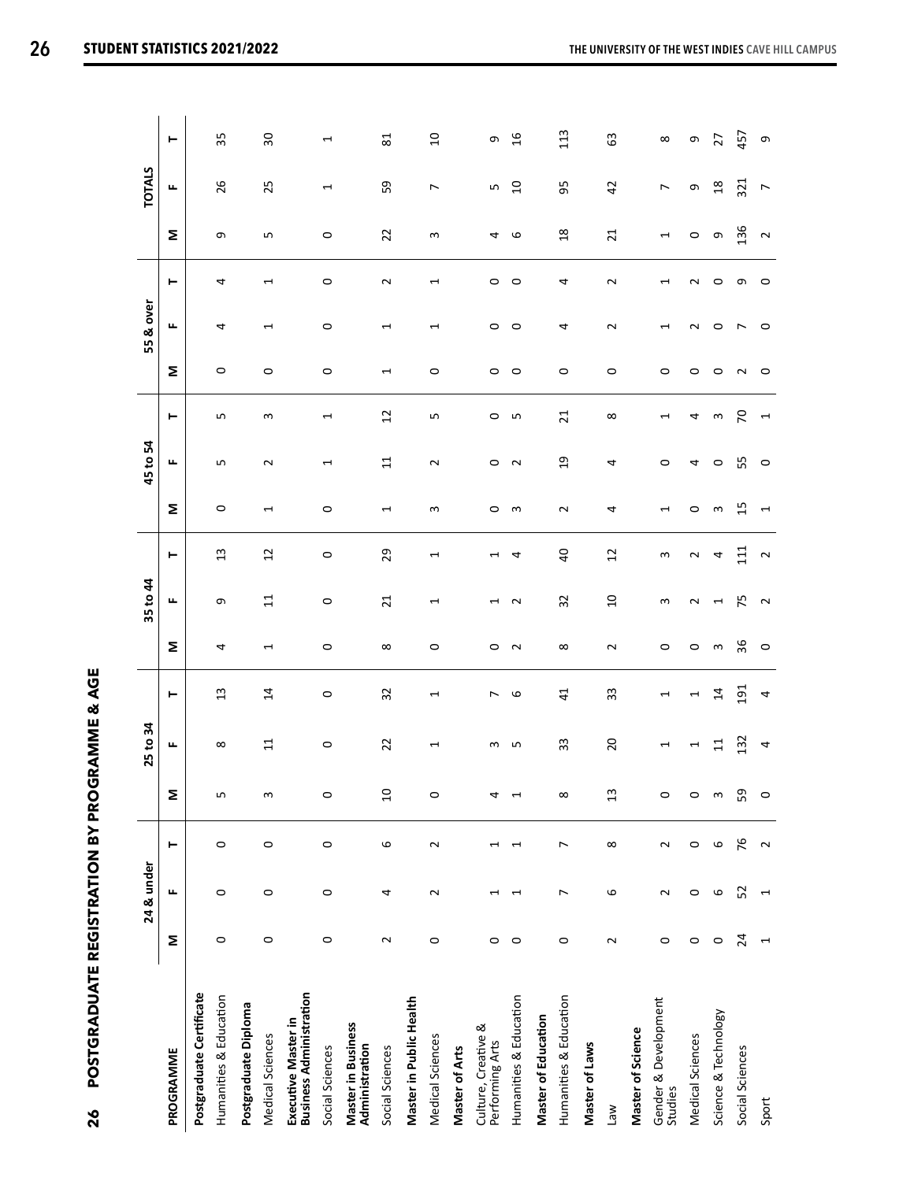# 26 POSTGRADUATE REGISTRATION BY PROGRAMME & AGE

| PROGRAMME | 24 & under | | | 25 to 34 | | | 35 to 44 | | | 45 to 54 | | | 55 & over | | | TOTALS | | |
|---|---|---|---|---|---|---|---|---|---|---|---|---|---|---|---|---|---|---|
| | M | F | T | M | F | T | M | F | T | M | F | T | M | F | T | M | F | T |
| **Postgraduate Certificate** | | | | | | | | | | | | | | | | | | |
| Humanities & Education | 0 | 0 | 0 | 5 | 8 | 13 | 4 | 9 | 13 | 0 | 5 | 5 | 0 | 4 | 4 | 9 | 26 | 35 |
| **Postgraduate Diploma** | | | | | | | | | | | | | | | | | | |
| Medical Sciences | 0 | 0 | 0 | 3 | 11 | 14 | 1 | 11 | 12 | 1 | 2 | 3 | 0 | 1 | 1 | 5 | 25 | 30 |
| **Executive Master in Business Administration** | | | | | | | | | | | | | | | | | | |
| Social Sciences | 0 | 0 | 0 | 0 | 0 | 0 | 0 | 0 | 0 | 0 | 1 | 1 | 0 | 0 | 0 | 0 | 1 | 1 |
| **Master in Business Administration** | | | | | | | | | | | | | | | | | | |
| Social Sciences | 2 | 4 | 6 | 10 | 22 | 32 | 8 | 21 | 29 | 1 | 11 | 12 | 1 | 1 | 2 | 22 | 59 | 81 |
| **Master in Public Health** | | | | | | | | | | | | | | | | | | |
| Medical Sciences | 0 | 2 | 2 | 0 | 1 | 1 | 0 | 1 | 1 | 3 | 2 | 5 | 0 | 1 | 1 | 3 | 7 | 10 |
| **Master of Arts** | | | | | | | | | | | | | | | | | | |
| Culture, Creative & Performing Arts | 0 | 1 | 1 | 4 | 3 | 7 | 0 | 1 | 1 | 0 | 0 | 0 | 0 | 0 | 0 | 4 | 5 | 9 |
| Humanities & Education | 0 | 1 | 1 | 1 | 5 | 6 | 2 | 2 | 4 | 3 | 2 | 5 | 0 | 0 | 0 | 6 | 10 | 16 |
| **Master of Education** | | | | | | | | | | | | | | | | | | |
| Humanities & Education | 0 | 7 | 7 | 8 | 33 | 41 | 8 | 32 | 40 | 2 | 19 | 21 | 0 | 4 | 4 | 18 | 95 | 113 |
| **Master of Laws** | | | | | | | | | | | | | | | | | | |
| Law | 2 | 6 | 8 | 13 | 20 | 33 | 2 | 10 | 12 | 4 | 4 | 8 | 0 | 2 | 2 | 21 | 42 | 63 |
| **Master of Science** | | | | | | | | | | | | | | | | | | |
| Gender & Development Studies | 0 | 2 | 2 | 0 | 1 | 1 | 0 | 3 | 3 | 1 | 0 | 1 | 0 | 1 | 1 | 1 | 7 | 8 |
| Medical Sciences | 0 | 0 | 0 | 0 | 1 | 1 | 0 | 2 | 2 | 0 | 4 | 4 | 0 | 2 | 2 | 0 | 9 | 9 |
| Science & Technology | 0 | 6 | 6 | 3 | 11 | 14 | 3 | 1 | 4 | 3 | 0 | 3 | 0 | 0 | 0 | 9 | 18 | 27 |
| Social Sciences | 24 | 52 | 76 | 59 | 132 | 191 | 36 | 75 | 111 | 15 | 55 | 70 | 2 | 7 | 9 | 136 | 321 | 457 |
| Sport | 1 | 1 | 2 | 0 | 4 | 4 | 0 | 2 | 2 | 1 | 0 | 1 | 0 | 0 | 0 | 2 | 7 | 9 |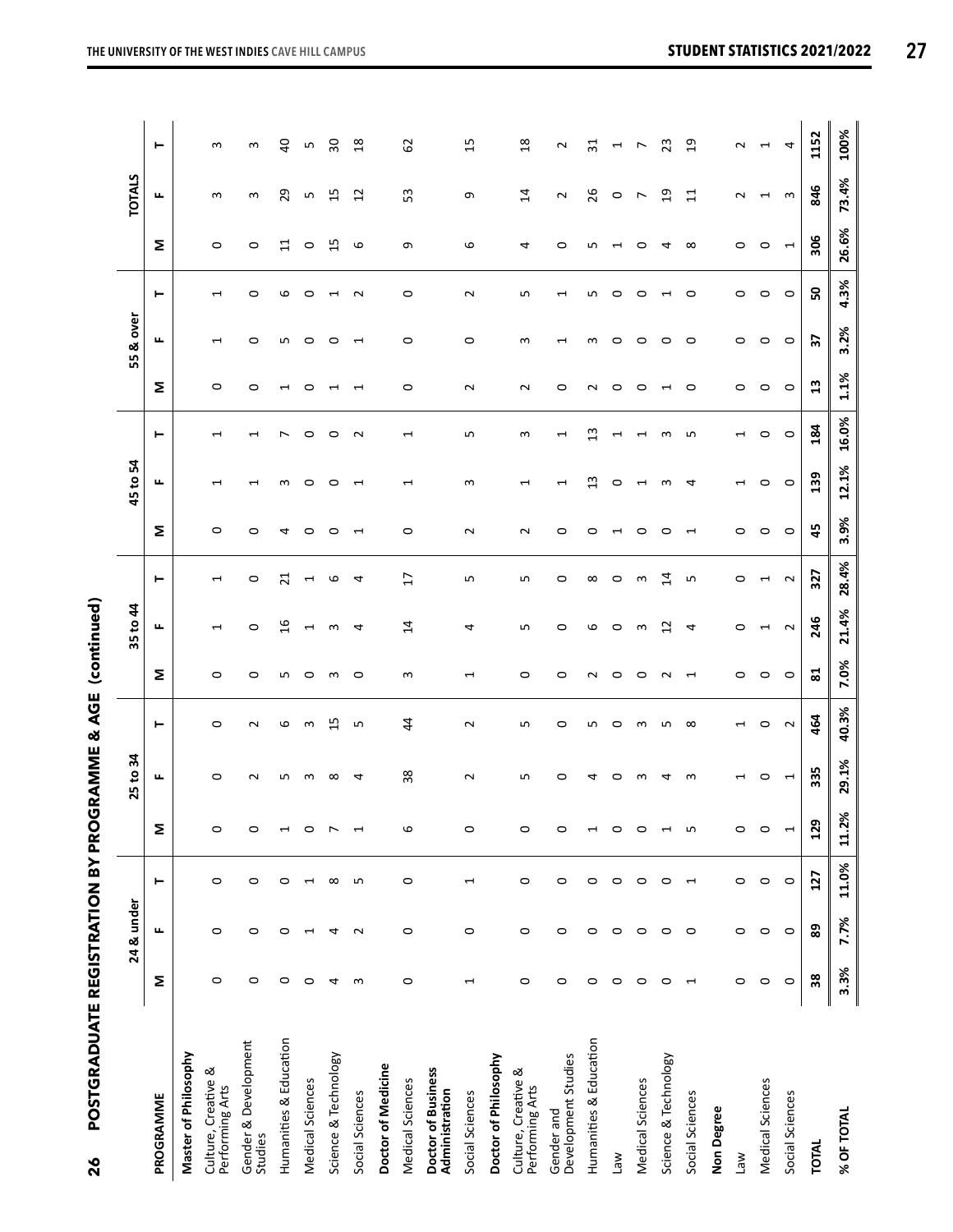## POSTGRADUATE REGISTRATION BY PROGRAMME & AGE (continued)

| PROGRAMME | 24 & under | | | 25 to 34 | | | 35 to 44 | | | 45 to 54 | | | 55 & over | | | TOTALS | | |
|---|---|---|---|---|---|---|---|---|---|---|---|---|---|---|---|---|---|---|
| | M | F | T | M | F | T | M | F | T | M | F | T | M | F | T | M | F | T |
| **Master of Philosophy** | | | | | | | | | | | | | | | | | | |
| Culture, Creative & Performing Arts | 0 | 0 | 0 | 0 | 0 | 0 | 0 | 1 | 1 | 0 | 1 | 1 | 0 | 1 | 1 | 0 | 3 | 3 |
| Gender & Development Studies | 0 | 0 | 0 | 0 | 2 | 2 | 0 | 0 | 0 | 0 | 1 | 1 | 0 | 0 | 0 | 0 | 3 | 3 |
| Humanities & Education | 0 | 0 | 0 | 1 | 5 | 6 | 5 | 16 | 21 | 4 | 3 | 7 | 1 | 5 | 6 | 11 | 29 | 40 |
| Medical Sciences | 0 | 1 | 1 | 0 | 3 | 3 | 0 | 1 | 1 | 0 | 0 | 0 | 0 | 0 | 0 | 0 | 5 | 5 |
| Science & Technology | 4 | 4 | 8 | 7 | 8 | 15 | 3 | 3 | 6 | 0 | 0 | 0 | 1 | 0 | 1 | 15 | 15 | 30 |
| Social Sciences | 3 | 2 | 5 | 1 | 4 | 5 | 0 | 4 | 4 | 1 | 1 | 2 | 1 | 1 | 2 | 6 | 12 | 18 |
| **Doctor of Medicine** | | | | | | | | | | | | | | | | | | |
| Medical Sciences | 0 | 0 | 0 | 6 | 38 | 44 | 3 | 14 | 17 | 0 | 1 | 1 | 0 | 0 | 0 | 9 | 53 | 62 |
| **Doctor of Business Administration** | | | | | | | | | | | | | | | | | | |
| Social Sciences | 1 | 0 | 1 | 0 | 2 | 2 | 1 | 4 | 5 | 2 | 3 | 5 | 2 | 0 | 2 | 6 | 9 | 15 |
| **Doctor of Philosophy** | | | | | | | | | | | | | | | | | | |
| Culture, Creative & Performing Arts | 0 | 0 | 0 | 0 | 5 | 5 | 0 | 5 | 5 | 2 | 1 | 3 | 2 | 3 | 5 | 4 | 14 | 18 |
| Gender and Development Studies | 0 | 0 | 0 | 0 | 0 | 0 | 0 | 0 | 0 | 0 | 1 | 1 | 0 | 1 | 1 | 0 | 2 | 2 |
| Humanities & Education | 0 | 0 | 0 | 1 | 4 | 5 | 2 | 6 | 8 | 0 | 13 | 13 | 2 | 3 | 5 | 5 | 26 | 31 |
| Law | 0 | 0 | 0 | 0 | 0 | 0 | 0 | 0 | 0 | 1 | 0 | 1 | 0 | 0 | 0 | 1 | 0 | 1 |
| Medical Sciences | 0 | 0 | 0 | 0 | 3 | 3 | 0 | 3 | 3 | 0 | 1 | 1 | 0 | 0 | 0 | 0 | 7 | 7 |
| Science & Technology | 0 | 0 | 0 | 1 | 4 | 5 | 2 | 12 | 14 | 0 | 3 | 3 | 1 | 0 | 1 | 4 | 19 | 23 |
| Social Sciences | 1 | 0 | 1 | 5 | 3 | 8 | 1 | 4 | 5 | 1 | 4 | 5 | 0 | 0 | 0 | 8 | 11 | 19 |
| **Non Degree** | | | | | | | | | | | | | | | | | | |
| Law | 0 | 0 | 0 | 0 | 1 | 1 | 0 | 0 | 0 | 0 | 1 | 1 | 0 | 0 | 0 | 0 | 2 | 2 |
| Medical Sciences | 0 | 0 | 0 | 0 | 0 | 0 | 0 | 1 | 1 | 0 | 0 | 0 | 0 | 0 | 0 | 0 | 1 | 1 |
| Social Sciences | 0 | 0 | 0 | 1 | 1 | 2 | 0 | 2 | 2 | 0 | 0 | 0 | 0 | 0 | 0 | 1 | 3 | 4 |
| **TOTAL** | 38 | 89 | 127 | 129 | 335 | 464 | 81 | 246 | 327 | 45 | 139 | 184 | 13 | 37 | 50 | 306 | 846 | 1152 |
| **% OF TOTAL** | 3.3% | 7.7% | 11.0% | 11.2% | 29.1% | 40.3% | 7.0% | 21.4% | 28.4% | 3.9% | 12.1% | 16.0% | 1.1% | 3.2% | 4.3% | 26.6% | 73.4% | 100% |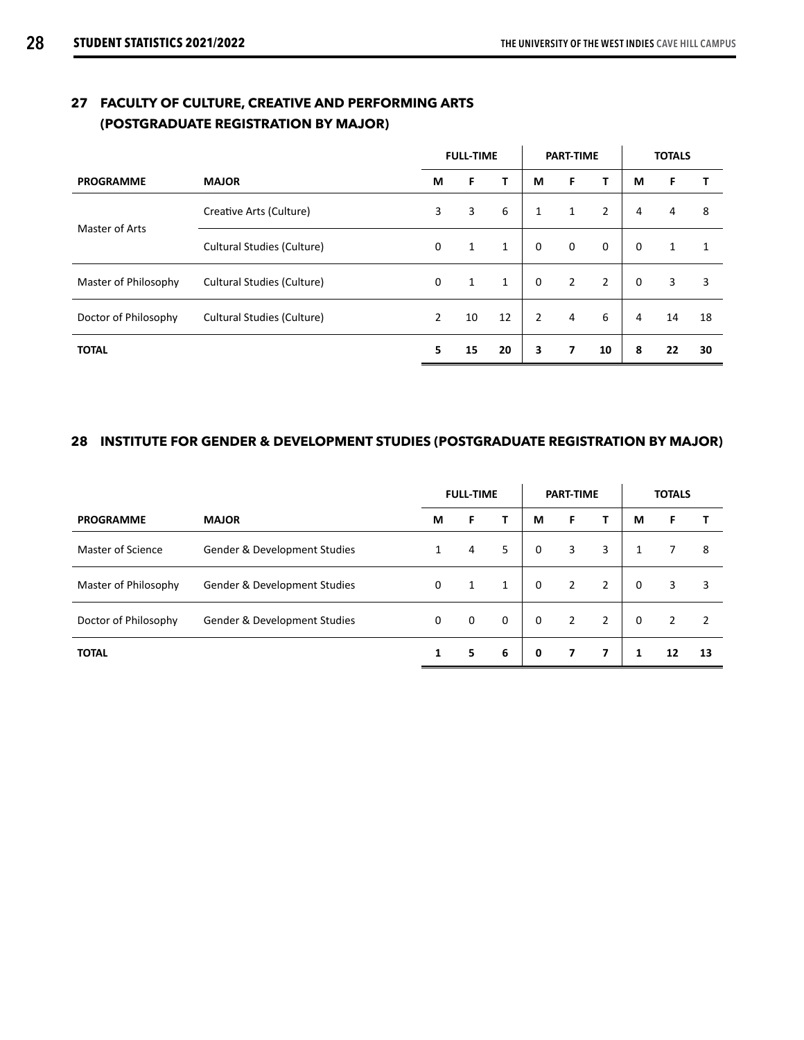## 27 FACULTY OF CULTURE, CREATIVE AND PERFORMING ARTS (POSTGRADUATE REGISTRATION BY MAJOR)

| | | FULL-TIME | | | PART-TIME | | | TOTALS | | |
|---|---|---|---|---|---|---|---|---|---|---|
| **PROGRAMME** | **MAJOR** | **M** | **F** | **T** | **M** | **F** | **T** | **M** | **F** | **T** |
| Master of Arts | Creative Arts (Culture) | 3 | 3 | 6 | 1 | 1 | 2 | 4 | 4 | 8 |
| | Cultural Studies (Culture) | 0 | 1 | 1 | 0 | 0 | 0 | 0 | 1 | 1 |
| Master of Philosophy | Cultural Studies (Culture) | 0 | 1 | 1 | 0 | 2 | 2 | 0 | 3 | 3 |
| Doctor of Philosophy | Cultural Studies (Culture) | 2 | 10 | 12 | 2 | 4 | 6 | 4 | 14 | 18 |
| **TOTAL** | | **5** | **15** | **20** | **3** | **7** | **10** | **8** | **22** | **30** |

## 28 INSTITUTE FOR GENDER & DEVELOPMENT STUDIES (POSTGRADUATE REGISTRATION BY MAJOR)

| | | FULL-TIME | | | PART-TIME | | | TOTALS | | |
|---|---|---|---|---|---|---|---|---|---|---|
| **PROGRAMME** | **MAJOR** | **M** | **F** | **T** | **M** | **F** | **T** | **M** | **F** | **T** |
| Master of Science | Gender & Development Studies | 1 | 4 | 5 | 0 | 3 | 3 | 1 | 7 | 8 |
| Master of Philosophy | Gender & Development Studies | 0 | 1 | 1 | 0 | 2 | 2 | 0 | 3 | 3 |
| Doctor of Philosophy | Gender & Development Studies | 0 | 0 | 0 | 0 | 2 | 2 | 0 | 2 | 2 |
| **TOTAL** | | **1** | **5** | **6** | **0** | **7** | **7** | **1** | **12** | **13** |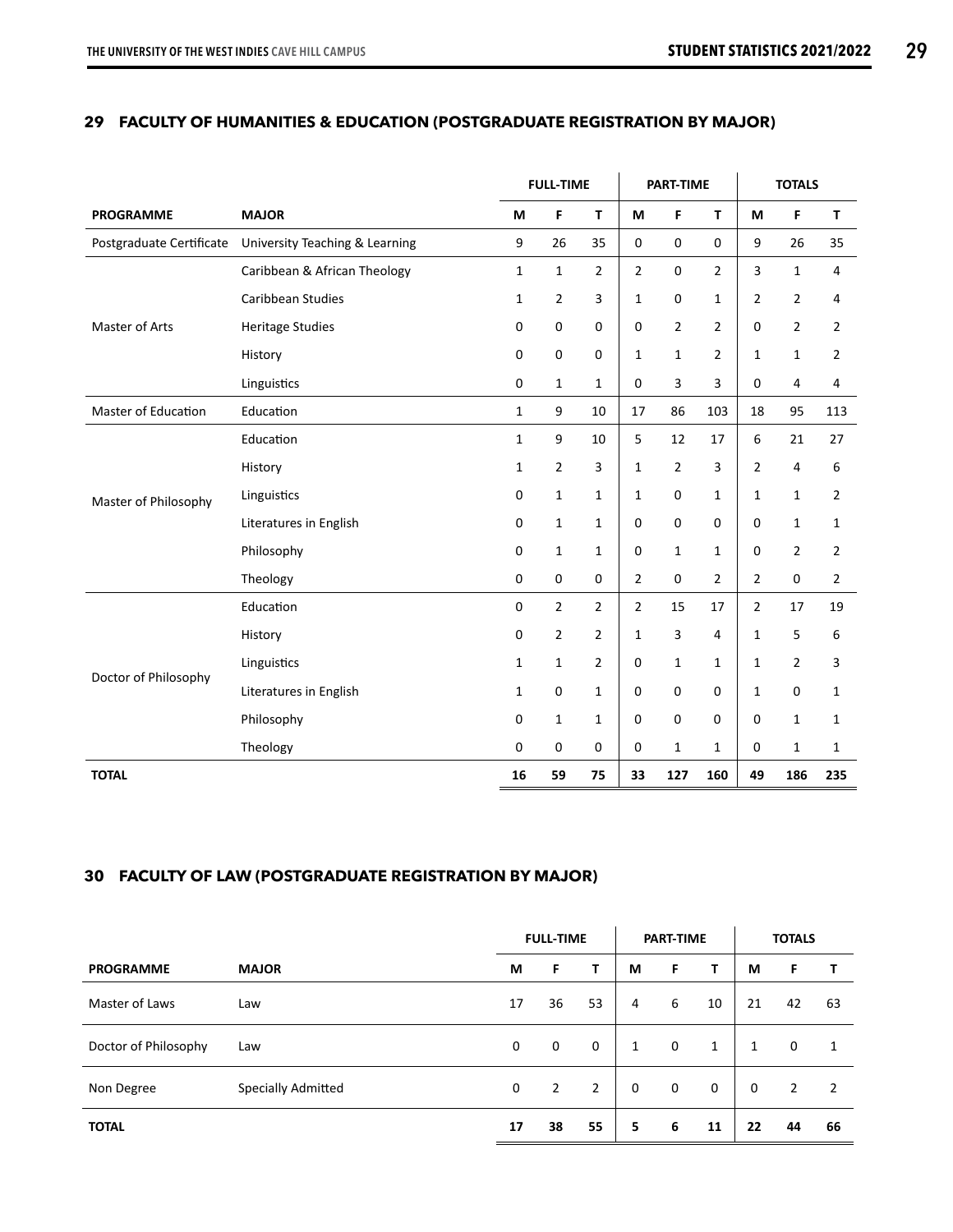## 29 FACULTY OF HUMANITIES & EDUCATION (POSTGRADUATE REGISTRATION BY MAJOR)

| | | FULL-TIME | | | PART-TIME | | | TOTALS | | |
|---|---|---|---|---|---|---|---|---|---|---|
| **PROGRAMME** | **MAJOR** | **M** | **F** | **T** | **M** | **F** | **T** | **M** | **F** | **T** |
| Postgraduate Certificate | University Teaching & Learning | 9 | 26 | 35 | 0 | 0 | 0 | 9 | 26 | 35 |
| Master of Arts | Caribbean & African Theology | 1 | 1 | 2 | 2 | 0 | 2 | 3 | 1 | 4 |
| | Caribbean Studies | 1 | 2 | 3 | 1 | 0 | 1 | 2 | 2 | 4 |
| | Heritage Studies | 0 | 0 | 0 | 0 | 2 | 2 | 0 | 2 | 2 |
| | History | 0 | 0 | 0 | 1 | 1 | 2 | 1 | 1 | 2 |
| | Linguistics | 0 | 1 | 1 | 0 | 3 | 3 | 0 | 4 | 4 |
| Master of Education | Education | 1 | 9 | 10 | 17 | 86 | 103 | 18 | 95 | 113 |
| Master of Philosophy | Education | 1 | 9 | 10 | 5 | 12 | 17 | 6 | 21 | 27 |
| | History | 1 | 2 | 3 | 1 | 2 | 3 | 2 | 4 | 6 |
| | Linguistics | 0 | 1 | 1 | 1 | 0 | 1 | 1 | 1 | 2 |
| | Literatures in English | 0 | 1 | 1 | 0 | 0 | 0 | 0 | 1 | 1 |
| | Philosophy | 0 | 1 | 1 | 0 | 1 | 1 | 0 | 2 | 2 |
| | Theology | 0 | 0 | 0 | 2 | 0 | 2 | 2 | 0 | 2 |
| Doctor of Philosophy | Education | 0 | 2 | 2 | 2 | 15 | 17 | 2 | 17 | 19 |
| | History | 0 | 2 | 2 | 1 | 3 | 4 | 1 | 5 | 6 |
| | Linguistics | 1 | 1 | 2 | 0 | 1 | 1 | 1 | 2 | 3 |
| | Literatures in English | 1 | 0 | 1 | 0 | 0 | 0 | 1 | 0 | 1 |
| | Philosophy | 0 | 1 | 1 | 0 | 0 | 0 | 0 | 1 | 1 |
| | Theology | 0 | 0 | 0 | 0 | 1 | 1 | 0 | 1 | 1 |
| **TOTAL** | | **16** | **59** | **75** | **33** | **127** | **160** | **49** | **186** | **235** |

## 30 FACULTY OF LAW (POSTGRADUATE REGISTRATION BY MAJOR)

| | | FULL-TIME | | | PART-TIME | | | TOTALS | | |
|---|---|---|---|---|---|---|---|---|---|---|
| **PROGRAMME** | **MAJOR** | **M** | **F** | **T** | **M** | **F** | **T** | **M** | **F** | **T** |
| Master of Laws | Law | 17 | 36 | 53 | 4 | 6 | 10 | 21 | 42 | 63 |
| Doctor of Philosophy | Law | 0 | 0 | 0 | 1 | 0 | 1 | 1 | 0 | 1 |
| Non Degree | Specially Admitted | 0 | 2 | 2 | 0 | 0 | 0 | 0 | 2 | 2 |
| **TOTAL** | | **17** | **38** | **55** | **5** | **6** | **11** | **22** | **44** | **66** |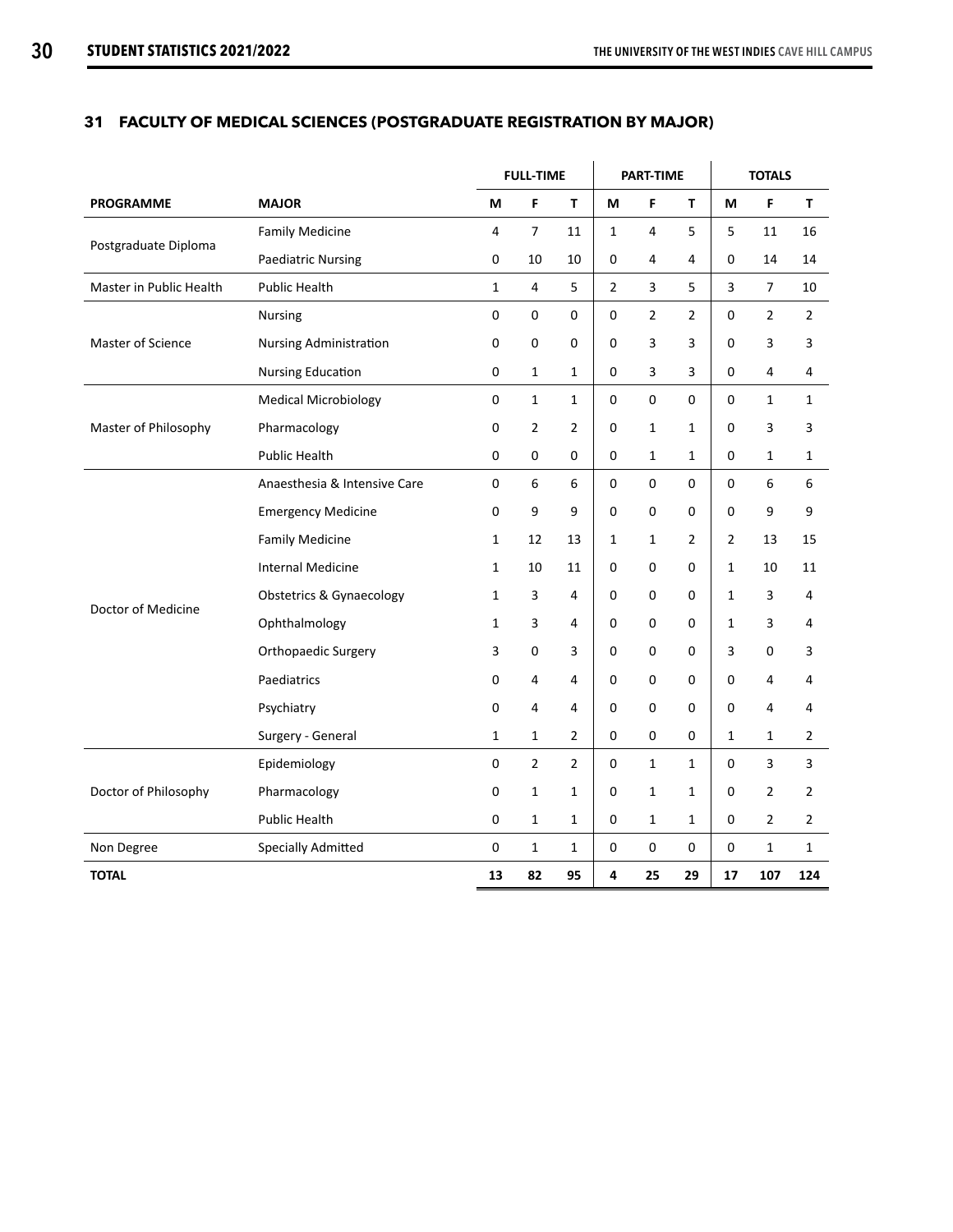## 31 FACULTY OF MEDICAL SCIENCES (POSTGRADUATE REGISTRATION BY MAJOR)

| | | FULL-TIME | | | PART-TIME | | | TOTALS | | |
|---|---|---|---|---|---|---|---|---|---|---|
| PROGRAMME | MAJOR | M | F | T | M | F | T | M | F | T |
| Postgraduate Diploma | Family Medicine | 4 | 7 | 11 | 1 | 4 | 5 | 5 | 11 | 16 |
| | Paediatric Nursing | 0 | 10 | 10 | 0 | 4 | 4 | 0 | 14 | 14 |
| Master in Public Health | Public Health | 1 | 4 | 5 | 2 | 3 | 5 | 3 | 7 | 10 |
| Master of Science | Nursing | 0 | 0 | 0 | 0 | 2 | 2 | 0 | 2 | 2 |
| | Nursing Administration | 0 | 0 | 0 | 0 | 3 | 3 | 0 | 3 | 3 |
| | Nursing Education | 0 | 1 | 1 | 0 | 3 | 3 | 0 | 4 | 4 |
| Master of Philosophy | Medical Microbiology | 0 | 1 | 1 | 0 | 0 | 0 | 0 | 1 | 1 |
| | Pharmacology | 0 | 2 | 2 | 0 | 1 | 1 | 0 | 3 | 3 |
| | Public Health | 0 | 0 | 0 | 0 | 1 | 1 | 0 | 1 | 1 |
| Doctor of Medicine | Anaesthesia & Intensive Care | 0 | 6 | 6 | 0 | 0 | 0 | 0 | 6 | 6 |
| | Emergency Medicine | 0 | 9 | 9 | 0 | 0 | 0 | 0 | 9 | 9 |
| | Family Medicine | 1 | 12 | 13 | 1 | 1 | 2 | 2 | 13 | 15 |
| | Internal Medicine | 1 | 10 | 11 | 0 | 0 | 0 | 1 | 10 | 11 |
| | Obstetrics & Gynaecology | 1 | 3 | 4 | 0 | 0 | 0 | 1 | 3 | 4 |
| | Ophthalmology | 1 | 3 | 4 | 0 | 0 | 0 | 1 | 3 | 4 |
| | Orthopaedic Surgery | 3 | 0 | 3 | 0 | 0 | 0 | 3 | 0 | 3 |
| | Paediatrics | 0 | 4 | 4 | 0 | 0 | 0 | 0 | 4 | 4 |
| | Psychiatry | 0 | 4 | 4 | 0 | 0 | 0 | 0 | 4 | 4 |
| | Surgery - General | 1 | 1 | 2 | 0 | 0 | 0 | 1 | 1 | 2 |
| Doctor of Philosophy | Epidemiology | 0 | 2 | 2 | 0 | 1 | 1 | 0 | 3 | 3 |
| | Pharmacology | 0 | 1 | 1 | 0 | 1 | 1 | 0 | 2 | 2 |
| | Public Health | 0 | 1 | 1 | 0 | 1 | 1 | 0 | 2 | 2 |
| Non Degree | Specially Admitted | 0 | 1 | 1 | 0 | 0 | 0 | 0 | 1 | 1 |
| **TOTAL** | | **13** | **82** | **95** | **4** | **25** | **29** | **17** | **107** | **124** |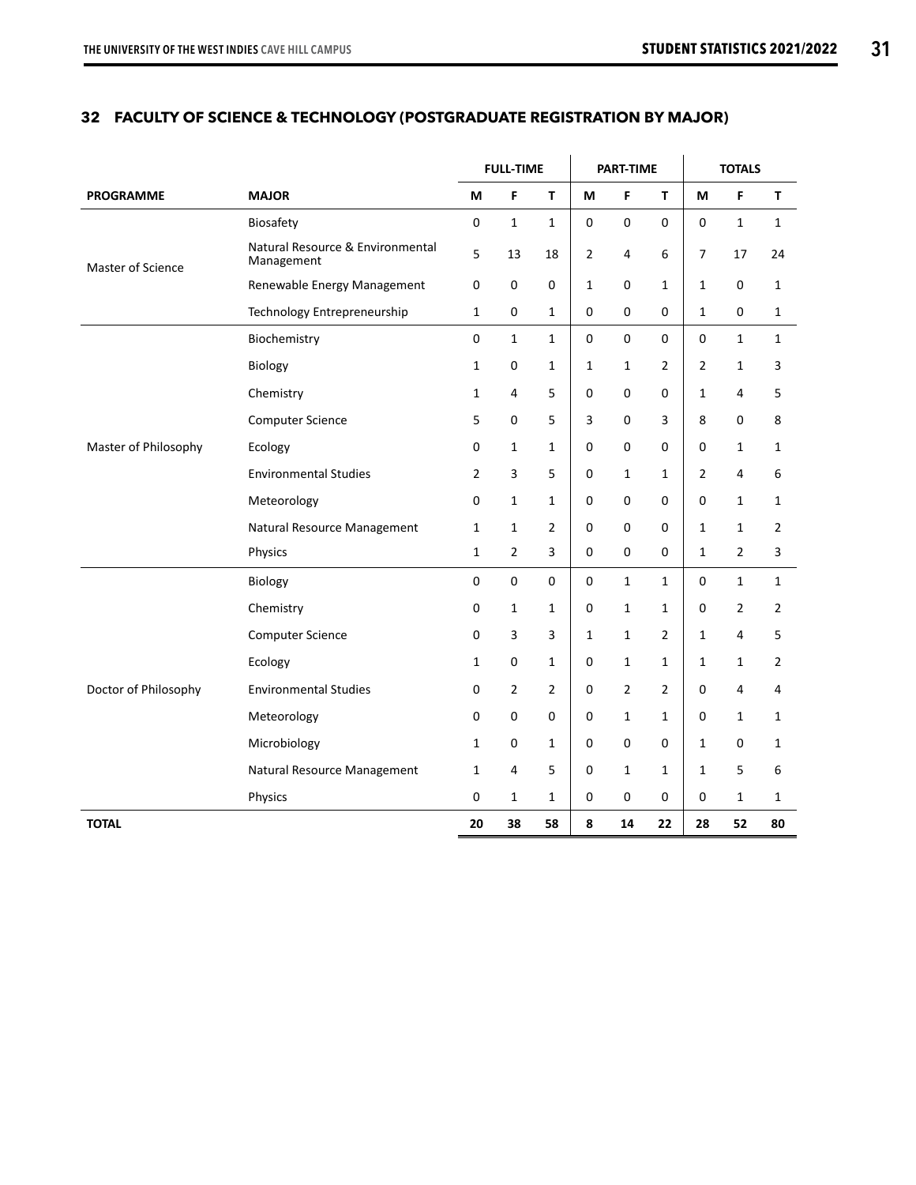## 32 FACULTY OF SCIENCE & TECHNOLOGY (POSTGRADUATE REGISTRATION BY MAJOR)

| | | FULL-TIME | | | PART-TIME | | | TOTALS | | |
|---|---|---|---|---|---|---|---|---|---|---|
| PROGRAMME | MAJOR | M | F | T | M | F | T | M | F | T |
| Master of Science | Biosafety | 0 | 1 | 1 | 0 | 0 | 0 | 0 | 1 | 1 |
| | Natural Resource & Environmental Management | 5 | 13 | 18 | 2 | 4 | 6 | 7 | 17 | 24 |
| | Renewable Energy Management | 0 | 0 | 0 | 1 | 0 | 1 | 1 | 0 | 1 |
| | Technology Entrepreneurship | 1 | 0 | 1 | 0 | 0 | 0 | 1 | 0 | 1 |
| Master of Philosophy | Biochemistry | 0 | 1 | 1 | 0 | 0 | 0 | 0 | 1 | 1 |
| | Biology | 1 | 0 | 1 | 1 | 1 | 2 | 2 | 1 | 3 |
| | Chemistry | 1 | 4 | 5 | 0 | 0 | 0 | 1 | 4 | 5 |
| | Computer Science | 5 | 0 | 5 | 3 | 0 | 3 | 8 | 0 | 8 |
| | Ecology | 0 | 1 | 1 | 0 | 0 | 0 | 0 | 1 | 1 |
| | Environmental Studies | 2 | 3 | 5 | 0 | 1 | 1 | 2 | 4 | 6 |
| | Meteorology | 0 | 1 | 1 | 0 | 0 | 0 | 0 | 1 | 1 |
| | Natural Resource Management | 1 | 1 | 2 | 0 | 0 | 0 | 1 | 1 | 2 |
| | Physics | 1 | 2 | 3 | 0 | 0 | 0 | 1 | 2 | 3 |
| Doctor of Philosophy | Biology | 0 | 0 | 0 | 0 | 1 | 1 | 0 | 1 | 1 |
| | Chemistry | 0 | 1 | 1 | 0 | 1 | 1 | 0 | 2 | 2 |
| | Computer Science | 0 | 3 | 3 | 1 | 1 | 2 | 1 | 4 | 5 |
| | Ecology | 1 | 0 | 1 | 0 | 1 | 1 | 1 | 1 | 2 |
| | Environmental Studies | 0 | 2 | 2 | 0 | 2 | 2 | 0 | 4 | 4 |
| | Meteorology | 0 | 0 | 0 | 0 | 1 | 1 | 0 | 1 | 1 |
| | Microbiology | 1 | 0 | 1 | 0 | 0 | 0 | 1 | 0 | 1 |
| | Natural Resource Management | 1 | 4 | 5 | 0 | 1 | 1 | 1 | 5 | 6 |
| | Physics | 0 | 1 | 1 | 0 | 0 | 0 | 0 | 1 | 1 |
| **TOTAL** | | **20** | **38** | **58** | **8** | **14** | **22** | **28** | **52** | **80** |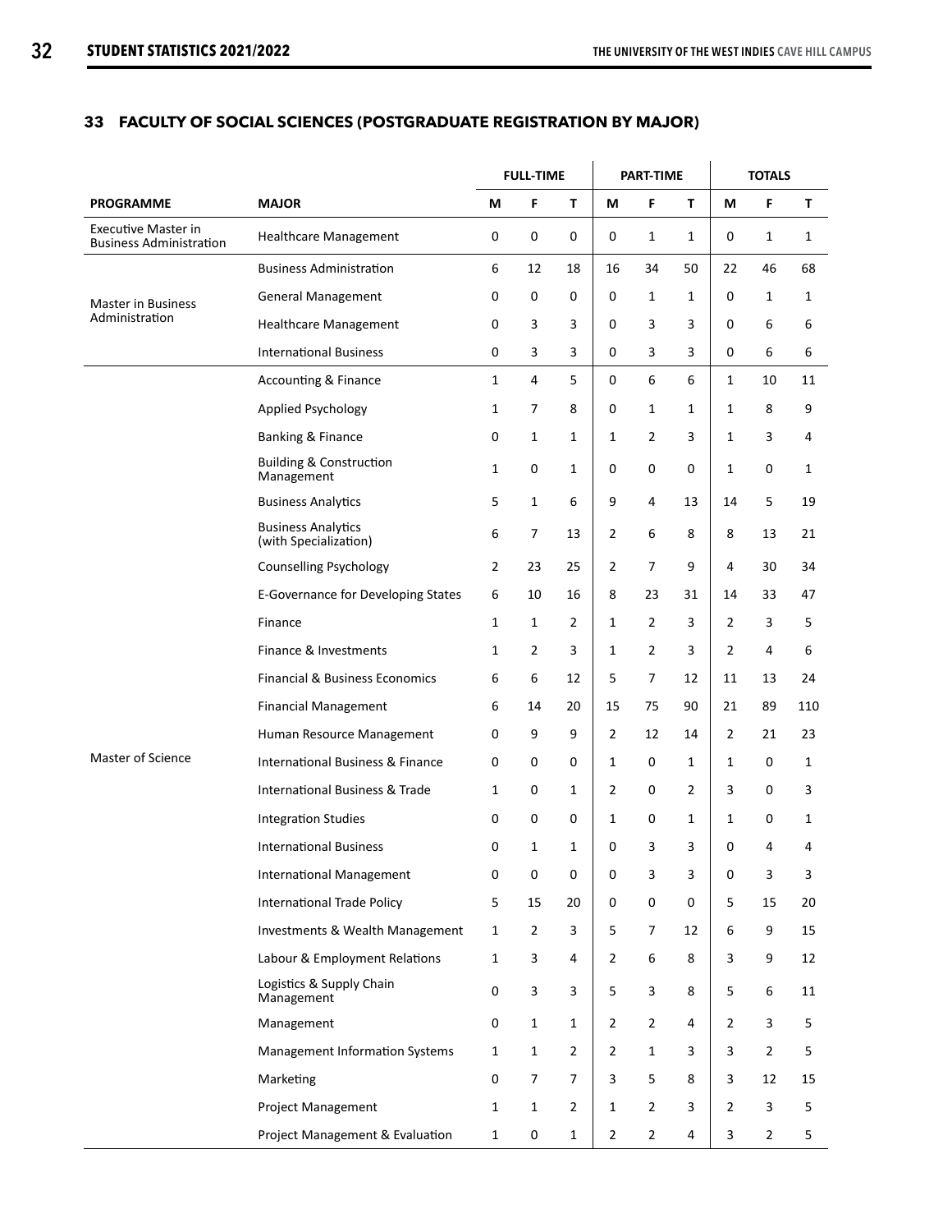## 33 FACULTY OF SOCIAL SCIENCES (POSTGRADUATE REGISTRATION BY MAJOR)

| | | FULL-TIME | | | PART-TIME | | | TOTALS | | |
|---|---|---|---|---|---|---|---|---|---|---|
| PROGRAMME | MAJOR | M | F | T | M | F | T | M | F | T |
| Executive Master in Business Administration | Healthcare Management | 0 | 0 | 0 | 0 | 1 | 1 | 0 | 1 | 1 |
| Master in Business Administration | Business Administration | 6 | 12 | 18 | 16 | 34 | 50 | 22 | 46 | 68 |
| | General Management | 0 | 0 | 0 | 0 | 1 | 1 | 0 | 1 | 1 |
| | Healthcare Management | 0 | 3 | 3 | 0 | 3 | 3 | 0 | 6 | 6 |
| | International Business | 0 | 3 | 3 | 0 | 3 | 3 | 0 | 6 | 6 |
| Master of Science | Accounting & Finance | 1 | 4 | 5 | 0 | 6 | 6 | 1 | 10 | 11 |
| | Applied Psychology | 1 | 7 | 8 | 0 | 1 | 1 | 1 | 8 | 9 |
| | Banking & Finance | 0 | 1 | 1 | 1 | 2 | 3 | 1 | 3 | 4 |
| | Building & Construction Management | 1 | 0 | 1 | 0 | 0 | 0 | 1 | 0 | 1 |
| | Business Analytics | 5 | 1 | 6 | 9 | 4 | 13 | 14 | 5 | 19 |
| | Business Analytics (with Specialization) | 6 | 7 | 13 | 2 | 6 | 8 | 8 | 13 | 21 |
| | Counselling Psychology | 2 | 23 | 25 | 2 | 7 | 9 | 4 | 30 | 34 |
| | E-Governance for Developing States | 6 | 10 | 16 | 8 | 23 | 31 | 14 | 33 | 47 |
| | Finance | 1 | 1 | 2 | 1 | 2 | 3 | 2 | 3 | 5 |
| | Finance & Investments | 1 | 2 | 3 | 1 | 2 | 3 | 2 | 4 | 6 |
| | Financial & Business Economics | 6 | 6 | 12 | 5 | 7 | 12 | 11 | 13 | 24 |
| | Financial Management | 6 | 14 | 20 | 15 | 75 | 90 | 21 | 89 | 110 |
| | Human Resource Management | 0 | 9 | 9 | 2 | 12 | 14 | 2 | 21 | 23 |
| | International Business & Finance | 0 | 0 | 0 | 1 | 0 | 1 | 1 | 0 | 1 |
| | International Business & Trade | 1 | 0 | 1 | 2 | 0 | 2 | 3 | 0 | 3 |
| | Integration Studies | 0 | 0 | 0 | 1 | 0 | 1 | 1 | 0 | 1 |
| | International Business | 0 | 1 | 1 | 0 | 3 | 3 | 0 | 4 | 4 |
| | International Management | 0 | 0 | 0 | 0 | 3 | 3 | 0 | 3 | 3 |
| | International Trade Policy | 5 | 15 | 20 | 0 | 0 | 0 | 5 | 15 | 20 |
| | Investments & Wealth Management | 1 | 2 | 3 | 5 | 7 | 12 | 6 | 9 | 15 |
| | Labour & Employment Relations | 1 | 3 | 4 | 2 | 6 | 8 | 3 | 9 | 12 |
| | Logistics & Supply Chain Management | 0 | 3 | 3 | 5 | 3 | 8 | 5 | 6 | 11 |
| | Management | 0 | 1 | 1 | 2 | 2 | 4 | 2 | 3 | 5 |
| | Management Information Systems | 1 | 1 | 2 | 2 | 1 | 3 | 3 | 2 | 5 |
| | Marketing | 0 | 7 | 7 | 3 | 5 | 8 | 3 | 12 | 15 |
| | Project Management | 1 | 1 | 2 | 1 | 2 | 3 | 2 | 3 | 5 |
| | Project Management & Evaluation | 1 | 0 | 1 | 2 | 2 | 4 | 3 | 2 | 5 |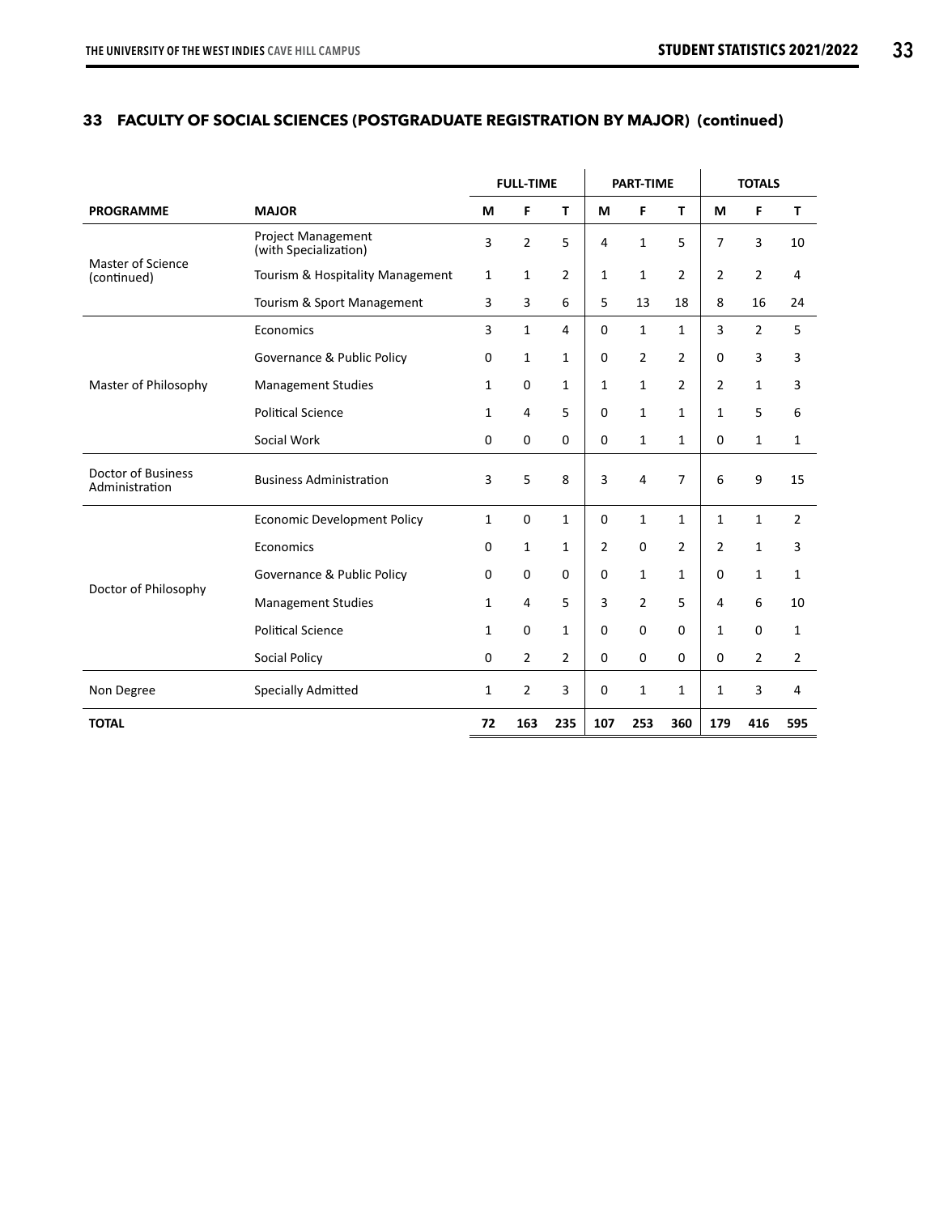## 33 FACULTY OF SOCIAL SCIENCES (POSTGRADUATE REGISTRATION BY MAJOR) (continued)

| | | FULL-TIME | | | PART-TIME | | | TOTALS | | |
|---|---|---|---|---|---|---|---|---|---|---|
| PROGRAMME | MAJOR | M | F | T | M | F | T | M | F | T |
| Master of Science (continued) | Project Management (with Specialization) | 3 | 2 | 5 | 4 | 1 | 5 | 7 | 3 | 10 |
| | Tourism & Hospitality Management | 1 | 1 | 2 | 1 | 1 | 2 | 2 | 2 | 4 |
| | Tourism & Sport Management | 3 | 3 | 6 | 5 | 13 | 18 | 8 | 16 | 24 |
| Master of Philosophy | Economics | 3 | 1 | 4 | 0 | 1 | 1 | 3 | 2 | 5 |
| | Governance & Public Policy | 0 | 1 | 1 | 0 | 2 | 2 | 0 | 3 | 3 |
| | Management Studies | 1 | 0 | 1 | 1 | 1 | 2 | 2 | 1 | 3 |
| | Political Science | 1 | 4 | 5 | 0 | 1 | 1 | 1 | 5 | 6 |
| | Social Work | 0 | 0 | 0 | 0 | 1 | 1 | 0 | 1 | 1 |
| Doctor of Business Administration | Business Administration | 3 | 5 | 8 | 3 | 4 | 7 | 6 | 9 | 15 |
| Doctor of Philosophy | Economic Development Policy | 1 | 0 | 1 | 0 | 1 | 1 | 1 | 1 | 2 |
| | Economics | 0 | 1 | 1 | 2 | 0 | 2 | 2 | 1 | 3 |
| | Governance & Public Policy | 0 | 0 | 0 | 0 | 1 | 1 | 0 | 1 | 1 |
| | Management Studies | 1 | 4 | 5 | 3 | 2 | 5 | 4 | 6 | 10 |
| | Political Science | 1 | 0 | 1 | 0 | 0 | 0 | 1 | 0 | 1 |
| | Social Policy | 0 | 2 | 2 | 0 | 0 | 0 | 0 | 2 | 2 |
| Non Degree | Specially Admitted | 1 | 2 | 3 | 0 | 1 | 1 | 1 | 3 | 4 |
| **TOTAL** | | **72** | **163** | **235** | **107** | **253** | **360** | **179** | **416** | **595** |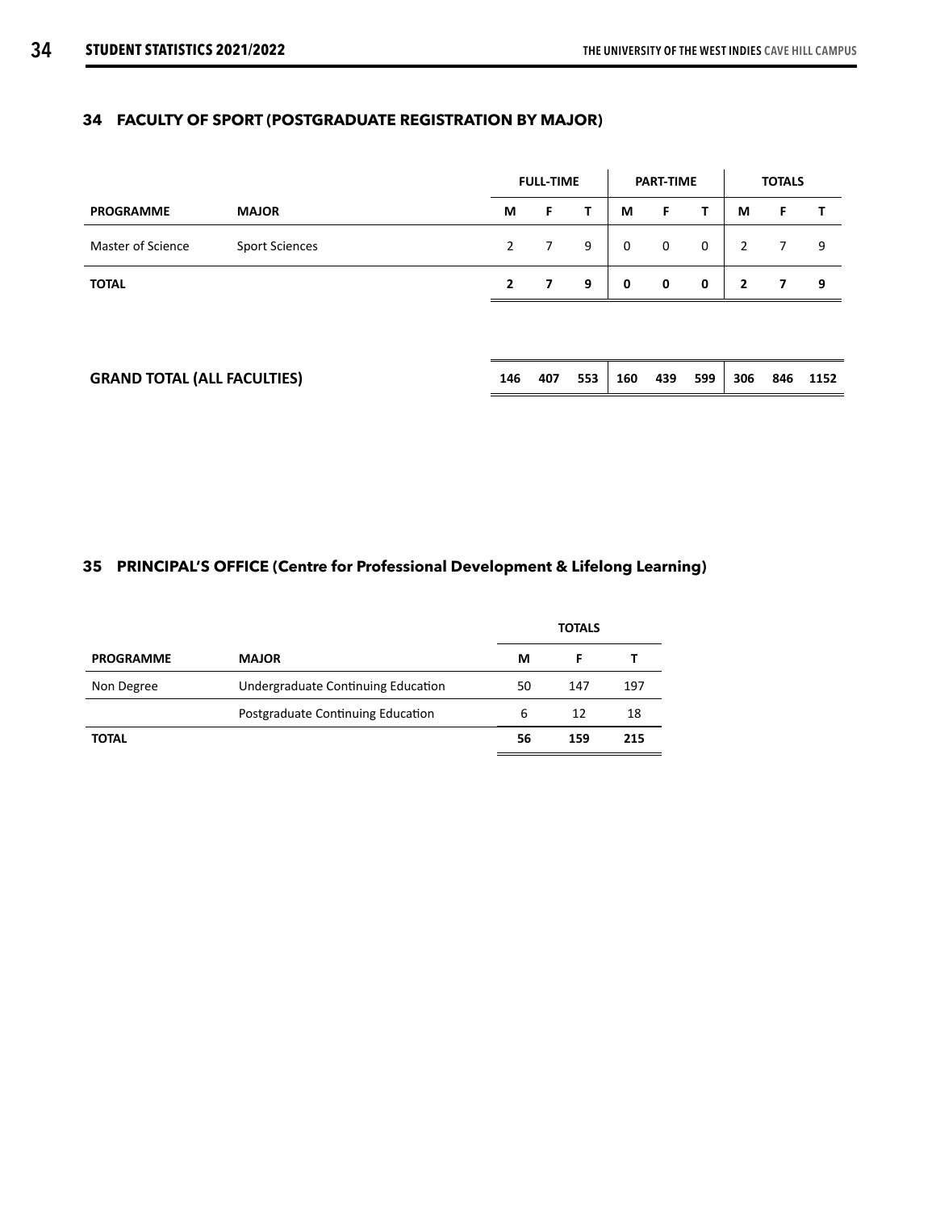## 34 FACULTY OF SPORT (POSTGRADUATE REGISTRATION BY MAJOR)

| | | FULL-TIME | | | PART-TIME | | | TOTALS | | |
|---|---|---|---|---|---|---|---|---|---|---|
| **PROGRAMME** | **MAJOR** | **M** | **F** | **T** | **M** | **F** | **T** | **M** | **F** | **T** |
| Master of Science | Sport Sciences | 2 | 7 | 9 | 0 | 0 | 0 | 2 | 7 | 9 |
| **TOTAL** | | **2** | **7** | **9** | **0** | **0** | **0** | **2** | **7** | **9** |
| **GRAND TOTAL (ALL FACULTIES)** | | **146** | **407** | **553** | **160** | **439** | **599** | **306** | **846** | **1152** |

## 35 PRINCIPAL'S OFFICE (Centre for Professional Development & Lifelong Learning)

| | | TOTALS | | |
|---|---|---|---|---|
| **PROGRAMME** | **MAJOR** | **M** | **F** | **T** |
| Non Degree | Undergraduate Continuing Education | 50 | 147 | 197 |
| | Postgraduate Continuing Education | 6 | 12 | 18 |
| **TOTAL** | | **56** | **159** | **215** |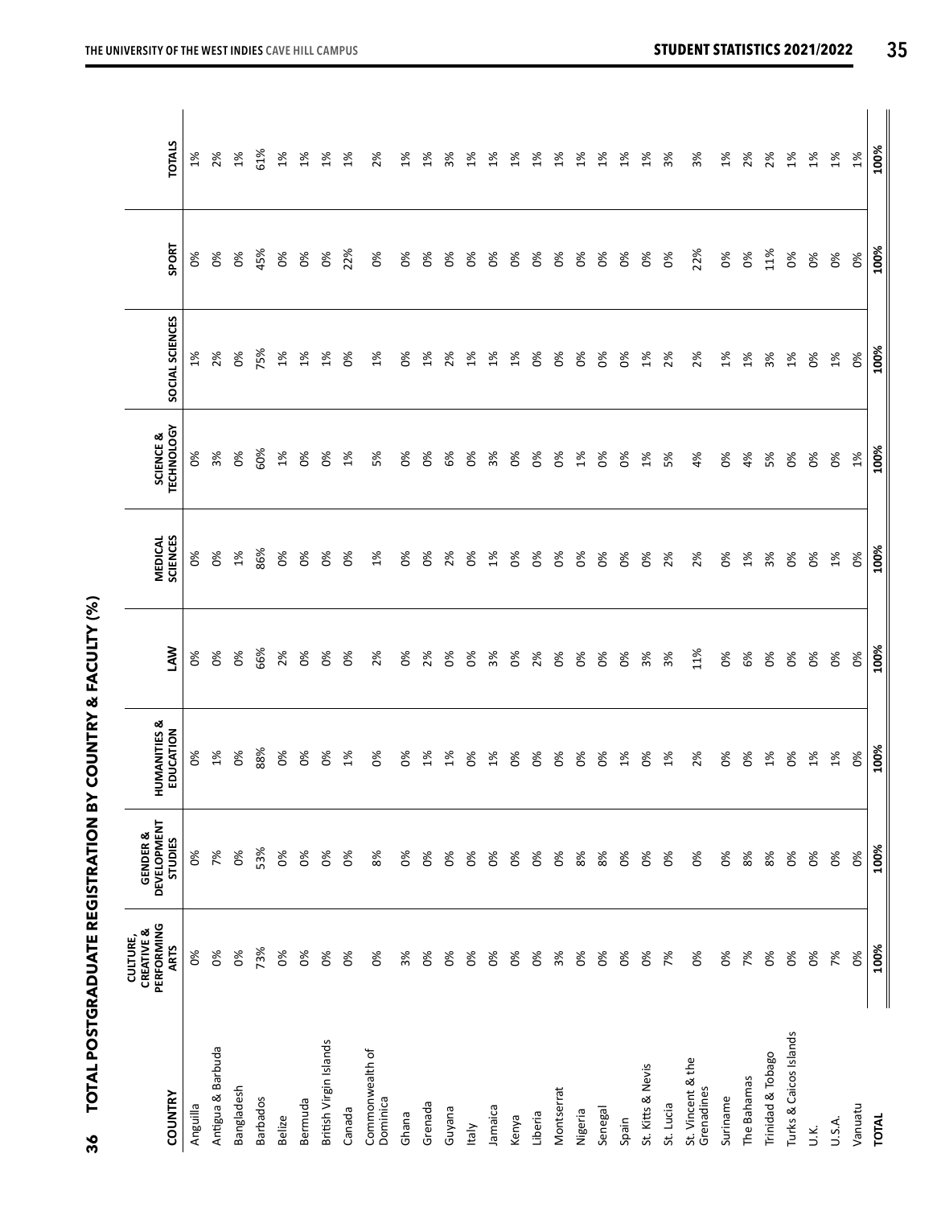# TOTAL POSTGRADUATE REGISTRATION BY COUNTRY & FACULTY (%)

| COUNTRY | CULTURE, CREATIVE & PERFORMING ARTS | GENDER & DEVELOPMENT STUDIES | HUMANITIES & EDUCATION | LAW | MEDICAL SCIENCES | SCIENCE & TECHNOLOGY | SOCIAL SCIENCES | SPORT | TOTALS |
|---|---|---|---|---|---|---|---|---|---|
| Anguilla | 0% | 0% | 0% | 0% | 0% | 0% | 1% | 0% | 1% |
| Antigua & Barbuda | 0% | 7% | 1% | 0% | 0% | 3% | 2% | 0% | 2% |
| Bangladesh | 0% | 0% | 0% | 0% | 1% | 0% | 0% | 0% | 1% |
| Barbados | 73% | 53% | 88% | 66% | 86% | 60% | 75% | 45% | 61% |
| Belize | 0% | 0% | 0% | 2% | 0% | 1% | 1% | 0% | 1% |
| Bermuda | 0% | 0% | 0% | 0% | 0% | 0% | 1% | 0% | 1% |
| British Virgin Islands | 0% | 0% | 0% | 0% | 0% | 0% | 1% | 0% | 1% |
| Canada | 0% | 0% | 1% | 0% | 0% | 1% | 0% | 22% | 1% |
| Commonwealth of Dominica | 0% | 8% | 0% | 2% | 1% | 5% | 1% | 0% | 2% |
| Ghana | 3% | 0% | 0% | 0% | 0% | 0% | 0% | 0% | 1% |
| Grenada | 0% | 0% | 1% | 2% | 0% | 0% | 1% | 0% | 1% |
| Guyana | 0% | 0% | 1% | 0% | 2% | 6% | 2% | 0% | 3% |
| Italy | 0% | 0% | 0% | 0% | 0% | 0% | 1% | 0% | 1% |
| Jamaica | 0% | 0% | 1% | 3% | 1% | 3% | 1% | 0% | 1% |
| Kenya | 0% | 0% | 0% | 0% | 0% | 0% | 1% | 0% | 1% |
| Liberia | 0% | 0% | 0% | 2% | 0% | 0% | 0% | 0% | 1% |
| Montserrat | 3% | 0% | 0% | 0% | 0% | 0% | 0% | 0% | 1% |
| Nigeria | 0% | 8% | 0% | 0% | 0% | 1% | 0% | 0% | 1% |
| Senegal | 0% | 8% | 0% | 0% | 0% | 0% | 0% | 0% | 1% |
| Spain | 0% | 0% | 1% | 0% | 0% | 0% | 0% | 0% | 1% |
| St. Kitts & Nevis | 0% | 0% | 0% | 3% | 0% | 1% | 1% | 0% | 1% |
| St. Lucia | 7% | 0% | 1% | 3% | 2% | 5% | 2% | 0% | 3% |
| St. Vincent & the Grenadines | 0% | 0% | 2% | 11% | 2% | 4% | 2% | 22% | 3% |
| Suriname | 0% | 0% | 0% | 0% | 0% | 0% | 1% | 0% | 1% |
| The Bahamas | 7% | 8% | 0% | 6% | 1% | 4% | 1% | 0% | 2% |
| Trinidad & Tobago | 0% | 8% | 1% | 0% | 3% | 5% | 3% | 11% | 2% |
| Turks & Caicos Islands | 0% | 0% | 0% | 0% | 0% | 0% | 1% | 0% | 1% |
| U.K. | 0% | 0% | 1% | 0% | 0% | 0% | 0% | 0% | 1% |
| U.S.A. | 7% | 0% | 1% | 0% | 1% | 0% | 1% | 0% | 1% |
| Vanuatu | 0% | 0% | 0% | 0% | 0% | 1% | 0% | 0% | 1% |
| **TOTAL** | **100%** | **100%** | **100%** | **100%** | **100%** | **100%** | **100%** | **100%** | **100%** |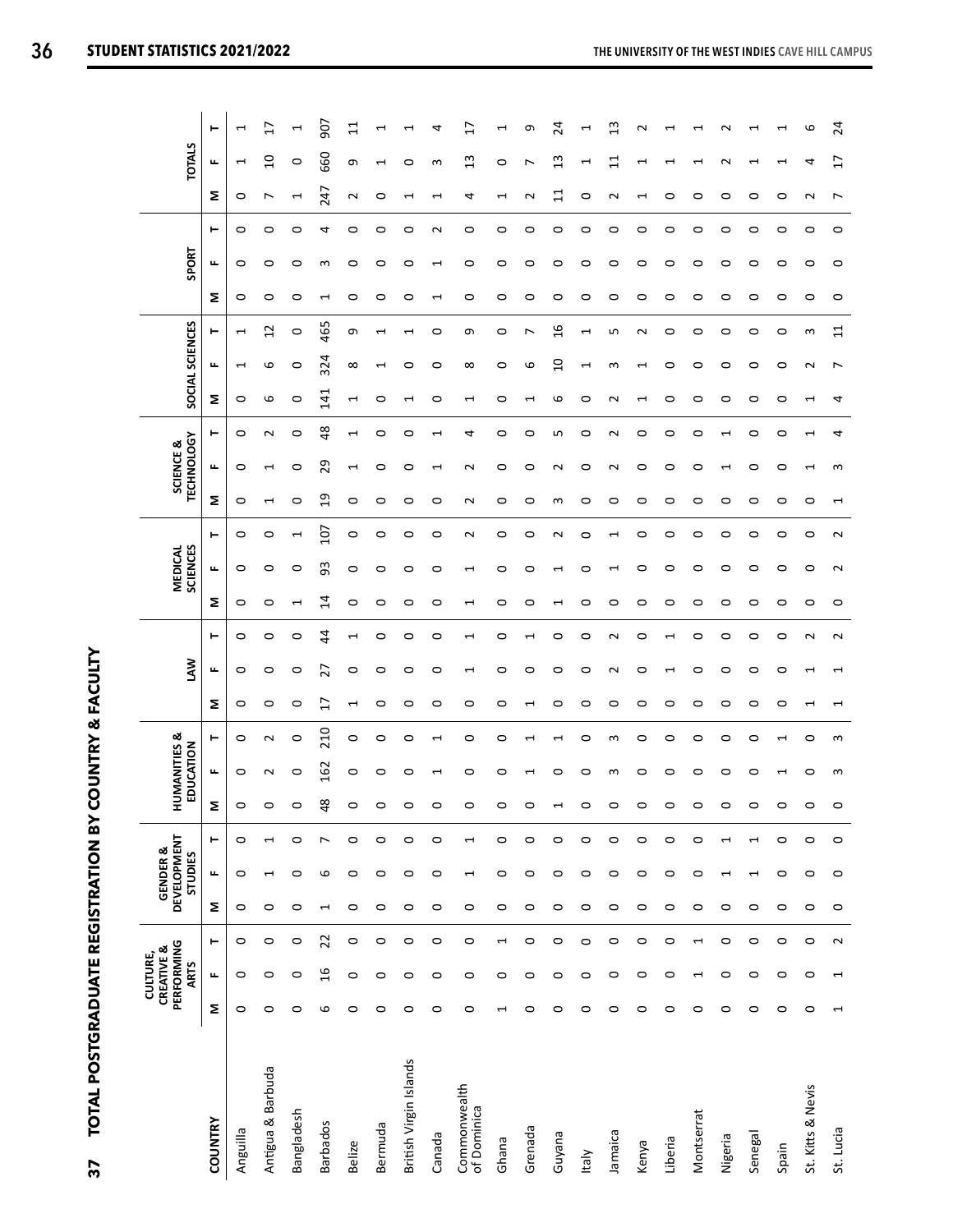# 37 TOTAL POSTGRADUATE REGISTRATION BY COUNTRY & FACULTY

| COUNTRY | CULTURE, CREATIVE & PERFORMING ARTS | | | GENDER & DEVELOPMENT STUDIES | | | HUMANITIES & EDUCATION | | | LAW | | | MEDICAL SCIENCES | | | SCIENCE & TECHNOLOGY | | | SOCIAL SCIENCES | | | SPORT | | | TOTALS | | |
|---|---|---|---|---|---|---|---|---|---|---|---|---|---|---|---|---|---|---|---|---|---|---|---|---|---|---|---|
| | M | F | T | M | F | T | M | F | T | M | F | T | M | F | T | M | F | T | M | F | T | M | F | T | M | F | T |
| Anguilla | 0 | 0 | 0 | 0 | 0 | 0 | 0 | 0 | 0 | 0 | 0 | 0 | 0 | 0 | 0 | 0 | 0 | 0 | 0 | 1 | 1 | 0 | 0 | 0 | 0 | 1 | 1 |
| Antigua & Barbuda | 0 | 0 | 0 | 0 | 1 | 1 | 0 | 2 | 2 | 0 | 0 | 0 | 0 | 0 | 0 | 1 | 1 | 2 | 6 | 6 | 12 | 0 | 0 | 0 | 7 | 10 | 17 |
| Bangladesh | 0 | 0 | 0 | 0 | 0 | 0 | 0 | 0 | 0 | 0 | 0 | 0 | 1 | 0 | 1 | 0 | 0 | 0 | 0 | 0 | 0 | 0 | 0 | 0 | 1 | 0 | 1 |
| Barbados | 6 | 16 | 22 | 1 | 6 | 7 | 48 | 162 | 210 | 17 | 27 | 44 | 14 | 93 | 107 | 19 | 29 | 48 | 141 | 324 | 465 | 1 | 3 | 4 | 247 | 660 | 907 |
| Belize | 0 | 0 | 0 | 0 | 0 | 0 | 0 | 0 | 0 | 1 | 0 | 1 | 0 | 0 | 0 | 0 | 1 | 1 | 1 | 8 | 9 | 0 | 0 | 0 | 2 | 9 | 11 |
| Bermuda | 0 | 0 | 0 | 0 | 0 | 0 | 0 | 0 | 0 | 0 | 0 | 0 | 0 | 0 | 0 | 0 | 0 | 0 | 0 | 1 | 1 | 0 | 0 | 0 | 0 | 1 | 1 |
| British Virgin Islands | 0 | 0 | 0 | 0 | 0 | 0 | 0 | 0 | 0 | 0 | 0 | 0 | 0 | 0 | 0 | 0 | 0 | 0 | 1 | 0 | 1 | 0 | 0 | 0 | 1 | 0 | 1 |
| Canada | 0 | 0 | 0 | 0 | 0 | 0 | 0 | 1 | 1 | 0 | 0 | 0 | 0 | 0 | 0 | 0 | 1 | 1 | 0 | 0 | 0 | 1 | 1 | 2 | 1 | 3 | 4 |
| Commonwealth of Dominica | 0 | 0 | 0 | 0 | 1 | 1 | 0 | 0 | 0 | 0 | 1 | 1 | 1 | 1 | 2 | 2 | 2 | 4 | 1 | 8 | 9 | 0 | 0 | 0 | 4 | 13 | 17 |
| Ghana | 1 | 0 | 1 | 0 | 0 | 0 | 0 | 0 | 0 | 0 | 0 | 0 | 0 | 0 | 0 | 0 | 0 | 0 | 0 | 0 | 0 | 0 | 0 | 0 | 1 | 0 | 1 |
| Grenada | 0 | 0 | 0 | 0 | 0 | 0 | 0 | 1 | 1 | 1 | 0 | 1 | 0 | 0 | 0 | 0 | 0 | 0 | 1 | 6 | 7 | 0 | 0 | 0 | 2 | 7 | 9 |
| Guyana | 0 | 0 | 0 | 0 | 0 | 0 | 1 | 0 | 1 | 0 | 0 | 0 | 1 | 1 | 2 | 3 | 2 | 5 | 6 | 10 | 16 | 0 | 0 | 0 | 11 | 13 | 24 |
| Italy | 0 | 0 | 0 | 0 | 0 | 0 | 0 | 0 | 0 | 0 | 0 | 0 | 0 | 0 | 0 | 0 | 0 | 0 | 0 | 1 | 1 | 0 | 0 | 0 | 0 | 1 | 1 |
| Jamaica | 0 | 0 | 0 | 0 | 0 | 0 | 0 | 3 | 3 | 0 | 2 | 2 | 0 | 1 | 1 | 0 | 2 | 2 | 2 | 3 | 5 | 0 | 0 | 0 | 2 | 11 | 13 |
| Kenya | 0 | 0 | 0 | 0 | 0 | 0 | 0 | 0 | 0 | 0 | 0 | 0 | 0 | 0 | 0 | 0 | 0 | 0 | 1 | 1 | 2 | 0 | 0 | 0 | 1 | 1 | 2 |
| Liberia | 0 | 0 | 0 | 0 | 0 | 0 | 0 | 0 | 0 | 0 | 1 | 1 | 0 | 0 | 0 | 0 | 0 | 0 | 0 | 0 | 0 | 0 | 0 | 0 | 0 | 1 | 1 |
| Montserrat | 0 | 1 | 1 | 0 | 0 | 0 | 0 | 0 | 0 | 0 | 0 | 0 | 0 | 0 | 0 | 0 | 0 | 0 | 0 | 0 | 0 | 0 | 0 | 0 | 0 | 1 | 1 |
| Nigeria | 0 | 0 | 0 | 0 | 1 | 1 | 0 | 0 | 0 | 0 | 0 | 0 | 0 | 0 | 0 | 0 | 1 | 1 | 0 | 0 | 0 | 0 | 0 | 0 | 0 | 2 | 2 |
| Senegal | 0 | 0 | 0 | 0 | 1 | 1 | 0 | 0 | 0 | 0 | 0 | 0 | 0 | 0 | 0 | 0 | 0 | 0 | 0 | 0 | 0 | 0 | 0 | 0 | 0 | 1 | 1 |
| Spain | 0 | 0 | 0 | 0 | 0 | 0 | 0 | 1 | 1 | 0 | 0 | 0 | 0 | 0 | 0 | 0 | 0 | 0 | 0 | 0 | 0 | 0 | 0 | 0 | 0 | 1 | 1 |
| St. Kitts & Nevis | 0 | 0 | 0 | 0 | 0 | 0 | 0 | 0 | 0 | 1 | 1 | 2 | 0 | 0 | 0 | 0 | 1 | 1 | 1 | 2 | 3 | 0 | 0 | 0 | 2 | 4 | 6 |
| St. Lucia | 1 | 1 | 2 | 0 | 0 | 0 | 0 | 3 | 3 | 1 | 1 | 2 | 0 | 2 | 2 | 1 | 3 | 4 | 4 | 7 | 11 | 0 | 0 | 0 | 7 | 17 | 24 |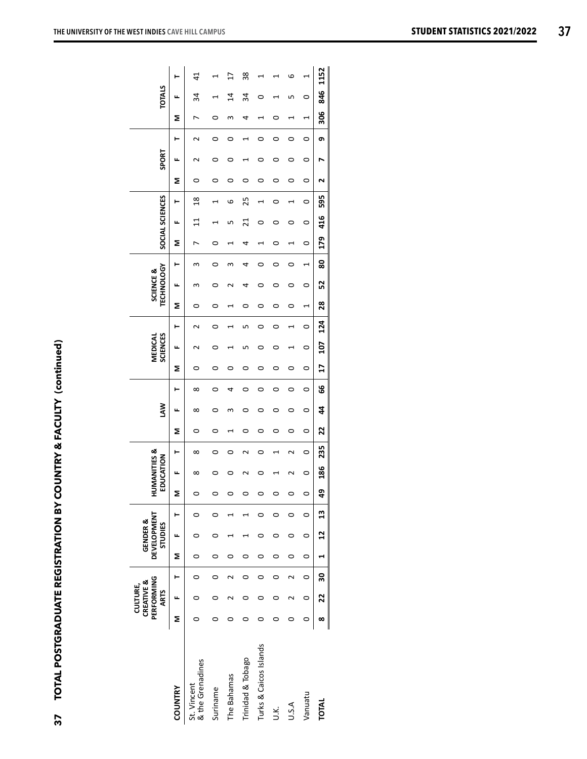## 37 TOTAL POSTGRADUATE REGISTRATION BY COUNTRY & FACULTY (continued)

| COUNTRY | CULTURE, CREATIVE & PERFORMING ARTS | | | GENDER & DEVELOPMENT STUDIES | | | HUMANITIES & EDUCATION | | | LAW | | | MEDICAL SCIENCES | | | SCIENCE & TECHNOLOGY | | | SOCIAL SCIENCES | | | SPORT | | | TOTALS | | |
|---|---|---|---|---|---|---|---|---|---|---|---|---|---|---|---|---|---|---|---|---|---|---|---|---|---|---|---|
| | M | F | T | M | F | T | M | F | T | M | F | T | M | F | T | M | F | T | M | F | T | M | F | T | M | F | T |
| St. Vincent & the Grenadines | 0 | 0 | 0 | 0 | 0 | 0 | 0 | 8 | 8 | 0 | 8 | 8 | 0 | 2 | 2 | 0 | 3 | 3 | 7 | 11 | 18 | 0 | 2 | 2 | 7 | 34 | 41 |
| Suriname | 0 | 0 | 0 | 0 | 0 | 0 | 0 | 0 | 0 | 0 | 0 | 0 | 0 | 0 | 0 | 0 | 0 | 0 | 0 | 1 | 1 | 0 | 0 | 0 | 0 | 1 | 1 |
| The Bahamas | 0 | 2 | 2 | 0 | 1 | 1 | 0 | 0 | 0 | 1 | 3 | 4 | 0 | 1 | 1 | 1 | 2 | 3 | 1 | 5 | 6 | 0 | 0 | 0 | 3 | 14 | 17 |
| Trinidad & Tobago | 0 | 0 | 0 | 0 | 1 | 1 | 0 | 2 | 2 | 0 | 0 | 0 | 0 | 5 | 5 | 0 | 4 | 4 | 4 | 21 | 25 | 0 | 1 | 1 | 4 | 34 | 38 |
| Turks & Caicos Islands | 0 | 0 | 0 | 0 | 0 | 0 | 0 | 0 | 0 | 0 | 0 | 0 | 0 | 0 | 0 | 0 | 0 | 0 | 1 | 0 | 1 | 0 | 0 | 0 | 1 | 0 | 1 |
| U.K. | 0 | 0 | 0 | 0 | 0 | 0 | 0 | 1 | 1 | 0 | 0 | 0 | 0 | 0 | 0 | 0 | 0 | 0 | 0 | 0 | 0 | 0 | 0 | 0 | 0 | 1 | 1 |
| U.S.A | 0 | 2 | 2 | 0 | 0 | 0 | 0 | 2 | 2 | 0 | 0 | 0 | 0 | 1 | 1 | 0 | 0 | 0 | 1 | 0 | 1 | 0 | 0 | 0 | 1 | 5 | 6 |
| Vanuatu | 0 | 0 | 0 | 0 | 0 | 0 | 0 | 0 | 0 | 0 | 0 | 0 | 0 | 0 | 0 | 1 | 0 | 1 | 0 | 0 | 0 | 0 | 0 | 0 | 1 | 0 | 1 |
| **TOTAL** | **8** | **22** | **30** | **1** | **12** | **13** | **49** | **186** | **235** | **22** | **44** | **66** | **17** | **107** | **124** | **28** | **52** | **80** | **179** | **416** | **595** | **2** | **7** | **9** | **306** | **846** | **1152** |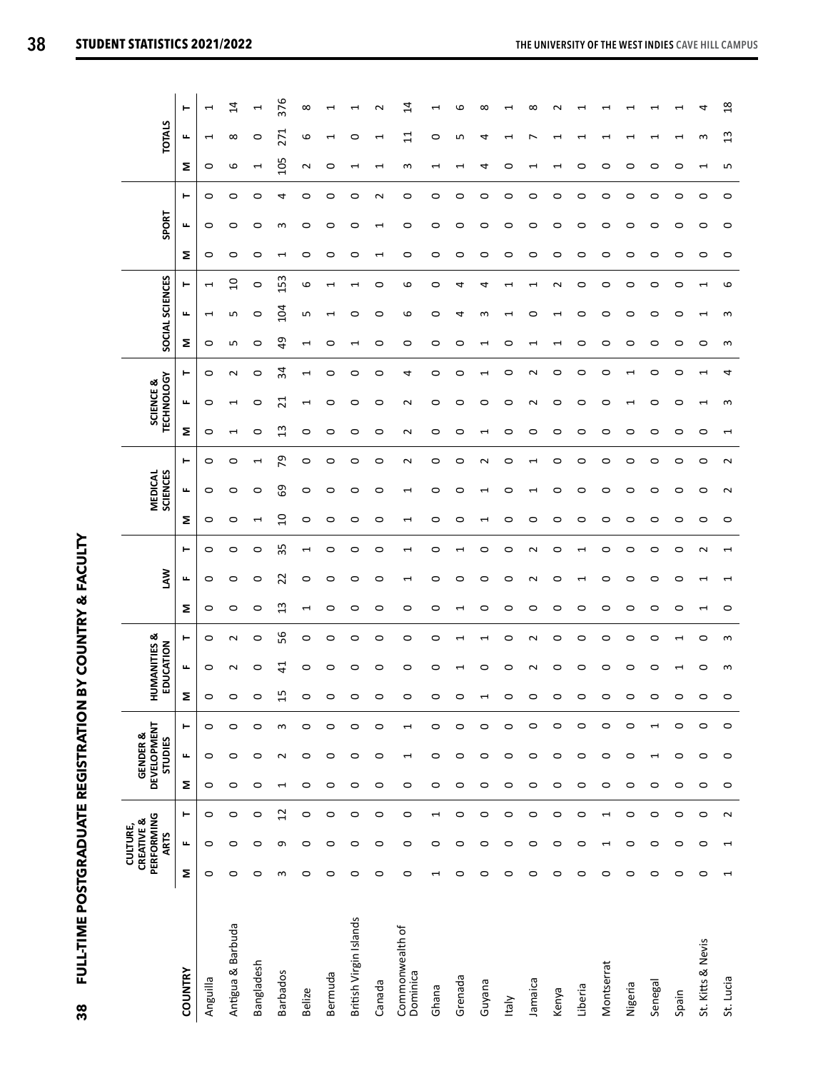# FULL-TIME POSTGRADUATE REGISTRATION BY COUNTRY & FACULTY

| COUNTRY | CULTURE, CREATIVE & PERFORMING ARTS | | | GENDER & DEVELOPMENT STUDIES | | | HUMANITIES & EDUCATION | | | LAW | | | MEDICAL SCIENCES | | | SCIENCE & TECHNOLOGY | | | SOCIAL SCIENCES | | | SPORT | | | TOTALS | | |
|---|---|---|---|---|---|---|---|---|---|---|---|---|---|---|---|---|---|---|---|---|---|---|---|---|---|---|---|
| | M | F | T | M | F | T | M | F | T | M | F | T | M | F | T | M | F | T | M | F | T | M | F | T | M | F | T |
| Anguilla | 0 | 0 | 0 | 0 | 0 | 0 | 0 | 0 | 0 | 0 | 0 | 0 | 0 | 0 | 0 | 0 | 0 | 0 | 0 | 1 | 1 | 0 | 0 | 0 | 0 | 1 | 1 |
| Antigua & Barbuda | 0 | 0 | 0 | 0 | 0 | 0 | 0 | 2 | 2 | 0 | 0 | 0 | 0 | 0 | 0 | 1 | 1 | 2 | 5 | 5 | 10 | 0 | 0 | 0 | 6 | 8 | 14 |
| Bangladesh | 0 | 0 | 0 | 0 | 0 | 0 | 0 | 0 | 0 | 0 | 0 | 0 | 1 | 0 | 1 | 0 | 0 | 0 | 0 | 0 | 0 | 0 | 0 | 0 | 1 | 0 | 1 |
| Barbados | 3 | 9 | 12 | 1 | 2 | 3 | 15 | 41 | 56 | 13 | 22 | 35 | 10 | 69 | 79 | 13 | 21 | 34 | 49 | 104 | 153 | 1 | 3 | 4 | 105 | 271 | 376 |
| Belize | 0 | 0 | 0 | 0 | 0 | 0 | 0 | 0 | 0 | 1 | 0 | 1 | 0 | 0 | 0 | 0 | 1 | 1 | 1 | 5 | 6 | 0 | 0 | 0 | 2 | 6 | 8 |
| Bermuda | 0 | 0 | 0 | 0 | 0 | 0 | 0 | 0 | 0 | 0 | 0 | 0 | 0 | 0 | 0 | 0 | 0 | 0 | 0 | 1 | 1 | 0 | 0 | 0 | 0 | 1 | 1 |
| British Virgin Islands | 0 | 0 | 0 | 0 | 0 | 0 | 0 | 0 | 0 | 0 | 0 | 0 | 0 | 0 | 0 | 0 | 0 | 0 | 1 | 0 | 1 | 0 | 0 | 0 | 1 | 0 | 1 |
| Canada | 0 | 0 | 0 | 0 | 0 | 0 | 0 | 0 | 0 | 0 | 0 | 0 | 0 | 0 | 0 | 0 | 0 | 0 | 0 | 0 | 0 | 1 | 1 | 2 | 1 | 1 | 2 |
| Commonwealth of Dominica | 0 | 0 | 0 | 0 | 1 | 1 | 0 | 0 | 0 | 0 | 1 | 1 | 1 | 1 | 2 | 2 | 2 | 4 | 0 | 6 | 6 | 0 | 0 | 0 | 3 | 11 | 14 |
| Ghana | 1 | 0 | 1 | 0 | 0 | 0 | 0 | 0 | 0 | 0 | 0 | 0 | 0 | 0 | 0 | 0 | 0 | 0 | 0 | 0 | 0 | 0 | 0 | 0 | 1 | 0 | 1 |
| Grenada | 0 | 0 | 0 | 0 | 0 | 0 | 0 | 1 | 1 | 1 | 0 | 1 | 0 | 0 | 0 | 0 | 0 | 0 | 0 | 4 | 4 | 0 | 0 | 0 | 1 | 5 | 6 |
| Guyana | 0 | 0 | 0 | 0 | 0 | 0 | 1 | 0 | 1 | 0 | 0 | 0 | 1 | 1 | 2 | 1 | 0 | 1 | 1 | 3 | 4 | 0 | 0 | 0 | 4 | 4 | 8 |
| Italy | 0 | 0 | 0 | 0 | 0 | 0 | 0 | 0 | 0 | 0 | 0 | 0 | 0 | 0 | 0 | 0 | 0 | 0 | 0 | 1 | 1 | 0 | 0 | 0 | 0 | 1 | 1 |
| Jamaica | 0 | 0 | 0 | 0 | 0 | 0 | 0 | 2 | 2 | 0 | 2 | 2 | 0 | 1 | 1 | 0 | 2 | 2 | 1 | 0 | 1 | 0 | 0 | 0 | 1 | 7 | 8 |
| Kenya | 0 | 0 | 0 | 0 | 0 | 0 | 0 | 0 | 0 | 0 | 0 | 0 | 0 | 0 | 0 | 0 | 0 | 0 | 1 | 1 | 2 | 0 | 0 | 0 | 1 | 1 | 2 |
| Liberia | 0 | 0 | 0 | 0 | 0 | 0 | 0 | 0 | 0 | 0 | 1 | 1 | 0 | 0 | 0 | 0 | 0 | 0 | 0 | 0 | 0 | 0 | 0 | 0 | 0 | 1 | 1 |
| Montserrat | 0 | 1 | 1 | 0 | 0 | 0 | 0 | 0 | 0 | 0 | 0 | 0 | 0 | 0 | 0 | 0 | 0 | 0 | 0 | 0 | 0 | 0 | 0 | 0 | 0 | 1 | 1 |
| Nigeria | 0 | 0 | 0 | 0 | 0 | 0 | 0 | 0 | 0 | 0 | 0 | 0 | 0 | 0 | 0 | 0 | 1 | 1 | 0 | 0 | 0 | 0 | 0 | 0 | 0 | 1 | 1 |
| Senegal | 0 | 0 | 0 | 0 | 1 | 1 | 0 | 0 | 0 | 0 | 0 | 0 | 0 | 0 | 0 | 0 | 0 | 0 | 0 | 0 | 0 | 0 | 0 | 0 | 0 | 1 | 1 |
| Spain | 0 | 0 | 0 | 0 | 0 | 0 | 0 | 1 | 1 | 0 | 0 | 0 | 0 | 0 | 0 | 0 | 0 | 0 | 0 | 0 | 0 | 0 | 0 | 0 | 0 | 1 | 1 |
| St. Kitts & Nevis | 0 | 0 | 0 | 0 | 0 | 0 | 0 | 0 | 0 | 1 | 1 | 2 | 0 | 0 | 0 | 0 | 1 | 1 | 0 | 1 | 1 | 0 | 0 | 0 | 1 | 3 | 4 |
| St. Lucia | 1 | 1 | 2 | 0 | 0 | 0 | 0 | 3 | 3 | 0 | 1 | 1 | 0 | 2 | 2 | 1 | 3 | 4 | 3 | 3 | 6 | 0 | 0 | 0 | 5 | 13 | 18 |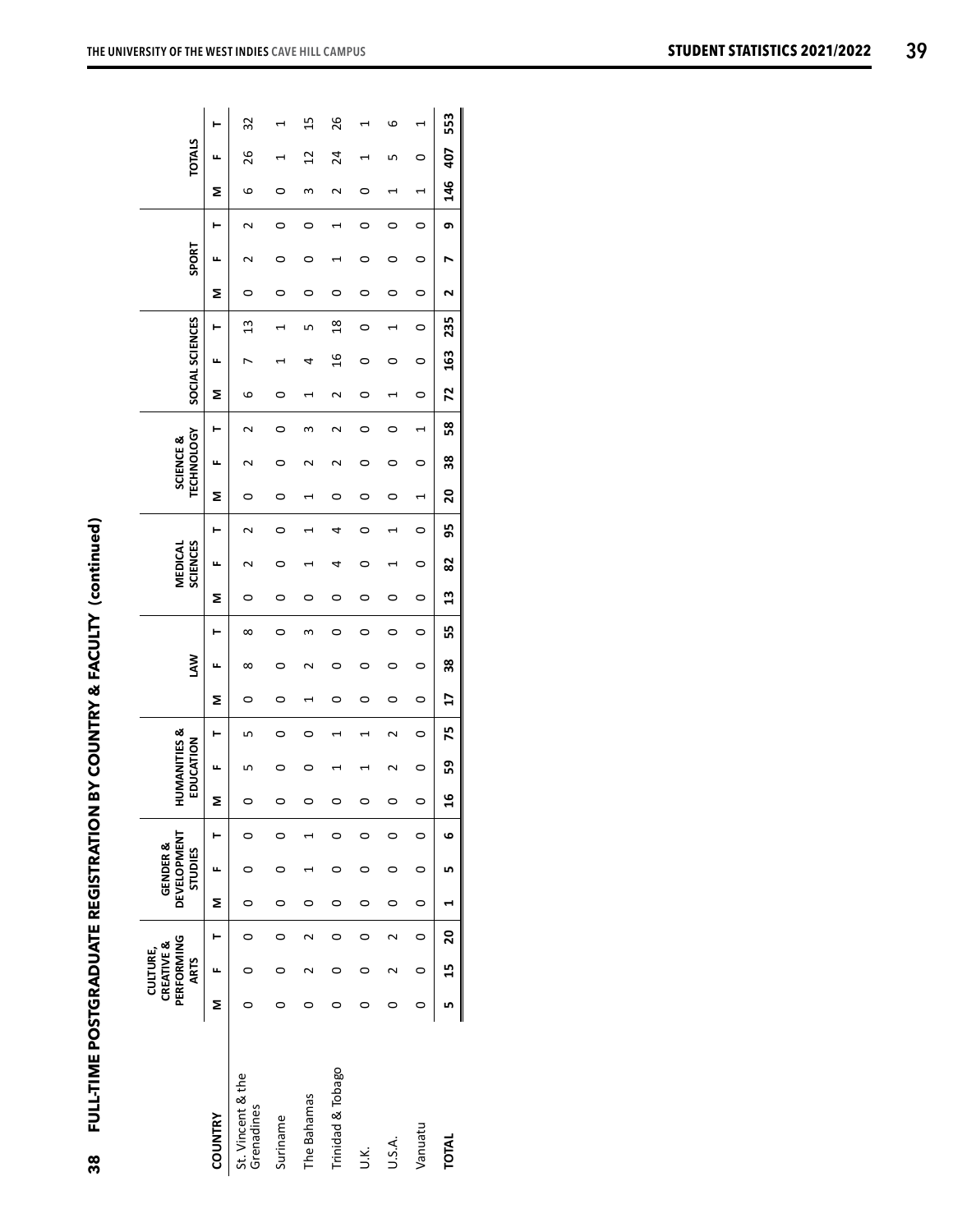# FULL-TIME POSTGRADUATE REGISTRATION BY COUNTRY & FACULTY (continued)

| COUNTRY | CULTURE, CREATIVE & PERFORMING ARTS | | | GENDER & DEVELOPMENT STUDIES | | | HUMANITIES & EDUCATION | | | LAW | | | MEDICAL SCIENCES | | | SCIENCE & TECHNOLOGY | | | SOCIAL SCIENCES | | | SPORT | | | TOTALS | | |
|---|---|---|---|---|---|---|---|---|---|---|---|---|---|---|---|---|---|---|---|---|---|---|---|---|---|---|---|
| | M | F | T | M | F | T | M | F | T | M | F | T | M | F | T | M | F | T | M | F | T | M | F | T | M | F | T |
| St. Vincent & the Grenadines | 0 | 0 | 0 | 0 | 0 | 0 | 0 | 5 | 5 | 0 | 8 | 8 | 0 | 2 | 2 | 0 | 2 | 2 | 6 | 7 | 13 | 0 | 2 | 2 | 6 | 26 | 32 |
| Suriname | 0 | 0 | 0 | 0 | 0 | 0 | 0 | 0 | 0 | 0 | 0 | 0 | 0 | 0 | 0 | 0 | 0 | 0 | 0 | 1 | 1 | 0 | 0 | 0 | 0 | 1 | 1 |
| The Bahamas | 0 | 2 | 2 | 0 | 1 | 1 | 0 | 0 | 0 | 1 | 2 | 3 | 0 | 1 | 1 | 1 | 2 | 3 | 1 | 4 | 5 | 0 | 0 | 0 | 3 | 12 | 15 |
| Trinidad & Tobago | 0 | 0 | 0 | 0 | 0 | 0 | 0 | 1 | 1 | 0 | 0 | 0 | 0 | 4 | 4 | 0 | 2 | 2 | 2 | 16 | 18 | 0 | 1 | 1 | 2 | 24 | 26 |
| U.K. | 0 | 0 | 0 | 0 | 0 | 0 | 0 | 1 | 1 | 0 | 0 | 0 | 0 | 0 | 0 | 0 | 0 | 0 | 0 | 0 | 0 | 0 | 0 | 0 | 0 | 1 | 1 |
| U.S.A. | 0 | 2 | 2 | 0 | 0 | 0 | 0 | 2 | 2 | 0 | 0 | 0 | 0 | 1 | 1 | 0 | 0 | 0 | 1 | 0 | 1 | 0 | 0 | 0 | 1 | 5 | 6 |
| Vanuatu | 0 | 0 | 0 | 0 | 0 | 0 | 0 | 0 | 0 | 0 | 0 | 0 | 0 | 0 | 0 | 1 | 0 | 1 | 0 | 0 | 0 | 0 | 0 | 0 | 1 | 0 | 1 |
| **TOTAL** | **5** | **15** | **20** | **1** | **5** | **6** | **16** | **59** | **75** | **17** | **38** | **55** | **13** | **82** | **95** | **20** | **38** | **58** | **72** | **163** | **235** | **2** | **7** | **9** | **146** | **407** | **553** |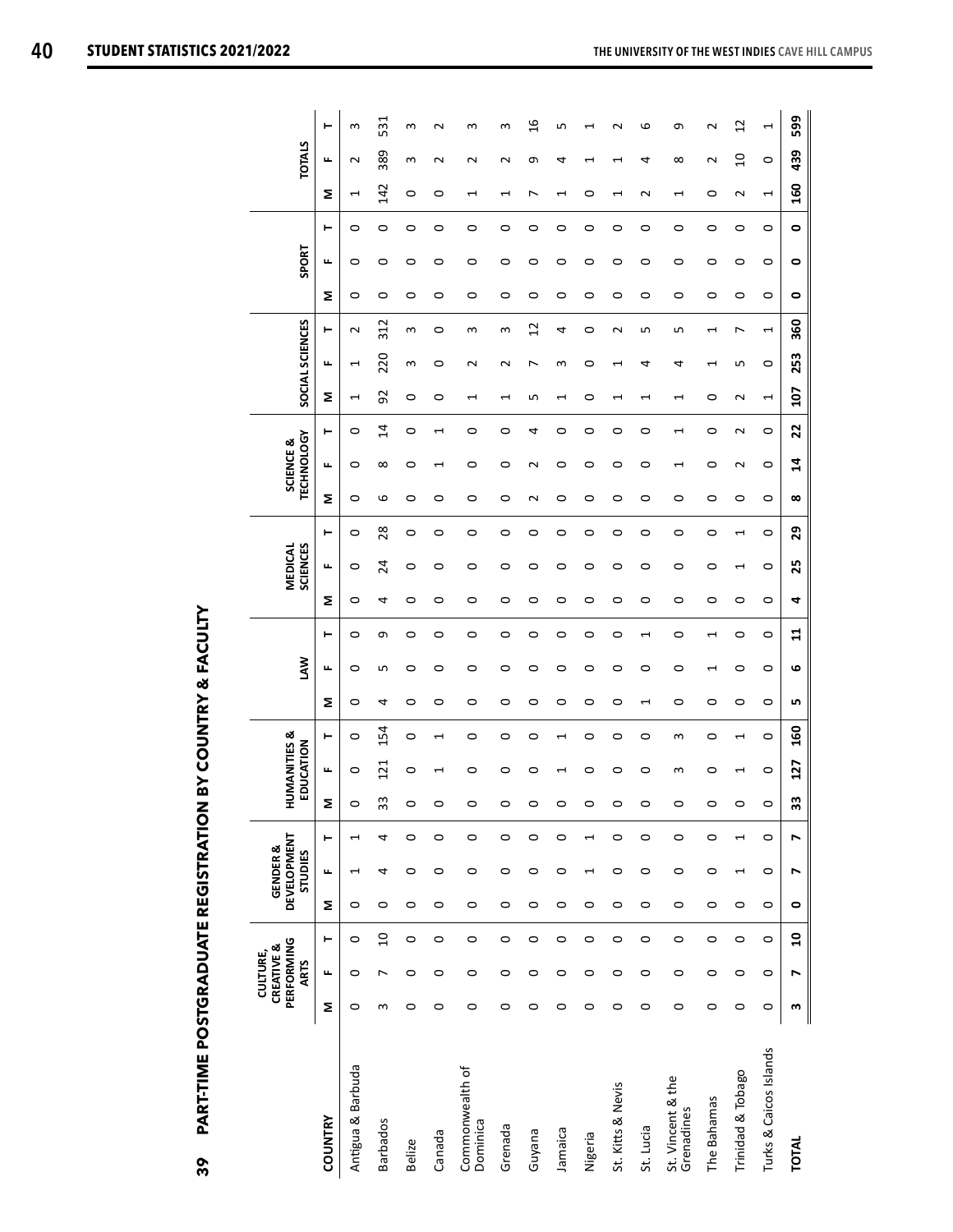## 39 PART-TIME POSTGRADUATE REGISTRATION BY COUNTRY & FACULTY

| COUNTRY | CULTURE, CREATIVE & PERFORMING ARTS | | | GENDER & DEVELOPMENT STUDIES | | | HUMANITIES & EDUCATION | | | LAW | | | MEDICAL SCIENCES | | | SCIENCE & TECHNOLOGY | | | SOCIAL SCIENCES | | | SPORT | | | TOTALS | | |
|---|---|---|---|---|---|---|---|---|---|---|---|---|---|---|---|---|---|---|---|---|---|---|---|---|---|---|---|
| | M | F | T | M | F | T | M | F | T | M | F | T | M | F | T | M | F | T | M | F | T | M | F | T | M | F | T |
| Antigua & Barbuda | 0 | 0 | 0 | 0 | 1 | 1 | 0 | 0 | 0 | 0 | 0 | 0 | 0 | 0 | 0 | 0 | 0 | 0 | 1 | 1 | 2 | 0 | 0 | 0 | 1 | 2 | 3 |
| Barbados | 3 | 7 | 10 | 0 | 4 | 4 | 33 | 121 | 154 | 4 | 5 | 9 | 4 | 24 | 28 | 6 | 8 | 14 | 92 | 220 | 312 | 0 | 0 | 0 | 142 | 389 | 531 |
| Belize | 0 | 0 | 0 | 0 | 0 | 0 | 0 | 0 | 0 | 0 | 0 | 0 | 0 | 0 | 0 | 0 | 0 | 0 | 0 | 3 | 3 | 0 | 0 | 0 | 0 | 3 | 3 |
| Canada | 0 | 0 | 0 | 0 | 0 | 0 | 0 | 1 | 1 | 0 | 0 | 0 | 0 | 0 | 0 | 0 | 1 | 1 | 0 | 0 | 0 | 0 | 0 | 0 | 0 | 2 | 2 |
| Commonwealth of Dominica | 0 | 0 | 0 | 0 | 0 | 0 | 0 | 0 | 0 | 0 | 0 | 0 | 0 | 0 | 0 | 0 | 0 | 0 | 1 | 2 | 3 | 0 | 0 | 0 | 1 | 2 | 3 |
| Grenada | 0 | 0 | 0 | 0 | 0 | 0 | 0 | 0 | 0 | 0 | 0 | 0 | 0 | 0 | 0 | 0 | 0 | 0 | 1 | 2 | 3 | 0 | 0 | 0 | 1 | 2 | 3 |
| Guyana | 0 | 0 | 0 | 0 | 0 | 0 | 0 | 0 | 0 | 0 | 0 | 0 | 0 | 0 | 0 | 2 | 2 | 4 | 5 | 7 | 12 | 0 | 0 | 0 | 7 | 9 | 16 |
| Jamaica | 0 | 0 | 0 | 0 | 0 | 0 | 0 | 1 | 1 | 0 | 0 | 0 | 0 | 0 | 0 | 0 | 0 | 0 | 1 | 3 | 4 | 0 | 0 | 0 | 1 | 4 | 5 |
| Nigeria | 0 | 0 | 0 | 0 | 1 | 1 | 0 | 0 | 0 | 0 | 0 | 0 | 0 | 0 | 0 | 0 | 0 | 0 | 0 | 0 | 0 | 0 | 0 | 0 | 0 | 1 | 1 |
| St. Kitts & Nevis | 0 | 0 | 0 | 0 | 0 | 0 | 0 | 0 | 0 | 0 | 0 | 0 | 0 | 0 | 0 | 0 | 0 | 0 | 1 | 1 | 2 | 0 | 0 | 0 | 1 | 1 | 2 |
| St. Lucia | 0 | 0 | 0 | 0 | 0 | 0 | 0 | 0 | 0 | 1 | 0 | 1 | 0 | 0 | 0 | 0 | 0 | 0 | 1 | 4 | 5 | 0 | 0 | 0 | 2 | 4 | 6 |
| St. Vincent & the Grenadines | 0 | 0 | 0 | 0 | 0 | 0 | 0 | 3 | 3 | 0 | 0 | 0 | 0 | 0 | 0 | 0 | 1 | 1 | 1 | 4 | 5 | 0 | 0 | 0 | 1 | 8 | 9 |
| The Bahamas | 0 | 0 | 0 | 0 | 0 | 0 | 0 | 0 | 0 | 0 | 1 | 1 | 0 | 0 | 0 | 0 | 0 | 0 | 0 | 1 | 1 | 0 | 0 | 0 | 0 | 2 | 2 |
| Trinidad & Tobago | 0 | 0 | 0 | 0 | 1 | 1 | 0 | 1 | 1 | 0 | 0 | 0 | 0 | 1 | 1 | 0 | 2 | 2 | 2 | 5 | 7 | 0 | 0 | 0 | 2 | 10 | 12 |
| Turks & Caicos Islands | 0 | 0 | 0 | 0 | 0 | 0 | 0 | 0 | 0 | 0 | 0 | 0 | 0 | 0 | 0 | 0 | 0 | 0 | 1 | 0 | 1 | 0 | 0 | 0 | 1 | 0 | 1 |
| **TOTAL** | **3** | **7** | **10** | **0** | **7** | **7** | **33** | **127** | **160** | **5** | **6** | **11** | **4** | **25** | **29** | **8** | **14** | **22** | **107** | **253** | **360** | **0** | **0** | **0** | **160** | **439** | **599** |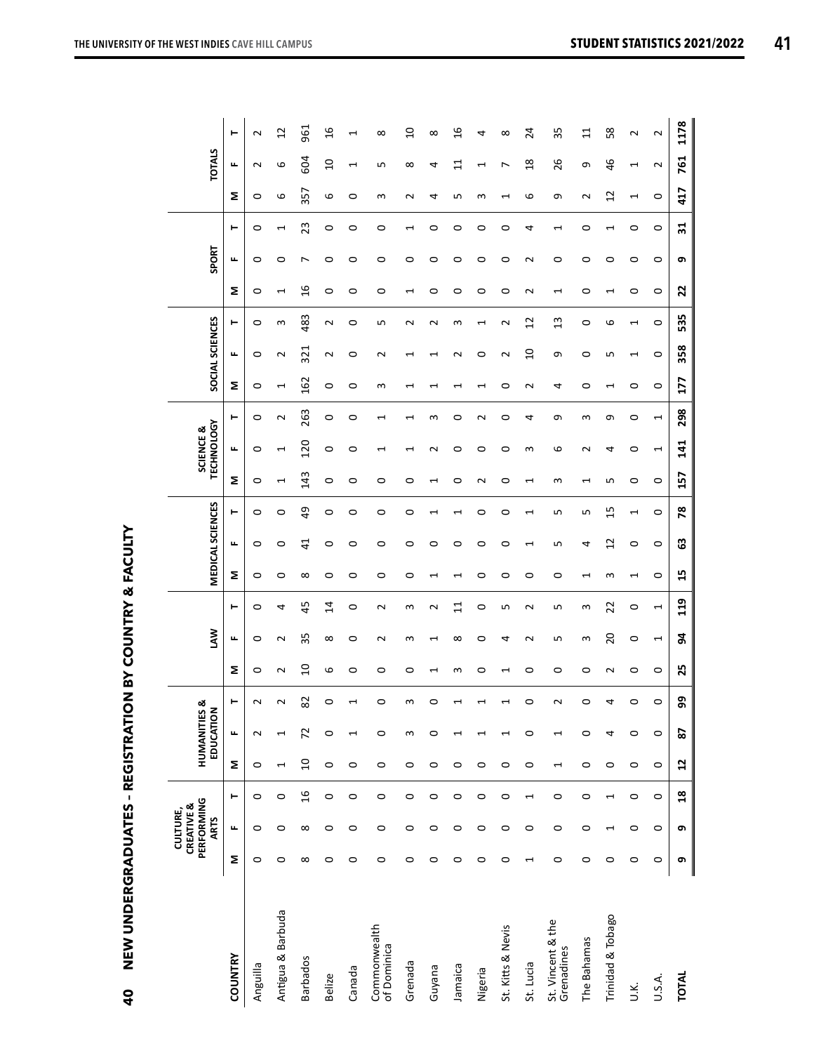# 40 NEW UNDERGRADUATES - REGISTRATION BY COUNTRY & FACULTY

| COUNTRY | CULTURE, CREATIVE & PERFORMING ARTS | | | HUMANITIES & EDUCATION | | | LAW | | | MEDICAL SCIENCES | | | SCIENCE & TECHNOLOGY | | | SOCIAL SCIENCES | | | SPORT | | | TOTALS | | |
|---|---|---|---|---|---|---|---|---|---|---|---|---|---|---|---|---|---|---|---|---|---|---|---|---|
| | M | F | T | M | F | T | M | F | T | M | F | T | M | F | T | M | F | T | M | F | T | M | F | T |
| Anguilla | 0 | 0 | 0 | 0 | 2 | 2 | 0 | 0 | 0 | 0 | 0 | 0 | 0 | 0 | 0 | 0 | 0 | 0 | 0 | 0 | 0 | 0 | 2 | 2 |
| Antigua & Barbuda | 0 | 0 | 0 | 1 | 1 | 2 | 2 | 2 | 4 | 0 | 0 | 0 | 1 | 1 | 2 | 1 | 2 | 3 | 1 | 0 | 1 | 6 | 6 | 12 |
| Barbados | 8 | 8 | 16 | 10 | 72 | 82 | 10 | 35 | 45 | 8 | 41 | 49 | 143 | 120 | 263 | 162 | 321 | 483 | 16 | 7 | 23 | 357 | 604 | 961 |
| Belize | 0 | 0 | 0 | 0 | 0 | 0 | 6 | 8 | 14 | 0 | 0 | 0 | 0 | 0 | 0 | 0 | 2 | 2 | 0 | 0 | 0 | 6 | 10 | 16 |
| Canada | 0 | 0 | 0 | 0 | 1 | 1 | 0 | 0 | 0 | 0 | 0 | 0 | 0 | 0 | 0 | 0 | 0 | 0 | 0 | 0 | 0 | 0 | 1 | 1 |
| Commonwealth of Dominica | 0 | 0 | 0 | 0 | 0 | 0 | 0 | 2 | 2 | 0 | 0 | 0 | 0 | 1 | 1 | 3 | 2 | 5 | 0 | 0 | 0 | 3 | 5 | 8 |
| Grenada | 0 | 0 | 0 | 0 | 3 | 3 | 0 | 3 | 3 | 0 | 0 | 0 | 0 | 1 | 1 | 1 | 1 | 2 | 1 | 0 | 1 | 2 | 8 | 10 |
| Guyana | 0 | 0 | 0 | 0 | 0 | 0 | 1 | 1 | 2 | 1 | 0 | 1 | 1 | 2 | 3 | 1 | 1 | 2 | 0 | 0 | 0 | 4 | 4 | 8 |
| Jamaica | 0 | 0 | 0 | 0 | 1 | 1 | 3 | 8 | 11 | 1 | 0 | 1 | 0 | 0 | 0 | 1 | 2 | 3 | 0 | 0 | 0 | 5 | 11 | 16 |
| Nigeria | 0 | 0 | 0 | 0 | 1 | 1 | 0 | 0 | 0 | 0 | 0 | 0 | 2 | 0 | 2 | 1 | 0 | 1 | 0 | 0 | 0 | 3 | 1 | 4 |
| St. Kitts & Nevis | 0 | 0 | 0 | 0 | 1 | 1 | 1 | 4 | 5 | 0 | 0 | 0 | 0 | 0 | 0 | 0 | 2 | 2 | 0 | 0 | 0 | 1 | 7 | 8 |
| St. Lucia | 1 | 0 | 1 | 0 | 0 | 0 | 0 | 2 | 2 | 0 | 1 | 1 | 1 | 3 | 4 | 2 | 10 | 12 | 2 | 2 | 4 | 6 | 18 | 24 |
| St. Vincent & the Grenadines | 0 | 0 | 0 | 1 | 1 | 2 | 0 | 5 | 5 | 0 | 5 | 5 | 3 | 6 | 9 | 4 | 9 | 13 | 1 | 0 | 1 | 9 | 26 | 35 |
| The Bahamas | 0 | 0 | 0 | 0 | 0 | 0 | 0 | 3 | 3 | 1 | 4 | 5 | 1 | 2 | 3 | 0 | 0 | 0 | 0 | 0 | 0 | 2 | 9 | 11 |
| Trinidad & Tobago | 0 | 1 | 1 | 0 | 4 | 4 | 2 | 20 | 22 | 3 | 12 | 15 | 5 | 4 | 9 | 1 | 5 | 6 | 1 | 0 | 1 | 12 | 46 | 58 |
| U.K. | 0 | 0 | 0 | 0 | 0 | 0 | 0 | 0 | 0 | 1 | 0 | 1 | 0 | 0 | 0 | 0 | 1 | 1 | 0 | 0 | 0 | 1 | 1 | 2 |
| U.S.A. | 0 | 0 | 0 | 0 | 0 | 0 | 0 | 1 | 1 | 0 | 0 | 0 | 0 | 1 | 1 | 0 | 0 | 0 | 0 | 0 | 0 | 0 | 2 | 2 |
| **TOTAL** | **9** | **9** | **18** | **12** | **87** | **99** | **25** | **94** | **119** | **15** | **63** | **78** | **157** | **141** | **298** | **177** | **358** | **535** | **22** | **9** | **31** | **417** | **761** | **1178** |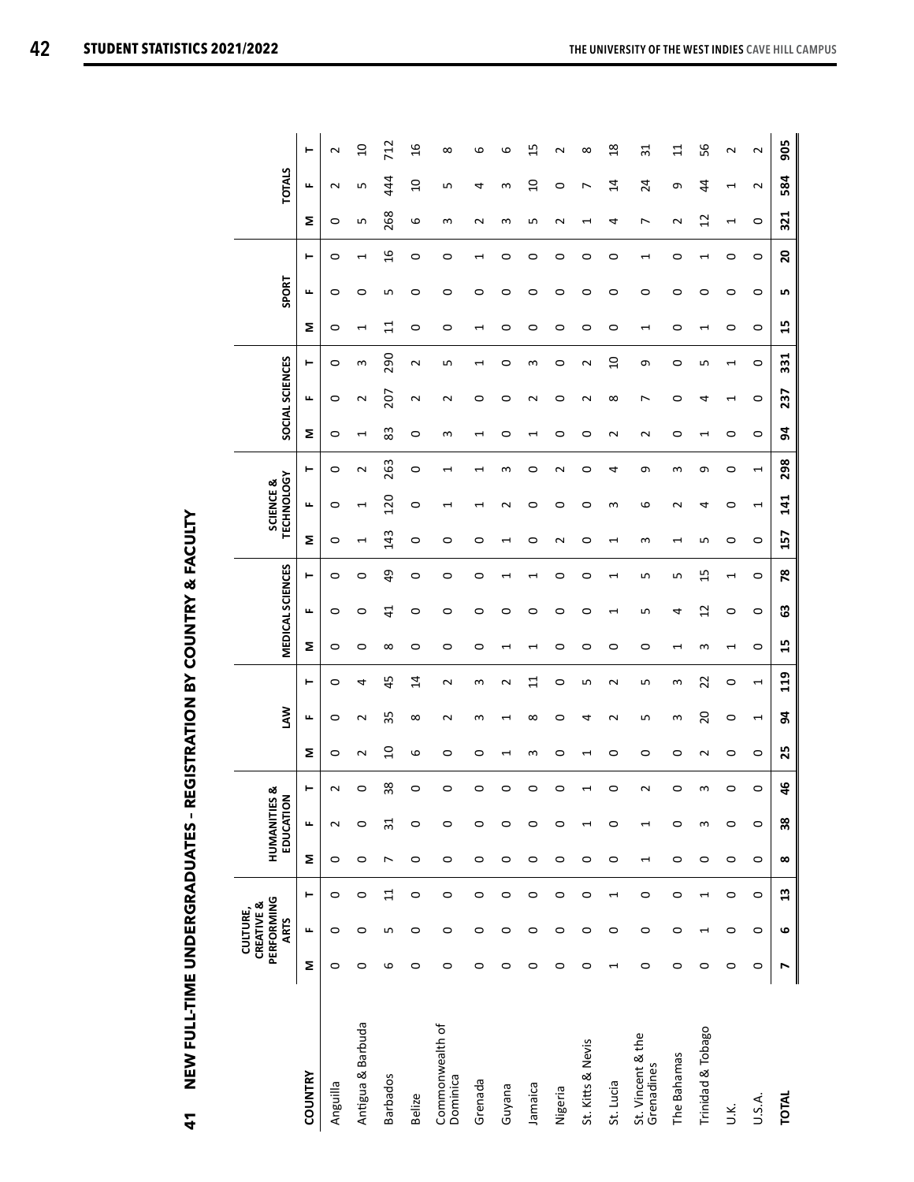# 41 NEW FULL-TIME UNDERGRADUATES - REGISTRATION BY COUNTRY & FACULTY

| COUNTRY | CULTURE, CREATIVE & PERFORMING ARTS | | | HUMANITIES & EDUCATION | | | LAW | | | MEDICAL SCIENCES | | | SCIENCE & TECHNOLOGY | | | SOCIAL SCIENCES | | | SPORT | | | TOTALS | | |
|---|---|---|---|---|---|---|---|---|---|---|---|---|---|---|---|---|---|---|---|---|---|---|---|---|
| | M | F | T | M | F | T | M | F | T | M | F | T | M | F | T | M | F | T | M | F | T | M | F | T |
| Anguilla | 0 | 0 | 0 | 0 | 2 | 2 | 0 | 0 | 0 | 0 | 0 | 0 | 0 | 0 | 0 | 0 | 0 | 0 | 0 | 0 | 0 | 0 | 2 | 2 |
| Antigua & Barbuda | 0 | 0 | 0 | 0 | 0 | 0 | 2 | 2 | 4 | 0 | 0 | 0 | 1 | 1 | 2 | 1 | 2 | 3 | 1 | 0 | 1 | 5 | 5 | 10 |
| Barbados | 6 | 5 | 11 | 7 | 31 | 38 | 10 | 35 | 45 | 8 | 41 | 49 | 143 | 120 | 263 | 83 | 207 | 290 | 11 | 5 | 16 | 268 | 444 | 712 |
| Belize | 0 | 0 | 0 | 0 | 0 | 0 | 6 | 8 | 14 | 0 | 0 | 0 | 0 | 0 | 0 | 0 | 2 | 2 | 0 | 0 | 0 | 6 | 10 | 16 |
| Commonwealth of Dominica | 0 | 0 | 0 | 0 | 0 | 0 | 0 | 2 | 2 | 0 | 0 | 0 | 0 | 1 | 1 | 3 | 2 | 5 | 0 | 0 | 0 | 3 | 5 | 8 |
| Grenada | 0 | 0 | 0 | 0 | 0 | 0 | 0 | 3 | 3 | 0 | 0 | 0 | 0 | 1 | 1 | 1 | 0 | 1 | 1 | 0 | 1 | 2 | 4 | 6 |
| Guyana | 0 | 0 | 0 | 0 | 0 | 0 | 1 | 1 | 2 | 1 | 0 | 1 | 1 | 2 | 3 | 0 | 0 | 0 | 0 | 0 | 0 | 3 | 3 | 6 |
| Jamaica | 0 | 0 | 0 | 0 | 0 | 0 | 3 | 8 | 11 | 1 | 0 | 1 | 0 | 0 | 0 | 1 | 2 | 3 | 0 | 0 | 0 | 5 | 10 | 15 |
| Nigeria | 0 | 0 | 0 | 0 | 0 | 0 | 0 | 0 | 0 | 0 | 0 | 0 | 2 | 0 | 2 | 0 | 0 | 0 | 0 | 0 | 0 | 2 | 0 | 2 |
| St. Kitts & Nevis | 0 | 0 | 0 | 0 | 1 | 1 | 1 | 4 | 5 | 0 | 0 | 0 | 0 | 0 | 0 | 0 | 2 | 2 | 0 | 0 | 0 | 1 | 7 | 8 |
| St. Lucia | 1 | 0 | 1 | 0 | 0 | 0 | 0 | 2 | 2 | 0 | 1 | 1 | 1 | 3 | 4 | 2 | 8 | 10 | 0 | 0 | 0 | 4 | 14 | 18 |
| St. Vincent & the Grenadines | 0 | 0 | 0 | 1 | 1 | 2 | 0 | 5 | 5 | 0 | 5 | 5 | 3 | 6 | 9 | 2 | 7 | 9 | 1 | 0 | 1 | 7 | 24 | 31 |
| The Bahamas | 0 | 0 | 0 | 0 | 0 | 0 | 0 | 3 | 3 | 1 | 4 | 5 | 1 | 2 | 3 | 0 | 0 | 0 | 0 | 0 | 0 | 2 | 9 | 11 |
| Trinidad & Tobago | 0 | 1 | 1 | 0 | 3 | 3 | 2 | 20 | 22 | 3 | 12 | 15 | 5 | 4 | 9 | 1 | 4 | 5 | 1 | 0 | 1 | 12 | 44 | 56 |
| U.K. | 0 | 0 | 0 | 0 | 0 | 0 | 0 | 0 | 0 | 1 | 0 | 1 | 0 | 0 | 0 | 0 | 1 | 1 | 0 | 0 | 0 | 1 | 1 | 2 |
| U.S.A. | 0 | 0 | 0 | 0 | 0 | 0 | 0 | 1 | 1 | 0 | 0 | 0 | 0 | 1 | 1 | 0 | 0 | 0 | 0 | 0 | 0 | 0 | 2 | 2 |
| **TOTAL** | **7** | **6** | **13** | **8** | **38** | **46** | **25** | **94** | **119** | **15** | **63** | **78** | **157** | **141** | **298** | **94** | **237** | **331** | **15** | **5** | **20** | **321** | **584** | **905** |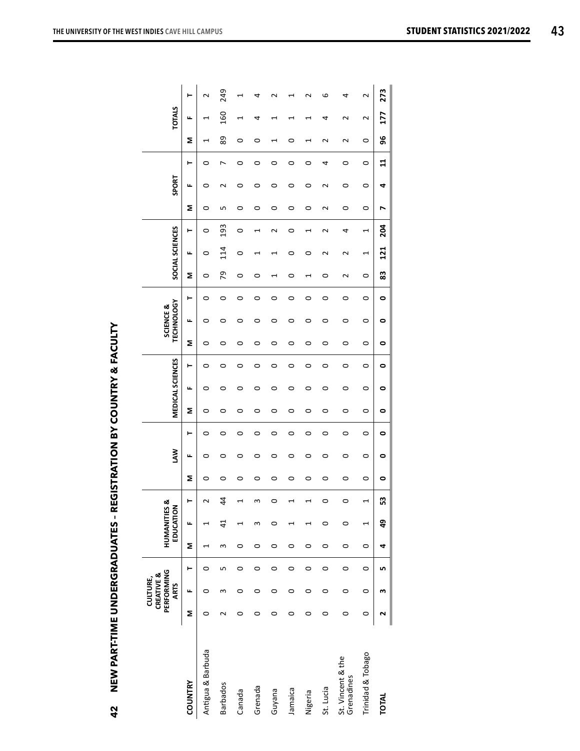## 42 NEW PART-TIME UNDERGRADUATES – REGISTRATION BY COUNTRY & FACULTY

| COUNTRY | CULTURE, CREATIVE & PERFORMING ARTS | | | HUMANITIES & EDUCATION | | | LAW | | | MEDICAL SCIENCES | | | SCIENCE & TECHNOLOGY | | | SOCIAL SCIENCES | | | SPORT | | | TOTALS | | |
|---|---|---|---|---|---|---|---|---|---|---|---|---|---|---|---|---|---|---|---|---|---|---|---|---|
| | M | F | T | M | F | T | M | F | T | M | F | T | M | F | T | M | F | T | M | F | T | M | F | T |
| Antigua & Barbuda | 0 | 0 | 0 | 1 | 1 | 2 | 0 | 0 | 0 | 0 | 0 | 0 | 0 | 0 | 0 | 0 | 0 | 0 | 0 | 0 | 0 | 1 | 1 | 2 |
| Barbados | 2 | 3 | 5 | 3 | 41 | 44 | 0 | 0 | 0 | 0 | 0 | 0 | 0 | 0 | 0 | 79 | 114 | 193 | 5 | 2 | 7 | 89 | 160 | 249 |
| Canada | 0 | 0 | 0 | 0 | 1 | 1 | 0 | 0 | 0 | 0 | 0 | 0 | 0 | 0 | 0 | 0 | 0 | 0 | 0 | 0 | 0 | 0 | 1 | 1 |
| Grenada | 0 | 0 | 0 | 0 | 3 | 3 | 0 | 0 | 0 | 0 | 0 | 0 | 0 | 0 | 0 | 0 | 1 | 1 | 0 | 0 | 0 | 0 | 4 | 4 |
| Guyana | 0 | 0 | 0 | 0 | 0 | 0 | 0 | 0 | 0 | 0 | 0 | 0 | 0 | 0 | 0 | 1 | 1 | 2 | 0 | 0 | 0 | 1 | 1 | 2 |
| Jamaica | 0 | 0 | 0 | 0 | 1 | 1 | 0 | 0 | 0 | 0 | 0 | 0 | 0 | 0 | 0 | 0 | 0 | 0 | 0 | 0 | 0 | 0 | 1 | 1 |
| Nigeria | 0 | 0 | 0 | 0 | 1 | 1 | 0 | 0 | 0 | 0 | 0 | 0 | 0 | 0 | 0 | 1 | 0 | 1 | 0 | 0 | 0 | 1 | 1 | 2 |
| St. Lucia | 0 | 0 | 0 | 0 | 0 | 0 | 0 | 0 | 0 | 0 | 0 | 0 | 0 | 0 | 0 | 0 | 2 | 2 | 2 | 2 | 4 | 2 | 4 | 6 |
| St. Vincent & the Grenadines | 0 | 0 | 0 | 0 | 0 | 0 | 0 | 0 | 0 | 0 | 0 | 0 | 0 | 0 | 0 | 2 | 2 | 4 | 0 | 0 | 0 | 2 | 2 | 4 |
| Trinidad & Tobago | 0 | 0 | 0 | 0 | 1 | 1 | 0 | 0 | 0 | 0 | 0 | 0 | 0 | 0 | 0 | 0 | 1 | 1 | 0 | 0 | 0 | 0 | 2 | 2 |
| **TOTAL** | **2** | **3** | **5** | **4** | **49** | **53** | **0** | **0** | **0** | **0** | **0** | **0** | **0** | **0** | **0** | **83** | **121** | **204** | **7** | **4** | **11** | **96** | **177** | **273** |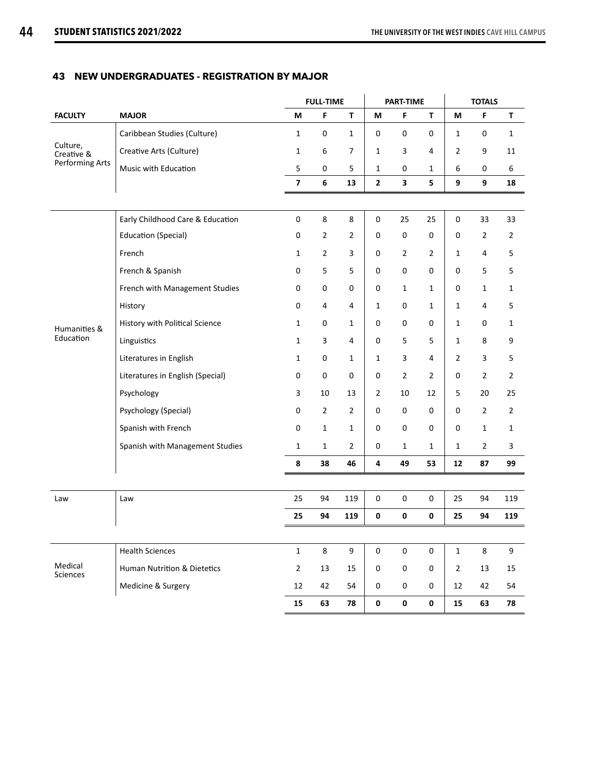## 43 NEW UNDERGRADUATES - REGISTRATION BY MAJOR

| | | FULL-TIME | | | PART-TIME | | | TOTALS | | |
|---|---|---|---|---|---|---|---|---|---|---|
| FACULTY | MAJOR | M | F | T | M | F | T | M | F | T |
| Culture, Creative & Performing Arts | Caribbean Studies (Culture) | 1 | 0 | 1 | 0 | 0 | 0 | 1 | 0 | 1 |
| | Creative Arts (Culture) | 1 | 6 | 7 | 1 | 3 | 4 | 2 | 9 | 11 |
| | Music with Education | 5 | 0 | 5 | 1 | 0 | 1 | 6 | 0 | 6 |
| | | **7** | **6** | **13** | **2** | **3** | **5** | **9** | **9** | **18** |
| Humanities & Education | Early Childhood Care & Education | 0 | 8 | 8 | 0 | 25 | 25 | 0 | 33 | 33 |
| | Education (Special) | 0 | 2 | 2 | 0 | 0 | 0 | 0 | 2 | 2 |
| | French | 1 | 2 | 3 | 0 | 2 | 2 | 1 | 4 | 5 |
| | French & Spanish | 0 | 5 | 5 | 0 | 0 | 0 | 0 | 5 | 5 |
| | French with Management Studies | 0 | 0 | 0 | 0 | 1 | 1 | 0 | 1 | 1 |
| | History | 0 | 4 | 4 | 1 | 0 | 1 | 1 | 4 | 5 |
| | History with Political Science | 1 | 0 | 1 | 0 | 0 | 0 | 1 | 0 | 1 |
| | Linguistics | 1 | 3 | 4 | 0 | 5 | 5 | 1 | 8 | 9 |
| | Literatures in English | 1 | 0 | 1 | 1 | 3 | 4 | 2 | 3 | 5 |
| | Literatures in English (Special) | 0 | 0 | 0 | 0 | 2 | 2 | 0 | 2 | 2 |
| | Psychology | 3 | 10 | 13 | 2 | 10 | 12 | 5 | 20 | 25 |
| | Psychology (Special) | 0 | 2 | 2 | 0 | 0 | 0 | 0 | 2 | 2 |
| | Spanish with French | 0 | 1 | 1 | 0 | 0 | 0 | 0 | 1 | 1 |
| | Spanish with Management Studies | 1 | 1 | 2 | 0 | 1 | 1 | 1 | 2 | 3 |
| | | **8** | **38** | **46** | **4** | **49** | **53** | **12** | **87** | **99** |
| Law | Law | 25 | 94 | 119 | 0 | 0 | 0 | 25 | 94 | 119 |
| | | **25** | **94** | **119** | **0** | **0** | **0** | **25** | **94** | **119** |
| Medical Sciences | Health Sciences | 1 | 8 | 9 | 0 | 0 | 0 | 1 | 8 | 9 |
| | Human Nutrition & Dietetics | 2 | 13 | 15 | 0 | 0 | 0 | 2 | 13 | 15 |
| | Medicine & Surgery | 12 | 42 | 54 | 0 | 0 | 0 | 12 | 42 | 54 |
| | | **15** | **63** | **78** | **0** | **0** | **0** | **15** | **63** | **78** |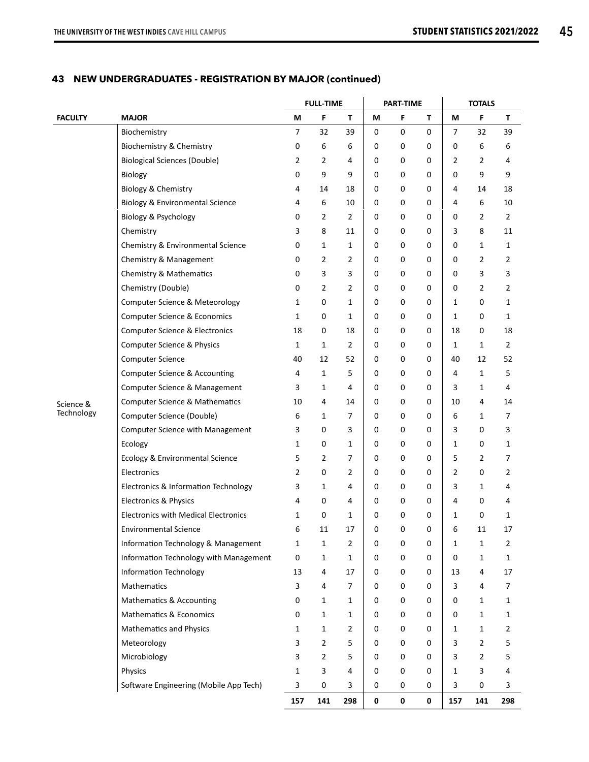## 43 NEW UNDERGRADUATES - REGISTRATION BY MAJOR (continued)

| | | FULL-TIME | | | PART-TIME | | | TOTALS | | |
|---|---|---|---|---|---|---|---|---|---|---|
| FACULTY | MAJOR | M | F | T | M | F | T | M | F | T |
| Science & Technology | Biochemistry | 7 | 32 | 39 | 0 | 0 | 0 | 7 | 32 | 39 |
| | Biochemistry & Chemistry | 0 | 6 | 6 | 0 | 0 | 0 | 0 | 6 | 6 |
| | Biological Sciences (Double) | 2 | 2 | 4 | 0 | 0 | 0 | 2 | 2 | 4 |
| | Biology | 0 | 9 | 9 | 0 | 0 | 0 | 0 | 9 | 9 |
| | Biology & Chemistry | 4 | 14 | 18 | 0 | 0 | 0 | 4 | 14 | 18 |
| | Biology & Environmental Science | 4 | 6 | 10 | 0 | 0 | 0 | 4 | 6 | 10 |
| | Biology & Psychology | 0 | 2 | 2 | 0 | 0 | 0 | 0 | 2 | 2 |
| | Chemistry | 3 | 8 | 11 | 0 | 0 | 0 | 3 | 8 | 11 |
| | Chemistry & Environmental Science | 0 | 1 | 1 | 0 | 0 | 0 | 0 | 1 | 1 |
| | Chemistry & Management | 0 | 2 | 2 | 0 | 0 | 0 | 0 | 2 | 2 |
| | Chemistry & Mathematics | 0 | 3 | 3 | 0 | 0 | 0 | 0 | 3 | 3 |
| | Chemistry (Double) | 0 | 2 | 2 | 0 | 0 | 0 | 0 | 2 | 2 |
| | Computer Science & Meteorology | 1 | 0 | 1 | 0 | 0 | 0 | 1 | 0 | 1 |
| | Computer Science & Economics | 1 | 0 | 1 | 0 | 0 | 0 | 1 | 0 | 1 |
| | Computer Science & Electronics | 18 | 0 | 18 | 0 | 0 | 0 | 18 | 0 | 18 |
| | Computer Science & Physics | 1 | 1 | 2 | 0 | 0 | 0 | 1 | 1 | 2 |
| | Computer Science | 40 | 12 | 52 | 0 | 0 | 0 | 40 | 12 | 52 |
| | Computer Science & Accounting | 4 | 1 | 5 | 0 | 0 | 0 | 4 | 1 | 5 |
| | Computer Science & Management | 3 | 1 | 4 | 0 | 0 | 0 | 3 | 1 | 4 |
| | Computer Science & Mathematics | 10 | 4 | 14 | 0 | 0 | 0 | 10 | 4 | 14 |
| | Computer Science (Double) | 6 | 1 | 7 | 0 | 0 | 0 | 6 | 1 | 7 |
| | Computer Science with Management | 3 | 0 | 3 | 0 | 0 | 0 | 3 | 0 | 3 |
| | Ecology | 1 | 0 | 1 | 0 | 0 | 0 | 1 | 0 | 1 |
| | Ecology & Environmental Science | 5 | 2 | 7 | 0 | 0 | 0 | 5 | 2 | 7 |
| | Electronics | 2 | 0 | 2 | 0 | 0 | 0 | 2 | 0 | 2 |
| | Electronics & Information Technology | 3 | 1 | 4 | 0 | 0 | 0 | 3 | 1 | 4 |
| | Electronics & Physics | 4 | 0 | 4 | 0 | 0 | 0 | 4 | 0 | 4 |
| | Electronics with Medical Electronics | 1 | 0 | 1 | 0 | 0 | 0 | 1 | 0 | 1 |
| | Environmental Science | 6 | 11 | 17 | 0 | 0 | 0 | 6 | 11 | 17 |
| | Information Technology & Management | 1 | 1 | 2 | 0 | 0 | 0 | 1 | 1 | 2 |
| | Information Technology with Management | 0 | 1 | 1 | 0 | 0 | 0 | 0 | 1 | 1 |
| | Information Technology | 13 | 4 | 17 | 0 | 0 | 0 | 13 | 4 | 17 |
| | Mathematics | 3 | 4 | 7 | 0 | 0 | 0 | 3 | 4 | 7 |
| | Mathematics & Accounting | 0 | 1 | 1 | 0 | 0 | 0 | 0 | 1 | 1 |
| | Mathematics & Economics | 0 | 1 | 1 | 0 | 0 | 0 | 0 | 1 | 1 |
| | Mathematics and Physics | 1 | 1 | 2 | 0 | 0 | 0 | 1 | 1 | 2 |
| | Meteorology | 3 | 2 | 5 | 0 | 0 | 0 | 3 | 2 | 5 |
| | Microbiology | 3 | 2 | 5 | 0 | 0 | 0 | 3 | 2 | 5 |
| | Physics | 1 | 3 | 4 | 0 | 0 | 0 | 1 | 3 | 4 |
| | Software Engineering (Mobile App Tech) | 3 | 0 | 3 | 0 | 0 | 0 | 3 | 0 | 3 |
| | | **157** | **141** | **298** | **0** | **0** | **0** | **157** | **141** | **298** |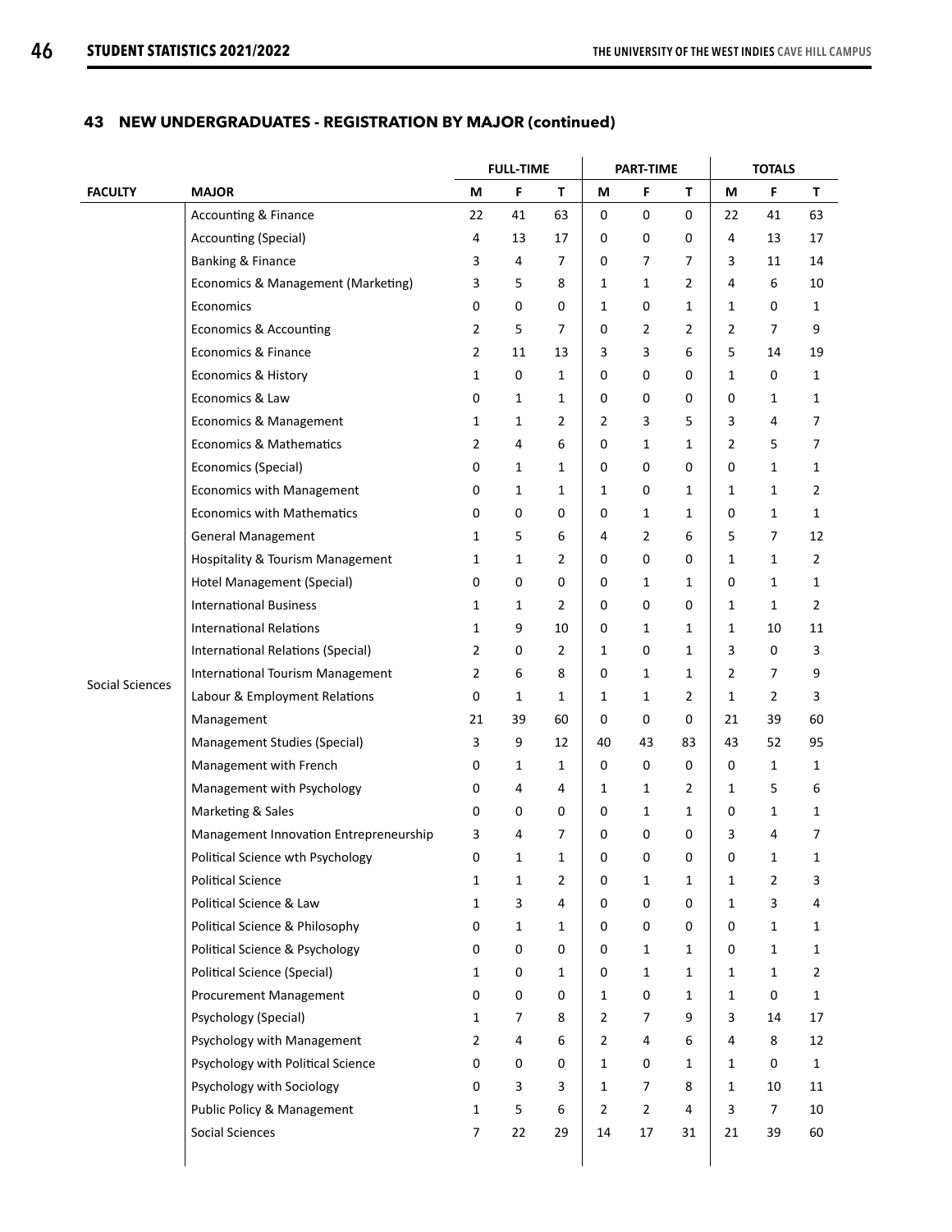## 43 NEW UNDERGRADUATES - REGISTRATION BY MAJOR (continued)

| | | FULL-TIME | | | PART-TIME | | | TOTALS | | |
|---|---|---|---|---|---|---|---|---|---|---|
| FACULTY | MAJOR | M | F | T | M | F | T | M | F | T |
| Social Sciences | Accounting & Finance | 22 | 41 | 63 | 0 | 0 | 0 | 22 | 41 | 63 |
| | Accounting (Special) | 4 | 13 | 17 | 0 | 0 | 0 | 4 | 13 | 17 |
| | Banking & Finance | 3 | 4 | 7 | 0 | 7 | 7 | 3 | 11 | 14 |
| | Economics & Management (Marketing) | 3 | 5 | 8 | 1 | 1 | 2 | 4 | 6 | 10 |
| | Economics | 0 | 0 | 0 | 1 | 0 | 1 | 1 | 0 | 1 |
| | Economics & Accounting | 2 | 5 | 7 | 0 | 2 | 2 | 2 | 7 | 9 |
| | Economics & Finance | 2 | 11 | 13 | 3 | 3 | 6 | 5 | 14 | 19 |
| | Economics & History | 1 | 0 | 1 | 0 | 0 | 0 | 1 | 0 | 1 |
| | Economics & Law | 0 | 1 | 1 | 0 | 0 | 0 | 0 | 1 | 1 |
| | Economics & Management | 1 | 1 | 2 | 2 | 3 | 5 | 3 | 4 | 7 |
| | Economics & Mathematics | 2 | 4 | 6 | 0 | 1 | 1 | 2 | 5 | 7 |
| | Economics (Special) | 0 | 1 | 1 | 0 | 0 | 0 | 0 | 1 | 1 |
| | Economics with Management | 0 | 1 | 1 | 1 | 0 | 1 | 1 | 1 | 2 |
| | Economics with Mathematics | 0 | 0 | 0 | 0 | 1 | 1 | 0 | 1 | 1 |
| | General Management | 1 | 5 | 6 | 4 | 2 | 6 | 5 | 7 | 12 |
| | Hospitality & Tourism Management | 1 | 1 | 2 | 0 | 0 | 0 | 1 | 1 | 2 |
| | Hotel Management (Special) | 0 | 0 | 0 | 0 | 1 | 1 | 0 | 1 | 1 |
| | International Business | 1 | 1 | 2 | 0 | 0 | 0 | 1 | 1 | 2 |
| | International Relations | 1 | 9 | 10 | 0 | 1 | 1 | 1 | 10 | 11 |
| | International Relations (Special) | 2 | 0 | 2 | 1 | 0 | 1 | 3 | 0 | 3 |
| | International Tourism Management | 2 | 6 | 8 | 0 | 1 | 1 | 2 | 7 | 9 |
| | Labour & Employment Relations | 0 | 1 | 1 | 1 | 1 | 2 | 1 | 2 | 3 |
| | Management | 21 | 39 | 60 | 0 | 0 | 0 | 21 | 39 | 60 |
| | Management Studies (Special) | 3 | 9 | 12 | 40 | 43 | 83 | 43 | 52 | 95 |
| | Management with French | 0 | 1 | 1 | 0 | 0 | 0 | 0 | 1 | 1 |
| | Management with Psychology | 0 | 4 | 4 | 1 | 1 | 2 | 1 | 5 | 6 |
| | Marketing & Sales | 0 | 0 | 0 | 0 | 1 | 1 | 0 | 1 | 1 |
| | Management Innovation Entrepreneurship | 3 | 4 | 7 | 0 | 0 | 0 | 3 | 4 | 7 |
| | Political Science wth Psychology | 0 | 1 | 1 | 0 | 0 | 0 | 0 | 1 | 1 |
| | Political Science | 1 | 1 | 2 | 0 | 1 | 1 | 1 | 2 | 3 |
| | Political Science & Law | 1 | 3 | 4 | 0 | 0 | 0 | 1 | 3 | 4 |
| | Political Science & Philosophy | 0 | 1 | 1 | 0 | 0 | 0 | 0 | 1 | 1 |
| | Political Science & Psychology | 0 | 0 | 0 | 0 | 1 | 1 | 0 | 1 | 1 |
| | Political Science (Special) | 1 | 0 | 1 | 0 | 1 | 1 | 1 | 1 | 2 |
| | Procurement Management | 0 | 0 | 0 | 1 | 0 | 1 | 1 | 0 | 1 |
| | Psychology (Special) | 1 | 7 | 8 | 2 | 7 | 9 | 3 | 14 | 17 |
| | Psychology with Management | 2 | 4 | 6 | 2 | 4 | 6 | 4 | 8 | 12 |
| | Psychology with Political Science | 0 | 0 | 0 | 1 | 0 | 1 | 1 | 0 | 1 |
| | Psychology with Sociology | 0 | 3 | 3 | 1 | 7 | 8 | 1 | 10 | 11 |
| | Public Policy & Management | 1 | 5 | 6 | 2 | 2 | 4 | 3 | 7 | 10 |
| | Social Sciences | 7 | 22 | 29 | 14 | 17 | 31 | 21 | 39 | 60 |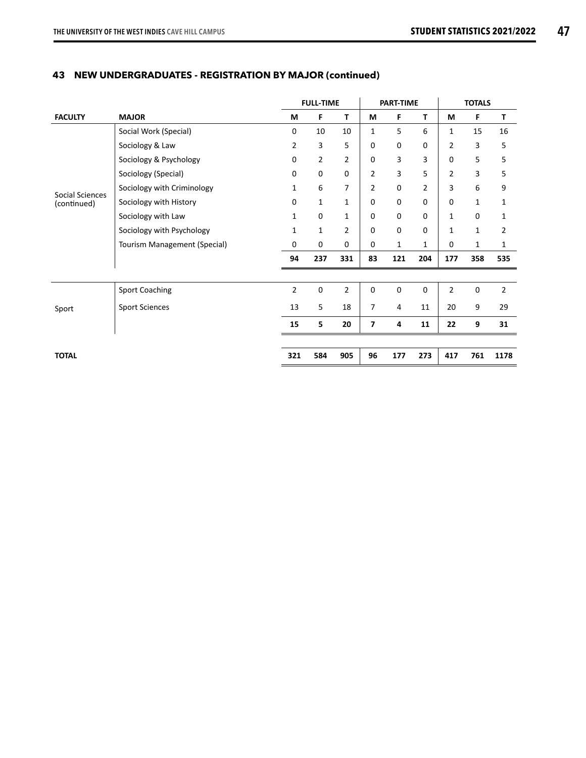## 43 NEW UNDERGRADUATES - REGISTRATION BY MAJOR (continued)

| | | FULL-TIME | | | PART-TIME | | | TOTALS | | |
|---|---|---|---|---|---|---|---|---|---|---|
| FACULTY | MAJOR | M | F | T | M | F | T | M | F | T |
| Social Sciences (continued) | Social Work (Special) | 0 | 10 | 10 | 1 | 5 | 6 | 1 | 15 | 16 |
| | Sociology & Law | 2 | 3 | 5 | 0 | 0 | 0 | 2 | 3 | 5 |
| | Sociology & Psychology | 0 | 2 | 2 | 0 | 3 | 3 | 0 | 5 | 5 |
| | Sociology (Special) | 0 | 0 | 0 | 2 | 3 | 5 | 2 | 3 | 5 |
| | Sociology with Criminology | 1 | 6 | 7 | 2 | 0 | 2 | 3 | 6 | 9 |
| | Sociology with History | 0 | 1 | 1 | 0 | 0 | 0 | 0 | 1 | 1 |
| | Sociology with Law | 1 | 0 | 1 | 0 | 0 | 0 | 1 | 0 | 1 |
| | Sociology with Psychology | 1 | 1 | 2 | 0 | 0 | 0 | 1 | 1 | 2 |
| | Tourism Management (Special) | 0 | 0 | 0 | 0 | 1 | 1 | 0 | 1 | 1 |
| | | **94** | **237** | **331** | **83** | **121** | **204** | **177** | **358** | **535** |
| Sport | Sport Coaching | 2 | 0 | 2 | 0 | 0 | 0 | 2 | 0 | 2 |
| | Sport Sciences | 13 | 5 | 18 | 7 | 4 | 11 | 20 | 9 | 29 |
| | | **15** | **5** | **20** | **7** | **4** | **11** | **22** | **9** | **31** |
| **TOTAL** | | **321** | **584** | **905** | **96** | **177** | **273** | **417** | **761** | **1178** |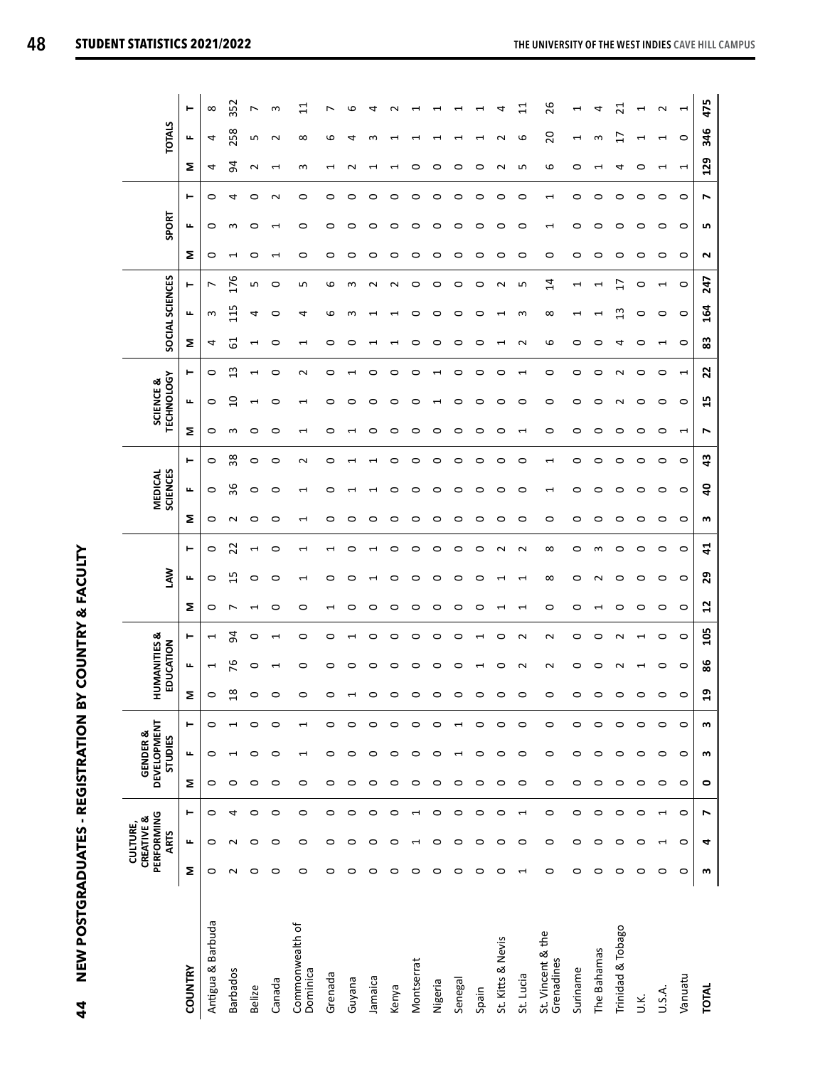## 44 NEW POSTGRADUATES - REGISTRATION BY COUNTRY & FACULTY

| COUNTRY | CULTURE, CREATIVE & PERFORMING ARTS | | | GENDER & DEVELOPMENT STUDIES | | | HUMANITIES & EDUCATION | | | LAW | | | MEDICAL SCIENCES | | | SCIENCE & TECHNOLOGY | | | SOCIAL SCIENCES | | | SPORT | | | TOTALS | | |
|---|---|---|---|---|---|---|---|---|---|---|---|---|---|---|---|---|---|---|---|---|---|---|---|---|---|---|---|
| | M | F | T | M | F | T | M | F | T | M | F | T | M | F | T | M | F | T | M | F | T | M | F | T | M | F | T |
| Antigua & Barbuda | 0 | 0 | 0 | 0 | 0 | 0 | 0 | 1 | 1 | 0 | 0 | 0 | 0 | 0 | 0 | 0 | 0 | 0 | 4 | 3 | 7 | 0 | 0 | 0 | 4 | 4 | 8 |
| Barbados | 2 | 2 | 4 | 0 | 1 | 1 | 18 | 76 | 94 | 7 | 15 | 22 | 2 | 36 | 38 | 3 | 10 | 13 | 61 | 115 | 176 | 1 | 3 | 4 | 94 | 258 | 352 |
| Belize | 0 | 0 | 0 | 0 | 0 | 0 | 0 | 0 | 0 | 1 | 0 | 1 | 0 | 0 | 0 | 0 | 1 | 1 | 1 | 4 | 5 | 0 | 0 | 0 | 2 | 5 | 7 |
| Canada | 0 | 0 | 0 | 0 | 0 | 0 | 0 | 1 | 1 | 0 | 0 | 0 | 0 | 0 | 0 | 0 | 0 | 0 | 0 | 0 | 0 | 1 | 1 | 2 | 1 | 2 | 3 |
| Commonwealth of Dominica | 0 | 0 | 0 | 0 | 1 | 1 | 0 | 0 | 0 | 0 | 1 | 1 | 1 | 1 | 2 | 1 | 1 | 2 | 1 | 4 | 5 | 0 | 0 | 0 | 3 | 8 | 11 |
| Grenada | 0 | 0 | 0 | 0 | 0 | 0 | 0 | 0 | 0 | 1 | 0 | 1 | 0 | 0 | 0 | 0 | 0 | 0 | 0 | 6 | 6 | 0 | 0 | 0 | 1 | 6 | 7 |
| Guyana | 0 | 0 | 0 | 0 | 0 | 0 | 1 | 0 | 1 | 0 | 0 | 0 | 0 | 1 | 1 | 1 | 0 | 1 | 0 | 3 | 3 | 0 | 0 | 0 | 2 | 4 | 6 |
| Jamaica | 0 | 0 | 0 | 0 | 0 | 0 | 0 | 0 | 0 | 0 | 1 | 1 | 0 | 1 | 1 | 0 | 0 | 0 | 1 | 1 | 2 | 0 | 0 | 0 | 1 | 3 | 4 |
| Kenya | 0 | 0 | 0 | 0 | 0 | 0 | 0 | 0 | 0 | 0 | 0 | 0 | 0 | 0 | 0 | 0 | 0 | 0 | 1 | 1 | 2 | 0 | 0 | 0 | 1 | 1 | 2 |
| Montserrat | 0 | 1 | 1 | 0 | 0 | 0 | 0 | 0 | 0 | 0 | 0 | 0 | 0 | 0 | 0 | 0 | 0 | 0 | 0 | 0 | 0 | 0 | 0 | 0 | 0 | 1 | 1 |
| Nigeria | 0 | 0 | 0 | 0 | 0 | 0 | 0 | 0 | 0 | 0 | 0 | 0 | 0 | 0 | 0 | 0 | 1 | 1 | 0 | 0 | 0 | 0 | 0 | 0 | 0 | 1 | 1 |
| Senegal | 0 | 0 | 0 | 0 | 1 | 1 | 0 | 0 | 0 | 0 | 0 | 0 | 0 | 0 | 0 | 0 | 0 | 0 | 0 | 0 | 0 | 0 | 0 | 0 | 0 | 1 | 1 |
| Spain | 0 | 0 | 0 | 0 | 0 | 0 | 0 | 1 | 1 | 0 | 0 | 0 | 0 | 0 | 0 | 0 | 0 | 0 | 0 | 0 | 0 | 0 | 0 | 0 | 0 | 1 | 1 |
| St. Kitts & Nevis | 0 | 0 | 0 | 0 | 0 | 0 | 0 | 0 | 0 | 1 | 1 | 2 | 0 | 0 | 0 | 0 | 0 | 0 | 1 | 1 | 2 | 0 | 0 | 0 | 2 | 2 | 4 |
| St. Lucia | 1 | 0 | 1 | 0 | 0 | 0 | 0 | 2 | 2 | 1 | 1 | 2 | 0 | 0 | 0 | 1 | 0 | 1 | 2 | 3 | 5 | 0 | 0 | 0 | 5 | 6 | 11 |
| St. Vincent & the Grenadines | 0 | 0 | 0 | 0 | 0 | 0 | 0 | 2 | 2 | 0 | 8 | 8 | 0 | 1 | 1 | 0 | 0 | 0 | 6 | 8 | 14 | 0 | 1 | 1 | 6 | 20 | 26 |
| Suriname | 0 | 0 | 0 | 0 | 0 | 0 | 0 | 0 | 0 | 0 | 0 | 0 | 0 | 0 | 0 | 0 | 0 | 0 | 0 | 1 | 1 | 0 | 0 | 0 | 0 | 1 | 1 |
| The Bahamas | 0 | 0 | 0 | 0 | 0 | 0 | 0 | 0 | 0 | 1 | 2 | 3 | 0 | 0 | 0 | 0 | 0 | 0 | 0 | 1 | 1 | 0 | 0 | 0 | 1 | 3 | 4 |
| Trinidad & Tobago | 0 | 0 | 0 | 0 | 0 | 0 | 0 | 2 | 2 | 0 | 0 | 0 | 0 | 0 | 0 | 0 | 2 | 2 | 4 | 13 | 17 | 0 | 0 | 0 | 4 | 17 | 21 |
| U.K. | 0 | 0 | 0 | 0 | 0 | 0 | 0 | 1 | 1 | 0 | 0 | 0 | 0 | 0 | 0 | 0 | 0 | 0 | 0 | 0 | 0 | 0 | 0 | 0 | 0 | 1 | 1 |
| U.S.A. | 0 | 1 | 1 | 0 | 0 | 0 | 0 | 0 | 0 | 0 | 0 | 0 | 0 | 0 | 0 | 0 | 0 | 0 | 1 | 0 | 1 | 0 | 0 | 0 | 1 | 1 | 2 |
| Vanuatu | 0 | 0 | 0 | 0 | 0 | 0 | 0 | 0 | 0 | 0 | 0 | 0 | 0 | 0 | 0 | 1 | 0 | 1 | 0 | 0 | 0 | 0 | 0 | 0 | 1 | 0 | 1 |
| **TOTAL** | **3** | **4** | **7** | **0** | **3** | **3** | **19** | **86** | **105** | **12** | **29** | **41** | **3** | **40** | **43** | **7** | **15** | **22** | **83** | **164** | **247** | **2** | **5** | **7** | **129** | **346** | **475** |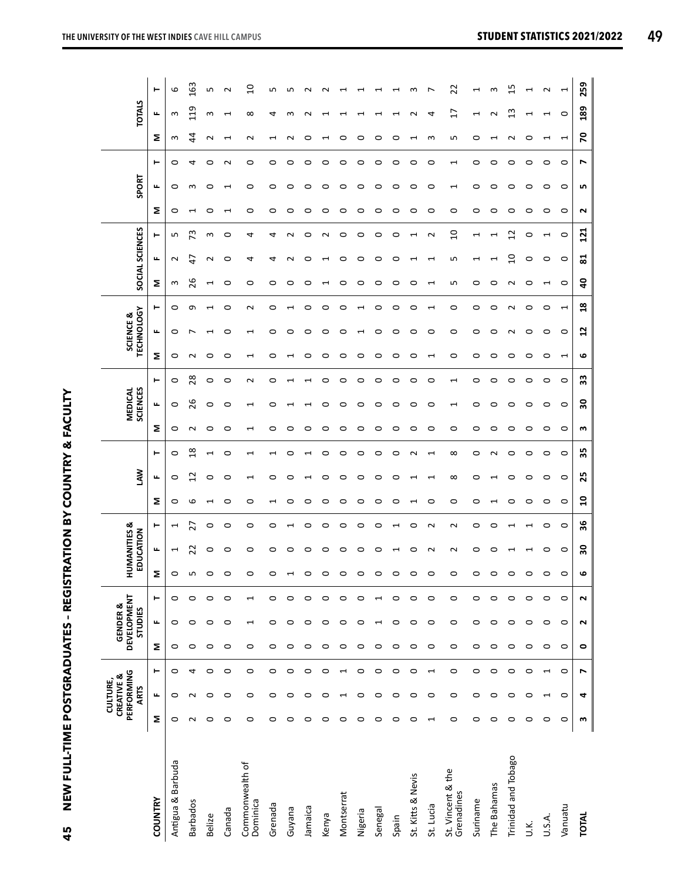# 45 NEW FULL-TIME POSTGRADUATES – REGISTRATION BY COUNTRY & FACULTY

| COUNTRY | CULTURE, CREATIVE & PERFORMING ARTS | | | GENDER & DEVELOPMENT STUDIES | | | HUMANITIES & EDUCATION | | | LAW | | | MEDICAL SCIENCES | | | SCIENCE & TECHNOLOGY | | | SOCIAL SCIENCES | | | SPORT | | | TOTALS | | |
|---|---|---|---|---|---|---|---|---|---|---|---|---|---|---|---|---|---|---|---|---|---|---|---|---|---|---|---|
| | M | F | T | M | F | T | M | F | T | M | F | T | M | F | T | M | F | T | M | F | T | M | F | T | M | F | T |
| Antigua & Barbuda | 0 | 0 | 0 | 0 | 0 | 0 | 0 | 1 | 1 | 0 | 0 | 0 | 0 | 0 | 0 | 0 | 0 | 0 | 3 | 2 | 5 | 0 | 0 | 0 | 3 | 3 | 6 |
| Barbados | 2 | 2 | 4 | 0 | 0 | 0 | 5 | 22 | 27 | 6 | 12 | 18 | 2 | 26 | 28 | 2 | 7 | 9 | 26 | 47 | 73 | 1 | 3 | 4 | 44 | 119 | 163 |
| Belize | 0 | 0 | 0 | 0 | 0 | 0 | 0 | 0 | 0 | 1 | 0 | 1 | 0 | 0 | 0 | 0 | 1 | 1 | 1 | 2 | 3 | 0 | 0 | 0 | 2 | 3 | 5 |
| Canada | 0 | 0 | 0 | 0 | 0 | 0 | 0 | 0 | 0 | 0 | 0 | 0 | 0 | 0 | 0 | 0 | 0 | 0 | 0 | 0 | 0 | 1 | 1 | 2 | 1 | 1 | 2 |
| Commonwealth of Dominica | 0 | 0 | 0 | 0 | 1 | 1 | 0 | 0 | 0 | 0 | 1 | 1 | 1 | 1 | 2 | 1 | 1 | 2 | 0 | 4 | 4 | 0 | 0 | 0 | 2 | 8 | 10 |
| Grenada | 0 | 0 | 0 | 0 | 0 | 0 | 0 | 0 | 0 | 1 | 0 | 1 | 0 | 0 | 0 | 0 | 0 | 0 | 0 | 4 | 4 | 0 | 0 | 0 | 1 | 4 | 5 |
| Guyana | 0 | 0 | 0 | 0 | 0 | 0 | 1 | 0 | 1 | 0 | 0 | 0 | 0 | 1 | 1 | 1 | 0 | 1 | 0 | 2 | 2 | 0 | 0 | 0 | 2 | 3 | 5 |
| Jamaica | 0 | 0 | 0 | 0 | 0 | 0 | 0 | 0 | 0 | 0 | 1 | 1 | 0 | 1 | 1 | 0 | 0 | 0 | 0 | 0 | 0 | 0 | 0 | 0 | 0 | 2 | 2 |
| Kenya | 0 | 0 | 0 | 0 | 0 | 0 | 0 | 0 | 0 | 0 | 0 | 0 | 0 | 0 | 0 | 0 | 0 | 0 | 1 | 1 | 2 | 0 | 0 | 0 | 1 | 1 | 2 |
| Montserrat | 0 | 1 | 1 | 0 | 0 | 0 | 0 | 0 | 0 | 0 | 0 | 0 | 0 | 0 | 0 | 0 | 0 | 0 | 0 | 0 | 0 | 0 | 0 | 0 | 0 | 1 | 1 |
| Nigeria | 0 | 0 | 0 | 0 | 0 | 0 | 0 | 0 | 0 | 0 | 0 | 0 | 0 | 0 | 0 | 0 | 1 | 1 | 0 | 0 | 0 | 0 | 0 | 0 | 0 | 1 | 1 |
| Senegal | 0 | 0 | 0 | 0 | 1 | 1 | 0 | 0 | 0 | 0 | 0 | 0 | 0 | 0 | 0 | 0 | 0 | 0 | 0 | 0 | 0 | 0 | 0 | 0 | 0 | 1 | 1 |
| Spain | 0 | 0 | 0 | 0 | 0 | 0 | 0 | 1 | 1 | 0 | 0 | 0 | 0 | 0 | 0 | 0 | 0 | 0 | 0 | 0 | 0 | 0 | 0 | 0 | 0 | 1 | 1 |
| St. Kitts & Nevis | 0 | 0 | 0 | 0 | 0 | 0 | 0 | 0 | 0 | 1 | 1 | 2 | 0 | 0 | 0 | 0 | 0 | 0 | 0 | 1 | 1 | 0 | 0 | 0 | 1 | 2 | 3 |
| St. Lucia | 1 | 0 | 1 | 0 | 0 | 0 | 0 | 2 | 2 | 0 | 1 | 1 | 0 | 0 | 0 | 1 | 0 | 1 | 1 | 1 | 2 | 0 | 0 | 0 | 3 | 4 | 7 |
| St. Vincent & the Grenadines | 0 | 0 | 0 | 0 | 0 | 0 | 0 | 2 | 2 | 0 | 8 | 8 | 0 | 1 | 1 | 0 | 0 | 0 | 5 | 5 | 10 | 0 | 1 | 1 | 5 | 17 | 22 |
| Suriname | 0 | 0 | 0 | 0 | 0 | 0 | 0 | 0 | 0 | 0 | 0 | 0 | 0 | 0 | 0 | 0 | 0 | 0 | 0 | 1 | 1 | 0 | 0 | 0 | 0 | 1 | 1 |
| The Bahamas | 0 | 0 | 0 | 0 | 0 | 0 | 0 | 0 | 0 | 1 | 1 | 2 | 0 | 0 | 0 | 0 | 0 | 0 | 0 | 1 | 1 | 0 | 0 | 0 | 1 | 2 | 3 |
| Trinidad and Tobago | 0 | 0 | 0 | 0 | 0 | 0 | 0 | 1 | 1 | 0 | 0 | 0 | 0 | 0 | 0 | 0 | 2 | 2 | 2 | 10 | 12 | 0 | 0 | 0 | 2 | 13 | 15 |
| U.K. | 0 | 0 | 0 | 0 | 0 | 0 | 0 | 1 | 1 | 0 | 0 | 0 | 0 | 0 | 0 | 0 | 0 | 0 | 0 | 0 | 0 | 0 | 0 | 0 | 0 | 1 | 1 |
| U.S.A. | 0 | 1 | 1 | 0 | 0 | 0 | 0 | 0 | 0 | 0 | 0 | 0 | 0 | 0 | 0 | 0 | 0 | 0 | 1 | 0 | 1 | 0 | 0 | 0 | 1 | 1 | 2 |
| Vanuatu | 0 | 0 | 0 | 0 | 0 | 0 | 0 | 0 | 0 | 0 | 0 | 0 | 0 | 0 | 0 | 1 | 0 | 1 | 0 | 0 | 0 | 0 | 0 | 0 | 1 | 0 | 1 |
| **TOTAL** | **3** | **4** | **7** | **0** | **2** | **2** | **6** | **30** | **36** | **10** | **25** | **35** | **3** | **30** | **33** | **6** | **12** | **18** | **40** | **81** | **121** | **2** | **5** | **7** | **70** | **189** | **259** |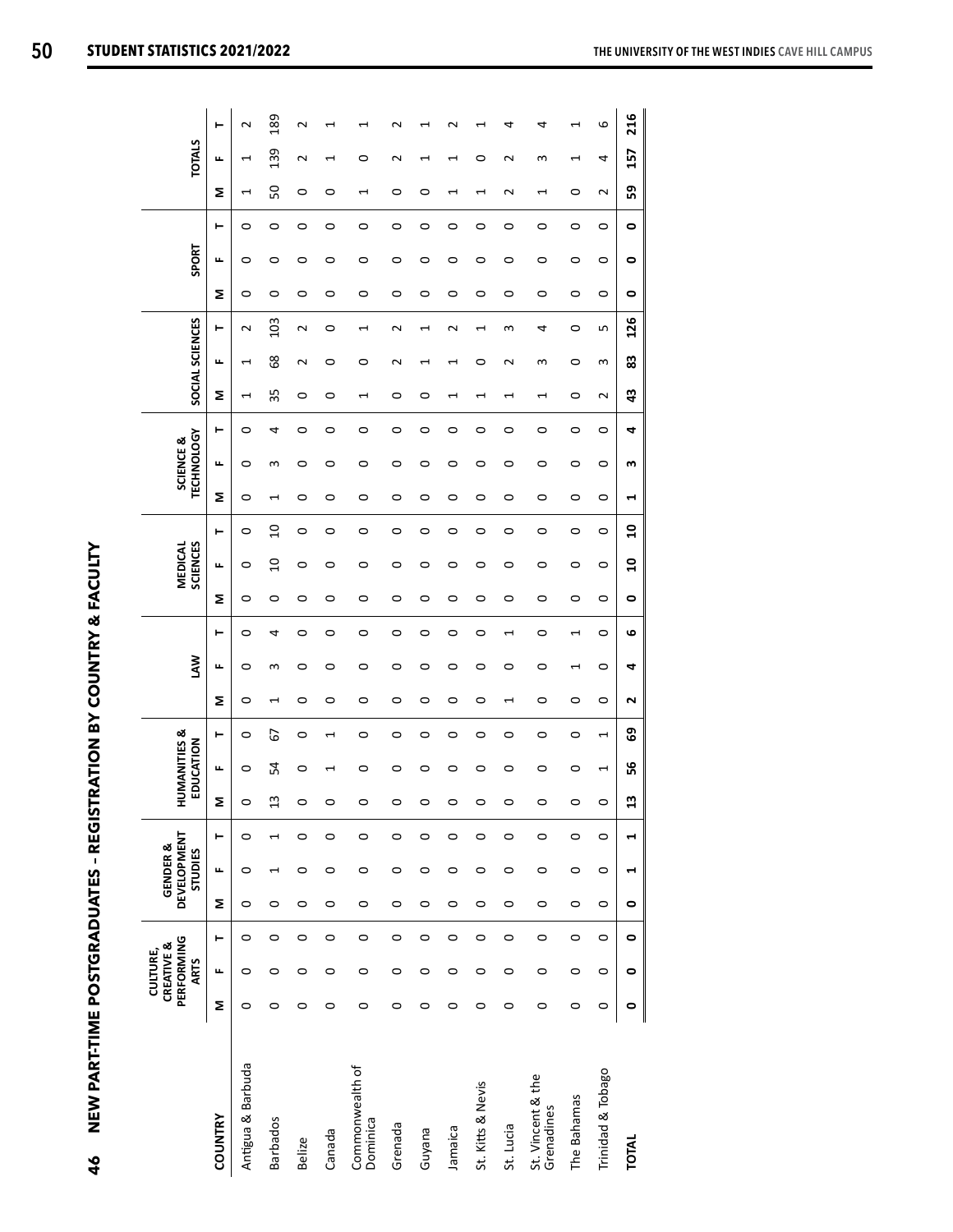# 46 NEW PART-TIME POSTGRADUATES - REGISTRATION BY COUNTRY & FACULTY

| COUNTRY | CULTURE, CREATIVE & PERFORMING ARTS | | | GENDER & DEVELOPMENT STUDIES | | | HUMANITIES & EDUCATION | | | LAW | | | MEDICAL SCIENCES | | | SCIENCE & TECHNOLOGY | | | SOCIAL SCIENCES | | | SPORT | | | TOTALS | | |
|---|---|---|---|---|---|---|---|---|---|---|---|---|---|---|---|---|---|---|---|---|---|---|---|---|---|---|---|
| | M | F | T | M | F | T | M | F | T | M | F | T | M | F | T | M | F | T | M | F | T | M | F | T | M | F | T |
| Antigua & Barbuda | 0 | 0 | 0 | 0 | 0 | 0 | 0 | 0 | 0 | 0 | 0 | 0 | 0 | 0 | 0 | 0 | 0 | 0 | 1 | 1 | 2 | 0 | 0 | 0 | 1 | 1 | 2 |
| Barbados | 0 | 0 | 0 | 0 | 1 | 1 | 13 | 54 | 67 | 1 | 3 | 4 | 0 | 10 | 10 | 1 | 3 | 4 | 35 | 68 | 103 | 0 | 0 | 0 | 50 | 139 | 189 |
| Belize | 0 | 0 | 0 | 0 | 0 | 0 | 0 | 0 | 0 | 0 | 0 | 0 | 0 | 0 | 0 | 0 | 0 | 0 | 0 | 2 | 2 | 0 | 0 | 0 | 0 | 2 | 2 |
| Canada | 0 | 0 | 0 | 0 | 0 | 0 | 0 | 1 | 1 | 0 | 0 | 0 | 0 | 0 | 0 | 0 | 0 | 0 | 0 | 0 | 0 | 0 | 0 | 0 | 0 | 1 | 1 |
| Commonwealth of Dominica | 0 | 0 | 0 | 0 | 0 | 0 | 0 | 0 | 0 | 0 | 0 | 0 | 0 | 0 | 0 | 0 | 0 | 0 | 1 | 0 | 1 | 0 | 0 | 0 | 1 | 0 | 1 |
| Grenada | 0 | 0 | 0 | 0 | 0 | 0 | 0 | 0 | 0 | 0 | 0 | 0 | 0 | 0 | 0 | 0 | 0 | 0 | 0 | 2 | 2 | 0 | 0 | 0 | 0 | 2 | 2 |
| Guyana | 0 | 0 | 0 | 0 | 0 | 0 | 0 | 0 | 0 | 0 | 0 | 0 | 0 | 0 | 0 | 0 | 0 | 0 | 0 | 1 | 1 | 0 | 0 | 0 | 0 | 1 | 1 |
| Jamaica | 0 | 0 | 0 | 0 | 0 | 0 | 0 | 0 | 0 | 0 | 0 | 0 | 0 | 0 | 0 | 0 | 0 | 0 | 1 | 1 | 2 | 0 | 0 | 0 | 1 | 1 | 2 |
| St. Kitts & Nevis | 0 | 0 | 0 | 0 | 0 | 0 | 0 | 0 | 0 | 0 | 0 | 0 | 0 | 0 | 0 | 0 | 0 | 0 | 1 | 0 | 1 | 0 | 0 | 0 | 1 | 0 | 1 |
| St. Lucia | 0 | 0 | 0 | 0 | 0 | 0 | 0 | 0 | 0 | 1 | 0 | 1 | 0 | 0 | 0 | 0 | 0 | 0 | 1 | 2 | 3 | 0 | 0 | 0 | 2 | 2 | 4 |
| St. Vincent & the Grenadines | 0 | 0 | 0 | 0 | 0 | 0 | 0 | 0 | 0 | 0 | 0 | 0 | 0 | 0 | 0 | 0 | 0 | 0 | 1 | 3 | 4 | 0 | 0 | 0 | 1 | 3 | 4 |
| The Bahamas | 0 | 0 | 0 | 0 | 0 | 0 | 0 | 0 | 0 | 0 | 1 | 1 | 0 | 0 | 0 | 0 | 0 | 0 | 0 | 0 | 0 | 0 | 0 | 0 | 0 | 1 | 1 |
| Trinidad & Tobago | 0 | 0 | 0 | 0 | 0 | 0 | 0 | 1 | 1 | 0 | 0 | 0 | 0 | 0 | 0 | 0 | 0 | 0 | 2 | 3 | 5 | 0 | 0 | 0 | 2 | 4 | 6 |
| **TOTAL** | **0** | **0** | **0** | **0** | **1** | **1** | **13** | **56** | **69** | **2** | **4** | **6** | **0** | **10** | **10** | **1** | **3** | **4** | **43** | **83** | **126** | **0** | **0** | **0** | **59** | **157** | **216** |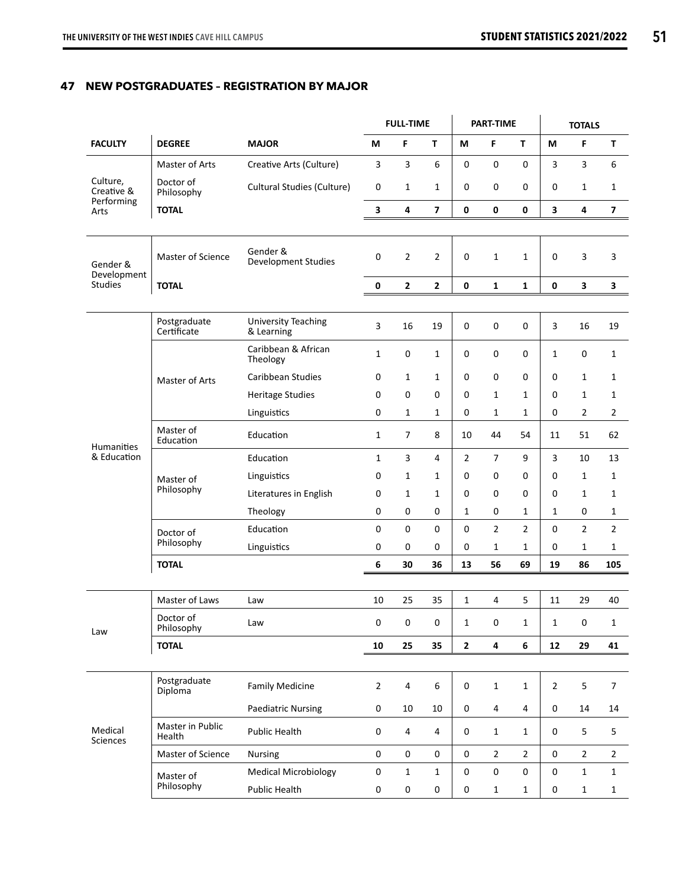## 47 NEW POSTGRADUATES – REGISTRATION BY MAJOR

| | | | FULL-TIME | | | PART-TIME | | | TOTALS | | |
|---|---|---|---|---|---|---|---|---|---|---|---|
| FACULTY | DEGREE | MAJOR | M | F | T | M | F | T | M | F | T |
| Culture, Creative & Performing Arts | Master of Arts | Creative Arts (Culture) | 3 | 3 | 6 | 0 | 0 | 0 | 3 | 3 | 6 |
| | Doctor of Philosophy | Cultural Studies (Culture) | 0 | 1 | 1 | 0 | 0 | 0 | 0 | 1 | 1 |
| | **TOTAL** | | **3** | **4** | **7** | **0** | **0** | **0** | **3** | **4** | **7** |
| Gender & Development Studies | Master of Science | Gender & Development Studies | 0 | 2 | 2 | 0 | 1 | 1 | 0 | 3 | 3 |
| | **TOTAL** | | **0** | **2** | **2** | **0** | **1** | **1** | **0** | **3** | **3** |
| Humanities & Education | Postgraduate Certificate | University Teaching & Learning | 3 | 16 | 19 | 0 | 0 | 0 | 3 | 16 | 19 |
| | Master of Arts | Caribbean & African Theology | 1 | 0 | 1 | 0 | 0 | 0 | 1 | 0 | 1 |
| | | Caribbean Studies | 0 | 1 | 1 | 0 | 0 | 0 | 0 | 1 | 1 |
| | | Heritage Studies | 0 | 0 | 0 | 0 | 1 | 1 | 0 | 1 | 1 |
| | | Linguistics | 0 | 1 | 1 | 0 | 1 | 1 | 0 | 2 | 2 |
| | Master of Education | Education | 1 | 7 | 8 | 10 | 44 | 54 | 11 | 51 | 62 |
| | Master of Philosophy | Education | 1 | 3 | 4 | 2 | 7 | 9 | 3 | 10 | 13 |
| | | Linguistics | 0 | 1 | 1 | 0 | 0 | 0 | 0 | 1 | 1 |
| | | Literatures in English | 0 | 1 | 1 | 0 | 0 | 0 | 0 | 1 | 1 |
| | | Theology | 0 | 0 | 0 | 1 | 0 | 1 | 1 | 0 | 1 |
| | Doctor of Philosophy | Education | 0 | 0 | 0 | 0 | 2 | 2 | 0 | 2 | 2 |
| | | Linguistics | 0 | 0 | 0 | 0 | 1 | 1 | 0 | 1 | 1 |
| | **TOTAL** | | **6** | **30** | **36** | **13** | **56** | **69** | **19** | **86** | **105** |
| Law | Master of Laws | Law | 10 | 25 | 35 | 1 | 4 | 5 | 11 | 29 | 40 |
| | Doctor of Philosophy | Law | 0 | 0 | 0 | 1 | 0 | 1 | 1 | 0 | 1 |
| | **TOTAL** | | **10** | **25** | **35** | **2** | **4** | **6** | **12** | **29** | **41** |
| Medical Sciences | Postgraduate Diploma | Family Medicine | 2 | 4 | 6 | 0 | 1 | 1 | 2 | 5 | 7 |
| | | Paediatric Nursing | 0 | 10 | 10 | 0 | 4 | 4 | 0 | 14 | 14 |
| | Master in Public Health | Public Health | 0 | 4 | 4 | 0 | 1 | 1 | 0 | 5 | 5 |
| | Master of Science | Nursing | 0 | 0 | 0 | 0 | 2 | 2 | 0 | 2 | 2 |
| | Master of Philosophy | Medical Microbiology | 0 | 1 | 1 | 0 | 0 | 0 | 0 | 1 | 1 |
| | | Public Health | 0 | 0 | 0 | 0 | 1 | 1 | 0 | 1 | 1 |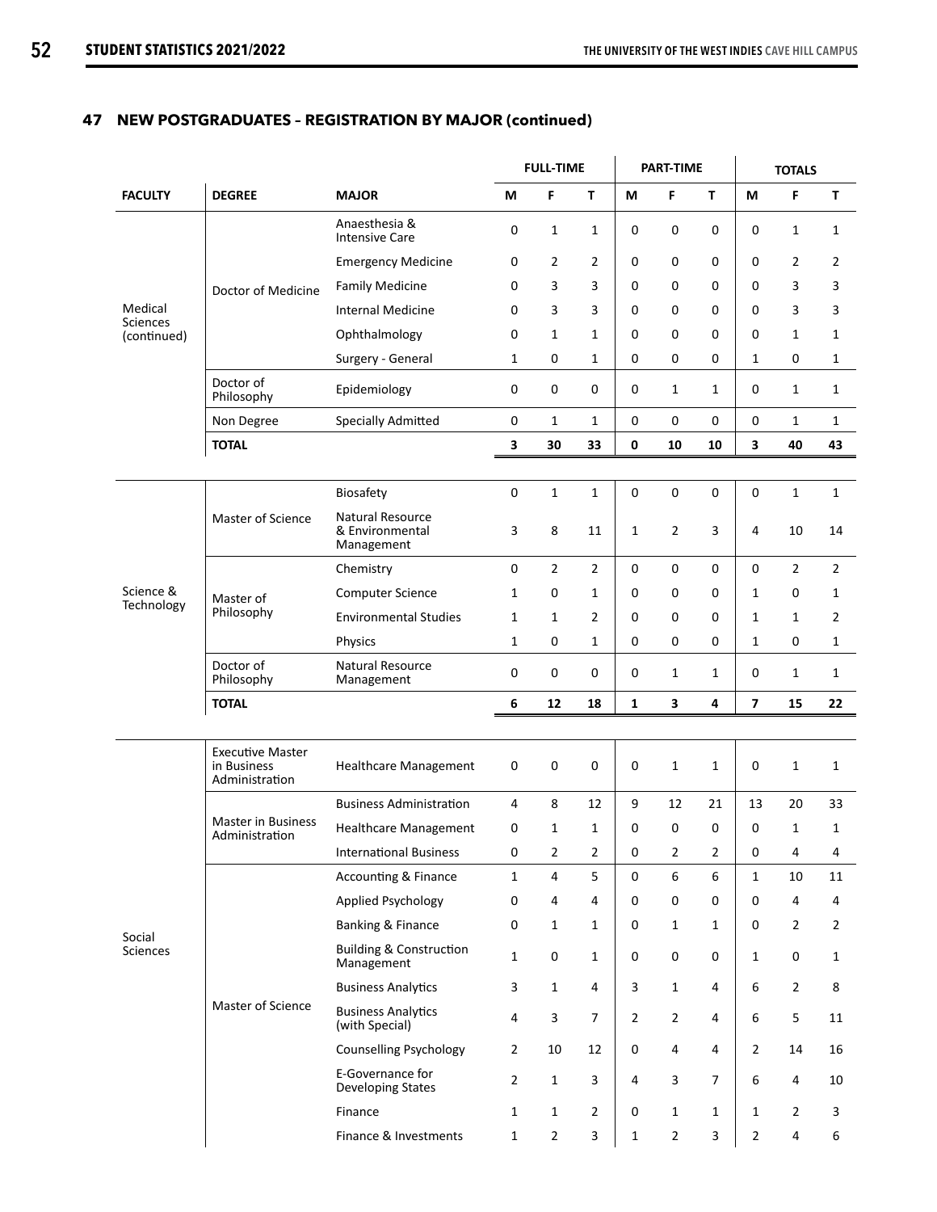## 47 NEW POSTGRADUATES – REGISTRATION BY MAJOR (continued)

| | | | FULL-TIME | | | PART-TIME | | | TOTALS | | |
|---|---|---|---|---|---|---|---|---|---|---|---|
| FACULTY | DEGREE | MAJOR | M | F | T | M | F | T | M | F | T |
| Medical Sciences (continued) | Doctor of Medicine | Anaesthesia & Intensive Care | 0 | 1 | 1 | 0 | 0 | 0 | 0 | 1 | 1 |
| | | Emergency Medicine | 0 | 2 | 2 | 0 | 0 | 0 | 0 | 2 | 2 |
| | | Family Medicine | 0 | 3 | 3 | 0 | 0 | 0 | 0 | 3 | 3 |
| | | Internal Medicine | 0 | 3 | 3 | 0 | 0 | 0 | 0 | 3 | 3 |
| | | Ophthalmology | 0 | 1 | 1 | 0 | 0 | 0 | 0 | 1 | 1 |
| | | Surgery - General | 1 | 0 | 1 | 0 | 0 | 0 | 1 | 0 | 1 |
| | Doctor of Philosophy | Epidemiology | 0 | 0 | 0 | 0 | 1 | 1 | 0 | 1 | 1 |
| | Non Degree | Specially Admitted | 0 | 1 | 1 | 0 | 0 | 0 | 0 | 1 | 1 |
| | **TOTAL** | | **3** | **30** | **33** | **0** | **10** | **10** | **3** | **40** | **43** |
| Science & Technology | Master of Science | Biosafety | 0 | 1 | 1 | 0 | 0 | 0 | 0 | 1 | 1 |
| | | Natural Resource & Environmental Management | 3 | 8 | 11 | 1 | 2 | 3 | 4 | 10 | 14 |
| | Master of Philosophy | Chemistry | 0 | 2 | 2 | 0 | 0 | 0 | 0 | 2 | 2 |
| | | Computer Science | 1 | 0 | 1 | 0 | 0 | 0 | 1 | 0 | 1 |
| | | Environmental Studies | 1 | 1 | 2 | 0 | 0 | 0 | 1 | 1 | 2 |
| | | Physics | 1 | 0 | 1 | 0 | 0 | 0 | 1 | 0 | 1 |
| | Doctor of Philosophy | Natural Resource Management | 0 | 0 | 0 | 0 | 1 | 1 | 0 | 1 | 1 |
| | **TOTAL** | | **6** | **12** | **18** | **1** | **3** | **4** | **7** | **15** | **22** |
| Social Sciences | Executive Master in Business Administration | Healthcare Management | 0 | 0 | 0 | 0 | 1 | 1 | 0 | 1 | 1 |
| | Master in Business Administration | Business Administration | 4 | 8 | 12 | 9 | 12 | 21 | 13 | 20 | 33 |
| | | Healthcare Management | 0 | 1 | 1 | 0 | 0 | 0 | 0 | 1 | 1 |
| | | International Business | 0 | 2 | 2 | 0 | 2 | 2 | 0 | 4 | 4 |
| | Master of Science | Accounting & Finance | 1 | 4 | 5 | 0 | 6 | 6 | 1 | 10 | 11 |
| | | Applied Psychology | 0 | 4 | 4 | 0 | 0 | 0 | 0 | 4 | 4 |
| | | Banking & Finance | 0 | 1 | 1 | 0 | 1 | 1 | 0 | 2 | 2 |
| | | Building & Construction Management | 1 | 0 | 1 | 0 | 0 | 0 | 1 | 0 | 1 |
| | | Business Analytics | 3 | 1 | 4 | 3 | 1 | 4 | 6 | 2 | 8 |
| | | Business Analytics (with Special) | 4 | 3 | 7 | 2 | 2 | 4 | 6 | 5 | 11 |
| | | Counselling Psychology | 2 | 10 | 12 | 0 | 4 | 4 | 2 | 14 | 16 |
| | | E-Governance for Developing States | 2 | 1 | 3 | 4 | 3 | 7 | 6 | 4 | 10 |
| | | Finance | 1 | 1 | 2 | 0 | 1 | 1 | 1 | 2 | 3 |
| | | Finance & Investments | 1 | 2 | 3 | 1 | 2 | 3 | 2 | 4 | 6 |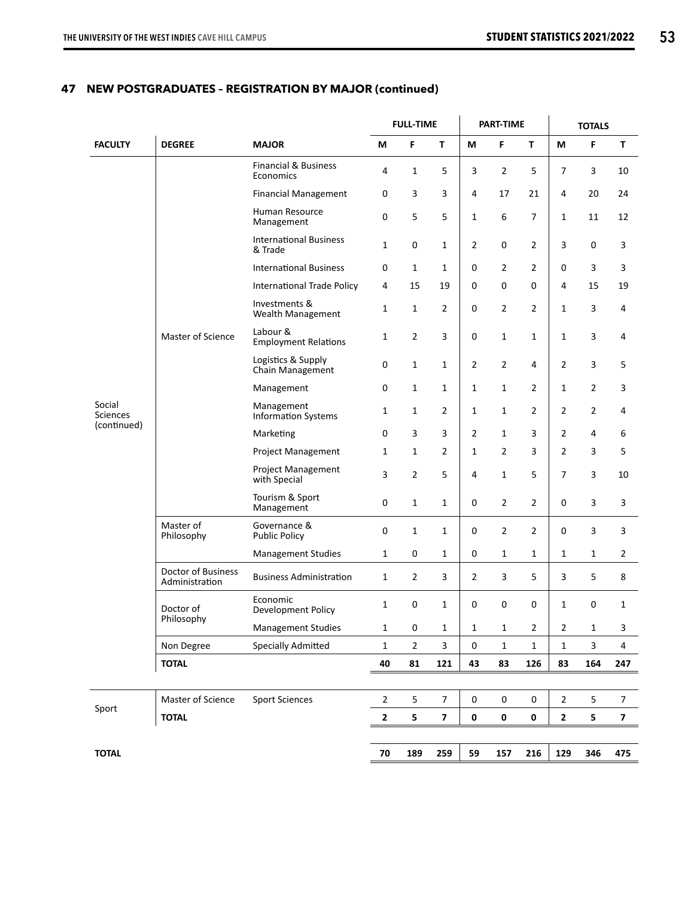## 47 NEW POSTGRADUATES – REGISTRATION BY MAJOR (continued)

| FACULTY | DEGREE | MAJOR | FULL-TIME M | FULL-TIME F | FULL-TIME T | PART-TIME M | PART-TIME F | PART-TIME T | TOTALS M | TOTALS F | TOTALS T |
|---|---|---|---|---|---|---|---|---|---|---|---|
| Social Sciences (continued) | Master of Science | Financial & Business Economics | 4 | 1 | 5 | 3 | 2 | 5 | 7 | 3 | 10 |
| | | Financial Management | 0 | 3 | 3 | 4 | 17 | 21 | 4 | 20 | 24 |
| | | Human Resource Management | 0 | 5 | 5 | 1 | 6 | 7 | 1 | 11 | 12 |
| | | International Business & Trade | 1 | 0 | 1 | 2 | 0 | 2 | 3 | 0 | 3 |
| | | International Business | 0 | 1 | 1 | 0 | 2 | 2 | 0 | 3 | 3 |
| | | International Trade Policy | 4 | 15 | 19 | 0 | 0 | 0 | 4 | 15 | 19 |
| | | Investments & Wealth Management | 1 | 1 | 2 | 0 | 2 | 2 | 1 | 3 | 4 |
| | | Labour & Employment Relations | 1 | 2 | 3 | 0 | 1 | 1 | 1 | 3 | 4 |
| | | Logistics & Supply Chain Management | 0 | 1 | 1 | 2 | 2 | 4 | 2 | 3 | 5 |
| | | Management | 0 | 1 | 1 | 1 | 1 | 2 | 1 | 2 | 3 |
| | | Management Information Systems | 1 | 1 | 2 | 1 | 1 | 2 | 2 | 2 | 4 |
| | | Marketing | 0 | 3 | 3 | 2 | 1 | 3 | 2 | 4 | 6 |
| | | Project Management | 1 | 1 | 2 | 1 | 2 | 3 | 2 | 3 | 5 |
| | | Project Management with Special | 3 | 2 | 5 | 4 | 1 | 5 | 7 | 3 | 10 |
| | | Tourism & Sport Management | 0 | 1 | 1 | 0 | 2 | 2 | 0 | 3 | 3 |
| | Master of Philosophy | Governance & Public Policy | 0 | 1 | 1 | 0 | 2 | 2 | 0 | 3 | 3 |
| | | Management Studies | 1 | 0 | 1 | 0 | 1 | 1 | 1 | 1 | 2 |
| | Doctor of Business Administration | Business Administration | 1 | 2 | 3 | 2 | 3 | 5 | 3 | 5 | 8 |
| | Doctor of Philosophy | Economic Development Policy | 1 | 0 | 1 | 0 | 0 | 0 | 1 | 0 | 1 |
| | | Management Studies | 1 | 0 | 1 | 1 | 1 | 2 | 2 | 1 | 3 |
| | Non Degree | Specially Admitted | 1 | 2 | 3 | 0 | 1 | 1 | 1 | 3 | 4 |
| | **TOTAL** | | **40** | **81** | **121** | **43** | **83** | **126** | **83** | **164** | **247** |
| Sport | Master of Science | Sport Sciences | 2 | 5 | 7 | 0 | 0 | 0 | 2 | 5 | 7 |
| | **TOTAL** | | **2** | **5** | **7** | **0** | **0** | **0** | **2** | **5** | **7** |
| **TOTAL** | | | **70** | **189** | **259** | **59** | **157** | **216** | **129** | **346** | **475** |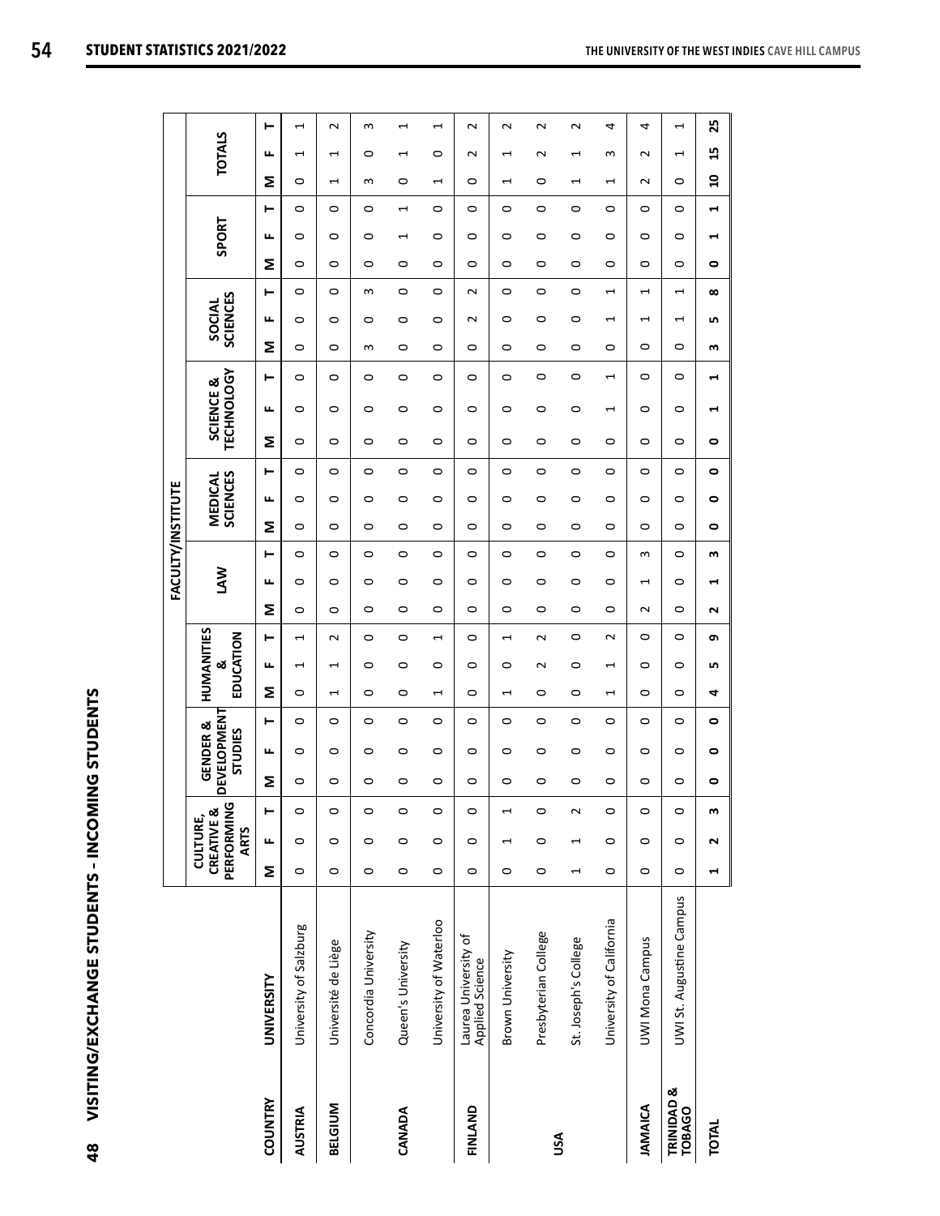# 48 VISITING/EXCHANGE STUDENTS - INCOMING STUDENTS

| COUNTRY | UNIVERSITY | CULTURE, CREATIVE & PERFORMING ARTS | | | GENDER & DEVELOPMENT STUDIES | | | HUMANITIES & EDUCATION | | | LAW | | | MEDICAL SCIENCES | | | SCIENCE & TECHNOLOGY | | | SOCIAL SCIENCES | | | SPORT | | | TOTALS | | |
|---|---|---|---|---|---|---|---|---|---|---|---|---|---|---|---|---|---|---|---|---|---|---|---|---|---|---|---|---|
| | | M | F | T | M | F | T | M | F | T | M | F | T | M | F | T | M | F | T | M | F | T | M | F | T | M | F | T |
| AUSTRIA | University of Salzburg | 0 | 0 | 0 | 0 | 0 | 0 | 0 | 1 | 1 | 0 | 0 | 0 | 0 | 0 | 0 | 0 | 0 | 0 | 0 | 0 | 0 | 0 | 0 | 0 | 0 | 1 | 1 |
| BELGIUM | Université de Liège | 0 | 0 | 0 | 0 | 0 | 0 | 1 | 1 | 2 | 0 | 0 | 0 | 0 | 0 | 0 | 0 | 0 | 0 | 0 | 0 | 0 | 0 | 0 | 0 | 1 | 1 | 2 |
| CANADA | Concordia University | 0 | 0 | 0 | 0 | 0 | 0 | 0 | 0 | 0 | 0 | 0 | 0 | 0 | 0 | 0 | 0 | 0 | 0 | 3 | 0 | 3 | 0 | 0 | 0 | 3 | 0 | 3 |
| | Queen's University | 0 | 0 | 0 | 0 | 0 | 0 | 0 | 0 | 0 | 0 | 0 | 0 | 0 | 0 | 0 | 0 | 0 | 0 | 0 | 0 | 0 | 0 | 1 | 1 | 0 | 1 | 1 |
| | University of Waterloo | 0 | 0 | 0 | 0 | 0 | 0 | 1 | 0 | 1 | 0 | 0 | 0 | 0 | 0 | 0 | 0 | 0 | 0 | 0 | 0 | 0 | 0 | 0 | 0 | 1 | 0 | 1 |
| FINLAND | Laurea University of Applied Science | 0 | 0 | 0 | 0 | 0 | 0 | 0 | 0 | 0 | 0 | 0 | 0 | 0 | 0 | 0 | 0 | 0 | 0 | 0 | 2 | 2 | 0 | 0 | 0 | 0 | 2 | 2 |
| USA | Brown University | 0 | 1 | 1 | 0 | 0 | 0 | 1 | 0 | 1 | 0 | 0 | 0 | 0 | 0 | 0 | 0 | 0 | 0 | 0 | 0 | 0 | 0 | 0 | 0 | 1 | 1 | 2 |
| | Presbyterian College | 0 | 0 | 0 | 0 | 0 | 0 | 0 | 2 | 2 | 0 | 0 | 0 | 0 | 0 | 0 | 0 | 0 | 0 | 0 | 0 | 0 | 0 | 0 | 0 | 0 | 2 | 2 |
| | St. Joseph's College | 1 | 1 | 2 | 0 | 0 | 0 | 0 | 0 | 0 | 0 | 0 | 0 | 0 | 0 | 0 | 0 | 0 | 0 | 0 | 0 | 0 | 0 | 0 | 0 | 1 | 1 | 2 |
| | University of California | 0 | 0 | 0 | 0 | 0 | 0 | 1 | 1 | 2 | 0 | 0 | 0 | 0 | 0 | 0 | 0 | 1 | 1 | 0 | 1 | 1 | 0 | 0 | 0 | 1 | 3 | 4 |
| JAMAICA | UWI Mona Campus | 0 | 0 | 0 | 0 | 0 | 0 | 0 | 0 | 0 | 2 | 1 | 3 | 0 | 0 | 0 | 0 | 0 | 0 | 0 | 1 | 1 | 0 | 0 | 0 | 2 | 2 | 4 |
| TRINIDAD & TOBAGO | UWI St. Augustine Campus | 0 | 0 | 0 | 0 | 0 | 0 | 0 | 0 | 0 | 0 | 0 | 0 | 0 | 0 | 0 | 0 | 0 | 0 | 0 | 1 | 1 | 0 | 0 | 0 | 0 | 1 | 1 |
| **TOTAL** | | **1** | **2** | **3** | **0** | **0** | **0** | **4** | **5** | **9** | **2** | **1** | **3** | **0** | **0** | **0** | **0** | **1** | **1** | **3** | **5** | **8** | **0** | **1** | **1** | **10** | **15** | **25** |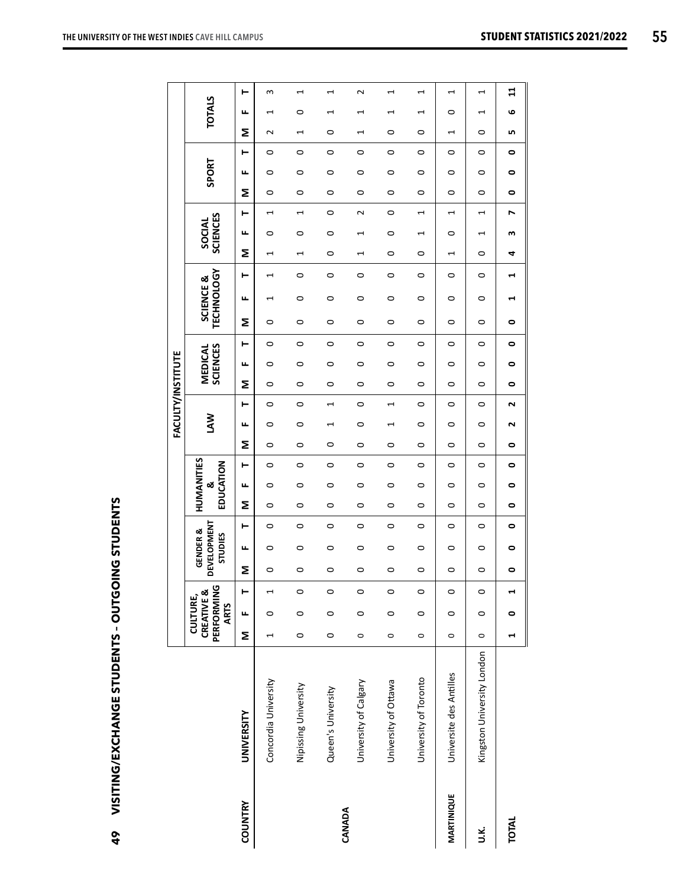## 49 VISITING/EXCHANGE STUDENTS - OUTGOING STUDENTS

| COUNTRY | UNIVERSITY | CULTURE, CREATIVE & PERFORMING ARTS | | | GENDER & DEVELOPMENT STUDIES | | | HUMANITIES & EDUCATION | | | LAW | | | MEDICAL SCIENCES | | | SCIENCE & TECHNOLOGY | | | SOCIAL SCIENCES | | | SPORT | | | TOTALS | | |
|---|---|---|---|---|---|---|---|---|---|---|---|---|---|---|---|---|---|---|---|---|---|---|---|---|---|---|---|---|
| | | M | F | T | M | F | T | M | F | T | M | F | T | M | F | T | M | F | T | M | F | T | M | F | T | M | F | T |
| CANADA | Concordia University | 1 | 0 | 1 | 0 | 0 | 0 | 0 | 0 | 0 | 0 | 0 | 0 | 0 | 0 | 0 | 0 | 1 | 1 | 1 | 0 | 1 | 0 | 0 | 0 | 2 | 1 | 3 |
| | Nipissing University | 0 | 0 | 0 | 0 | 0 | 0 | 0 | 0 | 0 | 0 | 0 | 0 | 0 | 0 | 0 | 0 | 0 | 0 | 1 | 0 | 1 | 0 | 0 | 0 | 1 | 0 | 1 |
| | Queen's University | 0 | 0 | 0 | 0 | 0 | 0 | 0 | 0 | 0 | 0 | 1 | 1 | 0 | 0 | 0 | 0 | 0 | 0 | 0 | 0 | 0 | 0 | 0 | 0 | 0 | 1 | 1 |
| | University of Calgary | 0 | 0 | 0 | 0 | 0 | 0 | 0 | 0 | 0 | 0 | 0 | 0 | 0 | 0 | 0 | 0 | 0 | 0 | 1 | 1 | 2 | 0 | 0 | 0 | 1 | 1 | 2 |
| | University of Ottawa | 0 | 0 | 0 | 0 | 0 | 0 | 0 | 0 | 0 | 0 | 1 | 1 | 0 | 0 | 0 | 0 | 0 | 0 | 0 | 0 | 0 | 0 | 0 | 0 | 0 | 1 | 1 |
| | University of Toronto | 0 | 0 | 0 | 0 | 0 | 0 | 0 | 0 | 0 | 0 | 0 | 0 | 0 | 0 | 0 | 0 | 0 | 0 | 0 | 1 | 1 | 0 | 0 | 0 | 0 | 1 | 1 |
| MARTINIQUE | Universite des Antilles | 0 | 0 | 0 | 0 | 0 | 0 | 0 | 0 | 0 | 0 | 0 | 0 | 0 | 0 | 0 | 0 | 0 | 0 | 1 | 0 | 1 | 0 | 0 | 0 | 1 | 0 | 1 |
| U.K. | Kingston University London | 0 | 0 | 0 | 0 | 0 | 0 | 0 | 0 | 0 | 0 | 0 | 0 | 0 | 0 | 0 | 0 | 0 | 0 | 0 | 1 | 1 | 0 | 0 | 0 | 0 | 1 | 1 |
| **TOTAL** | | **1** | **0** | **1** | **0** | **0** | **0** | **0** | **0** | **0** | **0** | **2** | **2** | **0** | **0** | **0** | **0** | **1** | **1** | **4** | **3** | **7** | **0** | **0** | **0** | **5** | **6** | **11** |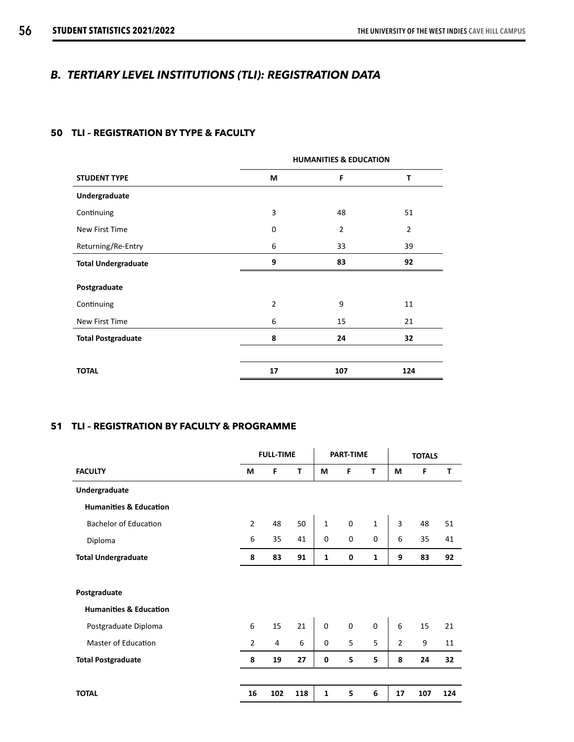## B. TERTIARY LEVEL INSTITUTIONS (TLI): REGISTRATION DATA

### 50 TLI – REGISTRATION BY TYPE & FACULTY

| | HUMANITIES & EDUCATION | | |
|---|---|---|---|
| **STUDENT TYPE** | **M** | **F** | **T** |
| **Undergraduate** | | | |
| Continuing | 3 | 48 | 51 |
| New First Time | 0 | 2 | 2 |
| Returning/Re-Entry | 6 | 33 | 39 |
| **Total Undergraduate** | **9** | **83** | **92** |
| **Postgraduate** | | | |
| Continuing | 2 | 9 | 11 |
| New First Time | 6 | 15 | 21 |
| **Total Postgraduate** | **8** | **24** | **32** |
| **TOTAL** | **17** | **107** | **124** |

### 51 TLI – REGISTRATION BY FACULTY & PROGRAMME

| | FULL-TIME | | | PART-TIME | | | TOTALS | | |
|---|---|---|---|---|---|---|---|---|---|
| **FACULTY** | **M** | **F** | **T** | **M** | **F** | **T** | **M** | **F** | **T** |
| **Undergraduate** | | | | | | | | | |
| **Humanities & Education** | | | | | | | | | |
| Bachelor of Education | 2 | 48 | 50 | 1 | 0 | 1 | 3 | 48 | 51 |
| Diploma | 6 | 35 | 41 | 0 | 0 | 0 | 6 | 35 | 41 |
| **Total Undergraduate** | **8** | **83** | **91** | **1** | **0** | **1** | **9** | **83** | **92** |
| **Postgraduate** | | | | | | | | | |
| **Humanities & Education** | | | | | | | | | |
| Postgraduate Diploma | 6 | 15 | 21 | 0 | 0 | 0 | 6 | 15 | 21 |
| Master of Education | 2 | 4 | 6 | 0 | 5 | 5 | 2 | 9 | 11 |
| **Total Postgraduate** | **8** | **19** | **27** | **0** | **5** | **5** | **8** | **24** | **32** |
| **TOTAL** | **16** | **102** | **118** | **1** | **5** | **6** | **17** | **107** | **124** |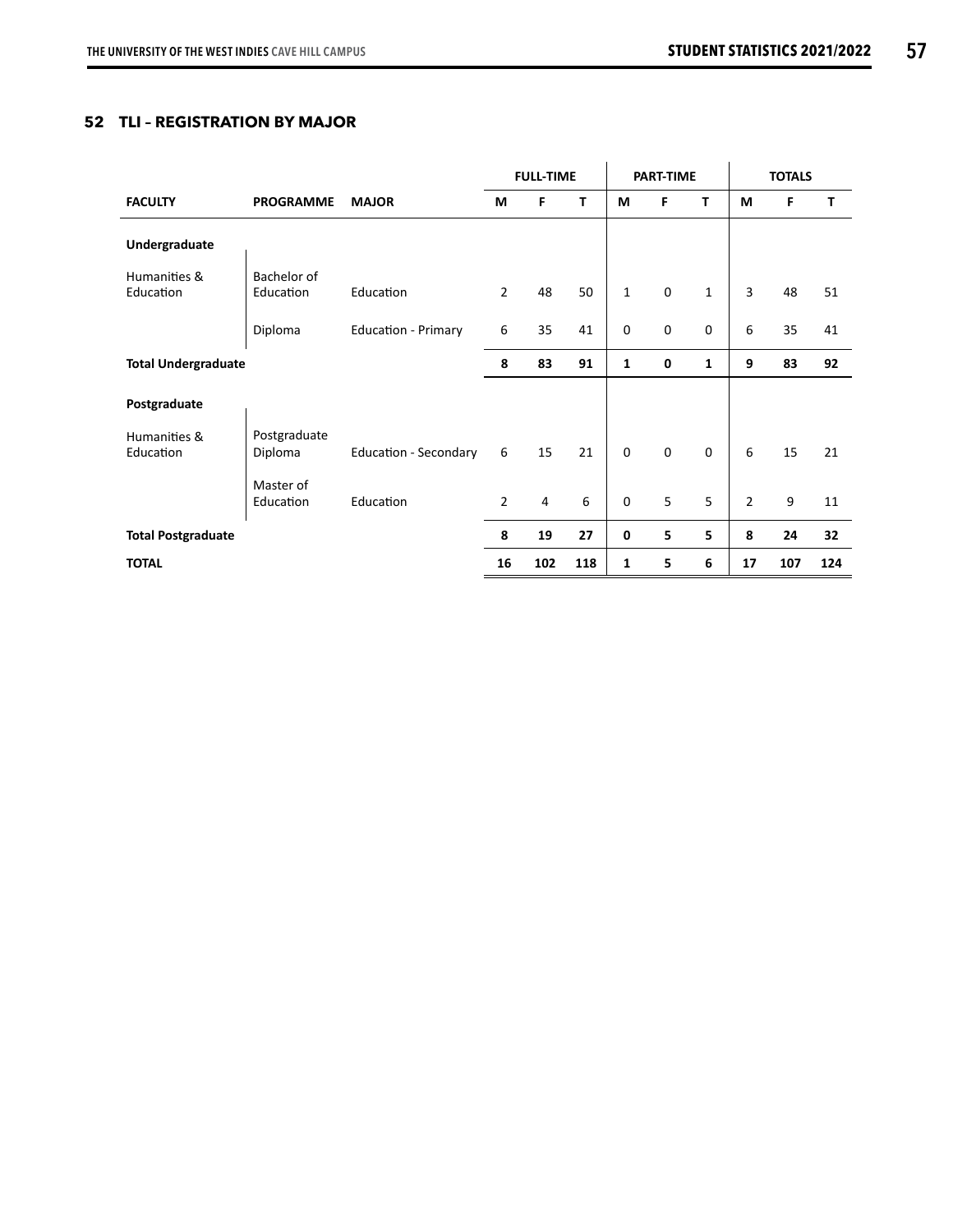## 52 TLI – REGISTRATION BY MAJOR

| | | | FULL-TIME | | | PART-TIME | | | TOTALS | | |
|---|---|---|---|---|---|---|---|---|---|---|---|
| **FACULTY** | **PROGRAMME** | **MAJOR** | **M** | **F** | **T** | **M** | **F** | **T** | **M** | **F** | **T** |
| **Undergraduate** | | | | | | | | | | | |
| Humanities & Education | Bachelor of Education | Education | 2 | 48 | 50 | 1 | 0 | 1 | 3 | 48 | 51 |
| | Diploma | Education - Primary | 6 | 35 | 41 | 0 | 0 | 0 | 6 | 35 | 41 |
| **Total Undergraduate** | | | **8** | **83** | **91** | **1** | **0** | **1** | **9** | **83** | **92** |
| **Postgraduate** | | | | | | | | | | | |
| Humanities & Education | Postgraduate Diploma | Education - Secondary | 6 | 15 | 21 | 0 | 0 | 0 | 6 | 15 | 21 |
| | Master of Education | Education | 2 | 4 | 6 | 0 | 5 | 5 | 2 | 9 | 11 |
| **Total Postgraduate** | | | **8** | **19** | **27** | **0** | **5** | **5** | **8** | **24** | **32** |
| **TOTAL** | | | **16** | **102** | **118** | **1** | **5** | **6** | **17** | **107** | **124** |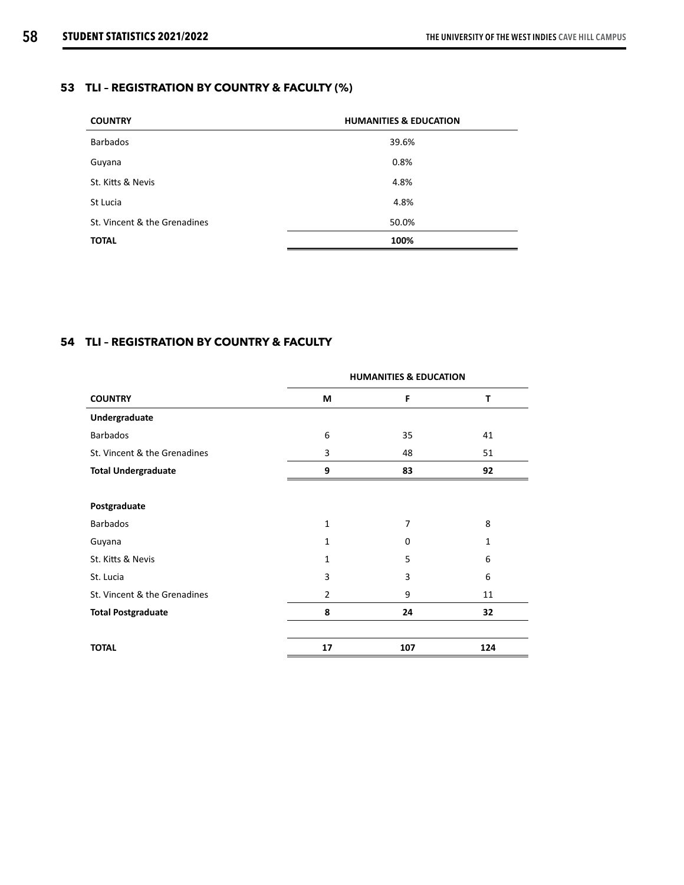## 53 TLI – REGISTRATION BY COUNTRY & FACULTY (%)

| COUNTRY | HUMANITIES & EDUCATION |
|---|---|
| Barbados | 39.6% |
| Guyana | 0.8% |
| St. Kitts & Nevis | 4.8% |
| St Lucia | 4.8% |
| St. Vincent & the Grenadines | 50.0% |
| **TOTAL** | **100%** |

## 54 TLI – REGISTRATION BY COUNTRY & FACULTY

| | HUMANITIES & EDUCATION | | |
|---|---|---|---|
| **COUNTRY** | **M** | **F** | **T** |
| **Undergraduate** | | | |
| Barbados | 6 | 35 | 41 |
| St. Vincent & the Grenadines | 3 | 48 | 51 |
| **Total Undergraduate** | **9** | **83** | **92** |
| **Postgraduate** | | | |
| Barbados | 1 | 7 | 8 |
| Guyana | 1 | 0 | 1 |
| St. Kitts & Nevis | 1 | 5 | 6 |
| St. Lucia | 3 | 3 | 6 |
| St. Vincent & the Grenadines | 2 | 9 | 11 |
| **Total Postgraduate** | **8** | **24** | **32** |
| **TOTAL** | **17** | **107** | **124** |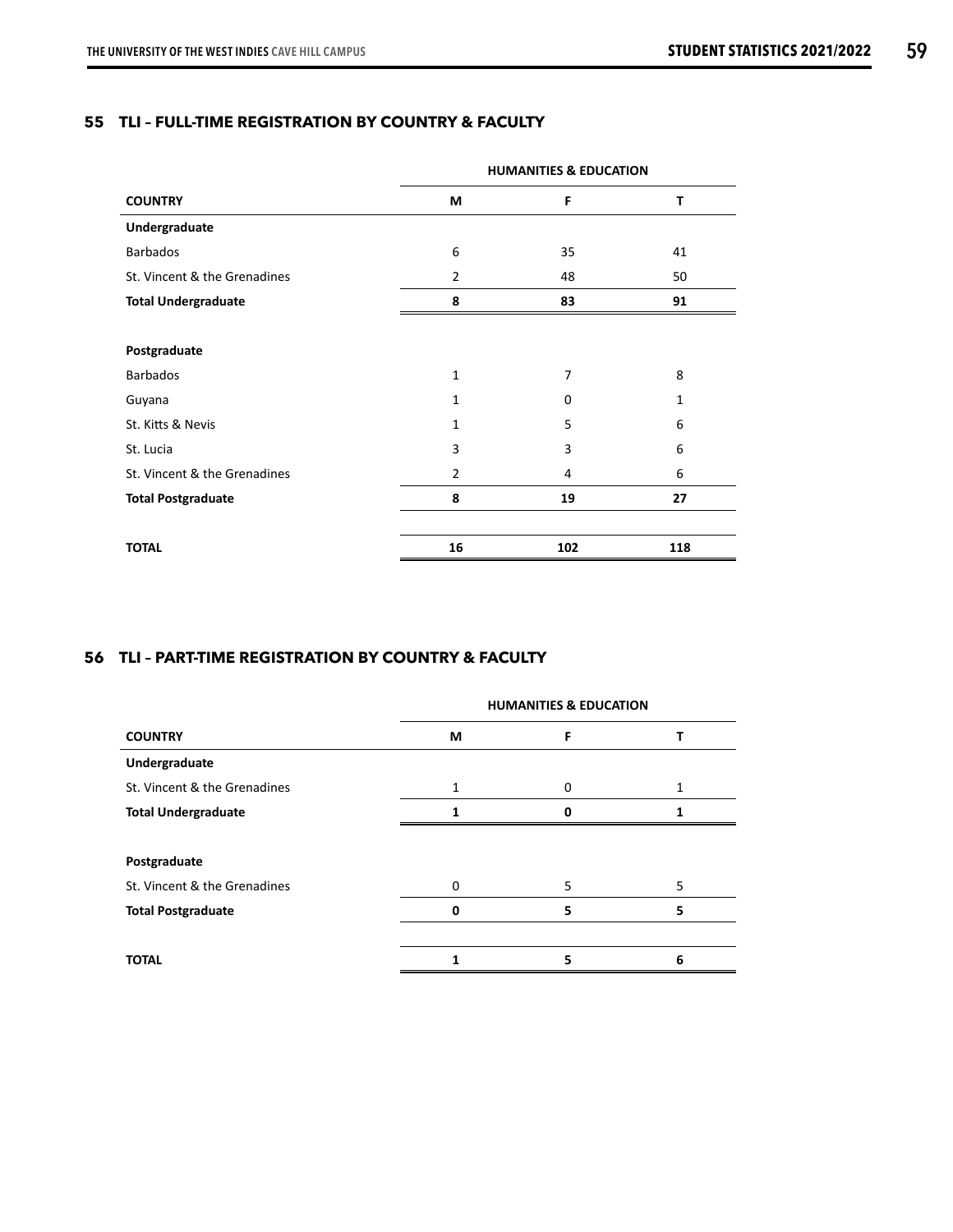## 55 TLI – FULL-TIME REGISTRATION BY COUNTRY & FACULTY

| | HUMANITIES & EDUCATION | | |
|---|---|---|---|
| **COUNTRY** | **M** | **F** | **T** |
| **Undergraduate** | | | |
| Barbados | 6 | 35 | 41 |
| St. Vincent & the Grenadines | 2 | 48 | 50 |
| **Total Undergraduate** | **8** | **83** | **91** |
| | | | |
| **Postgraduate** | | | |
| Barbados | 1 | 7 | 8 |
| Guyana | 1 | 0 | 1 |
| St. Kitts & Nevis | 1 | 5 | 6 |
| St. Lucia | 3 | 3 | 6 |
| St. Vincent & the Grenadines | 2 | 4 | 6 |
| **Total Postgraduate** | **8** | **19** | **27** |
| | | | |
| **TOTAL** | **16** | **102** | **118** |

## 56 TLI – PART-TIME REGISTRATION BY COUNTRY & FACULTY

| | HUMANITIES & EDUCATION | | |
|---|---|---|---|
| **COUNTRY** | **M** | **F** | **T** |
| **Undergraduate** | | | |
| St. Vincent & the Grenadines | 1 | 0 | 1 |
| **Total Undergraduate** | **1** | **0** | **1** |
| | | | |
| **Postgraduate** | | | |
| St. Vincent & the Grenadines | 0 | 5 | 5 |
| **Total Postgraduate** | **0** | **5** | **5** |
| | | | |
| **TOTAL** | **1** | **5** | **6** |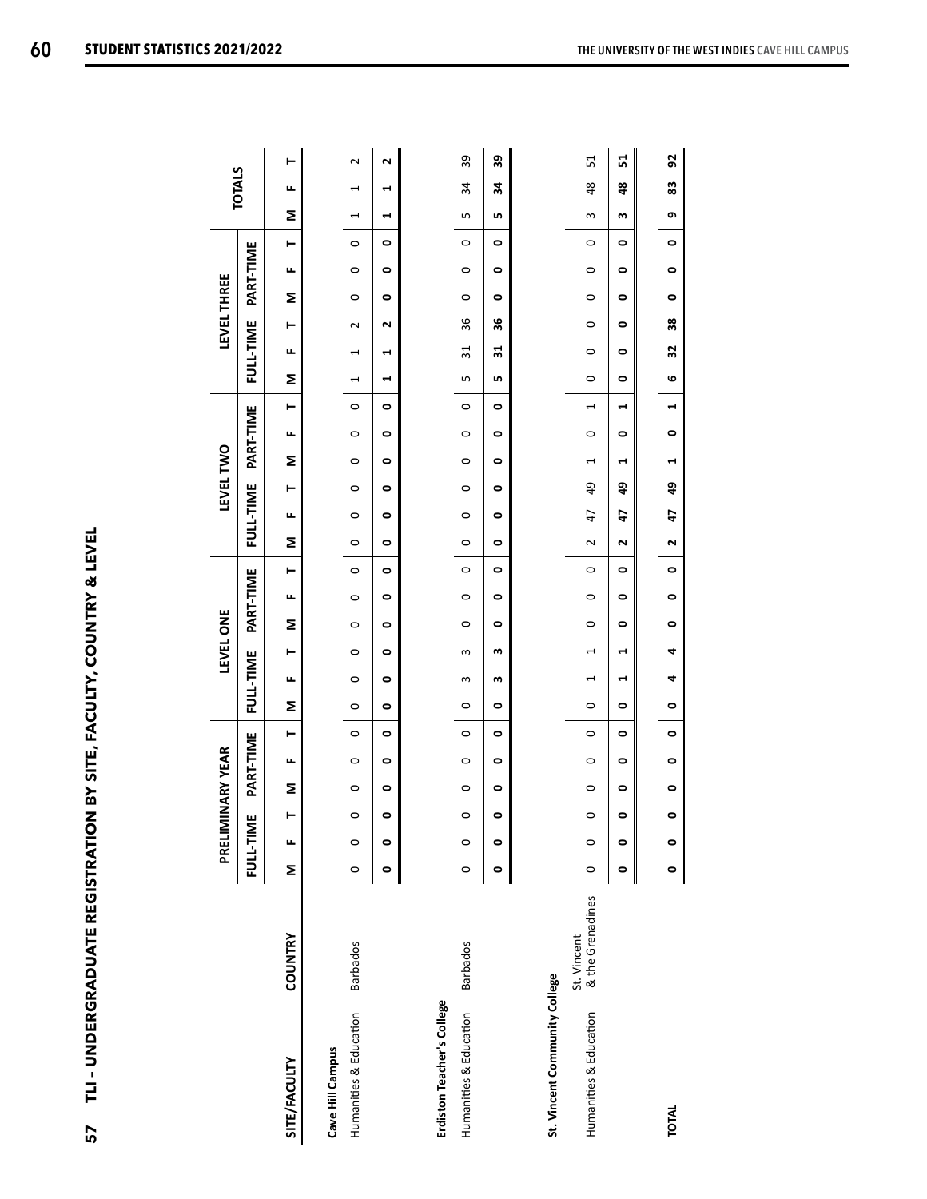## 57 TLI – UNDERGRADUATE REGISTRATION BY SITE, FACULTY, COUNTRY & LEVEL

| SITE/FACULTY | COUNTRY | PRELIMINARY YEAR | | | | | | LEVEL ONE | | | | | | LEVEL TWO | | | | | | LEVEL THREE | | | | | | TOTALS | | |
|---|---|---|---|---|---|---|---|---|---|---|---|---|---|---|---|---|---|---|---|---|---|---|---|---|---|---|---|---|
| | | FULL-TIME | | | PART-TIME | | | FULL-TIME | | | PART-TIME | | | FULL-TIME | | | PART-TIME | | | FULL-TIME | | | PART-TIME | | | | | |
| | | M | F | T | M | F | T | M | F | T | M | F | T | M | F | T | M | F | T | M | F | T | M | F | T | M | F | T |
| **Cave Hill Campus** | | | | | | | | | | | | | | | | | | | | | | | | | | | | |
| Humanities & Education | Barbados | 0 | 0 | 0 | 0 | 0 | 0 | 0 | 0 | 0 | 0 | 0 | 0 | 0 | 0 | 0 | 0 | 0 | 0 | 1 | 1 | 2 | 0 | 0 | 0 | 1 | 1 | 2 |
| | | **0** | **0** | **0** | **0** | **0** | **0** | **0** | **0** | **0** | **0** | **0** | **0** | **0** | **0** | **0** | **0** | **0** | **0** | **1** | **1** | **2** | **0** | **0** | **0** | **1** | **1** | **2** |
| **Erdiston Teacher's College** | | | | | | | | | | | | | | | | | | | | | | | | | | | | |
| Humanities & Education | Barbados | 0 | 0 | 0 | 0 | 0 | 0 | 0 | 3 | 3 | 0 | 0 | 0 | 0 | 0 | 0 | 0 | 0 | 0 | 5 | 31 | 36 | 0 | 0 | 0 | 5 | 34 | 39 |
| | | **0** | **0** | **0** | **0** | **0** | **0** | **0** | **3** | **3** | **0** | **0** | **0** | **0** | **0** | **0** | **0** | **0** | **0** | **5** | **31** | **36** | **0** | **0** | **0** | **5** | **34** | **39** |
| **St. Vincent Community College** | | | | | | | | | | | | | | | | | | | | | | | | | | | | |
| Humanities & Education | St. Vincent & the Grenadines | 0 | 0 | 0 | 0 | 0 | 0 | 0 | 1 | 1 | 0 | 0 | 0 | 2 | 47 | 49 | 1 | 0 | 1 | 0 | 0 | 0 | 0 | 0 | 0 | 3 | 48 | 51 |
| | | **0** | **0** | **0** | **0** | **0** | **0** | **0** | **1** | **1** | **0** | **0** | **0** | **2** | **47** | **49** | **1** | **0** | **1** | **0** | **0** | **0** | **0** | **0** | **0** | **3** | **48** | **51** |
| **TOTAL** | | **0** | **0** | **0** | **0** | **0** | **0** | **0** | **4** | **4** | **0** | **0** | **0** | **2** | **47** | **49** | **1** | **0** | **1** | **6** | **32** | **38** | **0** | **0** | **0** | **9** | **83** | **92** |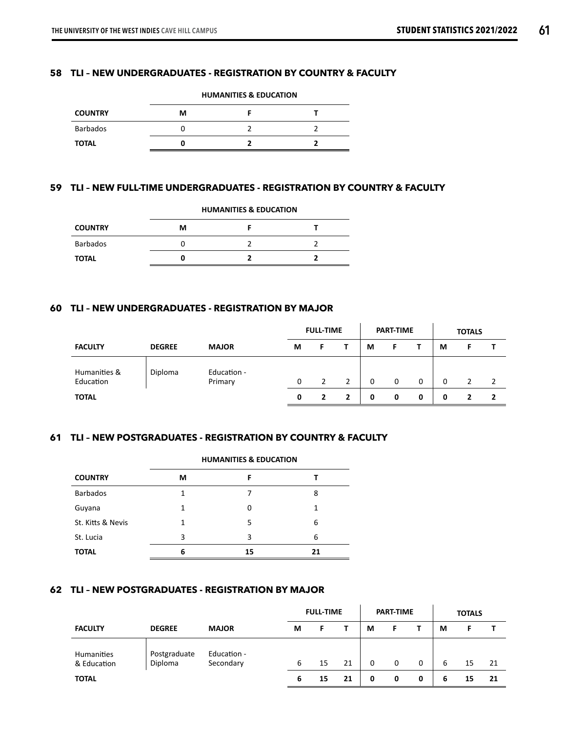## 58 TLI – NEW UNDERGRADUATES - REGISTRATION BY COUNTRY & FACULTY

| | HUMANITIES & EDUCATION | | |
|---|---|---|---|
| **COUNTRY** | **M** | **F** | **T** |
| Barbados | 0 | 2 | 2 |
| **TOTAL** | **0** | **2** | **2** |

## 59 TLI – NEW FULL-TIME UNDERGRADUATES - REGISTRATION BY COUNTRY & FACULTY

| | HUMANITIES & EDUCATION | | |
|---|---|---|---|
| **COUNTRY** | **M** | **F** | **T** |
| Barbados | 0 | 2 | 2 |
| **TOTAL** | **0** | **2** | **2** |

## 60 TLI – NEW UNDERGRADUATES - REGISTRATION BY MAJOR

| | | | FULL-TIME | | | PART-TIME | | | TOTALS | | |
|---|---|---|---|---|---|---|---|---|---|---|---|
| **FACULTY** | **DEGREE** | **MAJOR** | **M** | **F** | **T** | **M** | **F** | **T** | **M** | **F** | **T** |
| Humanities & Education | Diploma | Education - Primary | 0 | 2 | 2 | 0 | 0 | 0 | 0 | 2 | 2 |
| **TOTAL** | | | **0** | **2** | **2** | **0** | **0** | **0** | **0** | **2** | **2** |

## 61 TLI – NEW POSTGRADUATES - REGISTRATION BY COUNTRY & FACULTY

| | HUMANITIES & EDUCATION | | |
|---|---|---|---|
| **COUNTRY** | **M** | **F** | **T** |
| Barbados | 1 | 7 | 8 |
| Guyana | 1 | 0 | 1 |
| St. Kitts & Nevis | 1 | 5 | 6 |
| St. Lucia | 3 | 3 | 6 |
| **TOTAL** | **6** | **15** | **21** |

## 62 TLI – NEW POSTGRADUATES - REGISTRATION BY MAJOR

| | | | FULL-TIME | | | PART-TIME | | | TOTALS | | |
|---|---|---|---|---|---|---|---|---|---|---|---|
| **FACULTY** | **DEGREE** | **MAJOR** | **M** | **F** | **T** | **M** | **F** | **T** | **M** | **F** | **T** |
| Humanities & Education | Postgraduate Diploma | Education - Secondary | 6 | 15 | 21 | 0 | 0 | 0 | 6 | 15 | 21 |
| **TOTAL** | | | **6** | **15** | **21** | **0** | **0** | **0** | **6** | **15** | **21** |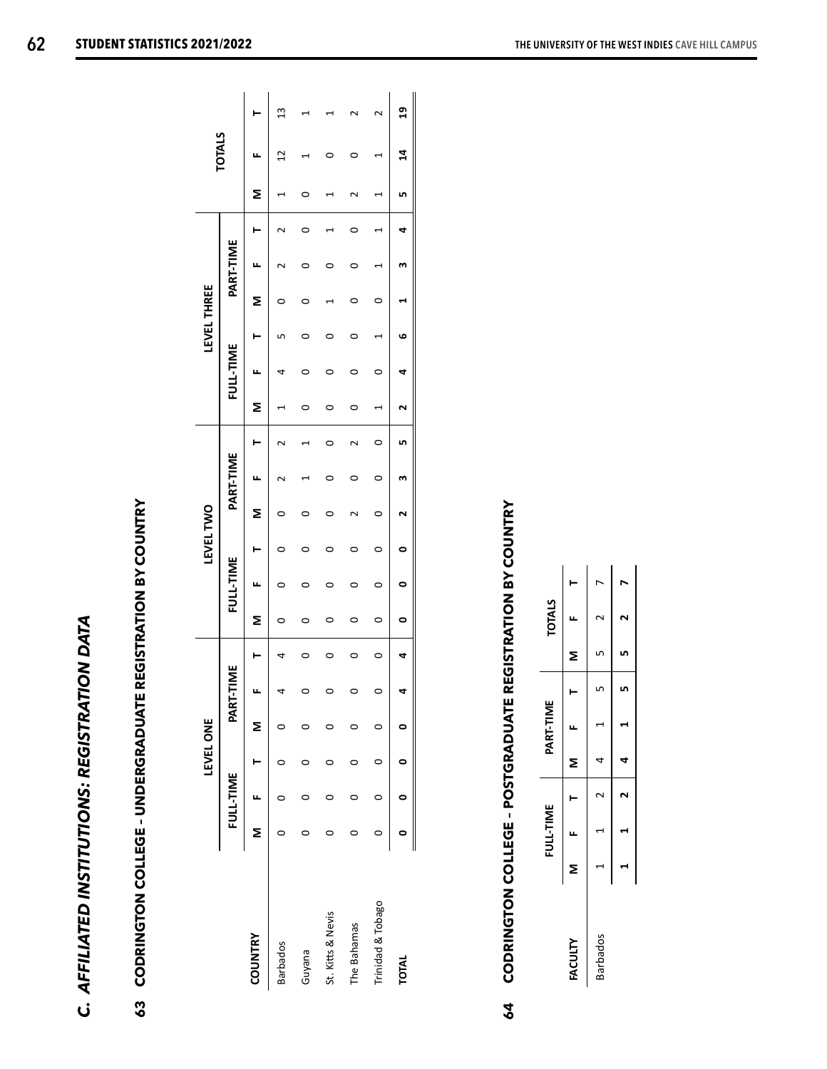# C. AFFILIATED INSTITUTIONS: REGISTRATION DATA

## 63 CODRINGTON COLLEGE – UNDERGRADUATE REGISTRATION BY COUNTRY

| COUNTRY | LEVEL ONE | | | | | | LEVEL TWO | | | | | | LEVEL THREE | | | | | | TOTALS | | |
|---|---|---|---|---|---|---|---|---|---|---|---|---|---|---|---|---|---|---|---|---|---|
| | FULL-TIME | | | PART-TIME | | | FULL-TIME | | | PART-TIME | | | FULL-TIME | | | PART-TIME | | | | | |
| | M | F | T | M | F | T | M | F | T | M | F | T | M | F | T | M | F | T | M | F | T |
| Barbados | 0 | 0 | 0 | 0 | 4 | 4 | 0 | 0 | 0 | 0 | 2 | 2 | 1 | 4 | 5 | 0 | 2 | 2 | 1 | 12 | 13 |
| Guyana | 0 | 0 | 0 | 0 | 0 | 0 | 0 | 0 | 0 | 0 | 1 | 1 | 0 | 0 | 0 | 0 | 0 | 0 | 0 | 1 | 1 |
| St. Kitts & Nevis | 0 | 0 | 0 | 0 | 0 | 0 | 0 | 0 | 0 | 0 | 0 | 0 | 0 | 0 | 0 | 1 | 0 | 1 | 1 | 0 | 1 |
| The Bahamas | 0 | 0 | 0 | 0 | 0 | 0 | 0 | 0 | 0 | 2 | 0 | 2 | 0 | 0 | 0 | 0 | 0 | 0 | 2 | 0 | 2 |
| Trinidad & Tobago | 0 | 0 | 0 | 0 | 0 | 0 | 0 | 0 | 0 | 0 | 0 | 0 | 1 | 0 | 1 | 0 | 1 | 1 | 1 | 1 | 2 |
| **TOTAL** | **0** | **0** | **0** | **0** | **4** | **4** | **0** | **0** | **0** | **2** | **3** | **5** | **2** | **4** | **6** | **1** | **3** | **4** | **5** | **14** | **19** |

## 64 CODRINGTON COLLEGE – POSTGRADUATE REGISTRATION BY COUNTRY

| FACULTY | FULL-TIME | | | PART-TIME | | | TOTALS | | |
|---|---|---|---|---|---|---|---|---|---|
| | M | F | T | M | F | T | M | F | T |
| Barbados | 1 | 1 | 2 | 4 | 1 | 5 | 5 | 2 | 7 |
| | **1** | **1** | **2** | **4** | **1** | **5** | **5** | **2** | **7** |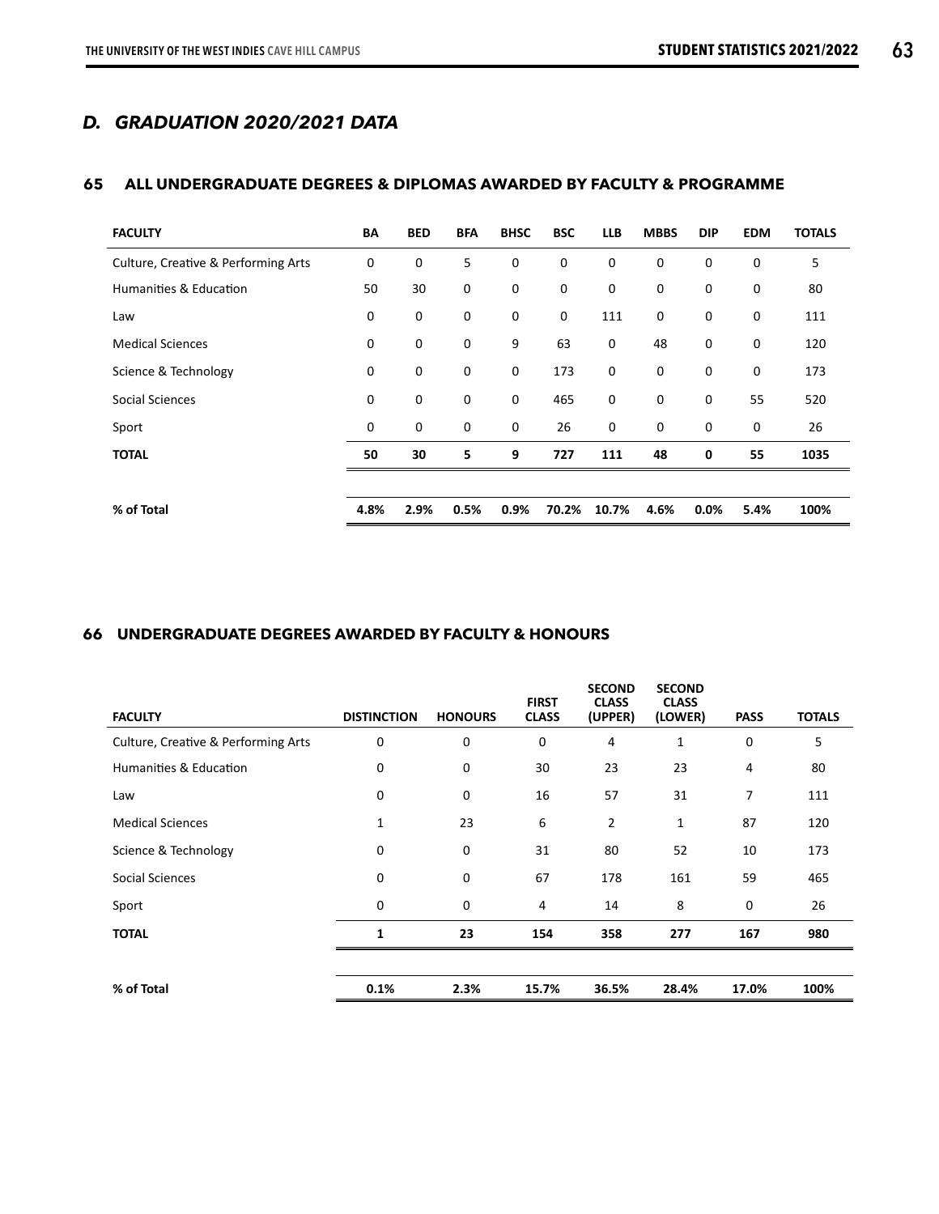## D. GRADUATION 2020/2021 DATA

### 65 ALL UNDERGRADUATE DEGREES & DIPLOMAS AWARDED BY FACULTY & PROGRAMME

| FACULTY | BA | BED | BFA | BHSC | BSC | LLB | MBBS | DIP | EDM | TOTALS |
|---|---|---|---|---|---|---|---|---|---|---|
| Culture, Creative & Performing Arts | 0 | 0 | 5 | 0 | 0 | 0 | 0 | 0 | 0 | 5 |
| Humanities & Education | 50 | 30 | 0 | 0 | 0 | 0 | 0 | 0 | 0 | 80 |
| Law | 0 | 0 | 0 | 0 | 0 | 111 | 0 | 0 | 0 | 111 |
| Medical Sciences | 0 | 0 | 0 | 9 | 63 | 0 | 48 | 0 | 0 | 120 |
| Science & Technology | 0 | 0 | 0 | 0 | 173 | 0 | 0 | 0 | 0 | 173 |
| Social Sciences | 0 | 0 | 0 | 0 | 465 | 0 | 0 | 0 | 55 | 520 |
| Sport | 0 | 0 | 0 | 0 | 26 | 0 | 0 | 0 | 0 | 26 |
| **TOTAL** | **50** | **30** | **5** | **9** | **727** | **111** | **48** | **0** | **55** | **1035** |
| **% of Total** | **4.8%** | **2.9%** | **0.5%** | **0.9%** | **70.2%** | **10.7%** | **4.6%** | **0.0%** | **5.4%** | **100%** |

### 66 UNDERGRADUATE DEGREES AWARDED BY FACULTY & HONOURS

| FACULTY | DISTINCTION | HONOURS | FIRST CLASS | SECOND CLASS (UPPER) | SECOND CLASS (LOWER) | PASS | TOTALS |
|---|---|---|---|---|---|---|---|
| Culture, Creative & Performing Arts | 0 | 0 | 0 | 4 | 1 | 0 | 5 |
| Humanities & Education | 0 | 0 | 30 | 23 | 23 | 4 | 80 |
| Law | 0 | 0 | 16 | 57 | 31 | 7 | 111 |
| Medical Sciences | 1 | 23 | 6 | 2 | 1 | 87 | 120 |
| Science & Technology | 0 | 0 | 31 | 80 | 52 | 10 | 173 |
| Social Sciences | 0 | 0 | 67 | 178 | 161 | 59 | 465 |
| Sport | 0 | 0 | 4 | 14 | 8 | 0 | 26 |
| **TOTAL** | **1** | **23** | **154** | **358** | **277** | **167** | **980** |
| **% of Total** | **0.1%** | **2.3%** | **15.7%** | **36.5%** | **28.4%** | **17.0%** | **100%** |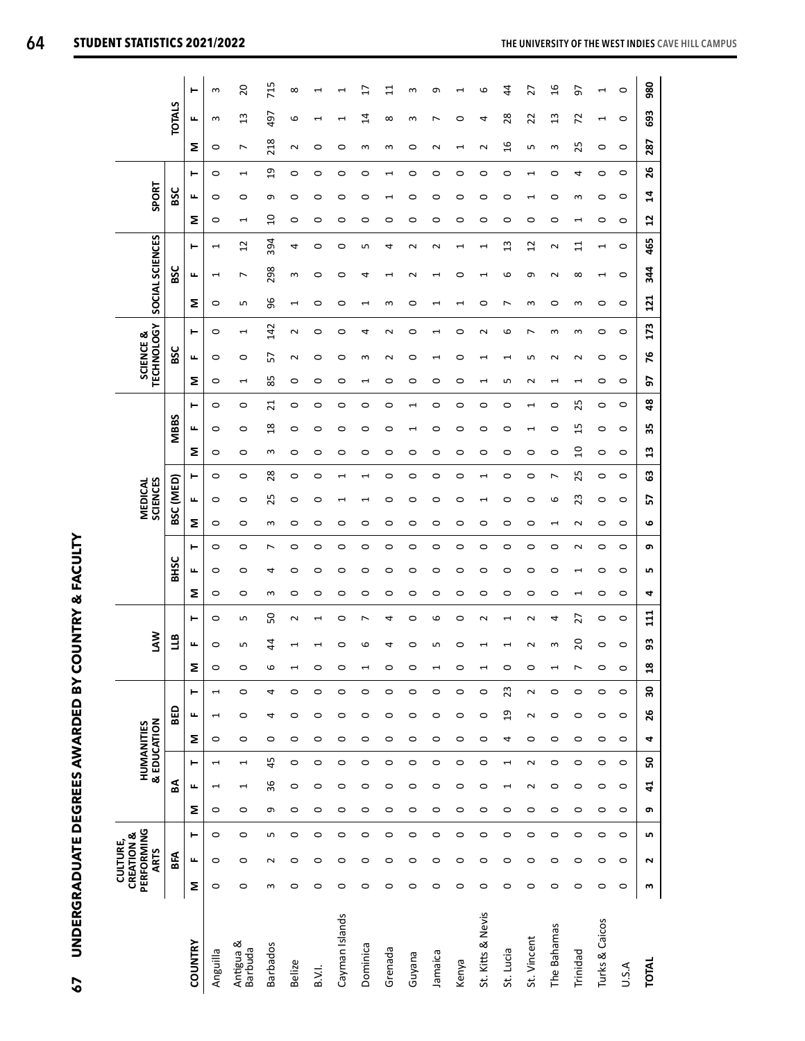# 67 UNDERGRADUATE DEGREES AWARDED BY COUNTRY & FACULTY

| COUNTRY | CULTURE, CREATION & PERFORMING ARTS | | | HUMANITIES & EDUCATION | | | | | | LAW | | | MEDICAL SCIENCES | | | | | | | | | SCIENCE & TECHNOLOGY | | | SOCIAL SCIENCES | | | SPORT | | | TOTALS | | |
|---|---|---|---|---|---|---|---|---|---|---|---|---|---|---|---|---|---|---|---|---|---|---|---|---|---|---|---|---|---|---|---|---|---|
| | BFA | | | BA | | | BED | | | LLB | | | BHSC | | | BSC (MED) | | | MBBS | | | BSC | | | BSC | | | BSC | | | | | |
| | M | F | T | M | F | T | M | F | T | M | F | T | M | F | T | M | F | T | M | F | T | M | F | T | M | F | T | M | F | T | M | F | T |
| Anguilla | 0 | 0 | 0 | 0 | 1 | 1 | 0 | 1 | 1 | 0 | 0 | 0 | 0 | 0 | 0 | 0 | 0 | 0 | 0 | 0 | 0 | 0 | 0 | 0 | 0 | 1 | 1 | 0 | 0 | 0 | 0 | 3 | 3 |
| Antigua & Barbuda | 0 | 0 | 0 | 0 | 1 | 1 | 0 | 0 | 0 | 0 | 5 | 5 | 0 | 0 | 0 | 0 | 0 | 0 | 0 | 0 | 0 | 1 | 0 | 1 | 5 | 7 | 12 | 1 | 0 | 1 | 7 | 13 | 20 |
| Barbados | 3 | 2 | 5 | 9 | 36 | 45 | 0 | 4 | 4 | 6 | 44 | 50 | 3 | 4 | 7 | 3 | 25 | 28 | 3 | 18 | 21 | 85 | 57 | 142 | 96 | 298 | 394 | 10 | 9 | 19 | 218 | 497 | 715 |
| Belize | 0 | 0 | 0 | 0 | 0 | 0 | 0 | 0 | 0 | 1 | 1 | 2 | 0 | 0 | 0 | 0 | 0 | 0 | 0 | 0 | 0 | 0 | 2 | 2 | 1 | 3 | 4 | 0 | 0 | 0 | 2 | 6 | 8 |
| B.V.I. | 0 | 0 | 0 | 0 | 0 | 0 | 0 | 0 | 0 | 0 | 1 | 1 | 0 | 0 | 0 | 0 | 0 | 0 | 0 | 0 | 0 | 0 | 0 | 0 | 0 | 0 | 0 | 0 | 0 | 0 | 0 | 1 | 1 |
| Cayman Islands | 0 | 0 | 0 | 0 | 0 | 0 | 0 | 0 | 0 | 0 | 0 | 0 | 0 | 0 | 0 | 0 | 1 | 1 | 0 | 0 | 0 | 0 | 0 | 0 | 0 | 0 | 0 | 0 | 0 | 0 | 0 | 1 | 1 |
| Dominica | 0 | 0 | 0 | 0 | 0 | 0 | 0 | 0 | 0 | 1 | 6 | 7 | 0 | 0 | 0 | 0 | 1 | 1 | 0 | 0 | 0 | 1 | 3 | 4 | 1 | 4 | 5 | 0 | 0 | 0 | 3 | 14 | 17 |
| Grenada | 0 | 0 | 0 | 0 | 0 | 0 | 0 | 0 | 0 | 0 | 4 | 4 | 0 | 0 | 0 | 0 | 0 | 0 | 0 | 0 | 0 | 0 | 2 | 2 | 3 | 1 | 4 | 0 | 1 | 1 | 3 | 8 | 11 |
| Guyana | 0 | 0 | 0 | 0 | 0 | 0 | 0 | 0 | 0 | 0 | 0 | 0 | 0 | 0 | 0 | 0 | 0 | 0 | 0 | 1 | 1 | 0 | 0 | 0 | 0 | 2 | 2 | 0 | 0 | 0 | 0 | 3 | 3 |
| Jamaica | 0 | 0 | 0 | 0 | 0 | 0 | 0 | 0 | 0 | 1 | 5 | 6 | 0 | 0 | 0 | 0 | 0 | 0 | 0 | 0 | 0 | 0 | 1 | 1 | 1 | 1 | 2 | 0 | 0 | 0 | 2 | 7 | 9 |
| Kenya | 0 | 0 | 0 | 0 | 0 | 0 | 0 | 0 | 0 | 0 | 0 | 0 | 0 | 0 | 0 | 0 | 0 | 0 | 0 | 0 | 0 | 0 | 0 | 0 | 1 | 0 | 1 | 0 | 0 | 0 | 1 | 0 | 1 |
| St. Kitts & Nevis | 0 | 0 | 0 | 0 | 0 | 0 | 0 | 0 | 0 | 1 | 1 | 2 | 0 | 0 | 0 | 0 | 1 | 1 | 0 | 0 | 0 | 1 | 1 | 2 | 0 | 1 | 1 | 0 | 0 | 0 | 2 | 4 | 6 |
| St. Lucia | 0 | 0 | 0 | 0 | 1 | 1 | 4 | 19 | 23 | 0 | 1 | 1 | 0 | 0 | 0 | 0 | 0 | 0 | 0 | 0 | 0 | 5 | 1 | 6 | 7 | 6 | 13 | 0 | 0 | 0 | 16 | 28 | 44 |
| St. Vincent | 0 | 0 | 0 | 0 | 2 | 2 | 0 | 2 | 2 | 0 | 2 | 2 | 0 | 0 | 0 | 0 | 0 | 0 | 0 | 1 | 1 | 2 | 5 | 7 | 3 | 9 | 12 | 0 | 1 | 1 | 5 | 22 | 27 |
| The Bahamas | 0 | 0 | 0 | 0 | 0 | 0 | 0 | 0 | 0 | 1 | 3 | 4 | 0 | 0 | 0 | 1 | 6 | 7 | 0 | 0 | 0 | 1 | 2 | 3 | 0 | 2 | 2 | 0 | 0 | 0 | 3 | 13 | 16 |
| Trinidad | 0 | 0 | 0 | 0 | 0 | 0 | 0 | 0 | 0 | 7 | 20 | 27 | 1 | 1 | 2 | 2 | 23 | 25 | 10 | 15 | 25 | 1 | 2 | 3 | 3 | 8 | 11 | 1 | 3 | 4 | 25 | 72 | 97 |
| Turks & Caicos | 0 | 0 | 0 | 0 | 0 | 0 | 0 | 0 | 0 | 0 | 0 | 0 | 0 | 0 | 0 | 0 | 0 | 0 | 0 | 0 | 0 | 0 | 0 | 0 | 0 | 1 | 1 | 0 | 0 | 0 | 0 | 1 | 1 |
| U.S.A | 0 | 0 | 0 | 0 | 0 | 0 | 0 | 0 | 0 | 0 | 0 | 0 | 0 | 0 | 0 | 0 | 0 | 0 | 0 | 0 | 0 | 0 | 0 | 0 | 0 | 0 | 0 | 0 | 0 | 0 | 0 | 0 | 0 |
| **TOTAL** | **3** | **2** | **5** | **9** | **41** | **50** | **4** | **26** | **30** | **18** | **93** | **111** | **4** | **5** | **9** | **6** | **57** | **63** | **13** | **35** | **48** | **97** | **76** | **173** | **121** | **344** | **465** | **12** | **14** | **26** | **287** | **693** | **980** |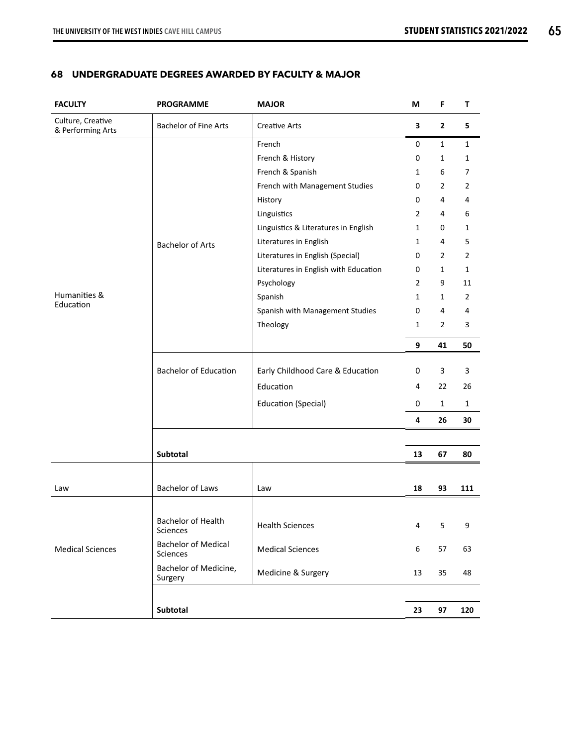## 68 UNDERGRADUATE DEGREES AWARDED BY FACULTY & MAJOR

| FACULTY | PROGRAMME | MAJOR | M | F | T |
|---|---|---|---|---|---|
| Culture, Creative & Performing Arts | Bachelor of Fine Arts | Creative Arts | **3** | **2** | **5** |
| Humanities & Education | Bachelor of Arts | French | 0 | 1 | 1 |
| | | French & History | 0 | 1 | 1 |
| | | French & Spanish | 1 | 6 | 7 |
| | | French with Management Studies | 0 | 2 | 2 |
| | | History | 0 | 4 | 4 |
| | | Linguistics | 2 | 4 | 6 |
| | | Linguistics & Literatures in English | 1 | 0 | 1 |
| | | Literatures in English | 1 | 4 | 5 |
| | | Literatures in English (Special) | 0 | 2 | 2 |
| | | Literatures in English with Education | 0 | 1 | 1 |
| | | Psychology | 2 | 9 | 11 |
| | | Spanish | 1 | 1 | 2 |
| | | Spanish with Management Studies | 0 | 4 | 4 |
| | | Theology | 1 | 2 | 3 |
| | | | **9** | **41** | **50** |
| | Bachelor of Education | Early Childhood Care & Education | 0 | 3 | 3 |
| | | Education | 4 | 22 | 26 |
| | | Education (Special) | 0 | 1 | 1 |
| | | | **4** | **26** | **30** |
| | **Subtotal** | | **13** | **67** | **80** |
| Law | Bachelor of Laws | Law | **18** | **93** | **111** |
| Medical Sciences | Bachelor of Health Sciences | Health Sciences | 4 | 5 | 9 |
| | Bachelor of Medical Sciences | Medical Sciences | 6 | 57 | 63 |
| | Bachelor of Medicine, Surgery | Medicine & Surgery | 13 | 35 | 48 |
| | **Subtotal** | | **23** | **97** | **120** |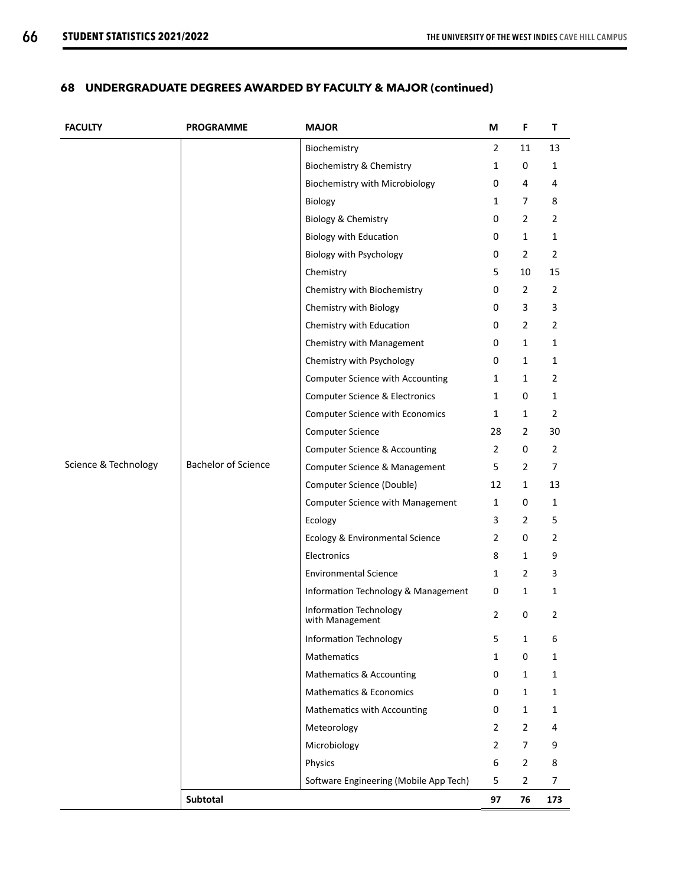## 68 UNDERGRADUATE DEGREES AWARDED BY FACULTY & MAJOR (continued)

| FACULTY | PROGRAMME | MAJOR | M | F | T |
|---|---|---|---|---|---|
| Science & Technology | Bachelor of Science | Biochemistry | 2 | 11 | 13 |
| | | Biochemistry & Chemistry | 1 | 0 | 1 |
| | | Biochemistry with Microbiology | 0 | 4 | 4 |
| | | Biology | 1 | 7 | 8 |
| | | Biology & Chemistry | 0 | 2 | 2 |
| | | Biology with Education | 0 | 1 | 1 |
| | | Biology with Psychology | 0 | 2 | 2 |
| | | Chemistry | 5 | 10 | 15 |
| | | Chemistry with Biochemistry | 0 | 2 | 2 |
| | | Chemistry with Biology | 0 | 3 | 3 |
| | | Chemistry with Education | 0 | 2 | 2 |
| | | Chemistry with Management | 0 | 1 | 1 |
| | | Chemistry with Psychology | 0 | 1 | 1 |
| | | Computer Science with Accounting | 1 | 1 | 2 |
| | | Computer Science & Electronics | 1 | 0 | 1 |
| | | Computer Science with Economics | 1 | 1 | 2 |
| | | Computer Science | 28 | 2 | 30 |
| | | Computer Science & Accounting | 2 | 0 | 2 |
| | | Computer Science & Management | 5 | 2 | 7 |
| | | Computer Science (Double) | 12 | 1 | 13 |
| | | Computer Science with Management | 1 | 0 | 1 |
| | | Ecology | 3 | 2 | 5 |
| | | Ecology & Environmental Science | 2 | 0 | 2 |
| | | Electronics | 8 | 1 | 9 |
| | | Environmental Science | 1 | 2 | 3 |
| | | Information Technology & Management | 0 | 1 | 1 |
| | | Information Technology with Management | 2 | 0 | 2 |
| | | Information Technology | 5 | 1 | 6 |
| | | Mathematics | 1 | 0 | 1 |
| | | Mathematics & Accounting | 0 | 1 | 1 |
| | | Mathematics & Economics | 0 | 1 | 1 |
| | | Mathematics with Accounting | 0 | 1 | 1 |
| | | Meteorology | 2 | 2 | 4 |
| | | Microbiology | 2 | 7 | 9 |
| | | Physics | 6 | 2 | 8 |
| | | Software Engineering (Mobile App Tech) | 5 | 2 | 7 |
| | **Subtotal** | | **97** | **76** | **173** |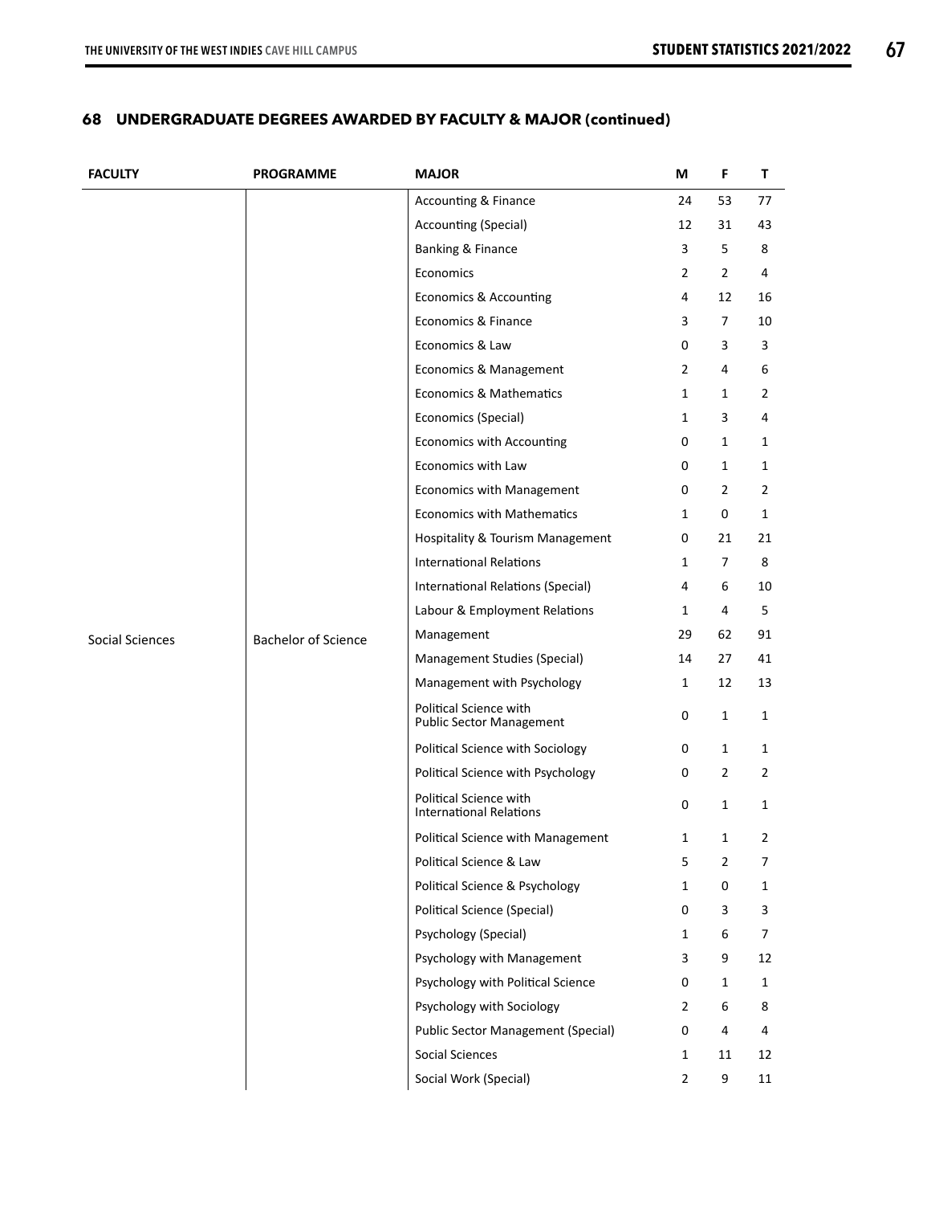## 68 UNDERGRADUATE DEGREES AWARDED BY FACULTY & MAJOR (continued)

| FACULTY | PROGRAMME | MAJOR | M | F | T |
|---|---|---|---|---|---|
| Social Sciences | Bachelor of Science | Accounting & Finance | 24 | 53 | 77 |
| | | Accounting (Special) | 12 | 31 | 43 |
| | | Banking & Finance | 3 | 5 | 8 |
| | | Economics | 2 | 2 | 4 |
| | | Economics & Accounting | 4 | 12 | 16 |
| | | Economics & Finance | 3 | 7 | 10 |
| | | Economics & Law | 0 | 3 | 3 |
| | | Economics & Management | 2 | 4 | 6 |
| | | Economics & Mathematics | 1 | 1 | 2 |
| | | Economics (Special) | 1 | 3 | 4 |
| | | Economics with Accounting | 0 | 1 | 1 |
| | | Economics with Law | 0 | 1 | 1 |
| | | Economics with Management | 0 | 2 | 2 |
| | | Economics with Mathematics | 1 | 0 | 1 |
| | | Hospitality & Tourism Management | 0 | 21 | 21 |
| | | International Relations | 1 | 7 | 8 |
| | | International Relations (Special) | 4 | 6 | 10 |
| | | Labour & Employment Relations | 1 | 4 | 5 |
| | | Management | 29 | 62 | 91 |
| | | Management Studies (Special) | 14 | 27 | 41 |
| | | Management with Psychology | 1 | 12 | 13 |
| | | Political Science with Public Sector Management | 0 | 1 | 1 |
| | | Political Science with Sociology | 0 | 1 | 1 |
| | | Political Science with Psychology | 0 | 2 | 2 |
| | | Political Science with International Relations | 0 | 1 | 1 |
| | | Political Science with Management | 1 | 1 | 2 |
| | | Political Science & Law | 5 | 2 | 7 |
| | | Political Science & Psychology | 1 | 0 | 1 |
| | | Political Science (Special) | 0 | 3 | 3 |
| | | Psychology (Special) | 1 | 6 | 7 |
| | | Psychology with Management | 3 | 9 | 12 |
| | | Psychology with Political Science | 0 | 1 | 1 |
| | | Psychology with Sociology | 2 | 6 | 8 |
| | | Public Sector Management (Special) | 0 | 4 | 4 |
| | | Social Sciences | 1 | 11 | 12 |
| | | Social Work (Special) | 2 | 9 | 11 |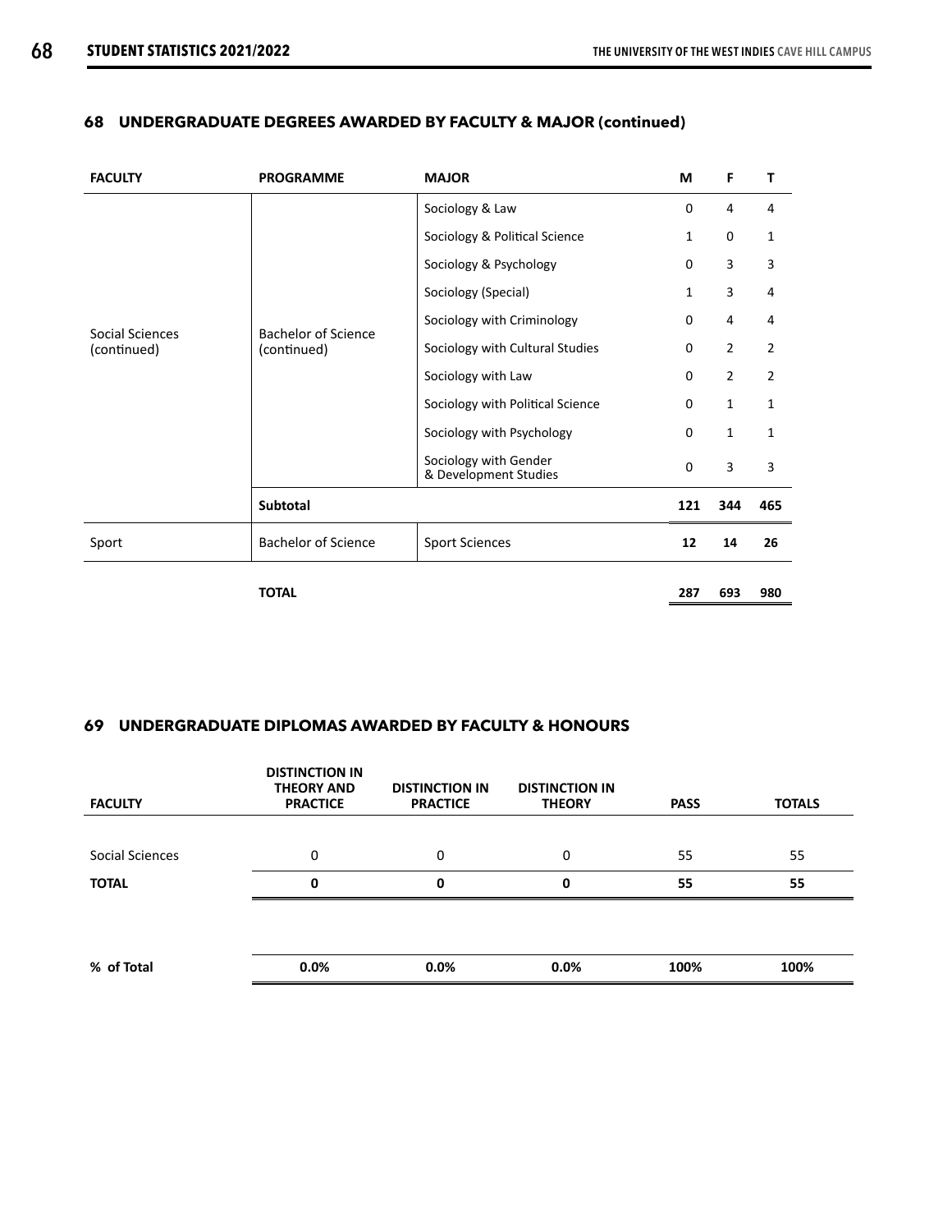## 68 UNDERGRADUATE DEGREES AWARDED BY FACULTY & MAJOR (continued)

| FACULTY | PROGRAMME | MAJOR | M | F | T |
|---|---|---|---|---|---|
| Social Sciences (continued) | Bachelor of Science (continued) | Sociology & Law | 0 | 4 | 4 |
| | | Sociology & Political Science | 1 | 0 | 1 |
| | | Sociology & Psychology | 0 | 3 | 3 |
| | | Sociology (Special) | 1 | 3 | 4 |
| | | Sociology with Criminology | 0 | 4 | 4 |
| | | Sociology with Cultural Studies | 0 | 2 | 2 |
| | | Sociology with Law | 0 | 2 | 2 |
| | | Sociology with Political Science | 0 | 1 | 1 |
| | | Sociology with Psychology | 0 | 1 | 1 |
| | | Sociology with Gender & Development Studies | 0 | 3 | 3 |
| | **Subtotal** | | **121** | **344** | **465** |
| Sport | Bachelor of Science | Sport Sciences | **12** | **14** | **26** |
| | **TOTAL** | | **287** | **693** | **980** |

## 69 UNDERGRADUATE DIPLOMAS AWARDED BY FACULTY & HONOURS

| FACULTY | DISTINCTION IN THEORY AND PRACTICE | DISTINCTION IN PRACTICE | DISTINCTION IN THEORY | PASS | TOTALS |
|---|---|---|---|---|---|
| Social Sciences | 0 | 0 | 0 | 55 | 55 |
| **TOTAL** | **0** | **0** | **0** | **55** | **55** |
| **% of Total** | **0.0%** | **0.0%** | **0.0%** | **100%** | **100%** |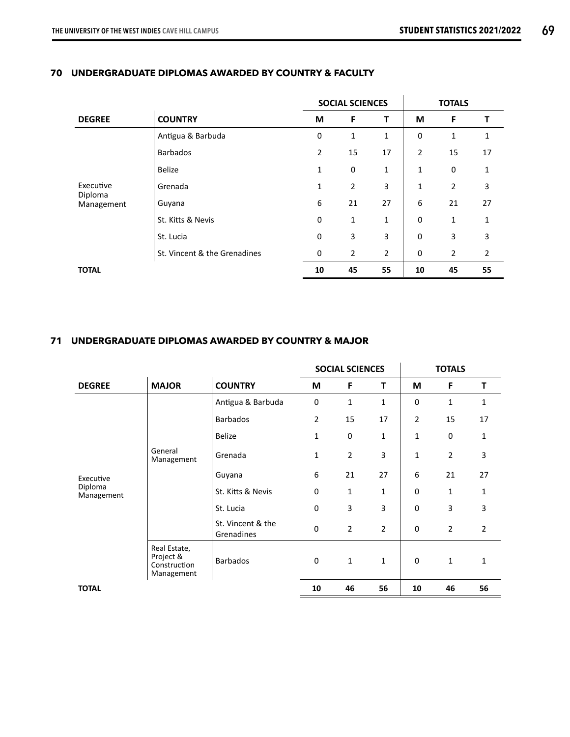## 70 UNDERGRADUATE DIPLOMAS AWARDED BY COUNTRY & FACULTY

| | | SOCIAL SCIENCES | | | TOTALS | | |
|---|---|---|---|---|---|---|---|
| **DEGREE** | **COUNTRY** | **M** | **F** | **T** | **M** | **F** | **T** |
| Executive Diploma Management | Antigua & Barbuda | 0 | 1 | 1 | 0 | 1 | 1 |
| | Barbados | 2 | 15 | 17 | 2 | 15 | 17 |
| | Belize | 1 | 0 | 1 | 1 | 0 | 1 |
| | Grenada | 1 | 2 | 3 | 1 | 2 | 3 |
| | Guyana | 6 | 21 | 27 | 6 | 21 | 27 |
| | St. Kitts & Nevis | 0 | 1 | 1 | 0 | 1 | 1 |
| | St. Lucia | 0 | 3 | 3 | 0 | 3 | 3 |
| | St. Vincent & the Grenadines | 0 | 2 | 2 | 0 | 2 | 2 |
| **TOTAL** | | **10** | **45** | **55** | **10** | **45** | **55** |

## 71 UNDERGRADUATE DIPLOMAS AWARDED BY COUNTRY & MAJOR

| | | | SOCIAL SCIENCES | | | TOTALS | | |
|---|---|---|---|---|---|---|---|---|
| **DEGREE** | **MAJOR** | **COUNTRY** | **M** | **F** | **T** | **M** | **F** | **T** |
| Executive Diploma Management | General Management | Antigua & Barbuda | 0 | 1 | 1 | 0 | 1 | 1 |
| | | Barbados | 2 | 15 | 17 | 2 | 15 | 17 |
| | | Belize | 1 | 0 | 1 | 1 | 0 | 1 |
| | | Grenada | 1 | 2 | 3 | 1 | 2 | 3 |
| | | Guyana | 6 | 21 | 27 | 6 | 21 | 27 |
| | | St. Kitts & Nevis | 0 | 1 | 1 | 0 | 1 | 1 |
| | | St. Lucia | 0 | 3 | 3 | 0 | 3 | 3 |
| | | St. Vincent & the Grenadines | 0 | 2 | 2 | 0 | 2 | 2 |
| | Real Estate, Project & Construction Management | Barbados | 0 | 1 | 1 | 0 | 1 | 1 |
| **TOTAL** | | | **10** | **46** | **56** | **10** | **46** | **56** |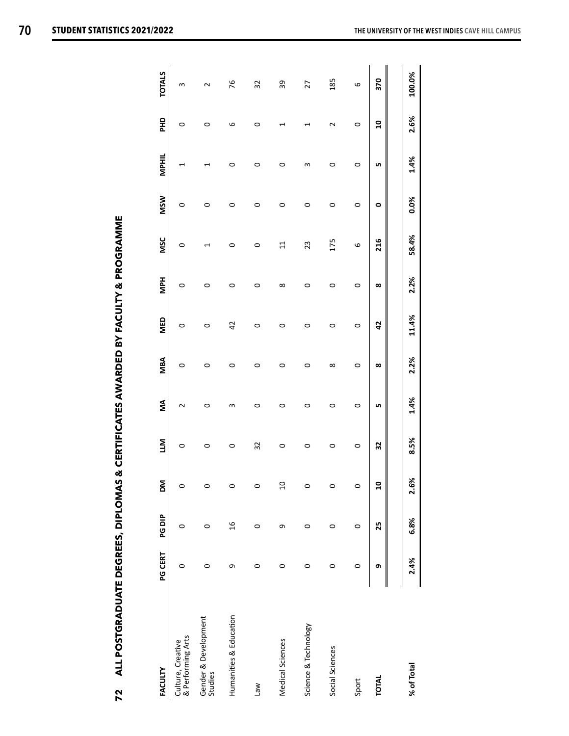## 72 ALL POSTGRADUATE DEGREES, DIPLOMAS & CERTIFICATES AWARDED BY FACULTY & PROGRAMME

| FACULTY | PG CERT | PG DIP | DM | LLM | MA | MBA | MED | MPH | MSC | MSW | MPHIL | PHD | TOTALS |
|---|---|---|---|---|---|---|---|---|---|---|---|---|---|
| Culture, Creative & Performing Arts | 0 | 0 | 0 | 0 | 2 | 0 | 0 | 0 | 0 | 0 | 1 | 0 | 3 |
| Gender & Development Studies | 0 | 0 | 0 | 0 | 0 | 0 | 0 | 0 | 1 | 0 | 1 | 0 | 2 |
| Humanities & Education | 9 | 16 | 0 | 0 | 3 | 0 | 42 | 0 | 0 | 0 | 0 | 6 | 76 |
| Law | 0 | 0 | 0 | 32 | 0 | 0 | 0 | 0 | 0 | 0 | 0 | 0 | 32 |
| Medical Sciences | 0 | 9 | 10 | 0 | 0 | 0 | 0 | 8 | 11 | 0 | 0 | 1 | 39 |
| Science & Technology | 0 | 0 | 0 | 0 | 0 | 0 | 0 | 0 | 23 | 0 | 3 | 1 | 27 |
| Social Sciences | 0 | 0 | 0 | 0 | 0 | 8 | 0 | 0 | 175 | 0 | 0 | 2 | 185 |
| Sport | 0 | 0 | 0 | 0 | 0 | 0 | 0 | 0 | 6 | 0 | 0 | 0 | 6 |
| **TOTAL** | **9** | **25** | **10** | **32** | **5** | **8** | **42** | **8** | **216** | **0** | **5** | **10** | **370** |
| **% of Total** | **2.4%** | **6.8%** | **2.6%** | **8.5%** | **1.4%** | **2.2%** | **11.4%** | **2.2%** | **58.4%** | **0.0%** | **1.4%** | **2.6%** | **100.0%** |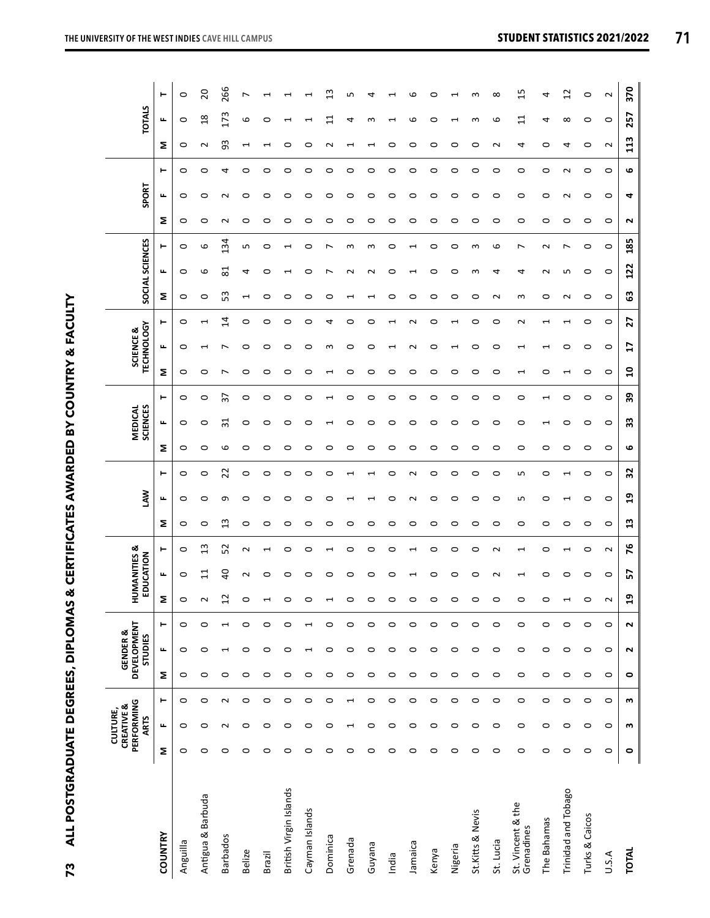## 73 ALL POSTGRADUATE DEGREES, DIPLOMAS & CERTIFICATES AWARDED BY COUNTRY & FACULTY

| COUNTRY | CULTURE, CREATIVE & PERFORMING ARTS | | | GENDER & DEVELOPMENT STUDIES | | | HUMANITIES & EDUCATION | | | LAW | | | MEDICAL SCIENCES | | | SCIENCE & TECHNOLOGY | | | SOCIAL SCIENCES | | | SPORT | | | TOTALS | | |
|---|---|---|---|---|---|---|---|---|---|---|---|---|---|---|---|---|---|---|---|---|---|---|---|---|---|---|---|
| | M | F | T | M | F | T | M | F | T | M | F | T | M | F | T | M | F | T | M | F | T | M | F | T | M | F | T |
| Anguilla | 0 | 0 | 0 | 0 | 0 | 0 | 0 | 0 | 0 | 0 | 0 | 0 | 0 | 0 | 0 | 0 | 0 | 0 | 0 | 0 | 0 | 0 | 0 | 0 | 0 | 0 | 0 |
| Antigua & Barbuda | 0 | 0 | 0 | 0 | 0 | 0 | 2 | 11 | 13 | 0 | 0 | 0 | 0 | 0 | 0 | 0 | 1 | 1 | 0 | 6 | 6 | 0 | 0 | 0 | 2 | 18 | 20 |
| Barbados | 0 | 2 | 2 | 0 | 1 | 1 | 12 | 40 | 52 | 13 | 9 | 22 | 6 | 31 | 37 | 7 | 7 | 14 | 53 | 81 | 134 | 2 | 2 | 4 | 93 | 173 | 266 |
| Belize | 0 | 0 | 0 | 0 | 0 | 0 | 0 | 2 | 2 | 0 | 0 | 0 | 0 | 0 | 0 | 0 | 0 | 0 | 1 | 4 | 5 | 0 | 0 | 0 | 1 | 6 | 7 |
| Brazil | 0 | 0 | 0 | 0 | 0 | 0 | 1 | 0 | 1 | 0 | 0 | 0 | 0 | 0 | 0 | 0 | 0 | 0 | 0 | 0 | 0 | 0 | 0 | 0 | 1 | 0 | 1 |
| British Virgin Islands | 0 | 0 | 0 | 0 | 0 | 0 | 0 | 0 | 0 | 0 | 0 | 0 | 0 | 0 | 0 | 0 | 0 | 0 | 0 | 1 | 1 | 0 | 0 | 0 | 0 | 1 | 1 |
| Cayman Islands | 0 | 0 | 0 | 0 | 1 | 1 | 0 | 0 | 0 | 0 | 0 | 0 | 0 | 0 | 0 | 0 | 0 | 0 | 0 | 0 | 0 | 0 | 0 | 0 | 0 | 1 | 1 |
| Dominica | 0 | 0 | 0 | 0 | 0 | 0 | 1 | 0 | 1 | 0 | 0 | 0 | 0 | 1 | 1 | 1 | 3 | 4 | 0 | 7 | 7 | 0 | 0 | 0 | 2 | 11 | 13 |
| Grenada | 0 | 1 | 1 | 0 | 0 | 0 | 0 | 0 | 0 | 0 | 1 | 1 | 0 | 0 | 0 | 0 | 0 | 0 | 1 | 2 | 3 | 0 | 0 | 0 | 1 | 4 | 5 |
| Guyana | 0 | 0 | 0 | 0 | 0 | 0 | 0 | 0 | 0 | 0 | 1 | 1 | 0 | 0 | 0 | 0 | 0 | 0 | 1 | 2 | 3 | 0 | 0 | 0 | 1 | 3 | 4 |
| India | 0 | 0 | 0 | 0 | 0 | 0 | 0 | 0 | 0 | 0 | 0 | 0 | 0 | 0 | 0 | 0 | 1 | 1 | 0 | 0 | 0 | 0 | 0 | 0 | 0 | 1 | 1 |
| Jamaica | 0 | 0 | 0 | 0 | 0 | 0 | 0 | 1 | 1 | 0 | 2 | 2 | 0 | 0 | 0 | 0 | 2 | 2 | 0 | 1 | 1 | 0 | 0 | 0 | 0 | 6 | 6 |
| Kenya | 0 | 0 | 0 | 0 | 0 | 0 | 0 | 0 | 0 | 0 | 0 | 0 | 0 | 0 | 0 | 0 | 0 | 0 | 0 | 0 | 0 | 0 | 0 | 0 | 0 | 0 | 0 |
| Nigeria | 0 | 0 | 0 | 0 | 0 | 0 | 0 | 0 | 0 | 0 | 0 | 0 | 0 | 0 | 0 | 0 | 1 | 1 | 0 | 0 | 0 | 0 | 0 | 0 | 0 | 1 | 1 |
| St.Kitts & Nevis | 0 | 0 | 0 | 0 | 0 | 0 | 0 | 0 | 0 | 0 | 0 | 0 | 0 | 0 | 0 | 0 | 0 | 0 | 0 | 3 | 3 | 0 | 0 | 0 | 0 | 3 | 3 |
| St. Lucia | 0 | 0 | 0 | 0 | 0 | 0 | 0 | 2 | 2 | 0 | 0 | 0 | 0 | 0 | 0 | 0 | 0 | 0 | 2 | 4 | 6 | 0 | 0 | 0 | 2 | 6 | 8 |
| St. Vincent & the Grenadines | 0 | 0 | 0 | 0 | 0 | 0 | 0 | 1 | 1 | 0 | 5 | 5 | 0 | 0 | 0 | 1 | 1 | 2 | 3 | 4 | 7 | 0 | 0 | 0 | 4 | 11 | 15 |
| The Bahamas | 0 | 0 | 0 | 0 | 0 | 0 | 0 | 0 | 0 | 0 | 0 | 0 | 0 | 1 | 1 | 0 | 1 | 1 | 0 | 2 | 2 | 0 | 0 | 0 | 0 | 4 | 4 |
| Trinidad and Tobago | 0 | 0 | 0 | 0 | 0 | 0 | 1 | 0 | 1 | 0 | 1 | 1 | 0 | 0 | 0 | 1 | 0 | 1 | 2 | 5 | 7 | 0 | 2 | 2 | 4 | 8 | 12 |
| Turks & Caicos | 0 | 0 | 0 | 0 | 0 | 0 | 0 | 0 | 0 | 0 | 0 | 0 | 0 | 0 | 0 | 0 | 0 | 0 | 0 | 0 | 0 | 0 | 0 | 0 | 0 | 0 | 0 |
| U.S.A | 0 | 0 | 0 | 0 | 0 | 0 | 2 | 0 | 2 | 0 | 0 | 0 | 0 | 0 | 0 | 0 | 0 | 0 | 0 | 0 | 0 | 0 | 0 | 0 | 2 | 0 | 2 |
| **TOTAL** | **0** | **3** | **3** | **0** | **2** | **2** | **19** | **57** | **76** | **13** | **19** | **32** | **6** | **33** | **39** | **10** | **17** | **27** | **63** | **122** | **185** | **2** | **4** | **6** | **113** | **257** | **370** |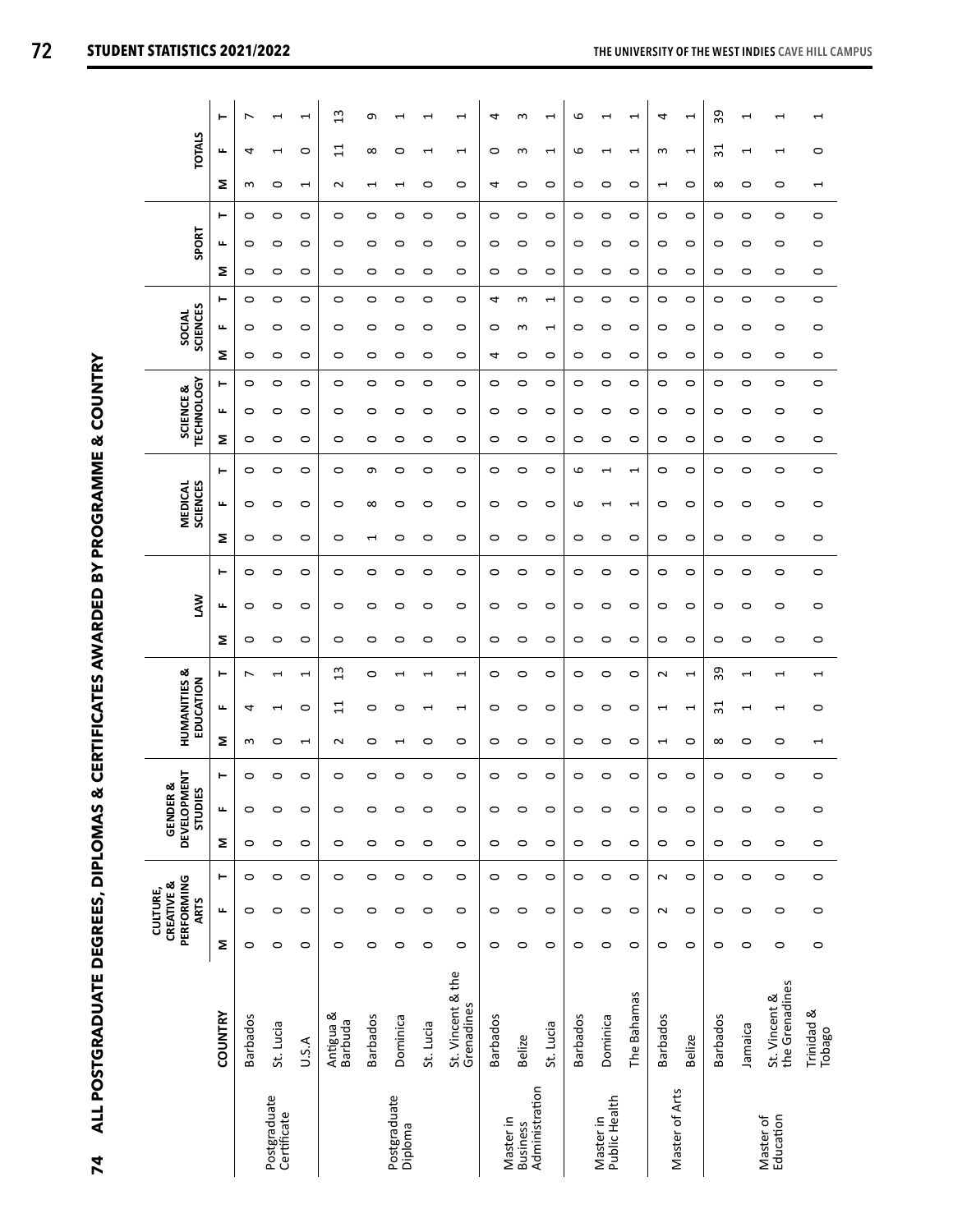# ALL POSTGRADUATE DEGREES, DIPLOMAS & CERTIFICATES AWARDED BY PROGRAMME & COUNTRY

| | | CULTURE, CREATIVE & PERFORMING ARTS | | | GENDER & DEVELOPMENT STUDIES | | | HUMANITIES & EDUCATION | | | LAW | | | MEDICAL SCIENCES | | | SCIENCE & TECHNOLOGY | | | SOCIAL SCIENCES | | | SPORT | | | TOTALS | | |
|---|---|---|---|---|---|---|---|---|---|---|---|---|---|---|---|---|---|---|---|---|---|---|---|---|---|---|---|---|
| | COUNTRY | M | F | T | M | F | T | M | F | T | M | F | T | M | F | T | M | F | T | M | F | T | M | F | T | M | F | T |
| Postgraduate Certificate | Barbados | 0 | 0 | 0 | 0 | 0 | 0 | 3 | 4 | 7 | 0 | 0 | 0 | 0 | 0 | 0 | 0 | 0 | 0 | 0 | 0 | 0 | 0 | 0 | 0 | 3 | 4 | 7 |
| | St. Lucia | 0 | 0 | 0 | 0 | 0 | 0 | 0 | 1 | 1 | 0 | 0 | 0 | 0 | 0 | 0 | 0 | 0 | 0 | 0 | 0 | 0 | 0 | 0 | 0 | 0 | 1 | 1 |
| | U.S.A | 0 | 0 | 0 | 0 | 0 | 0 | 1 | 0 | 1 | 0 | 0 | 0 | 0 | 0 | 0 | 0 | 0 | 0 | 0 | 0 | 0 | 0 | 0 | 0 | 1 | 0 | 1 |
| Postgraduate Diploma | Antigua & Barbuda | 0 | 0 | 0 | 0 | 0 | 0 | 2 | 11 | 13 | 0 | 0 | 0 | 0 | 0 | 0 | 0 | 0 | 0 | 0 | 0 | 0 | 0 | 0 | 0 | 2 | 11 | 13 |
| | Barbados | 0 | 0 | 0 | 0 | 0 | 0 | 0 | 0 | 0 | 0 | 0 | 0 | 1 | 8 | 9 | 0 | 0 | 0 | 0 | 0 | 0 | 0 | 0 | 0 | 1 | 8 | 9 |
| | Dominica | 0 | 0 | 0 | 0 | 0 | 0 | 1 | 0 | 1 | 0 | 0 | 0 | 0 | 0 | 0 | 0 | 0 | 0 | 0 | 0 | 0 | 0 | 0 | 0 | 1 | 0 | 1 |
| | St. Lucia | 0 | 0 | 0 | 0 | 0 | 0 | 0 | 1 | 1 | 0 | 0 | 0 | 0 | 0 | 0 | 0 | 0 | 0 | 0 | 0 | 0 | 0 | 0 | 0 | 0 | 1 | 1 |
| | St. Vincent & the Grenadines | 0 | 0 | 0 | 0 | 0 | 0 | 0 | 1 | 1 | 0 | 0 | 0 | 0 | 0 | 0 | 0 | 0 | 0 | 0 | 0 | 0 | 0 | 0 | 0 | 0 | 1 | 1 |
| Master in Business Administration | Barbados | 0 | 0 | 0 | 0 | 0 | 0 | 0 | 0 | 0 | 0 | 0 | 0 | 0 | 0 | 0 | 0 | 0 | 0 | 4 | 0 | 4 | 0 | 0 | 0 | 4 | 0 | 4 |
| | Belize | 0 | 0 | 0 | 0 | 0 | 0 | 0 | 0 | 0 | 0 | 0 | 0 | 0 | 0 | 0 | 0 | 0 | 0 | 0 | 3 | 3 | 0 | 0 | 0 | 0 | 3 | 3 |
| | St. Lucia | 0 | 0 | 0 | 0 | 0 | 0 | 0 | 0 | 0 | 0 | 0 | 0 | 0 | 0 | 0 | 0 | 0 | 0 | 0 | 1 | 1 | 0 | 0 | 0 | 0 | 1 | 1 |
| Master in Public Health | Barbados | 0 | 0 | 0 | 0 | 0 | 0 | 0 | 0 | 0 | 0 | 0 | 0 | 0 | 6 | 6 | 0 | 0 | 0 | 0 | 0 | 0 | 0 | 0 | 0 | 0 | 6 | 6 |
| | Dominica | 0 | 0 | 0 | 0 | 0 | 0 | 0 | 0 | 0 | 0 | 0 | 0 | 0 | 1 | 1 | 0 | 0 | 0 | 0 | 0 | 0 | 0 | 0 | 0 | 0 | 1 | 1 |
| | The Bahamas | 0 | 0 | 0 | 0 | 0 | 0 | 0 | 0 | 0 | 0 | 0 | 0 | 0 | 1 | 1 | 0 | 0 | 0 | 0 | 0 | 0 | 0 | 0 | 0 | 0 | 1 | 1 |
| Master of Arts | Barbados | 0 | 2 | 2 | 0 | 0 | 0 | 1 | 1 | 2 | 0 | 0 | 0 | 0 | 0 | 0 | 0 | 0 | 0 | 0 | 0 | 0 | 0 | 0 | 0 | 1 | 3 | 4 |
| | Belize | 0 | 0 | 0 | 0 | 0 | 0 | 0 | 1 | 1 | 0 | 0 | 0 | 0 | 0 | 0 | 0 | 0 | 0 | 0 | 0 | 0 | 0 | 0 | 0 | 0 | 1 | 1 |
| Master of Education | Barbados | 0 | 0 | 0 | 0 | 0 | 0 | 8 | 31 | 39 | 0 | 0 | 0 | 0 | 0 | 0 | 0 | 0 | 0 | 0 | 0 | 0 | 0 | 0 | 0 | 8 | 31 | 39 |
| | Jamaica | 0 | 0 | 0 | 0 | 0 | 0 | 0 | 1 | 1 | 0 | 0 | 0 | 0 | 0 | 0 | 0 | 0 | 0 | 0 | 0 | 0 | 0 | 0 | 0 | 0 | 1 | 1 |
| | St. Vincent & the Grenadines | 0 | 0 | 0 | 0 | 0 | 0 | 0 | 1 | 1 | 0 | 0 | 0 | 0 | 0 | 0 | 0 | 0 | 0 | 0 | 0 | 0 | 0 | 0 | 0 | 0 | 1 | 1 |
| | Trinidad & Tobago | 0 | 0 | 0 | 0 | 0 | 0 | 1 | 0 | 1 | 0 | 0 | 0 | 0 | 0 | 0 | 0 | 0 | 0 | 0 | 0 | 0 | 0 | 0 | 0 | 1 | 0 | 1 |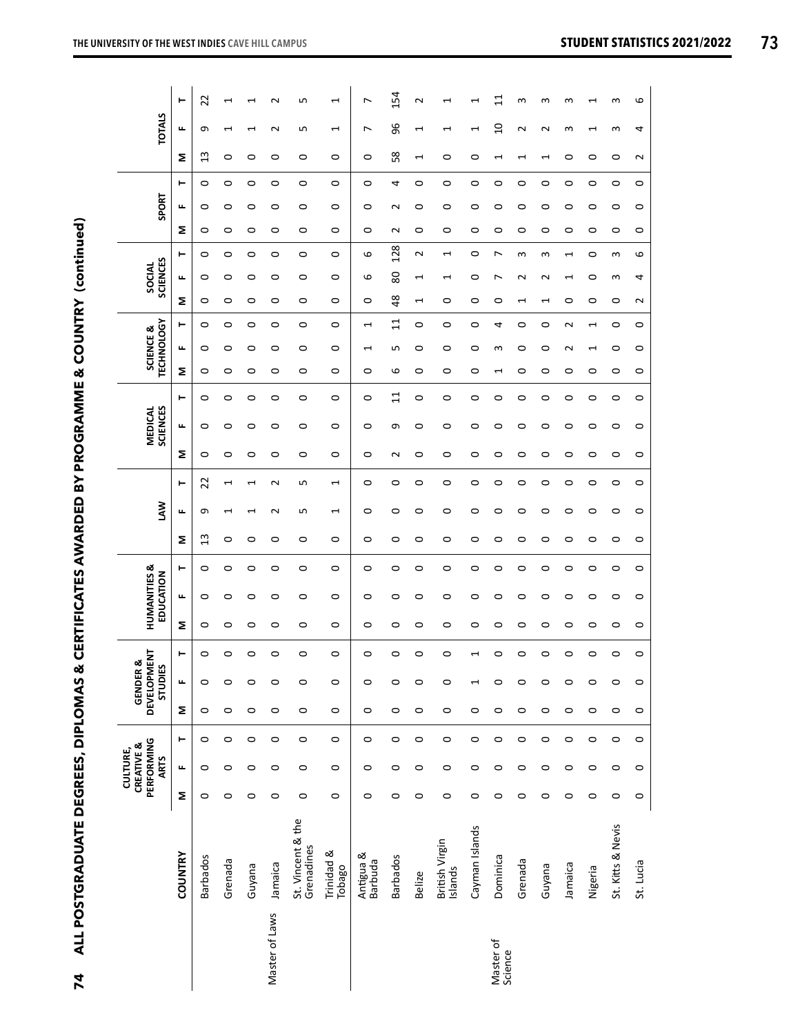# ALL POSTGRADUATE DEGREES, DIPLOMAS & CERTIFICATES AWARDED BY PROGRAMME & COUNTRY (continued)

| | COUNTRY | CULTURE, CREATIVE & PERFORMING ARTS | | | GENDER & DEVELOPMENT STUDIES | | | HUMANITIES & EDUCATION | | | LAW | | | MEDICAL SCIENCES | | | SCIENCE & TECHNOLOGY | | | SOCIAL SCIENCES | | | SPORT | | | TOTALS | | |
|---|---|---|---|---|---|---|---|---|---|---|---|---|---|---|---|---|---|---|---|---|---|---|---|---|---|---|---|---|
| | | M | F | T | M | F | T | M | F | T | M | F | T | M | F | T | M | F | T | M | F | T | M | F | T | M | F | T |
| Master of Laws | Barbados | 0 | 0 | 0 | 0 | 0 | 0 | 0 | 0 | 0 | 13 | 9 | 22 | 0 | 0 | 0 | 0 | 0 | 0 | 0 | 0 | 0 | 0 | 0 | 0 | 13 | 9 | 22 |
| | Grenada | 0 | 0 | 0 | 0 | 0 | 0 | 0 | 0 | 0 | 0 | 1 | 1 | 0 | 0 | 0 | 0 | 0 | 0 | 0 | 0 | 0 | 0 | 0 | 0 | 0 | 1 | 1 |
| | Guyana | 0 | 0 | 0 | 0 | 0 | 0 | 0 | 0 | 0 | 0 | 1 | 1 | 0 | 0 | 0 | 0 | 0 | 0 | 0 | 0 | 0 | 0 | 0 | 0 | 0 | 1 | 1 |
| | Jamaica | 0 | 0 | 0 | 0 | 0 | 0 | 0 | 0 | 0 | 0 | 2 | 2 | 0 | 0 | 0 | 0 | 0 | 0 | 0 | 0 | 0 | 0 | 0 | 0 | 0 | 2 | 2 |
| | St. Vincent & the Grenadines | 0 | 0 | 0 | 0 | 0 | 0 | 0 | 0 | 0 | 0 | 5 | 5 | 0 | 0 | 0 | 0 | 0 | 0 | 0 | 0 | 0 | 0 | 0 | 0 | 0 | 5 | 5 |
| | Trinidad & Tobago | 0 | 0 | 0 | 0 | 0 | 0 | 0 | 0 | 0 | 0 | 1 | 1 | 0 | 0 | 0 | 0 | 0 | 0 | 0 | 0 | 0 | 0 | 0 | 0 | 0 | 1 | 1 |
| Master of Science | Antigua & Barbuda | 0 | 0 | 0 | 0 | 0 | 0 | 0 | 0 | 0 | 0 | 0 | 0 | 0 | 0 | 0 | 0 | 1 | 1 | 0 | 6 | 6 | 0 | 0 | 0 | 0 | 7 | 7 |
| | Barbados | 0 | 0 | 0 | 0 | 0 | 0 | 0 | 0 | 0 | 0 | 0 | 0 | 2 | 9 | 11 | 6 | 5 | 11 | 48 | 80 | 128 | 2 | 2 | 4 | 58 | 96 | 154 |
| | Belize | 0 | 0 | 0 | 0 | 0 | 0 | 0 | 0 | 0 | 0 | 0 | 0 | 0 | 0 | 0 | 0 | 0 | 0 | 1 | 1 | 2 | 0 | 0 | 0 | 1 | 1 | 2 |
| | British Virgin Islands | 0 | 0 | 0 | 0 | 0 | 0 | 0 | 0 | 0 | 0 | 0 | 0 | 0 | 0 | 0 | 0 | 0 | 0 | 0 | 1 | 1 | 0 | 0 | 0 | 0 | 1 | 1 |
| | Cayman Islands | 0 | 0 | 0 | 0 | 1 | 1 | 0 | 0 | 0 | 0 | 0 | 0 | 0 | 0 | 0 | 0 | 0 | 0 | 0 | 0 | 0 | 0 | 0 | 0 | 0 | 1 | 1 |
| | Dominica | 0 | 0 | 0 | 0 | 0 | 0 | 0 | 0 | 0 | 0 | 0 | 0 | 0 | 0 | 0 | 1 | 3 | 4 | 0 | 7 | 7 | 0 | 0 | 0 | 1 | 10 | 11 |
| | Grenada | 0 | 0 | 0 | 0 | 0 | 0 | 0 | 0 | 0 | 0 | 0 | 0 | 0 | 0 | 0 | 0 | 0 | 0 | 1 | 2 | 3 | 0 | 0 | 0 | 1 | 2 | 3 |
| | Guyana | 0 | 0 | 0 | 0 | 0 | 0 | 0 | 0 | 0 | 0 | 0 | 0 | 0 | 0 | 0 | 0 | 0 | 0 | 1 | 2 | 3 | 0 | 0 | 0 | 1 | 2 | 3 |
| | Jamaica | 0 | 0 | 0 | 0 | 0 | 0 | 0 | 0 | 0 | 0 | 0 | 0 | 0 | 0 | 0 | 0 | 2 | 2 | 0 | 1 | 1 | 0 | 0 | 0 | 0 | 3 | 3 |
| | Nigeria | 0 | 0 | 0 | 0 | 0 | 0 | 0 | 0 | 0 | 0 | 0 | 0 | 0 | 0 | 0 | 0 | 1 | 1 | 0 | 0 | 0 | 0 | 0 | 0 | 0 | 1 | 1 |
| | St. Kitts & Nevis | 0 | 0 | 0 | 0 | 0 | 0 | 0 | 0 | 0 | 0 | 0 | 0 | 0 | 0 | 0 | 0 | 0 | 0 | 0 | 3 | 3 | 0 | 0 | 0 | 0 | 3 | 3 |
| | St. Lucia | 0 | 0 | 0 | 0 | 0 | 0 | 0 | 0 | 0 | 0 | 0 | 0 | 0 | 0 | 0 | 0 | 0 | 0 | 2 | 4 | 6 | 0 | 0 | 0 | 2 | 4 | 6 |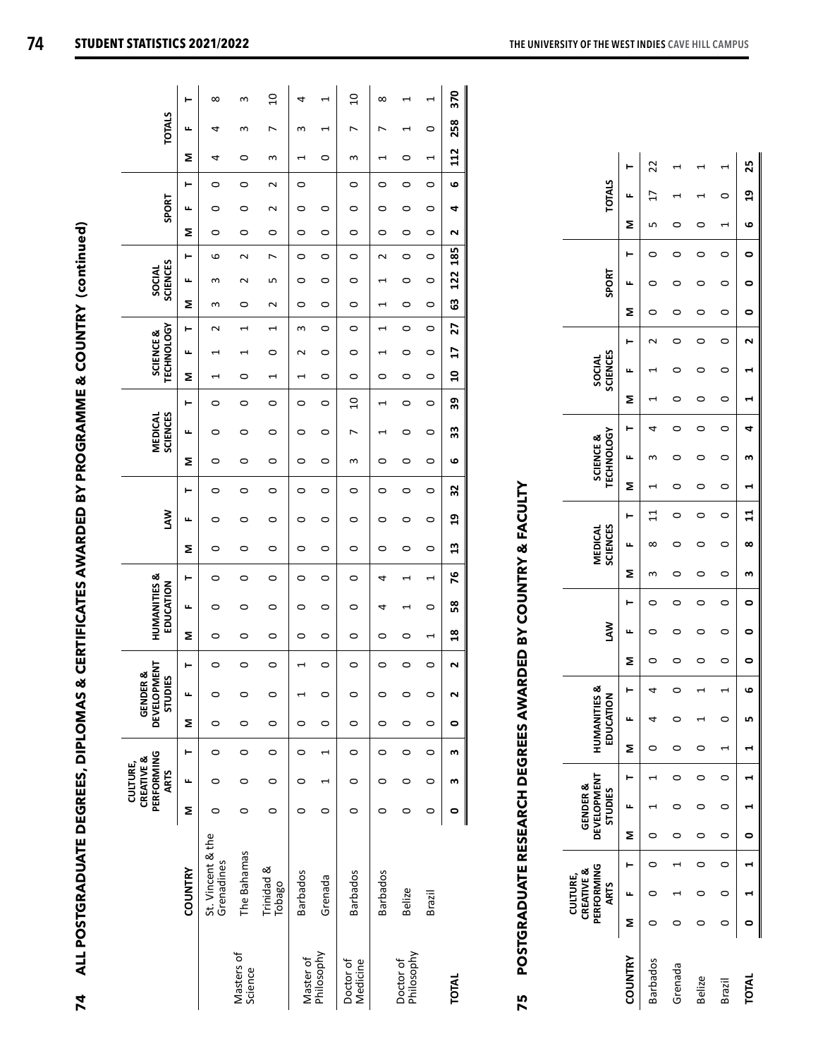## 74 ALL POSTGRADUATE DEGREES, DIPLOMAS & CERTIFICATES AWARDED BY PROGRAMME & COUNTRY (continued)

| | COUNTRY | CULTURE, CREATIVE & PERFORMING ARTS | | | GENDER & DEVELOPMENT STUDIES | | | HUMANITIES & EDUCATION | | | LAW | | | MEDICAL SCIENCES | | | SCIENCE & TECHNOLOGY | | | SOCIAL SCIENCES | | | SPORT | | | TOTALS | | |
|---|---|---|---|---|---|---|---|---|---|---|---|---|---|---|---|---|---|---|---|---|---|---|---|---|---|---|---|---|
| | | M | F | T | M | F | T | M | F | T | M | F | T | M | F | T | M | F | T | M | F | T | M | F | T | M | F | T |
| Masters of Science | St. Vincent & the Grenadines | 0 | 0 | 0 | 0 | 0 | 0 | 0 | 0 | 0 | 0 | 0 | 0 | 0 | 0 | 0 | 1 | 1 | 2 | 3 | 3 | 6 | 0 | 0 | 0 | 4 | 4 | 8 |
| | The Bahamas | 0 | 0 | 0 | 0 | 0 | 0 | 0 | 0 | 0 | 0 | 0 | 0 | 0 | 0 | 0 | 0 | 1 | 1 | 0 | 2 | 2 | 0 | 0 | 0 | 0 | 3 | 3 |
| | Trinidad & Tobago | 0 | 0 | 0 | 0 | 0 | 0 | 0 | 0 | 0 | 0 | 0 | 0 | 0 | 0 | 0 | 1 | 0 | 1 | 2 | 5 | 7 | 0 | 2 | 2 | 3 | 7 | 10 |
| Master of Philosophy | Barbados | 0 | 0 | 0 | 0 | 1 | 1 | 0 | 0 | 0 | 0 | 0 | 0 | 0 | 0 | 0 | 1 | 2 | 3 | 0 | 0 | 0 | 0 | 0 | 0 | 1 | 3 | 4 |
| | Grenada | 0 | 1 | 1 | 0 | 0 | 0 | 0 | 0 | 0 | 0 | 0 | 0 | 0 | 0 | 0 | 0 | 0 | 0 | 0 | 0 | 0 | 0 | 0 | | 0 | 1 | 1 |
| Doctor of Medicine | Barbados | 0 | 0 | 0 | 0 | 0 | 0 | 0 | 0 | 0 | 0 | 0 | 0 | 3 | 7 | 10 | 0 | 0 | 0 | 0 | 0 | 0 | 0 | 0 | 0 | 3 | 7 | 10 |
| Doctor of Philosophy | Barbados | 0 | 0 | 0 | 0 | 0 | 0 | 0 | 4 | 4 | 0 | 0 | 0 | 0 | 1 | 1 | 0 | 1 | 1 | 1 | 1 | 2 | 0 | 0 | 0 | 1 | 7 | 8 |
| | Belize | 0 | 0 | 0 | 0 | 0 | 0 | 0 | 1 | 1 | 0 | 0 | 0 | 0 | 0 | 0 | 0 | 0 | 0 | 0 | 0 | 0 | 0 | 0 | 0 | 0 | 1 | 1 |
| | Brazil | 0 | 0 | 0 | 0 | 0 | 0 | 1 | 0 | 1 | 0 | 0 | 0 | 0 | 0 | 0 | 0 | 0 | 0 | 0 | 0 | 0 | 0 | 0 | 0 | 1 | 0 | 1 |
| **TOTAL** | | **0** | **3** | **3** | **0** | **2** | **2** | **18** | **58** | **76** | **13** | **19** | **32** | **6** | **33** | **39** | **10** | **17** | **27** | **63** | **122** | **185** | **2** | **4** | **6** | **112** | **258** | **370** |

## 75 POSTGRADUATE RESEARCH DEGREES AWARDED BY COUNTRY & FACULTY

| COUNTRY | CULTURE, CREATIVE & PERFORMING ARTS | | | GENDER & DEVELOPMENT STUDIES | | | HUMANITIES & EDUCATION | | | LAW | | | MEDICAL SCIENCES | | | SCIENCE & TECHNOLOGY | | | SOCIAL SCIENCES | | | SPORT | | | TOTALS | | |
|---|---|---|---|---|---|---|---|---|---|---|---|---|---|---|---|---|---|---|---|---|---|---|---|---|---|---|---|
| | M | F | T | M | F | T | M | F | T | M | F | T | M | F | T | M | F | T | M | F | T | M | F | T | M | F | T |
| Barbados | 0 | 0 | 0 | 0 | 1 | 1 | 0 | 4 | 4 | 0 | 0 | 0 | 3 | 8 | 11 | 1 | 3 | 4 | 1 | 1 | 2 | 0 | 0 | 0 | 5 | 17 | 22 |
| Grenada | 0 | 1 | 1 | 0 | 0 | 0 | 0 | 0 | 0 | 0 | 0 | 0 | 0 | 0 | 0 | 0 | 0 | 0 | 0 | 0 | 0 | 0 | 0 | 0 | 0 | 1 | 1 |
| Belize | 0 | 0 | 0 | 0 | 0 | 0 | 0 | 1 | 1 | 0 | 0 | 0 | 0 | 0 | 0 | 0 | 0 | 0 | 0 | 0 | 0 | 0 | 0 | 0 | 0 | 1 | 1 |
| Brazil | 0 | 0 | 0 | 0 | 0 | 0 | 1 | 0 | 1 | 0 | 0 | 0 | 0 | 0 | 0 | 0 | 0 | 0 | 0 | 0 | 0 | 0 | 0 | 0 | 1 | 0 | 1 |
| **TOTAL** | **0** | **1** | **1** | **0** | **1** | **1** | **1** | **5** | **6** | **0** | **0** | **0** | **3** | **8** | **11** | **1** | **3** | **4** | **1** | **1** | **2** | **0** | **0** | **0** | **6** | **19** | **25** |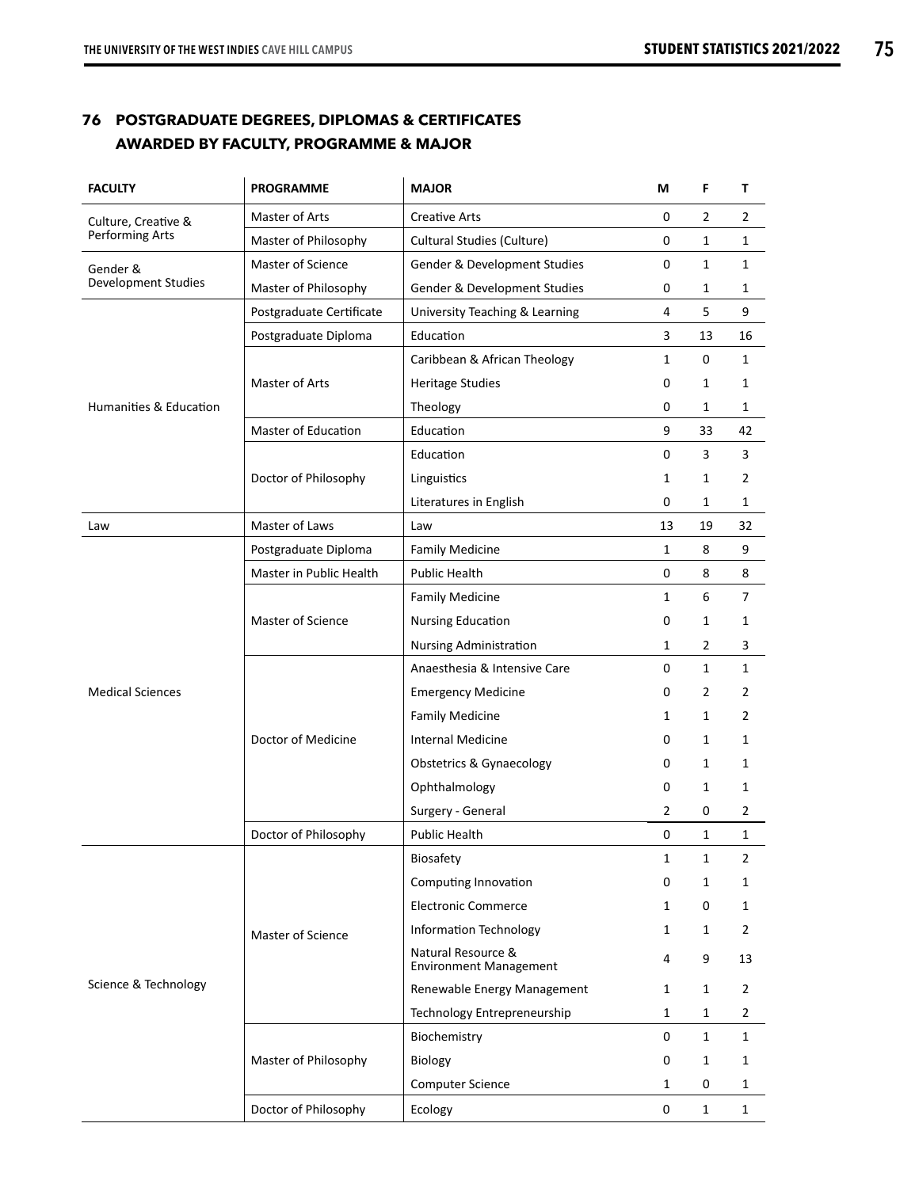## 76 POSTGRADUATE DEGREES, DIPLOMAS & CERTIFICATES AWARDED BY FACULTY, PROGRAMME & MAJOR

| FACULTY | PROGRAMME | MAJOR | M | F | T |
|---|---|---|---|---|---|
| Culture, Creative & Performing Arts | Master of Arts | Creative Arts | 0 | 2 | 2 |
| | Master of Philosophy | Cultural Studies (Culture) | 0 | 1 | 1 |
| Gender & Development Studies | Master of Science | Gender & Development Studies | 0 | 1 | 1 |
| | Master of Philosophy | Gender & Development Studies | 0 | 1 | 1 |
| Humanities & Education | Postgraduate Certificate | University Teaching & Learning | 4 | 5 | 9 |
| | Postgraduate Diploma | Education | 3 | 13 | 16 |
| | Master of Arts | Caribbean & African Theology | 1 | 0 | 1 |
| | | Heritage Studies | 0 | 1 | 1 |
| | | Theology | 0 | 1 | 1 |
| | Master of Education | Education | 9 | 33 | 42 |
| | Doctor of Philosophy | Education | 0 | 3 | 3 |
| | | Linguistics | 1 | 1 | 2 |
| | | Literatures in English | 0 | 1 | 1 |
| Law | Master of Laws | Law | 13 | 19 | 32 |
| Medical Sciences | Postgraduate Diploma | Family Medicine | 1 | 8 | 9 |
| | Master in Public Health | Public Health | 0 | 8 | 8 |
| | Master of Science | Family Medicine | 1 | 6 | 7 |
| | | Nursing Education | 0 | 1 | 1 |
| | | Nursing Administration | 1 | 2 | 3 |
| | Doctor of Medicine | Anaesthesia & Intensive Care | 0 | 1 | 1 |
| | | Emergency Medicine | 0 | 2 | 2 |
| | | Family Medicine | 1 | 1 | 2 |
| | | Internal Medicine | 0 | 1 | 1 |
| | | Obstetrics & Gynaecology | 0 | 1 | 1 |
| | | Ophthalmology | 0 | 1 | 1 |
| | | Surgery - General | 2 | 0 | 2 |
| | Doctor of Philosophy | Public Health | 0 | 1 | 1 |
| Science & Technology | Master of Science | Biosafety | 1 | 1 | 2 |
| | | Computing Innovation | 0 | 1 | 1 |
| | | Electronic Commerce | 1 | 0 | 1 |
| | | Information Technology | 1 | 1 | 2 |
| | | Natural Resource & Environment Management | 4 | 9 | 13 |
| | | Renewable Energy Management | 1 | 1 | 2 |
| | | Technology Entrepreneurship | 1 | 1 | 2 |
| | Master of Philosophy | Biochemistry | 0 | 1 | 1 |
| | | Biology | 0 | 1 | 1 |
| | | Computer Science | 1 | 0 | 1 |
| | Doctor of Philosophy | Ecology | 0 | 1 | 1 |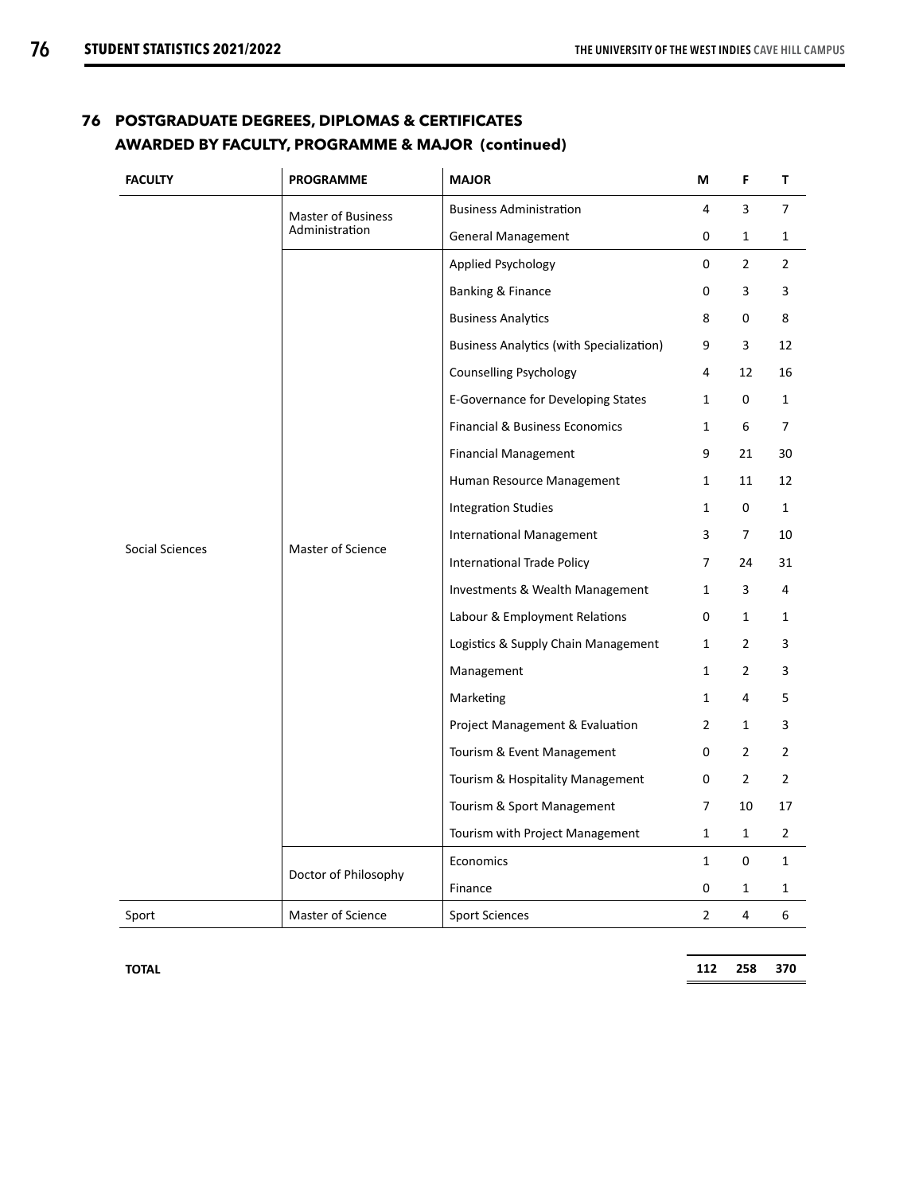## 76 POSTGRADUATE DEGREES, DIPLOMAS & CERTIFICATES AWARDED BY FACULTY, PROGRAMME & MAJOR (continued)

| FACULTY | PROGRAMME | MAJOR | M | F | T |
|---|---|---|---|---|---|
| Social Sciences | Master of Business Administration | Business Administration | 4 | 3 | 7 |
| | | General Management | 0 | 1 | 1 |
| | Master of Science | Applied Psychology | 0 | 2 | 2 |
| | | Banking & Finance | 0 | 3 | 3 |
| | | Business Analytics | 8 | 0 | 8 |
| | | Business Analytics (with Specialization) | 9 | 3 | 12 |
| | | Counselling Psychology | 4 | 12 | 16 |
| | | E-Governance for Developing States | 1 | 0 | 1 |
| | | Financial & Business Economics | 1 | 6 | 7 |
| | | Financial Management | 9 | 21 | 30 |
| | | Human Resource Management | 1 | 11 | 12 |
| | | Integration Studies | 1 | 0 | 1 |
| | | International Management | 3 | 7 | 10 |
| | | International Trade Policy | 7 | 24 | 31 |
| | | Investments & Wealth Management | 1 | 3 | 4 |
| | | Labour & Employment Relations | 0 | 1 | 1 |
| | | Logistics & Supply Chain Management | 1 | 2 | 3 |
| | | Management | 1 | 2 | 3 |
| | | Marketing | 1 | 4 | 5 |
| | | Project Management & Evaluation | 2 | 1 | 3 |
| | | Tourism & Event Management | 0 | 2 | 2 |
| | | Tourism & Hospitality Management | 0 | 2 | 2 |
| | | Tourism & Sport Management | 7 | 10 | 17 |
| | | Tourism with Project Management | 1 | 1 | 2 |
| | Doctor of Philosophy | Economics | 1 | 0 | 1 |
| | | Finance | 0 | 1 | 1 |
| Sport | Master of Science | Sport Sciences | 2 | 4 | 6 |
| **TOTAL** | | | **112** | **258** | **370** |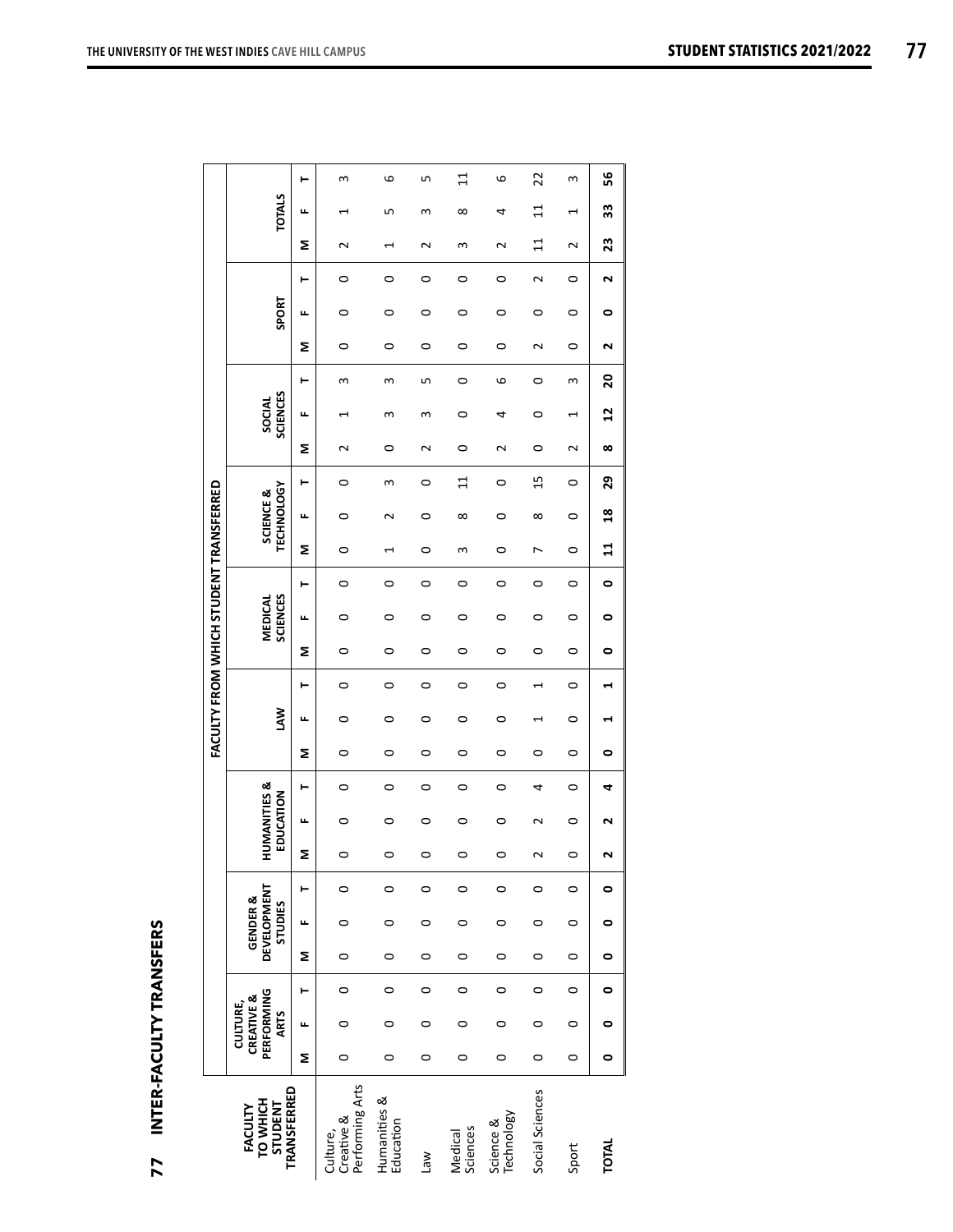# 77 INTER-FACULTY TRANSFERS

| FACULTY TO WHICH STUDENT TRANSFERRED | FACULTY FROM WHICH STUDENT TRANSFERRED | | | | | | | | | | | | | | | | | | | | | | | | | | |
|---|---|---|---|---|---|---|---|---|---|---|---|---|---|---|---|---|---|---|---|---|---|---|---|---|---|---|---|
| | CULTURE, CREATIVE & PERFORMING ARTS | | | GENDER & DEVELOPMENT STUDIES | | | HUMANITIES & EDUCATION | | | LAW | | | MEDICAL SCIENCES | | | SCIENCE & TECHNOLOGY | | | SOCIAL SCIENCES | | | SPORT | | | TOTALS | | |
| | M | F | T | M | F | T | M | F | T | M | F | T | M | F | T | M | F | T | M | F | T | M | F | T | M | F | T |
| Culture, Creative & Performing Arts | 0 | 0 | 0 | 0 | 0 | 0 | 0 | 0 | 0 | 0 | 0 | 0 | 0 | 0 | 0 | 0 | 0 | 0 | 2 | 1 | 3 | 0 | 0 | 0 | 2 | 1 | 3 |
| Humanities & Education | 0 | 0 | 0 | 0 | 0 | 0 | 0 | 0 | 0 | 0 | 0 | 0 | 0 | 0 | 0 | 1 | 2 | 3 | 0 | 3 | 3 | 0 | 0 | 0 | 1 | 5 | 6 |
| Law | 0 | 0 | 0 | 0 | 0 | 0 | 0 | 0 | 0 | 0 | 0 | 0 | 0 | 0 | 0 | 0 | 0 | 0 | 2 | 3 | 5 | 0 | 0 | 0 | 2 | 3 | 5 |
| Medical Sciences | 0 | 0 | 0 | 0 | 0 | 0 | 0 | 0 | 0 | 0 | 0 | 0 | 0 | 0 | 0 | 3 | 8 | 11 | 0 | 0 | 0 | 0 | 0 | 0 | 3 | 8 | 11 |
| Science & Technology | 0 | 0 | 0 | 0 | 0 | 0 | 0 | 0 | 0 | 0 | 0 | 0 | 0 | 0 | 0 | 0 | 0 | 0 | 2 | 4 | 6 | 0 | 0 | 0 | 2 | 4 | 6 |
| Social Sciences | 0 | 0 | 0 | 0 | 0 | 0 | 2 | 2 | 4 | 0 | 1 | 1 | 0 | 0 | 0 | 7 | 8 | 15 | 0 | 0 | 0 | 2 | 0 | 2 | 11 | 11 | 22 |
| Sport | 0 | 0 | 0 | 0 | 0 | 0 | 0 | 0 | 0 | 0 | 0 | 0 | 0 | 0 | 0 | 0 | 0 | 0 | 2 | 1 | 3 | 0 | 0 | 0 | 2 | 1 | 3 |
| **TOTAL** | **0** | **0** | **0** | **0** | **0** | **0** | **2** | **2** | **4** | **0** | **1** | **1** | **0** | **0** | **0** | **11** | **18** | **29** | **8** | **12** | **20** | **2** | **0** | **2** | **23** | **33** | **56** |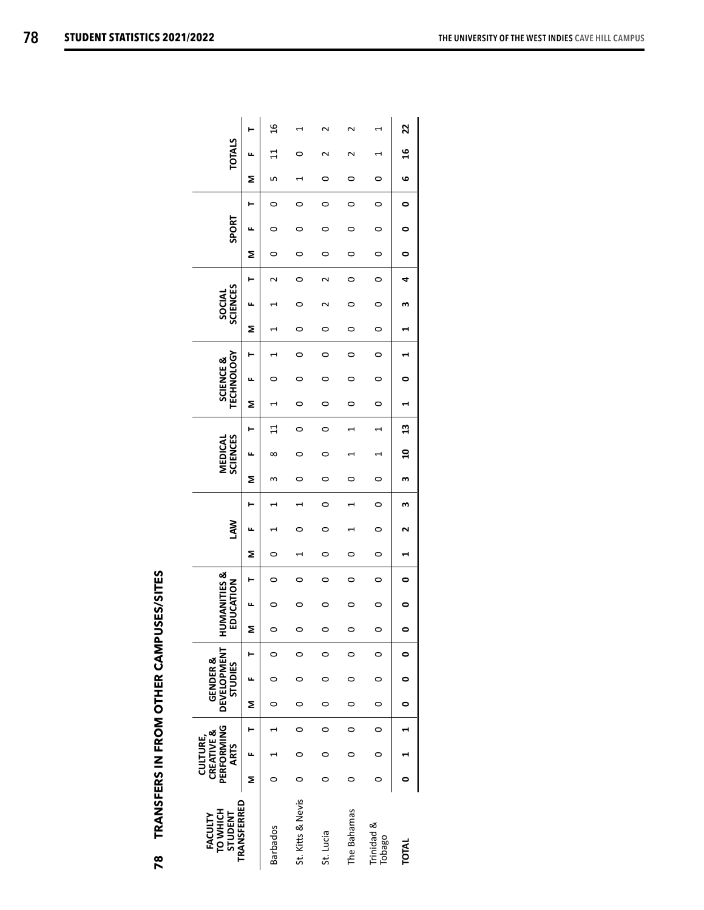## 78 TRANSFERS IN FROM OTHER CAMPUSES/SITES

| FACULTY TO WHICH STUDENT TRANSFERRED | CULTURE, CREATIVE & PERFORMING ARTS | | | GENDER & DEVELOPMENT STUDIES | | | HUMANITIES & EDUCATION | | | LAW | | | MEDICAL SCIENCES | | | SCIENCE & TECHNOLOGY | | | SOCIAL SCIENCES | | | SPORT | | | TOTALS | | |
|---|---|---|---|---|---|---|---|---|---|---|---|---|---|---|---|---|---|---|---|---|---|---|---|---|---|---|---|
| | M | F | T | M | F | T | M | F | T | M | F | T | M | F | T | M | F | T | M | F | T | M | F | T | M | F | T |
| Barbados | 0 | 1 | 1 | 0 | 0 | 0 | 0 | 0 | 0 | 0 | 1 | 1 | 3 | 8 | 11 | 1 | 0 | 1 | 1 | 1 | 2 | 0 | 0 | 0 | 5 | 11 | 16 |
| St. Kitts & Nevis | 0 | 0 | 0 | 0 | 0 | 0 | 0 | 0 | 0 | 1 | 0 | 1 | 0 | 0 | 0 | 0 | 0 | 0 | 0 | 0 | 0 | 0 | 0 | 0 | 1 | 0 | 1 |
| St. Lucia | 0 | 0 | 0 | 0 | 0 | 0 | 0 | 0 | 0 | 0 | 0 | 0 | 0 | 0 | 0 | 0 | 0 | 0 | 0 | 2 | 2 | 0 | 0 | 0 | 0 | 2 | 2 |
| The Bahamas | 0 | 0 | 0 | 0 | 0 | 0 | 0 | 0 | 0 | 0 | 1 | 1 | 0 | 1 | 1 | 0 | 0 | 0 | 0 | 0 | 0 | 0 | 0 | 0 | 0 | 2 | 2 |
| Trinidad & Tobago | 0 | 0 | 0 | 0 | 0 | 0 | 0 | 0 | 0 | 0 | 0 | 0 | 0 | 1 | 1 | 0 | 0 | 0 | 0 | 0 | 0 | 0 | 0 | 0 | 0 | 1 | 1 |
| **TOTAL** | **0** | **1** | **1** | **0** | **0** | **0** | **0** | **0** | **0** | **1** | **2** | **3** | **3** | **10** | **13** | **1** | **0** | **1** | **1** | **3** | **4** | **0** | **0** | **0** | **6** | **16** | **22** |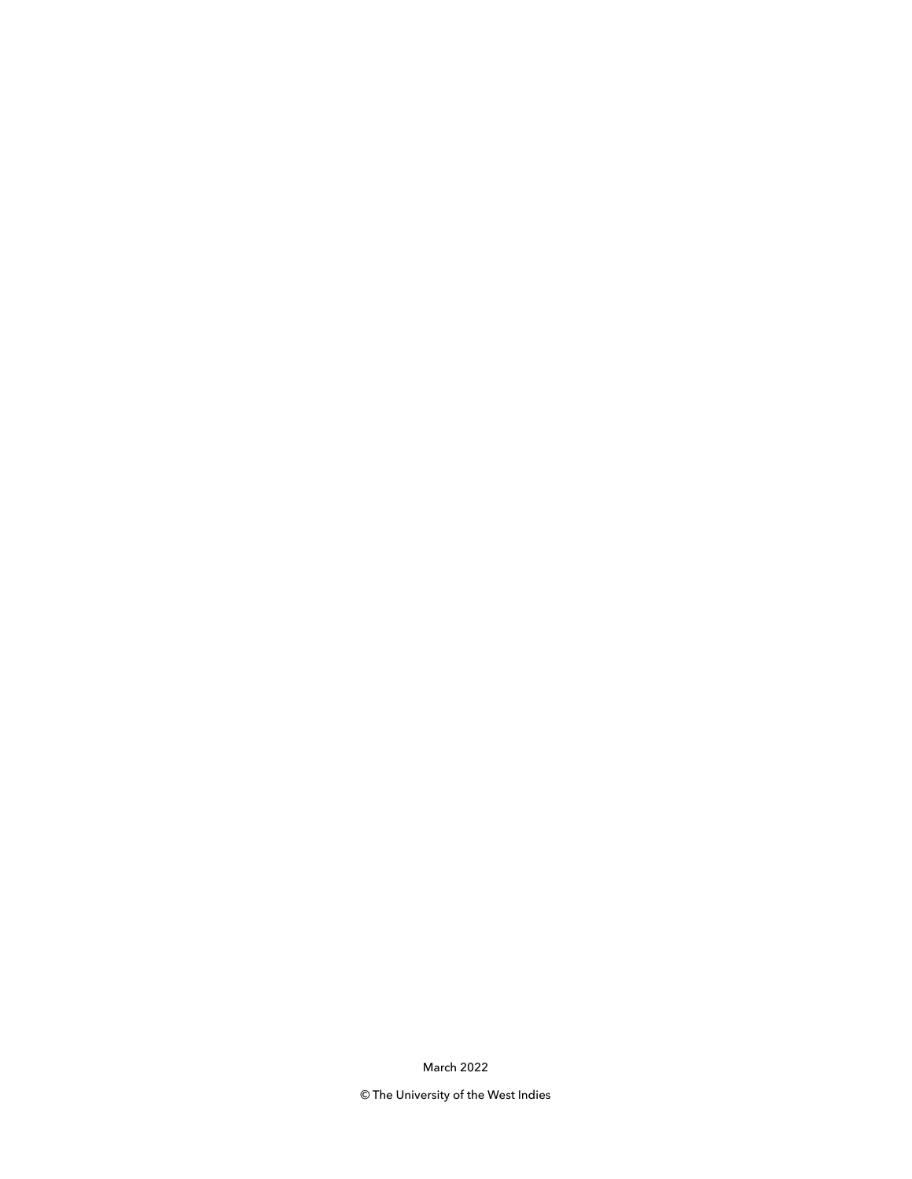March 2022

© The University of the West Indies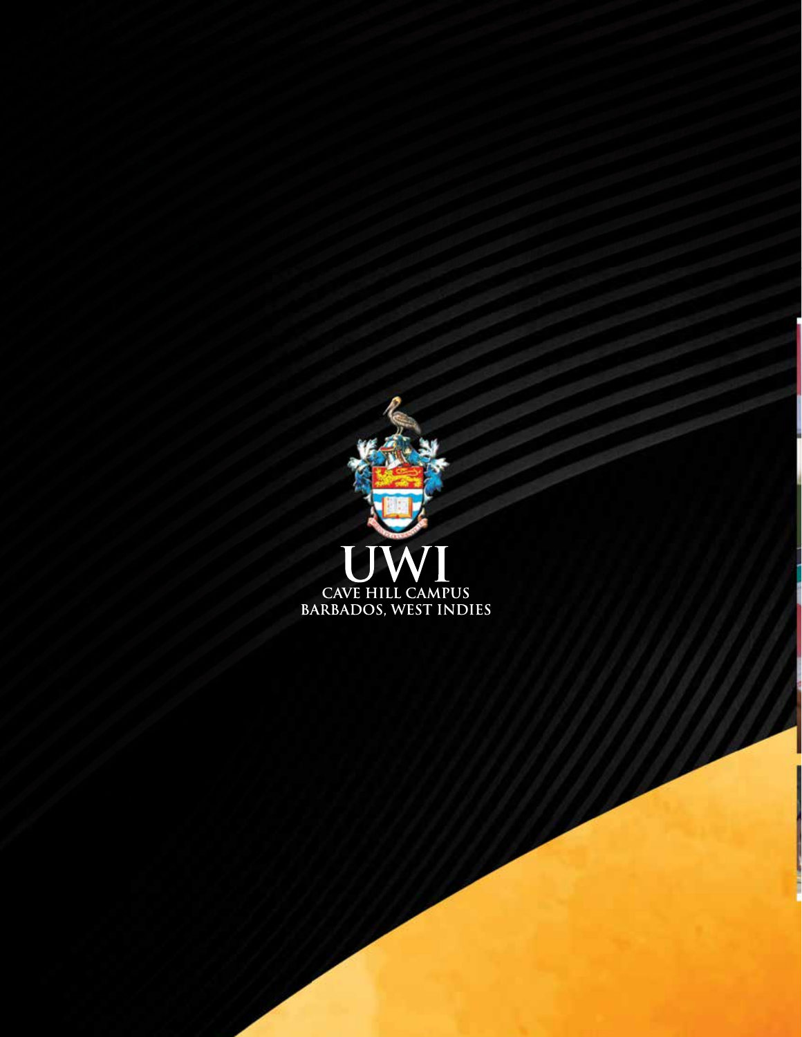UWI

CAVE HILL CAMPUS

BARBADOS, WEST INDIES